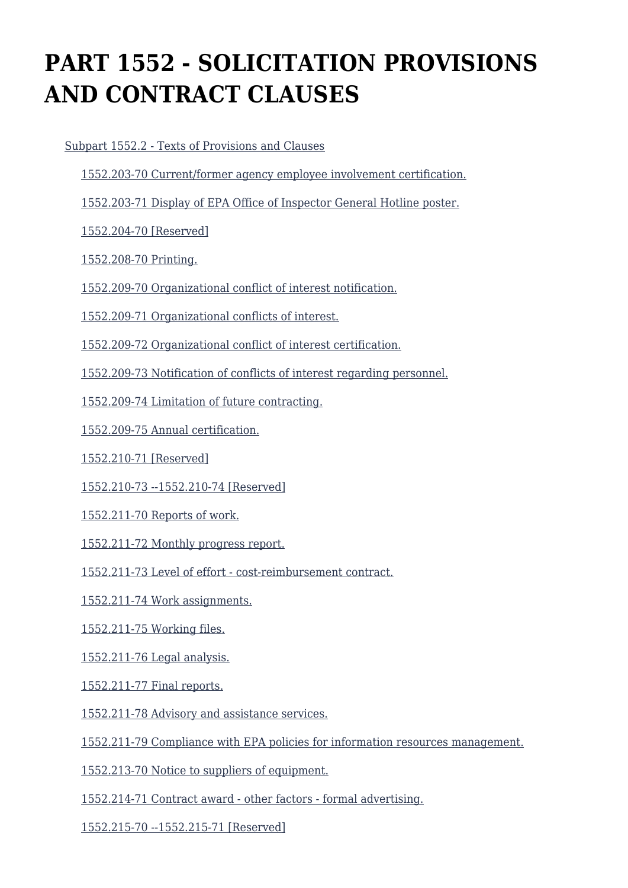# PART 1552 - SOLICITATION PROVISIONS AND CONTRACT CLAUSES

Subpart 1552.2 - Texts of Provisions and Clauses

1552.203-70 Current/former agency employee involvement certification.

1552.203-71 Display of EPA Office of Inspector General Hotline poster.

1552.204-70 [Reserved]

1552.208-70 Printing.

1552.209-70 Organizational conflict of interest notification.

1552.209-71 Organizational conflicts of interest.

1552.209-72 Organizational conflict of interest certification.

1552.209-73 Notification of conflicts of interest regarding personnel.

1552.209-74 Limitation of future contracting.

1552.209-75 Annual certification.

1552.210-71 [Reserved]

1552.210-73 --1552.210-74 [Reserved]

1552.211-70 Reports of work.

1552.211-72 Monthly progress report.

1552.211-73 Level of effort - cost-reimbursement contract.

1552.211-74 Work assignments.

1552.211-75 Working files.

1552.211-76 Legal analysis.

1552.211-77 Final reports.

1552.211-78 Advisory and assistance services.

1552.211-79 Compliance with EPA policies for information resources management.

1552.213-70 Notice to suppliers of equipment.

1552.214-71 Contract award - other factors - formal advertising.

1552.215-70 --1552.215-71 [Reserved]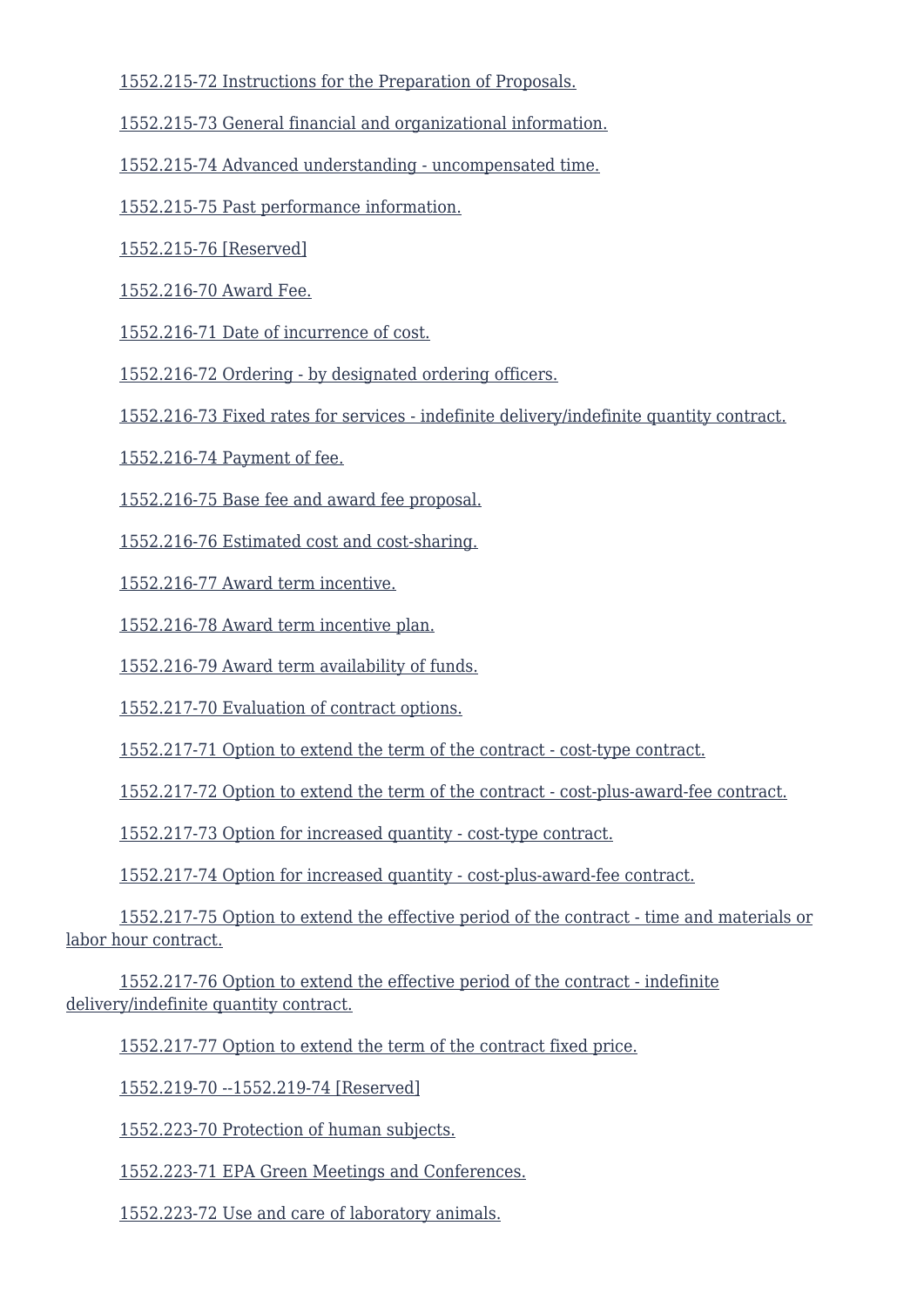1552.215-72 Instructions for the Preparation of Proposals.

1552.215-73 General financial and organizational information.

1552.215-74 Advanced understanding - uncompensated time.

1552.215-75 Past performance information.

1552.215-76 [Reserved]

1552.216-70 Award Fee.

1552.216-71 Date of incurrence of cost.

1552.216-72 Ordering - by designated ordering officers.

1552.216-73 Fixed rates for services - indefinite delivery/indefinite quantity contract.

1552.216-74 Payment of fee.

1552.216-75 Base fee and award fee proposal.

1552.216-76 Estimated cost and cost-sharing.

1552.216-77 Award term incentive.

1552.216-78 Award term incentive plan.

1552.216-79 Award term availability of funds.

1552.217-70 Evaluation of contract options.

1552.217-71 Option to extend the term of the contract - cost-type contract.

1552.217-72 Option to extend the term of the contract - cost-plus-award-fee contract.

1552.217-73 Option for increased quantity - cost-type contract.

1552.217-74 Option for increased quantity - cost-plus-award-fee contract.

1552.217-75 Option to extend the effective period of the contract - time and materials or labor hour contract.

1552.217-76 Option to extend the effective period of the contract - indefinite delivery/indefinite quantity contract.

1552.217-77 Option to extend the term of the contract fixed price.

1552.219-70 --1552.219-74 [Reserved]

1552.223-70 Protection of human subjects.

1552.223-71 EPA Green Meetings and Conferences.

1552.223-72 Use and care of laboratory animals.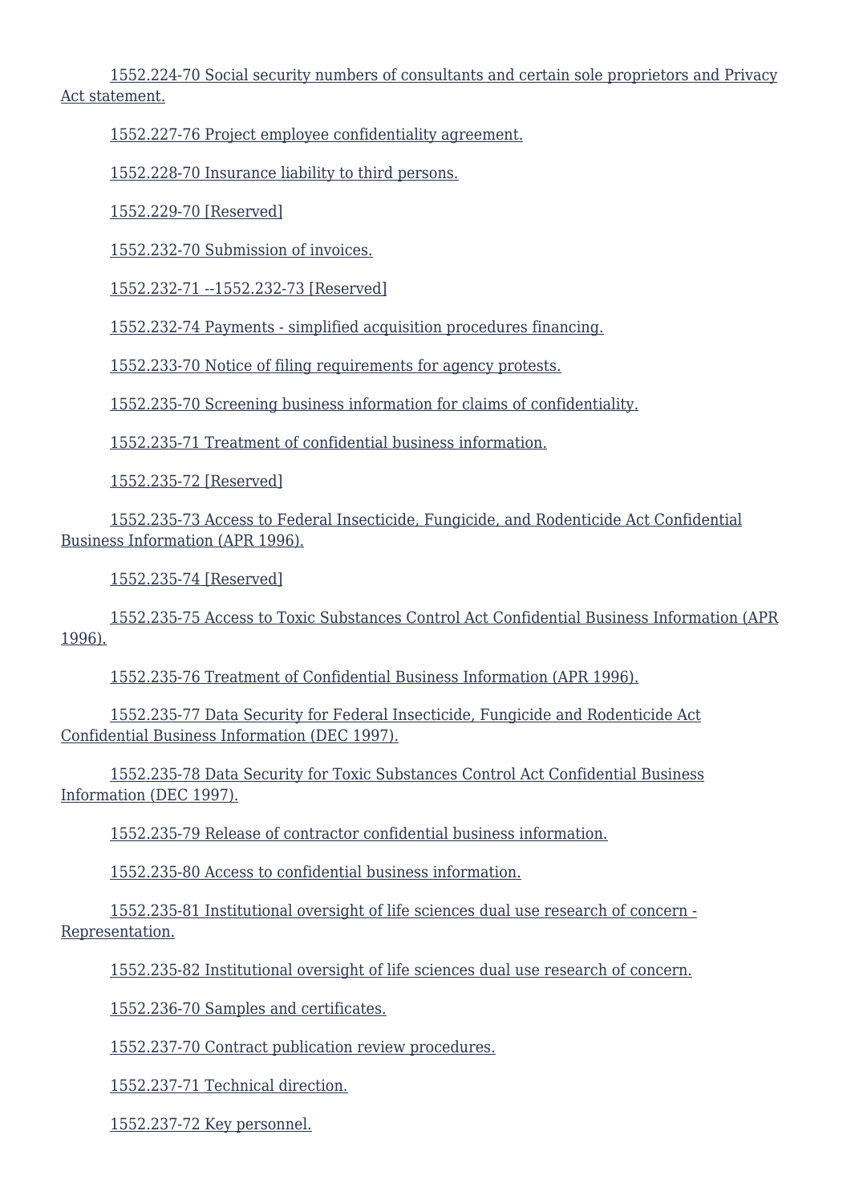1552.224-70 Social security numbers of consultants and certain sole proprietors and Privacy Act statement.

1552.227-76 Project employee confidentiality agreement.

1552.228-70 Insurance liability to third persons.

1552.229-70 [Reserved]

1552.232-70 Submission of invoices.

1552.232-71 --1552.232-73 [Reserved]

1552.232-74 Payments - simplified acquisition procedures financing.

1552.233-70 Notice of filing requirements for agency protests.

1552.235-70 Screening business information for claims of confidentiality.

1552.235-71 Treatment of confidential business information.

1552.235-72 [Reserved]

1552.235-73 Access to Federal Insecticide, Fungicide, and Rodenticide Act Confidential Business Information (APR 1996).

1552.235-74 [Reserved]

1552.235-75 Access to Toxic Substances Control Act Confidential Business Information (APR 1996).

1552.235-76 Treatment of Confidential Business Information (APR 1996).

1552.235-77 Data Security for Federal Insecticide, Fungicide and Rodenticide Act Confidential Business Information (DEC 1997).

1552.235-78 Data Security for Toxic Substances Control Act Confidential Business Information (DEC 1997).

1552.235-79 Release of contractor confidential business information.

1552.235-80 Access to confidential business information.

1552.235-81 Institutional oversight of life sciences dual use research of concern - Representation.

1552.235-82 Institutional oversight of life sciences dual use research of concern.

1552.236-70 Samples and certificates.

1552.237-70 Contract publication review procedures.

1552.237-71 Technical direction.

1552.237-72 Key personnel.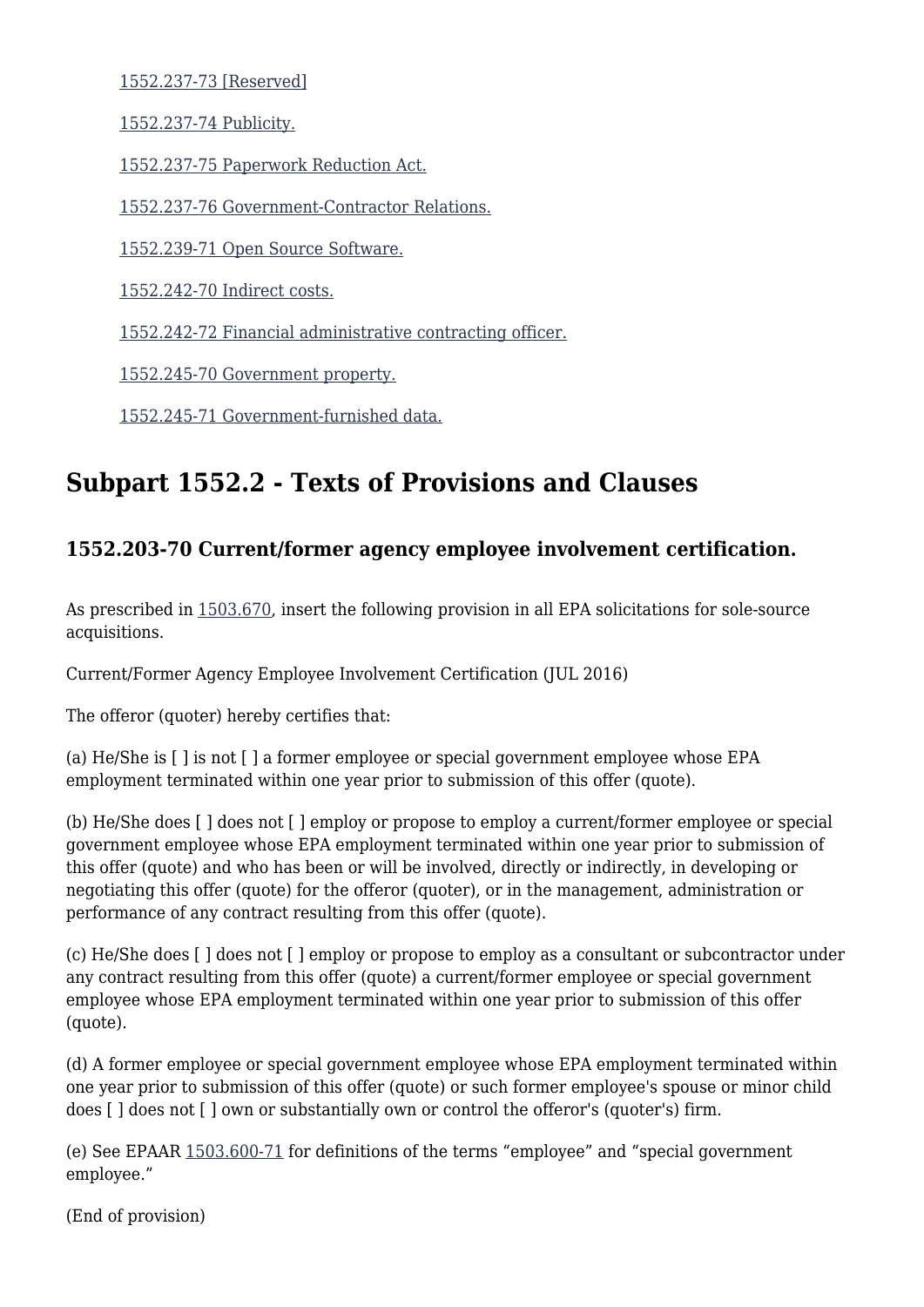1552.237-73 [Reserved]

1552.237-74 Publicity.

1552.237-75 Paperwork Reduction Act.

1552.237-76 Government-Contractor Relations.

1552.239-71 Open Source Software.

1552.242-70 Indirect costs.

1552.242-72 Financial administrative contracting officer.

1552.245-70 Government property.

1552.245-71 Government-furnished data.

## Subpart 1552.2 - Texts of Provisions and Clauses

### 1552.203-70 Current/former agency employee involvement certification.

As prescribed in 1503.670, insert the following provision in all EPA solicitations for sole-source acquisitions.

Current/Former Agency Employee Involvement Certification (JUL 2016)

The offeror (quoter) hereby certifies that:

(a) He/She is [ ] is not [ ] a former employee or special government employee whose EPA employment terminated within one year prior to submission of this offer (quote).

(b) He/She does [ ] does not [ ] employ or propose to employ a current/former employee or special government employee whose EPA employment terminated within one year prior to submission of this offer (quote) and who has been or will be involved, directly or indirectly, in developing or negotiating this offer (quote) for the offeror (quoter), or in the management, administration or performance of any contract resulting from this offer (quote).

(c) He/She does [ ] does not [ ] employ or propose to employ as a consultant or subcontractor under any contract resulting from this offer (quote) a current/former employee or special government employee whose EPA employment terminated within one year prior to submission of this offer (quote).

(d) A former employee or special government employee whose EPA employment terminated within one year prior to submission of this offer (quote) or such former employee's spouse or minor child does [ ] does not [ ] own or substantially own or control the offeror's (quoter's) firm.

(e) See EPAAR 1503.600-71 for definitions of the terms "employee" and "special government employee."

(End of provision)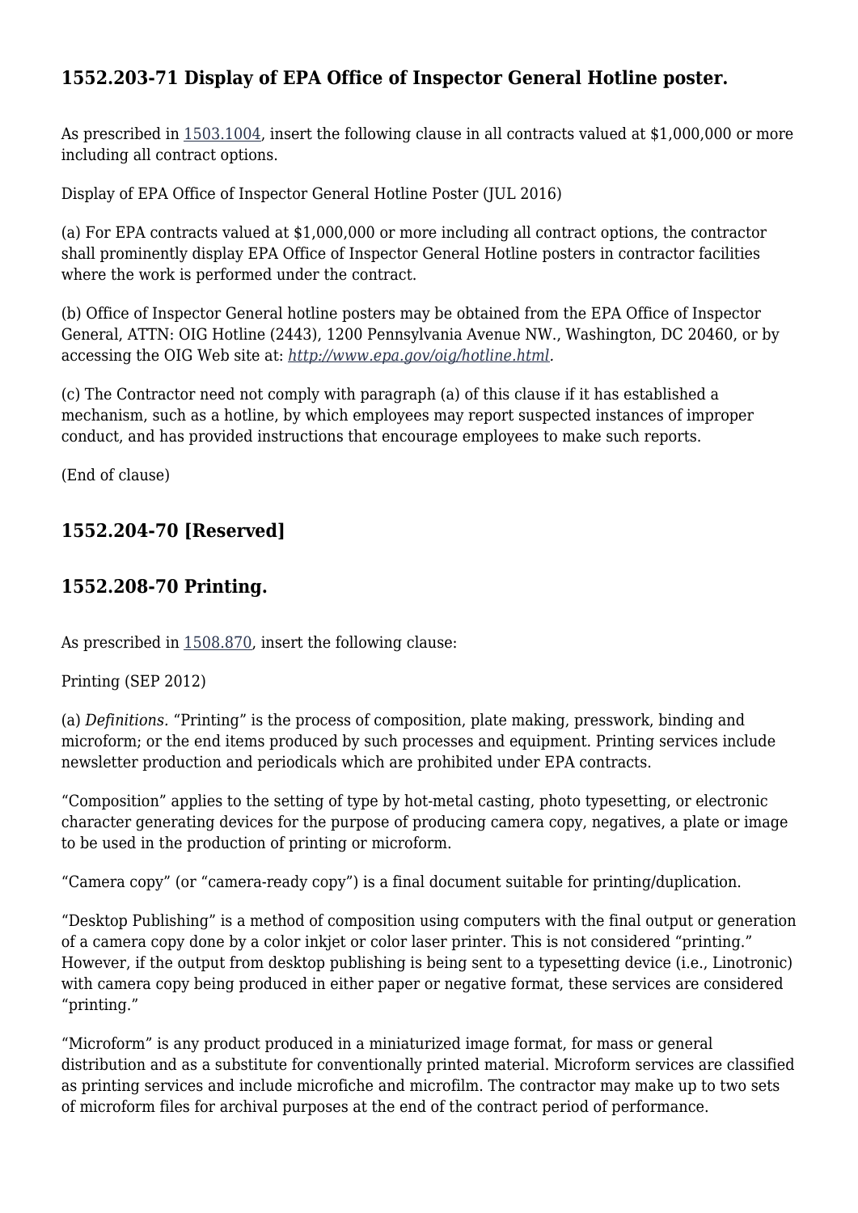## 1552.203-71 Display of EPA Office of Inspector General Hotline poster.

As prescribed in 1503.1004, insert the following clause in all contracts valued at $1,000,000 or more including all contract options.

Display of EPA Office of Inspector General Hotline Poster (JUL 2016)

(a) For EPA contracts valued at $1,000,000 or more including all contract options, the contractor shall prominently display EPA Office of Inspector General Hotline posters in contractor facilities where the work is performed under the contract.

(b) Office of Inspector General hotline posters may be obtained from the EPA Office of Inspector General, ATTN: OIG Hotline (2443), 1200 Pennsylvania Avenue NW., Washington, DC 20460, or by accessing the OIG Web site at: *http://www.epa.gov/oig/hotline.html*.

(c) The Contractor need not comply with paragraph (a) of this clause if it has established a mechanism, such as a hotline, by which employees may report suspected instances of improper conduct, and has provided instructions that encourage employees to make such reports.

(End of clause)

## 1552.204-70 [Reserved]

## 1552.208-70 Printing.

As prescribed in 1508.870, insert the following clause:

Printing (SEP 2012)

(a) *Definitions.* "Printing" is the process of composition, plate making, presswork, binding and microform; or the end items produced by such processes and equipment. Printing services include newsletter production and periodicals which are prohibited under EPA contracts.

"Composition" applies to the setting of type by hot-metal casting, photo typesetting, or electronic character generating devices for the purpose of producing camera copy, negatives, a plate or image to be used in the production of printing or microform.

"Camera copy" (or "camera-ready copy") is a final document suitable for printing/duplication.

"Desktop Publishing" is a method of composition using computers with the final output or generation of a camera copy done by a color inkjet or color laser printer. This is not considered "printing." However, if the output from desktop publishing is being sent to a typesetting device (i.e., Linotronic) with camera copy being produced in either paper or negative format, these services are considered "printing."

"Microform" is any product produced in a miniaturized image format, for mass or general distribution and as a substitute for conventionally printed material. Microform services are classified as printing services and include microfiche and microfilm. The contractor may make up to two sets of microform files for archival purposes at the end of the contract period of performance.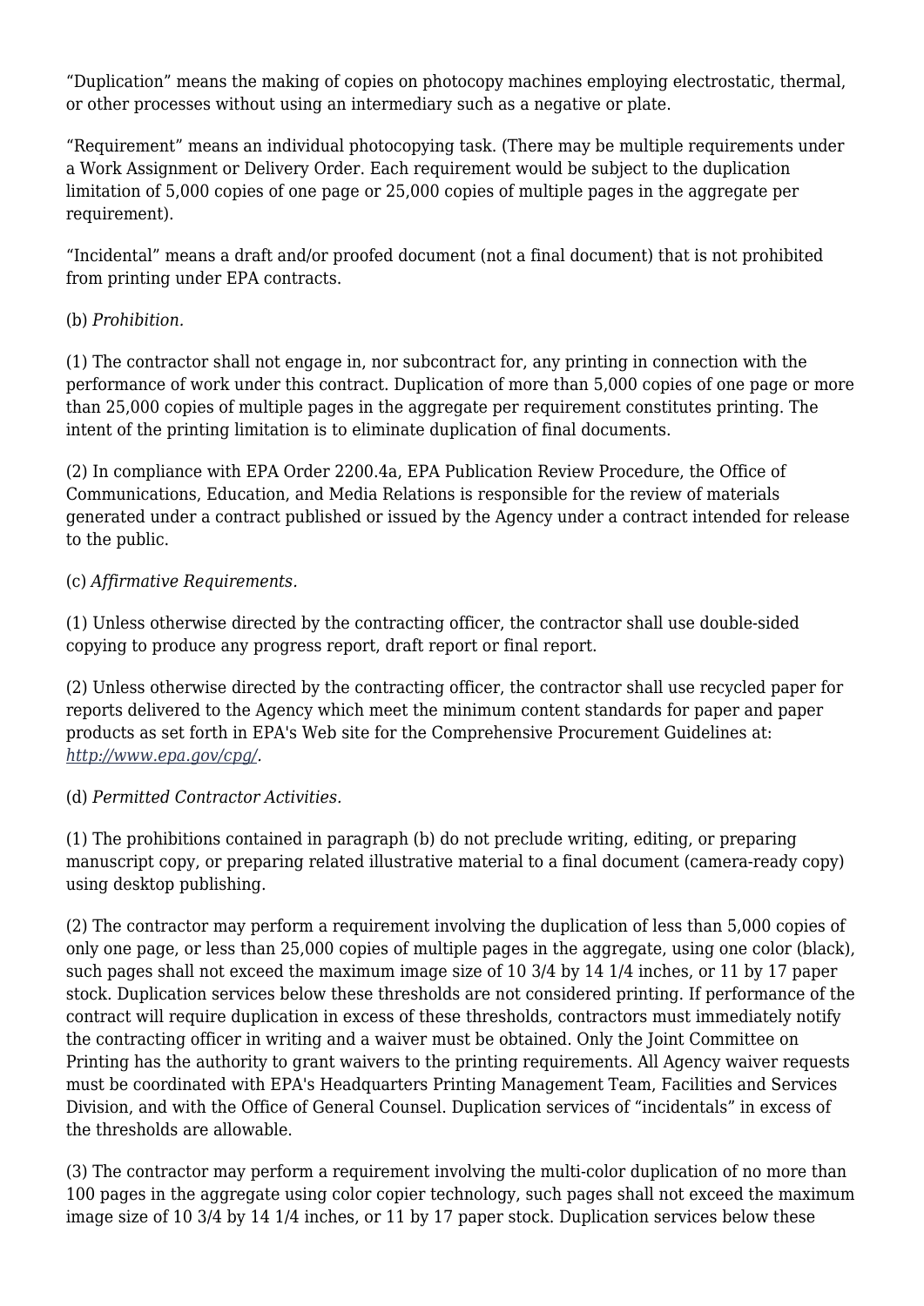"Duplication" means the making of copies on photocopy machines employing electrostatic, thermal, or other processes without using an intermediary such as a negative or plate.

"Requirement" means an individual photocopying task. (There may be multiple requirements under a Work Assignment or Delivery Order. Each requirement would be subject to the duplication limitation of 5,000 copies of one page or 25,000 copies of multiple pages in the aggregate per requirement).

"Incidental" means a draft and/or proofed document (not a final document) that is not prohibited from printing under EPA contracts.

(b) *Prohibition.*

(1) The contractor shall not engage in, nor subcontract for, any printing in connection with the performance of work under this contract. Duplication of more than 5,000 copies of one page or more than 25,000 copies of multiple pages in the aggregate per requirement constitutes printing. The intent of the printing limitation is to eliminate duplication of final documents.

(2) In compliance with EPA Order 2200.4a, EPA Publication Review Procedure, the Office of Communications, Education, and Media Relations is responsible for the review of materials generated under a contract published or issued by the Agency under a contract intended for release to the public.

(c) *Affirmative Requirements.*

(1) Unless otherwise directed by the contracting officer, the contractor shall use double-sided copying to produce any progress report, draft report or final report.

(2) Unless otherwise directed by the contracting officer, the contractor shall use recycled paper for reports delivered to the Agency which meet the minimum content standards for paper and paper products as set forth in EPA's Web site for the Comprehensive Procurement Guidelines at: *http://www.epa.gov/cpg/*.

(d) *Permitted Contractor Activities.*

(1) The prohibitions contained in paragraph (b) do not preclude writing, editing, or preparing manuscript copy, or preparing related illustrative material to a final document (camera-ready copy) using desktop publishing.

(2) The contractor may perform a requirement involving the duplication of less than 5,000 copies of only one page, or less than 25,000 copies of multiple pages in the aggregate, using one color (black), such pages shall not exceed the maximum image size of 10 3/4 by 14 1/4 inches, or 11 by 17 paper stock. Duplication services below these thresholds are not considered printing. If performance of the contract will require duplication in excess of these thresholds, contractors must immediately notify the contracting officer in writing and a waiver must be obtained. Only the Joint Committee on Printing has the authority to grant waivers to the printing requirements. All Agency waiver requests must be coordinated with EPA's Headquarters Printing Management Team, Facilities and Services Division, and with the Office of General Counsel. Duplication services of "incidentals" in excess of the thresholds are allowable.

(3) The contractor may perform a requirement involving the multi-color duplication of no more than 100 pages in the aggregate using color copier technology, such pages shall not exceed the maximum image size of 10 3/4 by 14 1/4 inches, or 11 by 17 paper stock. Duplication services below these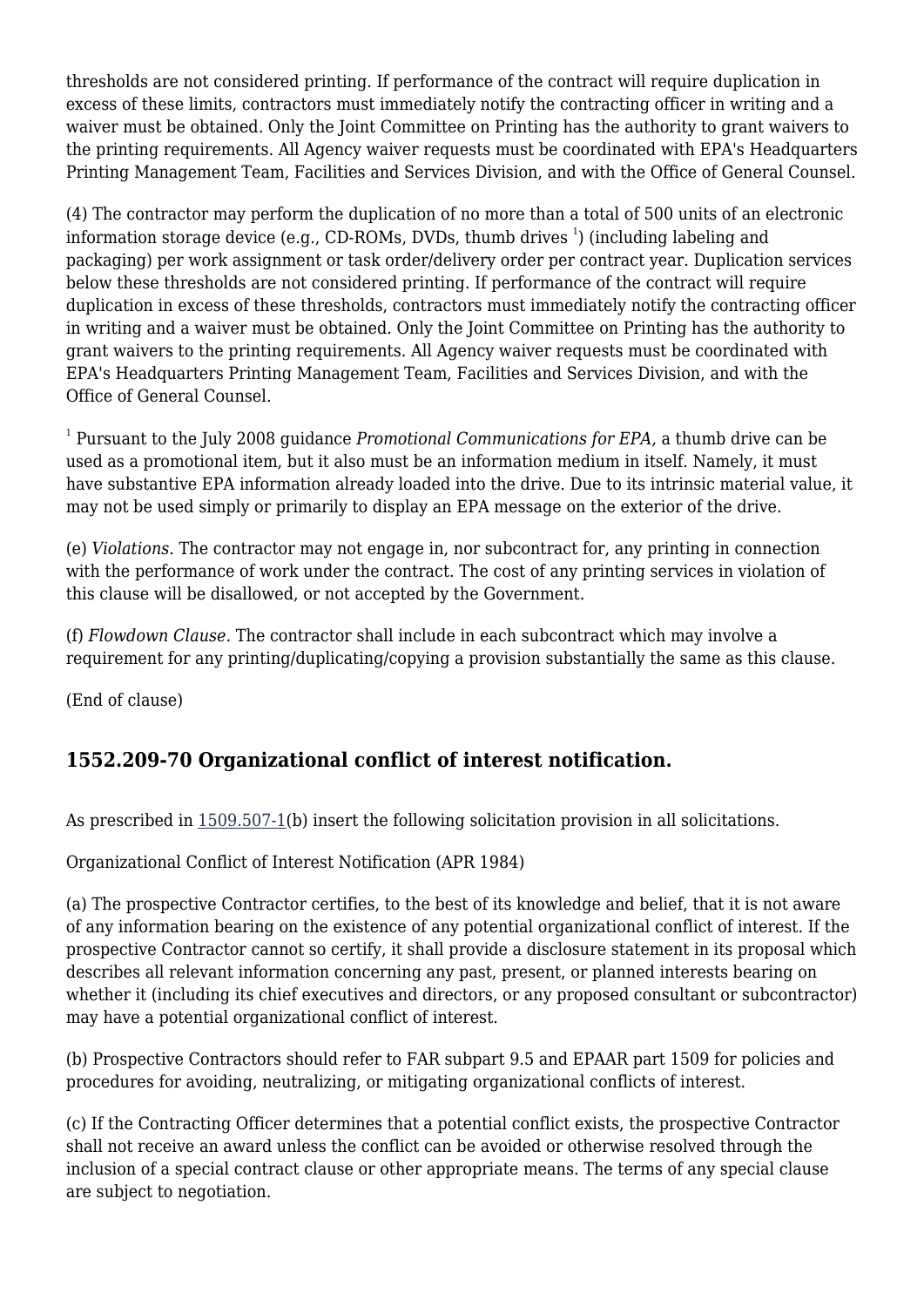thresholds are not considered printing. If performance of the contract will require duplication in excess of these limits, contractors must immediately notify the contracting officer in writing and a waiver must be obtained. Only the Joint Committee on Printing has the authority to grant waivers to the printing requirements. All Agency waiver requests must be coordinated with EPA's Headquarters Printing Management Team, Facilities and Services Division, and with the Office of General Counsel.

(4) The contractor may perform the duplication of no more than a total of 500 units of an electronic information storage device (e.g., CD-ROMs, DVDs, thumb drives [1]) (including labeling and packaging) per work assignment or task order/delivery order per contract year. Duplication services below these thresholds are not considered printing. If performance of the contract will require duplication in excess of these thresholds, contractors must immediately notify the contracting officer in writing and a waiver must be obtained. Only the Joint Committee on Printing has the authority to grant waivers to the printing requirements. All Agency waiver requests must be coordinated with EPA's Headquarters Printing Management Team, Facilities and Services Division, and with the Office of General Counsel.

[1] Pursuant to the July 2008 guidance *Promotional Communications for EPA,* a thumb drive can be used as a promotional item, but it also must be an information medium in itself. Namely, it must have substantive EPA information already loaded into the drive. Due to its intrinsic material value, it may not be used simply or primarily to display an EPA message on the exterior of the drive.

(e) *Violations.* The contractor may not engage in, nor subcontract for, any printing in connection with the performance of work under the contract. The cost of any printing services in violation of this clause will be disallowed, or not accepted by the Government.

(f) *Flowdown Clause.* The contractor shall include in each subcontract which may involve a requirement for any printing/duplicating/copying a provision substantially the same as this clause.

(End of clause)

## 1552.209-70 Organizational conflict of interest notification.

As prescribed in 1509.507-1(b) insert the following solicitation provision in all solicitations.

Organizational Conflict of Interest Notification (APR 1984)

(a) The prospective Contractor certifies, to the best of its knowledge and belief, that it is not aware of any information bearing on the existence of any potential organizational conflict of interest. If the prospective Contractor cannot so certify, it shall provide a disclosure statement in its proposal which describes all relevant information concerning any past, present, or planned interests bearing on whether it (including its chief executives and directors, or any proposed consultant or subcontractor) may have a potential organizational conflict of interest.

(b) Prospective Contractors should refer to FAR subpart 9.5 and EPAAR part 1509 for policies and procedures for avoiding, neutralizing, or mitigating organizational conflicts of interest.

(c) If the Contracting Officer determines that a potential conflict exists, the prospective Contractor shall not receive an award unless the conflict can be avoided or otherwise resolved through the inclusion of a special contract clause or other appropriate means. The terms of any special clause are subject to negotiation.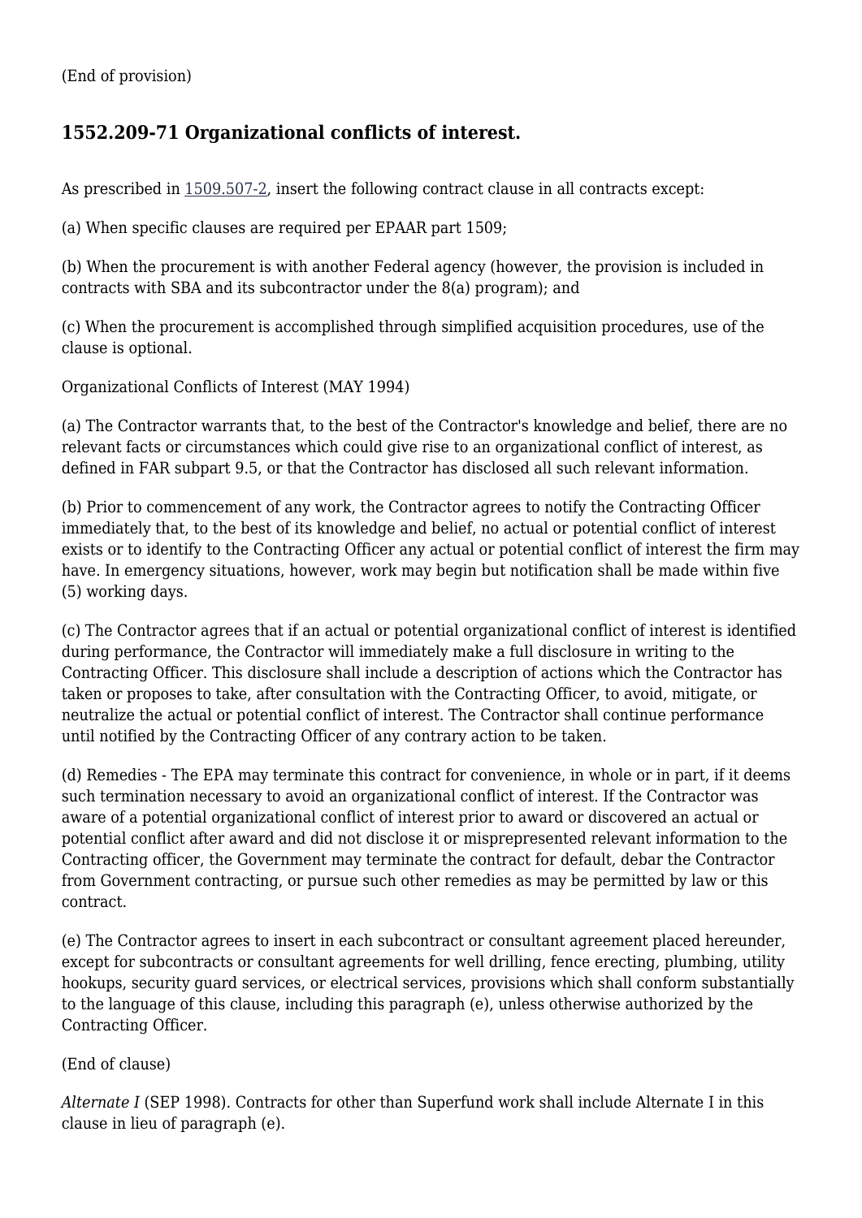(End of provision)

## 1552.209-71 Organizational conflicts of interest.

As prescribed in 1509.507-2, insert the following contract clause in all contracts except:

(a) When specific clauses are required per EPAAR part 1509;

(b) When the procurement is with another Federal agency (however, the provision is included in contracts with SBA and its subcontractor under the 8(a) program); and

(c) When the procurement is accomplished through simplified acquisition procedures, use of the clause is optional.

Organizational Conflicts of Interest (MAY 1994)

(a) The Contractor warrants that, to the best of the Contractor's knowledge and belief, there are no relevant facts or circumstances which could give rise to an organizational conflict of interest, as defined in FAR subpart 9.5, or that the Contractor has disclosed all such relevant information.

(b) Prior to commencement of any work, the Contractor agrees to notify the Contracting Officer immediately that, to the best of its knowledge and belief, no actual or potential conflict of interest exists or to identify to the Contracting Officer any actual or potential conflict of interest the firm may have. In emergency situations, however, work may begin but notification shall be made within five (5) working days.

(c) The Contractor agrees that if an actual or potential organizational conflict of interest is identified during performance, the Contractor will immediately make a full disclosure in writing to the Contracting Officer. This disclosure shall include a description of actions which the Contractor has taken or proposes to take, after consultation with the Contracting Officer, to avoid, mitigate, or neutralize the actual or potential conflict of interest. The Contractor shall continue performance until notified by the Contracting Officer of any contrary action to be taken.

(d) Remedies - The EPA may terminate this contract for convenience, in whole or in part, if it deems such termination necessary to avoid an organizational conflict of interest. If the Contractor was aware of a potential organizational conflict of interest prior to award or discovered an actual or potential conflict after award and did not disclose it or misprepresented relevant information to the Contracting officer, the Government may terminate the contract for default, debar the Contractor from Government contracting, or pursue such other remedies as may be permitted by law or this contract.

(e) The Contractor agrees to insert in each subcontract or consultant agreement placed hereunder, except for subcontracts or consultant agreements for well drilling, fence erecting, plumbing, utility hookups, security guard services, or electrical services, provisions which shall conform substantially to the language of this clause, including this paragraph (e), unless otherwise authorized by the Contracting Officer.

(End of clause)

*Alternate I* (SEP 1998). Contracts for other than Superfund work shall include Alternate I in this clause in lieu of paragraph (e).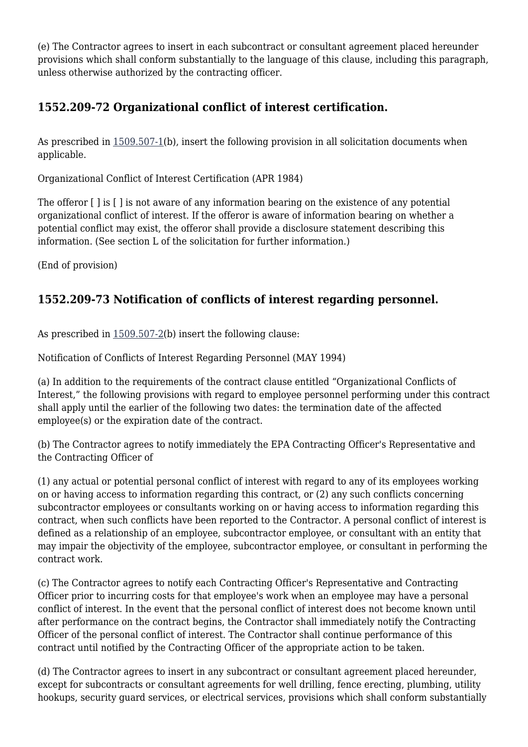(e) The Contractor agrees to insert in each subcontract or consultant agreement placed hereunder provisions which shall conform substantially to the language of this clause, including this paragraph, unless otherwise authorized by the contracting officer.

## 1552.209-72 Organizational conflict of interest certification.

As prescribed in 1509.507-1(b), insert the following provision in all solicitation documents when applicable.

Organizational Conflict of Interest Certification (APR 1984)

The offeror [ ] is [ ] is not aware of any information bearing on the existence of any potential organizational conflict of interest. If the offeror is aware of information bearing on whether a potential conflict may exist, the offeror shall provide a disclosure statement describing this information. (See section L of the solicitation for further information.)

(End of provision)

## 1552.209-73 Notification of conflicts of interest regarding personnel.

As prescribed in 1509.507-2(b) insert the following clause:

Notification of Conflicts of Interest Regarding Personnel (MAY 1994)

(a) In addition to the requirements of the contract clause entitled "Organizational Conflicts of Interest," the following provisions with regard to employee personnel performing under this contract shall apply until the earlier of the following two dates: the termination date of the affected employee(s) or the expiration date of the contract.

(b) The Contractor agrees to notify immediately the EPA Contracting Officer's Representative and the Contracting Officer of

(1) any actual or potential personal conflict of interest with regard to any of its employees working on or having access to information regarding this contract, or (2) any such conflicts concerning subcontractor employees or consultants working on or having access to information regarding this contract, when such conflicts have been reported to the Contractor. A personal conflict of interest is defined as a relationship of an employee, subcontractor employee, or consultant with an entity that may impair the objectivity of the employee, subcontractor employee, or consultant in performing the contract work.

(c) The Contractor agrees to notify each Contracting Officer's Representative and Contracting Officer prior to incurring costs for that employee's work when an employee may have a personal conflict of interest. In the event that the personal conflict of interest does not become known until after performance on the contract begins, the Contractor shall immediately notify the Contracting Officer of the personal conflict of interest. The Contractor shall continue performance of this contract until notified by the Contracting Officer of the appropriate action to be taken.

(d) The Contractor agrees to insert in any subcontract or consultant agreement placed hereunder, except for subcontracts or consultant agreements for well drilling, fence erecting, plumbing, utility hookups, security guard services, or electrical services, provisions which shall conform substantially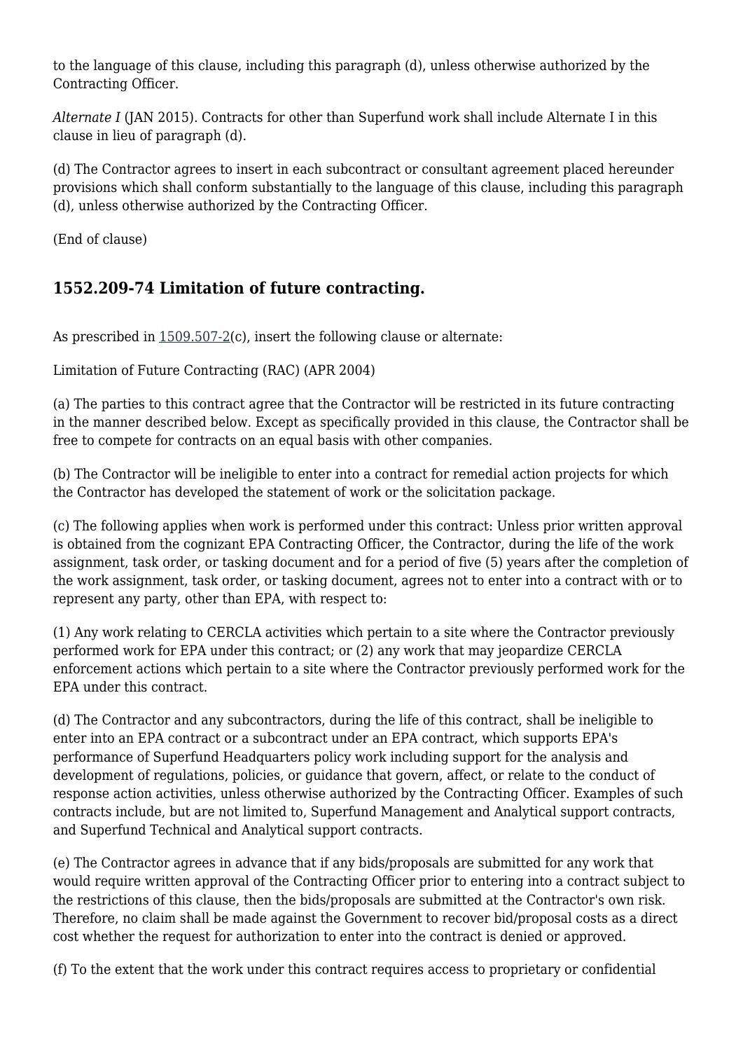to the language of this clause, including this paragraph (d), unless otherwise authorized by the Contracting Officer.

*Alternate I* (JAN 2015). Contracts for other than Superfund work shall include Alternate I in this clause in lieu of paragraph (d).

(d) The Contractor agrees to insert in each subcontract or consultant agreement placed hereunder provisions which shall conform substantially to the language of this clause, including this paragraph (d), unless otherwise authorized by the Contracting Officer.

(End of clause)

## 1552.209-74 Limitation of future contracting.

As prescribed in 1509.507-2(c), insert the following clause or alternate:

Limitation of Future Contracting (RAC) (APR 2004)

(a) The parties to this contract agree that the Contractor will be restricted in its future contracting in the manner described below. Except as specifically provided in this clause, the Contractor shall be free to compete for contracts on an equal basis with other companies.

(b) The Contractor will be ineligible to enter into a contract for remedial action projects for which the Contractor has developed the statement of work or the solicitation package.

(c) The following applies when work is performed under this contract: Unless prior written approval is obtained from the cognizant EPA Contracting Officer, the Contractor, during the life of the work assignment, task order, or tasking document and for a period of five (5) years after the completion of the work assignment, task order, or tasking document, agrees not to enter into a contract with or to represent any party, other than EPA, with respect to:

(1) Any work relating to CERCLA activities which pertain to a site where the Contractor previously performed work for EPA under this contract; or (2) any work that may jeopardize CERCLA enforcement actions which pertain to a site where the Contractor previously performed work for the EPA under this contract.

(d) The Contractor and any subcontractors, during the life of this contract, shall be ineligible to enter into an EPA contract or a subcontract under an EPA contract, which supports EPA's performance of Superfund Headquarters policy work including support for the analysis and development of regulations, policies, or guidance that govern, affect, or relate to the conduct of response action activities, unless otherwise authorized by the Contracting Officer. Examples of such contracts include, but are not limited to, Superfund Management and Analytical support contracts, and Superfund Technical and Analytical support contracts.

(e) The Contractor agrees in advance that if any bids/proposals are submitted for any work that would require written approval of the Contracting Officer prior to entering into a contract subject to the restrictions of this clause, then the bids/proposals are submitted at the Contractor's own risk. Therefore, no claim shall be made against the Government to recover bid/proposal costs as a direct cost whether the request for authorization to enter into the contract is denied or approved.

(f) To the extent that the work under this contract requires access to proprietary or confidential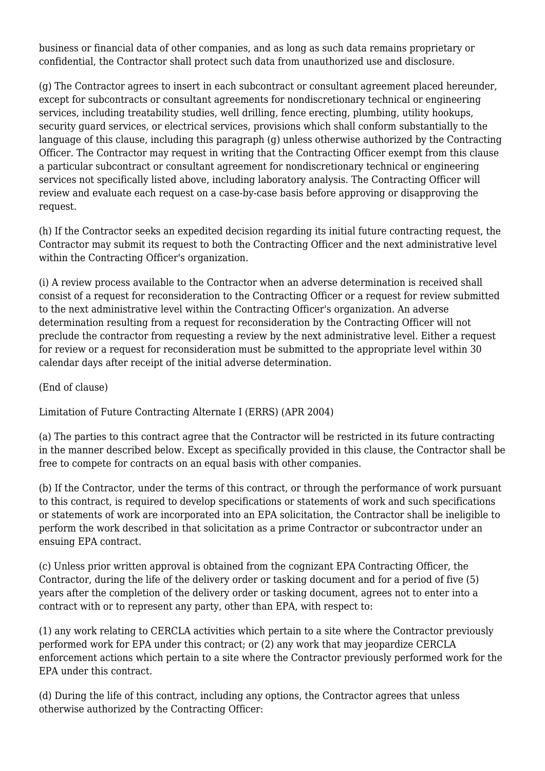business or financial data of other companies, and as long as such data remains proprietary or confidential, the Contractor shall protect such data from unauthorized use and disclosure.

(g) The Contractor agrees to insert in each subcontract or consultant agreement placed hereunder, except for subcontracts or consultant agreements for nondiscretionary technical or engineering services, including treatability studies, well drilling, fence erecting, plumbing, utility hookups, security guard services, or electrical services, provisions which shall conform substantially to the language of this clause, including this paragraph (g) unless otherwise authorized by the Contracting Officer. The Contractor may request in writing that the Contracting Officer exempt from this clause a particular subcontract or consultant agreement for nondiscretionary technical or engineering services not specifically listed above, including laboratory analysis. The Contracting Officer will review and evaluate each request on a case-by-case basis before approving or disapproving the request.

(h) If the Contractor seeks an expedited decision regarding its initial future contracting request, the Contractor may submit its request to both the Contracting Officer and the next administrative level within the Contracting Officer's organization.

(i) A review process available to the Contractor when an adverse determination is received shall consist of a request for reconsideration to the Contracting Officer or a request for review submitted to the next administrative level within the Contracting Officer's organization. An adverse determination resulting from a request for reconsideration by the Contracting Officer will not preclude the contractor from requesting a review by the next administrative level. Either a request for review or a request for reconsideration must be submitted to the appropriate level within 30 calendar days after receipt of the initial adverse determination.

(End of clause)

Limitation of Future Contracting Alternate I (ERRS) (APR 2004)

(a) The parties to this contract agree that the Contractor will be restricted in its future contracting in the manner described below. Except as specifically provided in this clause, the Contractor shall be free to compete for contracts on an equal basis with other companies.

(b) If the Contractor, under the terms of this contract, or through the performance of work pursuant to this contract, is required to develop specifications or statements of work and such specifications or statements of work are incorporated into an EPA solicitation, the Contractor shall be ineligible to perform the work described in that solicitation as a prime Contractor or subcontractor under an ensuing EPA contract.

(c) Unless prior written approval is obtained from the cognizant EPA Contracting Officer, the Contractor, during the life of the delivery order or tasking document and for a period of five (5) years after the completion of the delivery order or tasking document, agrees not to enter into a contract with or to represent any party, other than EPA, with respect to:

(1) any work relating to CERCLA activities which pertain to a site where the Contractor previously performed work for EPA under this contract; or (2) any work that may jeopardize CERCLA enforcement actions which pertain to a site where the Contractor previously performed work for the EPA under this contract.

(d) During the life of this contract, including any options, the Contractor agrees that unless otherwise authorized by the Contracting Officer: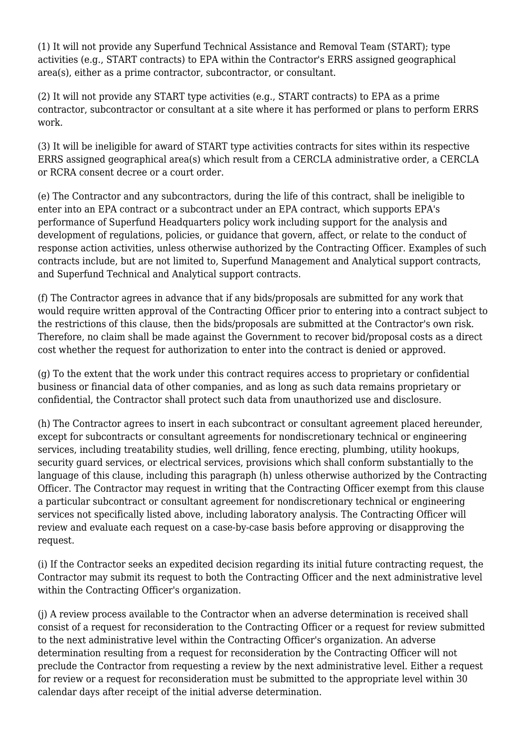(1) It will not provide any Superfund Technical Assistance and Removal Team (START); type activities (e.g., START contracts) to EPA within the Contractor's ERRS assigned geographical area(s), either as a prime contractor, subcontractor, or consultant.

(2) It will not provide any START type activities (e.g., START contracts) to EPA as a prime contractor, subcontractor or consultant at a site where it has performed or plans to perform ERRS work.

(3) It will be ineligible for award of START type activities contracts for sites within its respective ERRS assigned geographical area(s) which result from a CERCLA administrative order, a CERCLA or RCRA consent decree or a court order.

(e) The Contractor and any subcontractors, during the life of this contract, shall be ineligible to enter into an EPA contract or a subcontract under an EPA contract, which supports EPA's performance of Superfund Headquarters policy work including support for the analysis and development of regulations, policies, or guidance that govern, affect, or relate to the conduct of response action activities, unless otherwise authorized by the Contracting Officer. Examples of such contracts include, but are not limited to, Superfund Management and Analytical support contracts, and Superfund Technical and Analytical support contracts.

(f) The Contractor agrees in advance that if any bids/proposals are submitted for any work that would require written approval of the Contracting Officer prior to entering into a contract subject to the restrictions of this clause, then the bids/proposals are submitted at the Contractor's own risk. Therefore, no claim shall be made against the Government to recover bid/proposal costs as a direct cost whether the request for authorization to enter into the contract is denied or approved.

(g) To the extent that the work under this contract requires access to proprietary or confidential business or financial data of other companies, and as long as such data remains proprietary or confidential, the Contractor shall protect such data from unauthorized use and disclosure.

(h) The Contractor agrees to insert in each subcontract or consultant agreement placed hereunder, except for subcontracts or consultant agreements for nondiscretionary technical or engineering services, including treatability studies, well drilling, fence erecting, plumbing, utility hookups, security guard services, or electrical services, provisions which shall conform substantially to the language of this clause, including this paragraph (h) unless otherwise authorized by the Contracting Officer. The Contractor may request in writing that the Contracting Officer exempt from this clause a particular subcontract or consultant agreement for nondiscretionary technical or engineering services not specifically listed above, including laboratory analysis. The Contracting Officer will review and evaluate each request on a case-by-case basis before approving or disapproving the request.

(i) If the Contractor seeks an expedited decision regarding its initial future contracting request, the Contractor may submit its request to both the Contracting Officer and the next administrative level within the Contracting Officer's organization.

(j) A review process available to the Contractor when an adverse determination is received shall consist of a request for reconsideration to the Contracting Officer or a request for review submitted to the next administrative level within the Contracting Officer's organization. An adverse determination resulting from a request for reconsideration by the Contracting Officer will not preclude the Contractor from requesting a review by the next administrative level. Either a request for review or a request for reconsideration must be submitted to the appropriate level within 30 calendar days after receipt of the initial adverse determination.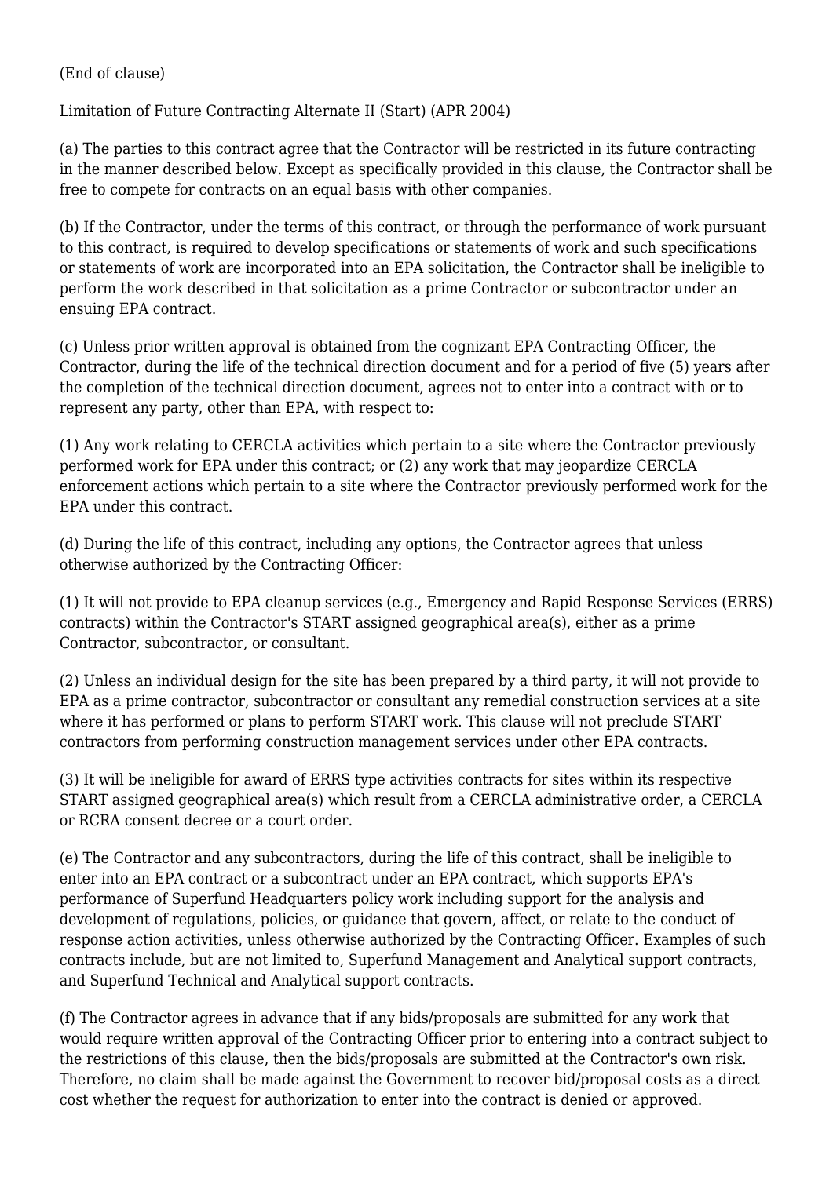(End of clause)

Limitation of Future Contracting Alternate II (Start) (APR 2004)

(a) The parties to this contract agree that the Contractor will be restricted in its future contracting in the manner described below. Except as specifically provided in this clause, the Contractor shall be free to compete for contracts on an equal basis with other companies.

(b) If the Contractor, under the terms of this contract, or through the performance of work pursuant to this contract, is required to develop specifications or statements of work and such specifications or statements of work are incorporated into an EPA solicitation, the Contractor shall be ineligible to perform the work described in that solicitation as a prime Contractor or subcontractor under an ensuing EPA contract.

(c) Unless prior written approval is obtained from the cognizant EPA Contracting Officer, the Contractor, during the life of the technical direction document and for a period of five (5) years after the completion of the technical direction document, agrees not to enter into a contract with or to represent any party, other than EPA, with respect to:

(1) Any work relating to CERCLA activities which pertain to a site where the Contractor previously performed work for EPA under this contract; or (2) any work that may jeopardize CERCLA enforcement actions which pertain to a site where the Contractor previously performed work for the EPA under this contract.

(d) During the life of this contract, including any options, the Contractor agrees that unless otherwise authorized by the Contracting Officer:

(1) It will not provide to EPA cleanup services (e.g., Emergency and Rapid Response Services (ERRS) contracts) within the Contractor's START assigned geographical area(s), either as a prime Contractor, subcontractor, or consultant.

(2) Unless an individual design for the site has been prepared by a third party, it will not provide to EPA as a prime contractor, subcontractor or consultant any remedial construction services at a site where it has performed or plans to perform START work. This clause will not preclude START contractors from performing construction management services under other EPA contracts.

(3) It will be ineligible for award of ERRS type activities contracts for sites within its respective START assigned geographical area(s) which result from a CERCLA administrative order, a CERCLA or RCRA consent decree or a court order.

(e) The Contractor and any subcontractors, during the life of this contract, shall be ineligible to enter into an EPA contract or a subcontract under an EPA contract, which supports EPA's performance of Superfund Headquarters policy work including support for the analysis and development of regulations, policies, or guidance that govern, affect, or relate to the conduct of response action activities, unless otherwise authorized by the Contracting Officer. Examples of such contracts include, but are not limited to, Superfund Management and Analytical support contracts, and Superfund Technical and Analytical support contracts.

(f) The Contractor agrees in advance that if any bids/proposals are submitted for any work that would require written approval of the Contracting Officer prior to entering into a contract subject to the restrictions of this clause, then the bids/proposals are submitted at the Contractor's own risk. Therefore, no claim shall be made against the Government to recover bid/proposal costs as a direct cost whether the request for authorization to enter into the contract is denied or approved.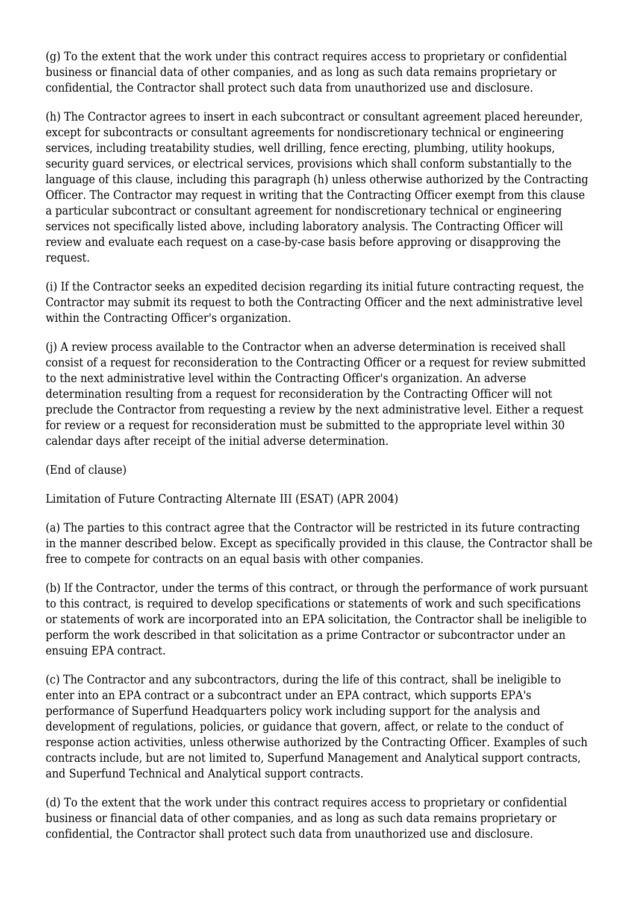(g) To the extent that the work under this contract requires access to proprietary or confidential business or financial data of other companies, and as long as such data remains proprietary or confidential, the Contractor shall protect such data from unauthorized use and disclosure.

(h) The Contractor agrees to insert in each subcontract or consultant agreement placed hereunder, except for subcontracts or consultant agreements for nondiscretionary technical or engineering services, including treatability studies, well drilling, fence erecting, plumbing, utility hookups, security guard services, or electrical services, provisions which shall conform substantially to the language of this clause, including this paragraph (h) unless otherwise authorized by the Contracting Officer. The Contractor may request in writing that the Contracting Officer exempt from this clause a particular subcontract or consultant agreement for nondiscretionary technical or engineering services not specifically listed above, including laboratory analysis. The Contracting Officer will review and evaluate each request on a case-by-case basis before approving or disapproving the request.

(i) If the Contractor seeks an expedited decision regarding its initial future contracting request, the Contractor may submit its request to both the Contracting Officer and the next administrative level within the Contracting Officer's organization.

(j) A review process available to the Contractor when an adverse determination is received shall consist of a request for reconsideration to the Contracting Officer or a request for review submitted to the next administrative level within the Contracting Officer's organization. An adverse determination resulting from a request for reconsideration by the Contracting Officer will not preclude the Contractor from requesting a review by the next administrative level. Either a request for review or a request for reconsideration must be submitted to the appropriate level within 30 calendar days after receipt of the initial adverse determination.

(End of clause)

Limitation of Future Contracting Alternate III (ESAT) (APR 2004)

(a) The parties to this contract agree that the Contractor will be restricted in its future contracting in the manner described below. Except as specifically provided in this clause, the Contractor shall be free to compete for contracts on an equal basis with other companies.

(b) If the Contractor, under the terms of this contract, or through the performance of work pursuant to this contract, is required to develop specifications or statements of work and such specifications or statements of work are incorporated into an EPA solicitation, the Contractor shall be ineligible to perform the work described in that solicitation as a prime Contractor or subcontractor under an ensuing EPA contract.

(c) The Contractor and any subcontractors, during the life of this contract, shall be ineligible to enter into an EPA contract or a subcontract under an EPA contract, which supports EPA's performance of Superfund Headquarters policy work including support for the analysis and development of regulations, policies, or guidance that govern, affect, or relate to the conduct of response action activities, unless otherwise authorized by the Contracting Officer. Examples of such contracts include, but are not limited to, Superfund Management and Analytical support contracts, and Superfund Technical and Analytical support contracts.

(d) To the extent that the work under this contract requires access to proprietary or confidential business or financial data of other companies, and as long as such data remains proprietary or confidential, the Contractor shall protect such data from unauthorized use and disclosure.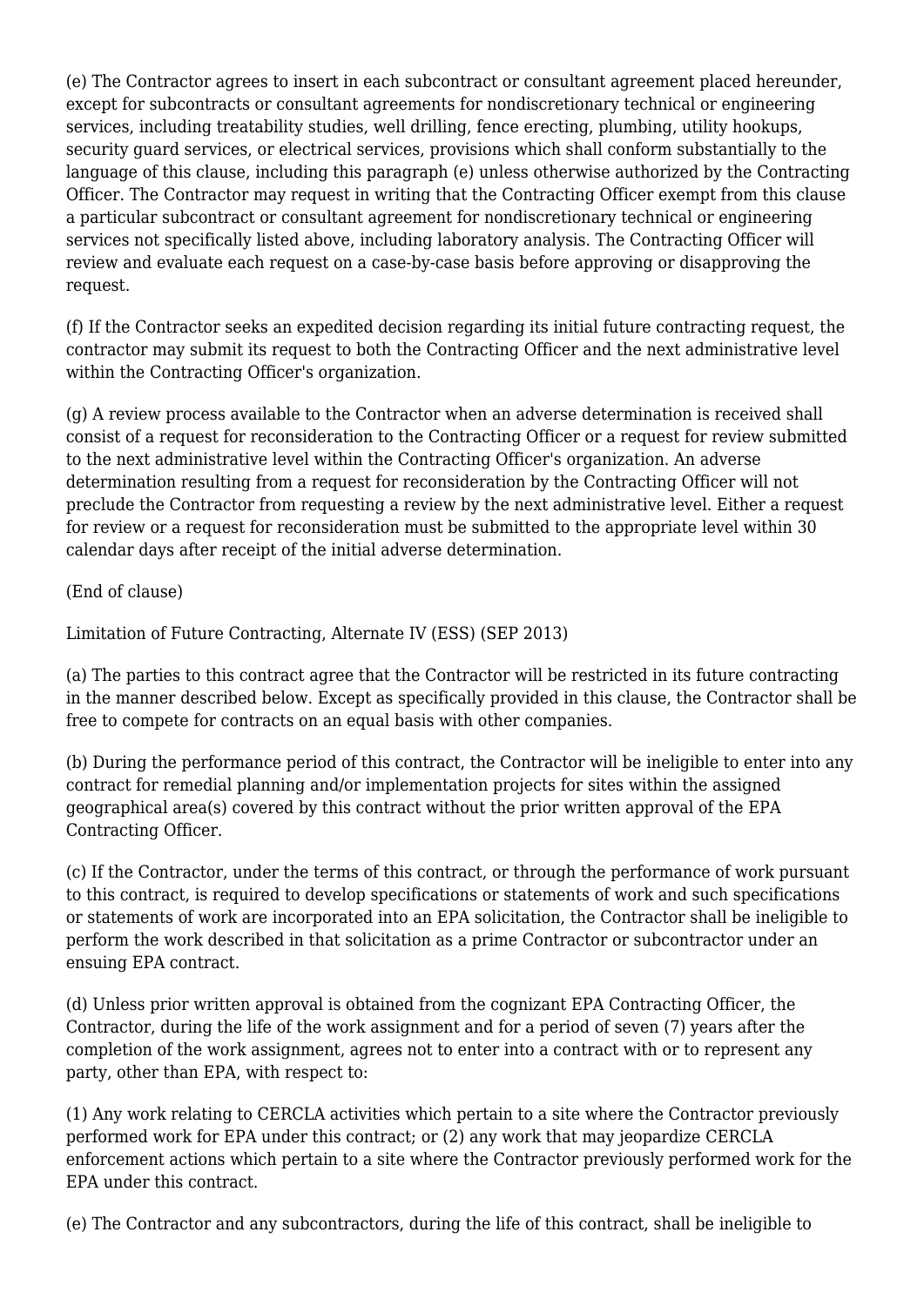(e) The Contractor agrees to insert in each subcontract or consultant agreement placed hereunder, except for subcontracts or consultant agreements for nondiscretionary technical or engineering services, including treatability studies, well drilling, fence erecting, plumbing, utility hookups, security guard services, or electrical services, provisions which shall conform substantially to the language of this clause, including this paragraph (e) unless otherwise authorized by the Contracting Officer. The Contractor may request in writing that the Contracting Officer exempt from this clause a particular subcontract or consultant agreement for nondiscretionary technical or engineering services not specifically listed above, including laboratory analysis. The Contracting Officer will review and evaluate each request on a case-by-case basis before approving or disapproving the request.

(f) If the Contractor seeks an expedited decision regarding its initial future contracting request, the contractor may submit its request to both the Contracting Officer and the next administrative level within the Contracting Officer's organization.

(g) A review process available to the Contractor when an adverse determination is received shall consist of a request for reconsideration to the Contracting Officer or a request for review submitted to the next administrative level within the Contracting Officer's organization. An adverse determination resulting from a request for reconsideration by the Contracting Officer will not preclude the Contractor from requesting a review by the next administrative level. Either a request for review or a request for reconsideration must be submitted to the appropriate level within 30 calendar days after receipt of the initial adverse determination.

(End of clause)

Limitation of Future Contracting, Alternate IV (ESS) (SEP 2013)

(a) The parties to this contract agree that the Contractor will be restricted in its future contracting in the manner described below. Except as specifically provided in this clause, the Contractor shall be free to compete for contracts on an equal basis with other companies.

(b) During the performance period of this contract, the Contractor will be ineligible to enter into any contract for remedial planning and/or implementation projects for sites within the assigned geographical area(s) covered by this contract without the prior written approval of the EPA Contracting Officer.

(c) If the Contractor, under the terms of this contract, or through the performance of work pursuant to this contract, is required to develop specifications or statements of work and such specifications or statements of work are incorporated into an EPA solicitation, the Contractor shall be ineligible to perform the work described in that solicitation as a prime Contractor or subcontractor under an ensuing EPA contract.

(d) Unless prior written approval is obtained from the cognizant EPA Contracting Officer, the Contractor, during the life of the work assignment and for a period of seven (7) years after the completion of the work assignment, agrees not to enter into a contract with or to represent any party, other than EPA, with respect to:

(1) Any work relating to CERCLA activities which pertain to a site where the Contractor previously performed work for EPA under this contract; or (2) any work that may jeopardize CERCLA enforcement actions which pertain to a site where the Contractor previously performed work for the EPA under this contract.

(e) The Contractor and any subcontractors, during the life of this contract, shall be ineligible to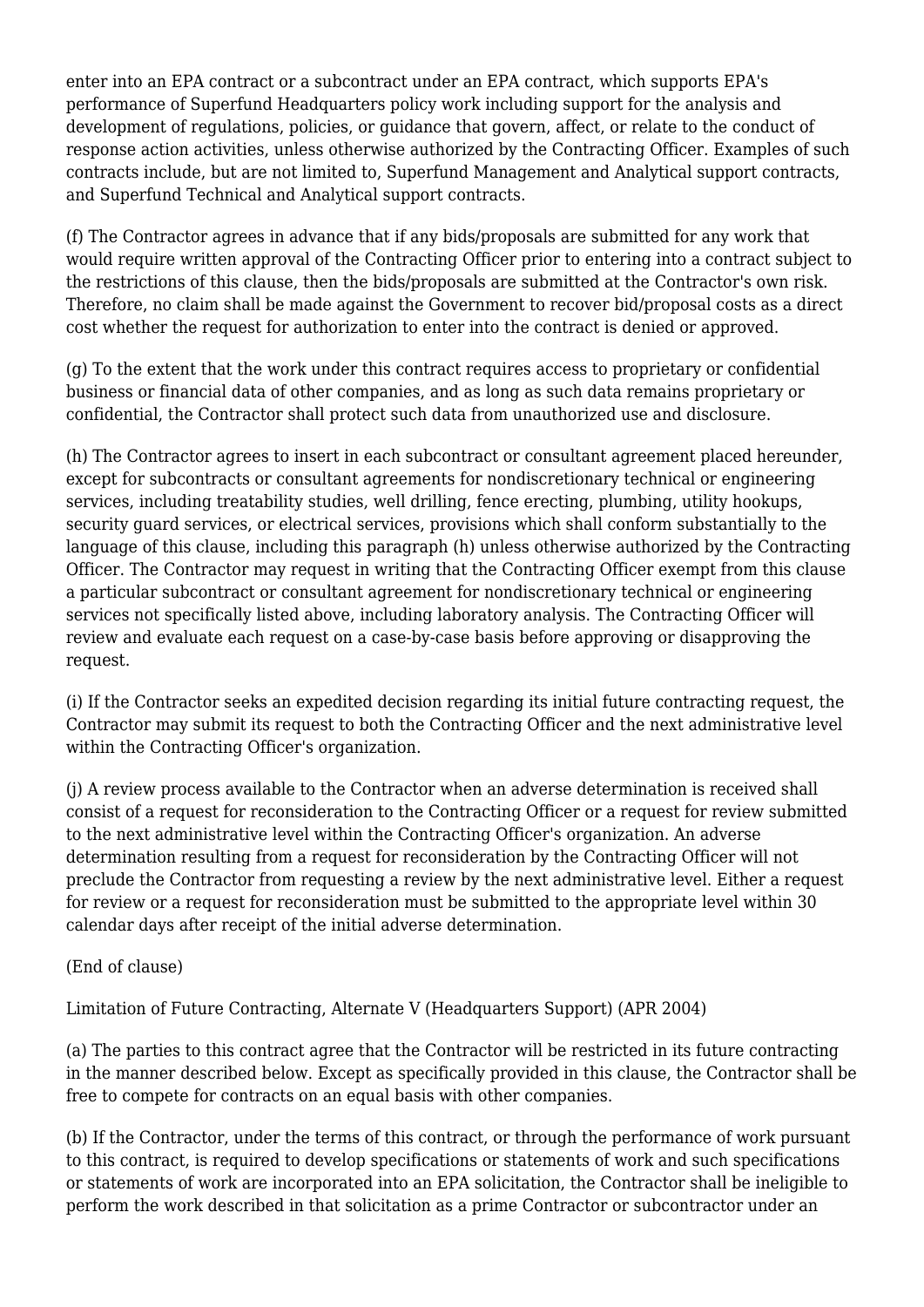enter into an EPA contract or a subcontract under an EPA contract, which supports EPA's performance of Superfund Headquarters policy work including support for the analysis and development of regulations, policies, or guidance that govern, affect, or relate to the conduct of response action activities, unless otherwise authorized by the Contracting Officer. Examples of such contracts include, but are not limited to, Superfund Management and Analytical support contracts, and Superfund Technical and Analytical support contracts.

(f) The Contractor agrees in advance that if any bids/proposals are submitted for any work that would require written approval of the Contracting Officer prior to entering into a contract subject to the restrictions of this clause, then the bids/proposals are submitted at the Contractor's own risk. Therefore, no claim shall be made against the Government to recover bid/proposal costs as a direct cost whether the request for authorization to enter into the contract is denied or approved.

(g) To the extent that the work under this contract requires access to proprietary or confidential business or financial data of other companies, and as long as such data remains proprietary or confidential, the Contractor shall protect such data from unauthorized use and disclosure.

(h) The Contractor agrees to insert in each subcontract or consultant agreement placed hereunder, except for subcontracts or consultant agreements for nondiscretionary technical or engineering services, including treatability studies, well drilling, fence erecting, plumbing, utility hookups, security guard services, or electrical services, provisions which shall conform substantially to the language of this clause, including this paragraph (h) unless otherwise authorized by the Contracting Officer. The Contractor may request in writing that the Contracting Officer exempt from this clause a particular subcontract or consultant agreement for nondiscretionary technical or engineering services not specifically listed above, including laboratory analysis. The Contracting Officer will review and evaluate each request on a case-by-case basis before approving or disapproving the request.

(i) If the Contractor seeks an expedited decision regarding its initial future contracting request, the Contractor may submit its request to both the Contracting Officer and the next administrative level within the Contracting Officer's organization.

(j) A review process available to the Contractor when an adverse determination is received shall consist of a request for reconsideration to the Contracting Officer or a request for review submitted to the next administrative level within the Contracting Officer's organization. An adverse determination resulting from a request for reconsideration by the Contracting Officer will not preclude the Contractor from requesting a review by the next administrative level. Either a request for review or a request for reconsideration must be submitted to the appropriate level within 30 calendar days after receipt of the initial adverse determination.

(End of clause)

Limitation of Future Contracting, Alternate V (Headquarters Support) (APR 2004)

(a) The parties to this contract agree that the Contractor will be restricted in its future contracting in the manner described below. Except as specifically provided in this clause, the Contractor shall be free to compete for contracts on an equal basis with other companies.

(b) If the Contractor, under the terms of this contract, or through the performance of work pursuant to this contract, is required to develop specifications or statements of work and such specifications or statements of work are incorporated into an EPA solicitation, the Contractor shall be ineligible to perform the work described in that solicitation as a prime Contractor or subcontractor under an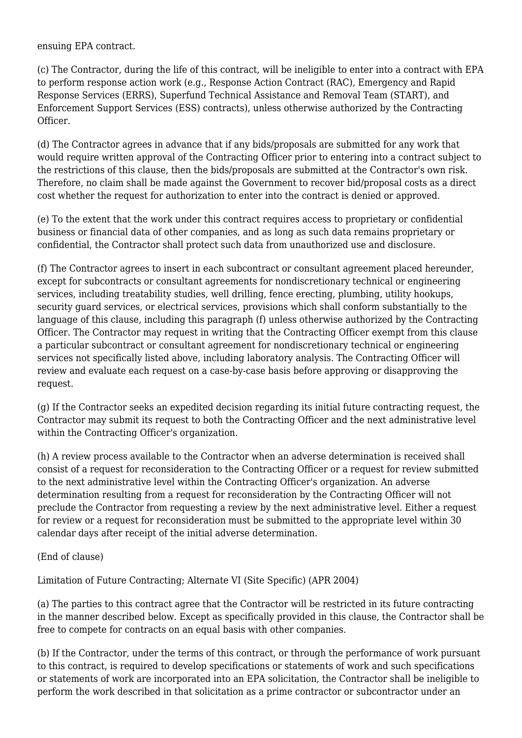ensuing EPA contract.

(c) The Contractor, during the life of this contract, will be ineligible to enter into a contract with EPA to perform response action work (e.g., Response Action Contract (RAC), Emergency and Rapid Response Services (ERRS), Superfund Technical Assistance and Removal Team (START), and Enforcement Support Services (ESS) contracts), unless otherwise authorized by the Contracting Officer.

(d) The Contractor agrees in advance that if any bids/proposals are submitted for any work that would require written approval of the Contracting Officer prior to entering into a contract subject to the restrictions of this clause, then the bids/proposals are submitted at the Contractor's own risk. Therefore, no claim shall be made against the Government to recover bid/proposal costs as a direct cost whether the request for authorization to enter into the contract is denied or approved.

(e) To the extent that the work under this contract requires access to proprietary or confidential business or financial data of other companies, and as long as such data remains proprietary or confidential, the Contractor shall protect such data from unauthorized use and disclosure.

(f) The Contractor agrees to insert in each subcontract or consultant agreement placed hereunder, except for subcontracts or consultant agreements for nondiscretionary technical or engineering services, including treatability studies, well drilling, fence erecting, plumbing, utility hookups, security guard services, or electrical services, provisions which shall conform substantially to the language of this clause, including this paragraph (f) unless otherwise authorized by the Contracting Officer. The Contractor may request in writing that the Contracting Officer exempt from this clause a particular subcontract or consultant agreement for nondiscretionary technical or engineering services not specifically listed above, including laboratory analysis. The Contracting Officer will review and evaluate each request on a case-by-case basis before approving or disapproving the request.

(g) If the Contractor seeks an expedited decision regarding its initial future contracting request, the Contractor may submit its request to both the Contracting Officer and the next administrative level within the Contracting Officer's organization.

(h) A review process available to the Contractor when an adverse determination is received shall consist of a request for reconsideration to the Contracting Officer or a request for review submitted to the next administrative level within the Contracting Officer's organization. An adverse determination resulting from a request for reconsideration by the Contracting Officer will not preclude the Contractor from requesting a review by the next administrative level. Either a request for review or a request for reconsideration must be submitted to the appropriate level within 30 calendar days after receipt of the initial adverse determination.

(End of clause)

Limitation of Future Contracting; Alternate VI (Site Specific) (APR 2004)

(a) The parties to this contract agree that the Contractor will be restricted in its future contracting in the manner described below. Except as specifically provided in this clause, the Contractor shall be free to compete for contracts on an equal basis with other companies.

(b) If the Contractor, under the terms of this contract, or through the performance of work pursuant to this contract, is required to develop specifications or statements of work and such specifications or statements of work are incorporated into an EPA solicitation, the Contractor shall be ineligible to perform the work described in that solicitation as a prime contractor or subcontractor under an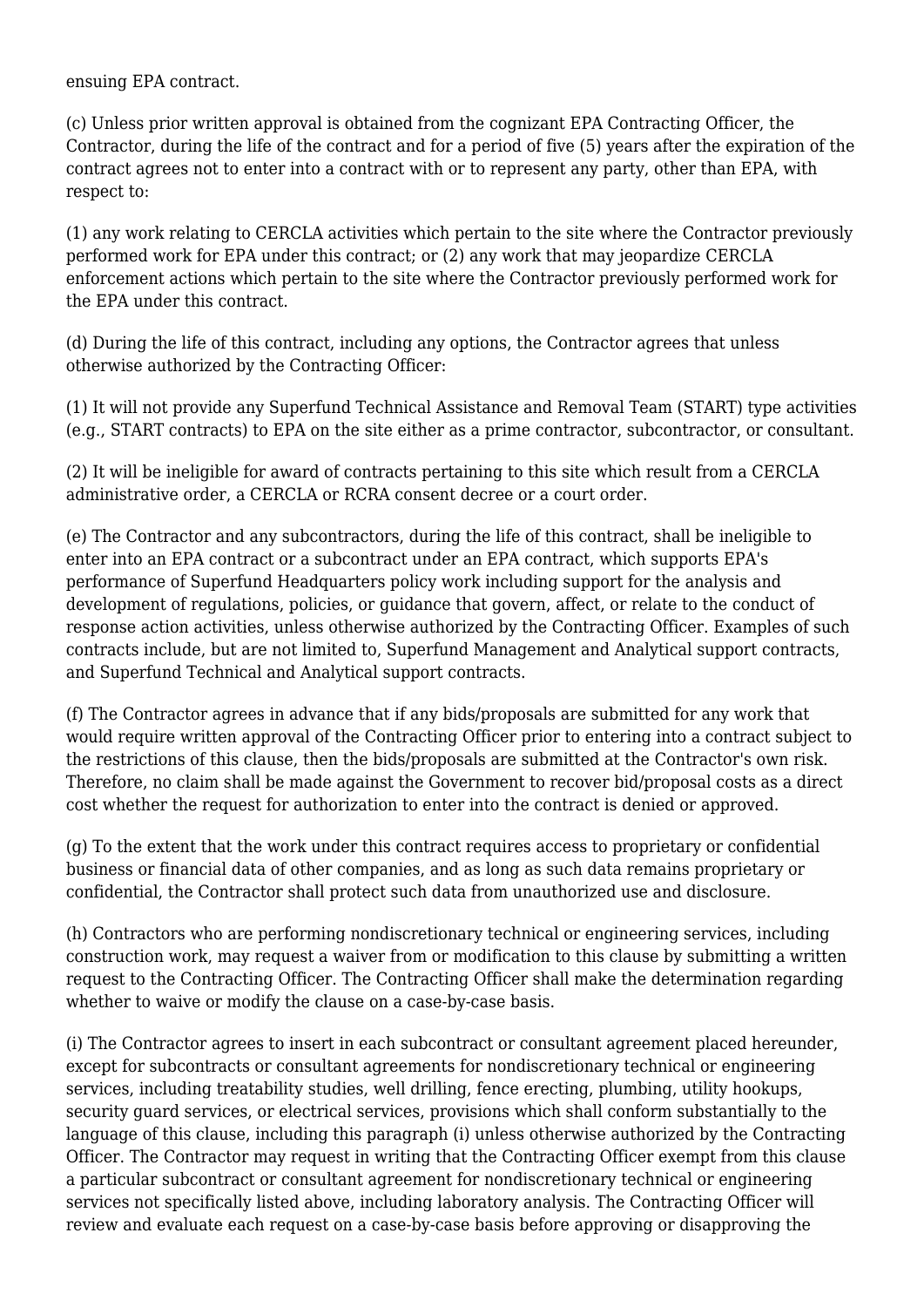ensuing EPA contract.

(c) Unless prior written approval is obtained from the cognizant EPA Contracting Officer, the Contractor, during the life of the contract and for a period of five (5) years after the expiration of the contract agrees not to enter into a contract with or to represent any party, other than EPA, with respect to:

(1) any work relating to CERCLA activities which pertain to the site where the Contractor previously performed work for EPA under this contract; or (2) any work that may jeopardize CERCLA enforcement actions which pertain to the site where the Contractor previously performed work for the EPA under this contract.

(d) During the life of this contract, including any options, the Contractor agrees that unless otherwise authorized by the Contracting Officer:

(1) It will not provide any Superfund Technical Assistance and Removal Team (START) type activities (e.g., START contracts) to EPA on the site either as a prime contractor, subcontractor, or consultant.

(2) It will be ineligible for award of contracts pertaining to this site which result from a CERCLA administrative order, a CERCLA or RCRA consent decree or a court order.

(e) The Contractor and any subcontractors, during the life of this contract, shall be ineligible to enter into an EPA contract or a subcontract under an EPA contract, which supports EPA's performance of Superfund Headquarters policy work including support for the analysis and development of regulations, policies, or guidance that govern, affect, or relate to the conduct of response action activities, unless otherwise authorized by the Contracting Officer. Examples of such contracts include, but are not limited to, Superfund Management and Analytical support contracts, and Superfund Technical and Analytical support contracts.

(f) The Contractor agrees in advance that if any bids/proposals are submitted for any work that would require written approval of the Contracting Officer prior to entering into a contract subject to the restrictions of this clause, then the bids/proposals are submitted at the Contractor's own risk. Therefore, no claim shall be made against the Government to recover bid/proposal costs as a direct cost whether the request for authorization to enter into the contract is denied or approved.

(g) To the extent that the work under this contract requires access to proprietary or confidential business or financial data of other companies, and as long as such data remains proprietary or confidential, the Contractor shall protect such data from unauthorized use and disclosure.

(h) Contractors who are performing nondiscretionary technical or engineering services, including construction work, may request a waiver from or modification to this clause by submitting a written request to the Contracting Officer. The Contracting Officer shall make the determination regarding whether to waive or modify the clause on a case-by-case basis.

(i) The Contractor agrees to insert in each subcontract or consultant agreement placed hereunder, except for subcontracts or consultant agreements for nondiscretionary technical or engineering services, including treatability studies, well drilling, fence erecting, plumbing, utility hookups, security guard services, or electrical services, provisions which shall conform substantially to the language of this clause, including this paragraph (i) unless otherwise authorized by the Contracting Officer. The Contractor may request in writing that the Contracting Officer exempt from this clause a particular subcontract or consultant agreement for nondiscretionary technical or engineering services not specifically listed above, including laboratory analysis. The Contracting Officer will review and evaluate each request on a case-by-case basis before approving or disapproving the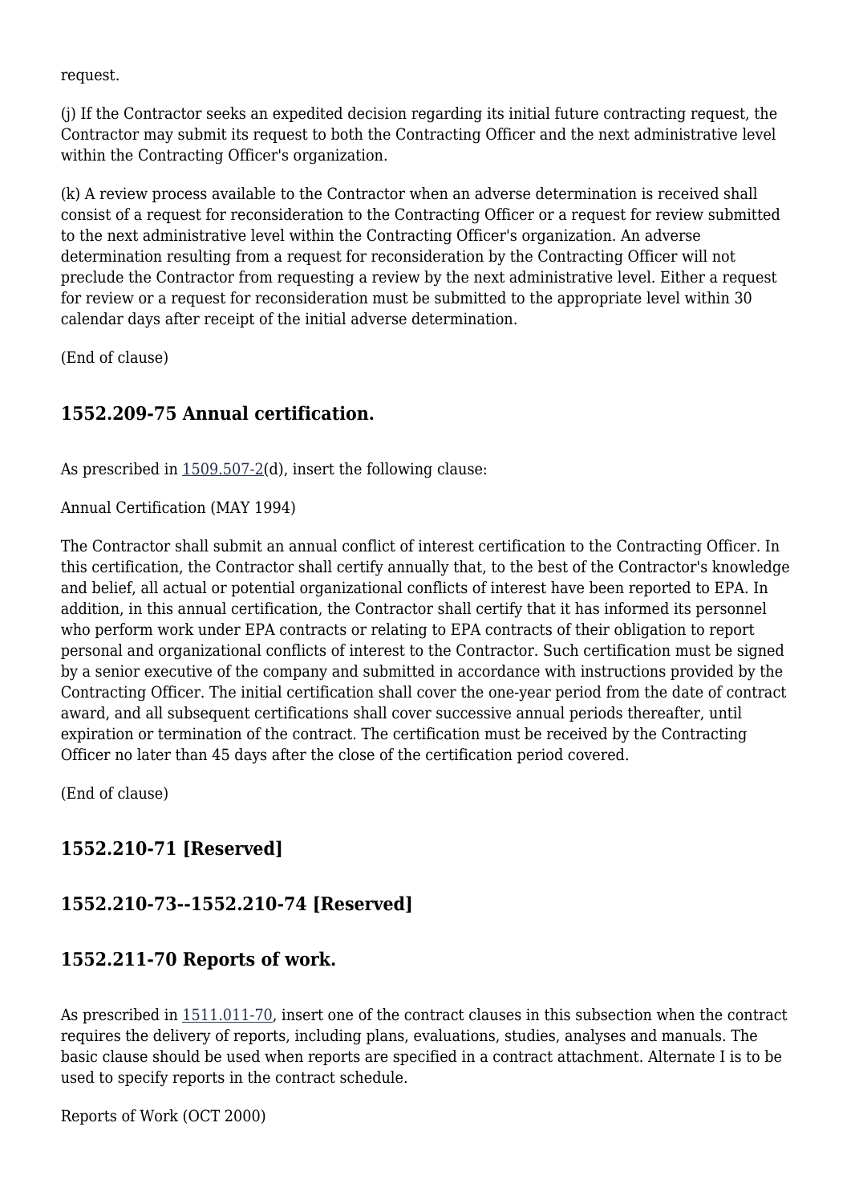request.

(j) If the Contractor seeks an expedited decision regarding its initial future contracting request, the Contractor may submit its request to both the Contracting Officer and the next administrative level within the Contracting Officer's organization.

(k) A review process available to the Contractor when an adverse determination is received shall consist of a request for reconsideration to the Contracting Officer or a request for review submitted to the next administrative level within the Contracting Officer's organization. An adverse determination resulting from a request for reconsideration by the Contracting Officer will not preclude the Contractor from requesting a review by the next administrative level. Either a request for review or a request for reconsideration must be submitted to the appropriate level within 30 calendar days after receipt of the initial adverse determination.

(End of clause)

### 1552.209-75 Annual certification.

As prescribed in 1509.507-2(d), insert the following clause:

Annual Certification (MAY 1994)

The Contractor shall submit an annual conflict of interest certification to the Contracting Officer. In this certification, the Contractor shall certify annually that, to the best of the Contractor's knowledge and belief, all actual or potential organizational conflicts of interest have been reported to EPA. In addition, in this annual certification, the Contractor shall certify that it has informed its personnel who perform work under EPA contracts or relating to EPA contracts of their obligation to report personal and organizational conflicts of interest to the Contractor. Such certification must be signed by a senior executive of the company and submitted in accordance with instructions provided by the Contracting Officer. The initial certification shall cover the one-year period from the date of contract award, and all subsequent certifications shall cover successive annual periods thereafter, until expiration or termination of the contract. The certification must be received by the Contracting Officer no later than 45 days after the close of the certification period covered.

(End of clause)

### 1552.210-71 [Reserved]

### 1552.210-73--1552.210-74 [Reserved]

### 1552.211-70 Reports of work.

As prescribed in 1511.011-70, insert one of the contract clauses in this subsection when the contract requires the delivery of reports, including plans, evaluations, studies, analyses and manuals. The basic clause should be used when reports are specified in a contract attachment. Alternate I is to be used to specify reports in the contract schedule.

Reports of Work (OCT 2000)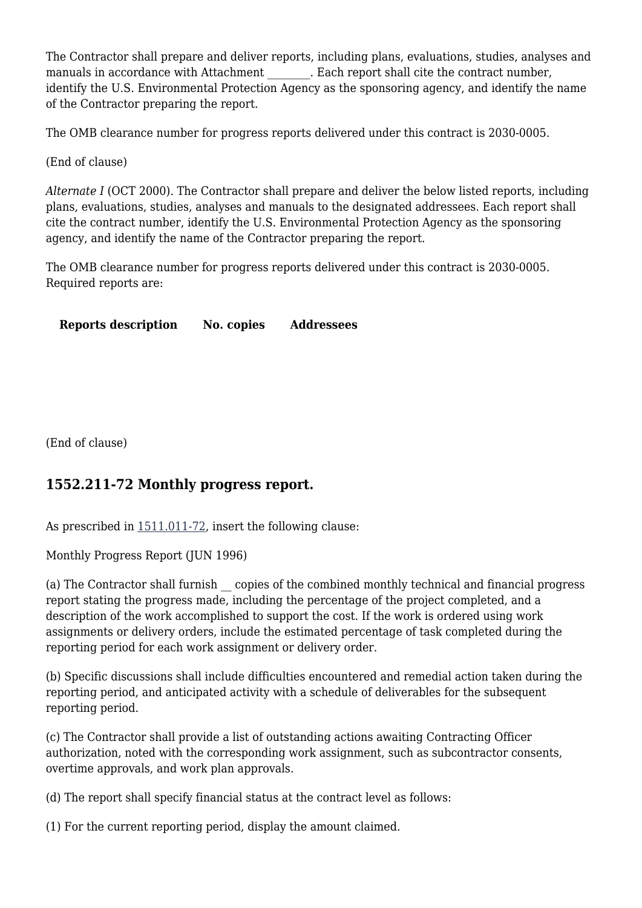The Contractor shall prepare and deliver reports, including plans, evaluations, studies, analyses and manuals in accordance with Attachment ________. Each report shall cite the contract number, identify the U.S. Environmental Protection Agency as the sponsoring agency, and identify the name of the Contractor preparing the report.

The OMB clearance number for progress reports delivered under this contract is 2030-0005.

(End of clause)

*Alternate I* (OCT 2000). The Contractor shall prepare and deliver the below listed reports, including plans, evaluations, studies, analyses and manuals to the designated addressees. Each report shall cite the contract number, identify the U.S. Environmental Protection Agency as the sponsoring agency, and identify the name of the Contractor preparing the report.

The OMB clearance number for progress reports delivered under this contract is 2030-0005. Required reports are:

| Reports description | No. copies | Addressees |
| --- | --- | --- |
| | | |

(End of clause)

## 1552.211-72 Monthly progress report.

As prescribed in 1511.011-72, insert the following clause:

Monthly Progress Report (JUN 1996)

(a) The Contractor shall furnish __ copies of the combined monthly technical and financial progress report stating the progress made, including the percentage of the project completed, and a description of the work accomplished to support the cost. If the work is ordered using work assignments or delivery orders, include the estimated percentage of task completed during the reporting period for each work assignment or delivery order.

(b) Specific discussions shall include difficulties encountered and remedial action taken during the reporting period, and anticipated activity with a schedule of deliverables for the subsequent reporting period.

(c) The Contractor shall provide a list of outstanding actions awaiting Contracting Officer authorization, noted with the corresponding work assignment, such as subcontractor consents, overtime approvals, and work plan approvals.

(d) The report shall specify financial status at the contract level as follows:

(1) For the current reporting period, display the amount claimed.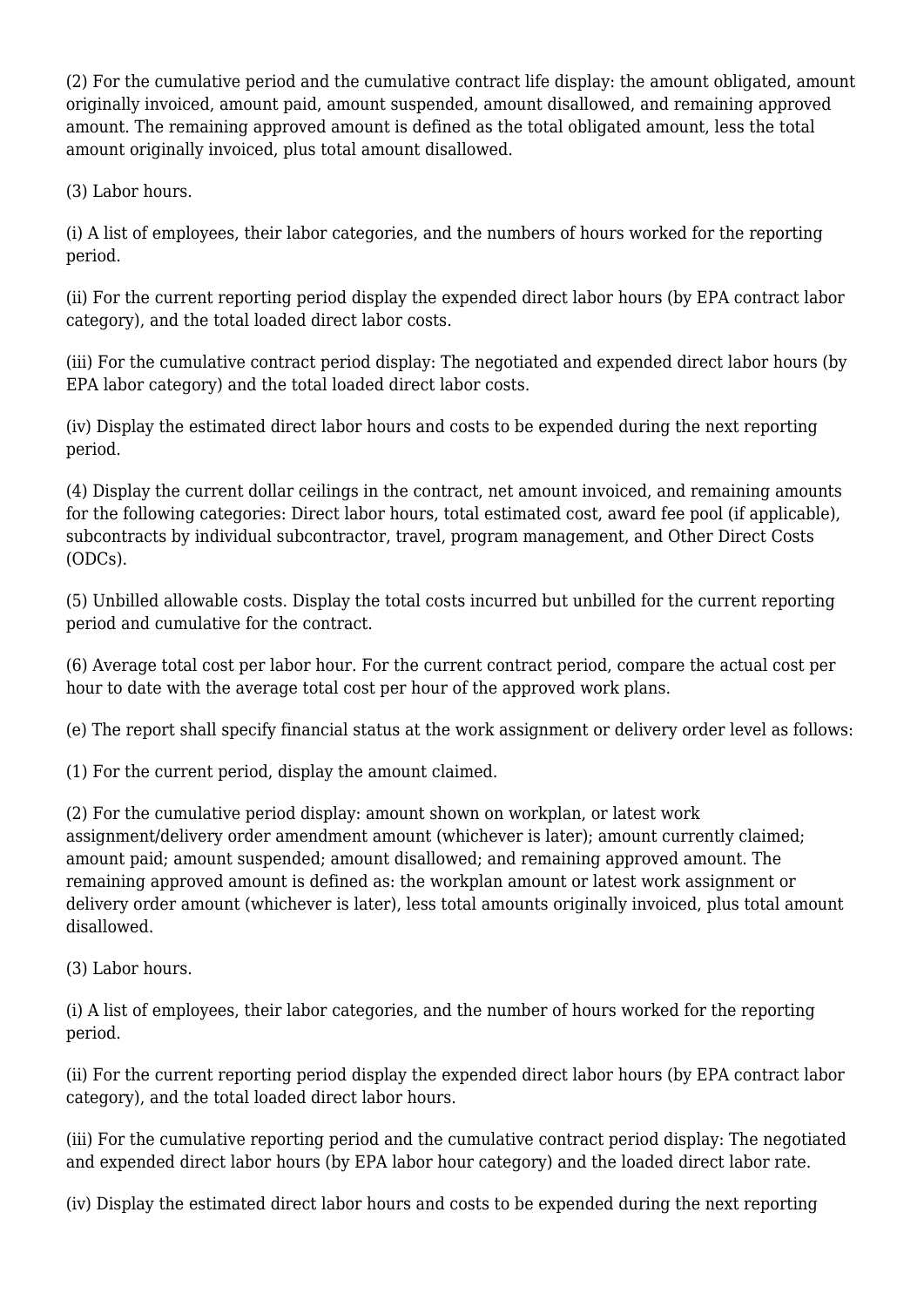(2) For the cumulative period and the cumulative contract life display: the amount obligated, amount originally invoiced, amount paid, amount suspended, amount disallowed, and remaining approved amount. The remaining approved amount is defined as the total obligated amount, less the total amount originally invoiced, plus total amount disallowed.

(3) Labor hours.

(i) A list of employees, their labor categories, and the numbers of hours worked for the reporting period.

(ii) For the current reporting period display the expended direct labor hours (by EPA contract labor category), and the total loaded direct labor costs.

(iii) For the cumulative contract period display: The negotiated and expended direct labor hours (by EPA labor category) and the total loaded direct labor costs.

(iv) Display the estimated direct labor hours and costs to be expended during the next reporting period.

(4) Display the current dollar ceilings in the contract, net amount invoiced, and remaining amounts for the following categories: Direct labor hours, total estimated cost, award fee pool (if applicable), subcontracts by individual subcontractor, travel, program management, and Other Direct Costs (ODCs).

(5) Unbilled allowable costs. Display the total costs incurred but unbilled for the current reporting period and cumulative for the contract.

(6) Average total cost per labor hour. For the current contract period, compare the actual cost per hour to date with the average total cost per hour of the approved work plans.

(e) The report shall specify financial status at the work assignment or delivery order level as follows:

(1) For the current period, display the amount claimed.

(2) For the cumulative period display: amount shown on workplan, or latest work assignment/delivery order amendment amount (whichever is later); amount currently claimed; amount paid; amount suspended; amount disallowed; and remaining approved amount. The remaining approved amount is defined as: the workplan amount or latest work assignment or delivery order amount (whichever is later), less total amounts originally invoiced, plus total amount disallowed.

(3) Labor hours.

(i) A list of employees, their labor categories, and the number of hours worked for the reporting period.

(ii) For the current reporting period display the expended direct labor hours (by EPA contract labor category), and the total loaded direct labor hours.

(iii) For the cumulative reporting period and the cumulative contract period display: The negotiated and expended direct labor hours (by EPA labor hour category) and the loaded direct labor rate.

(iv) Display the estimated direct labor hours and costs to be expended during the next reporting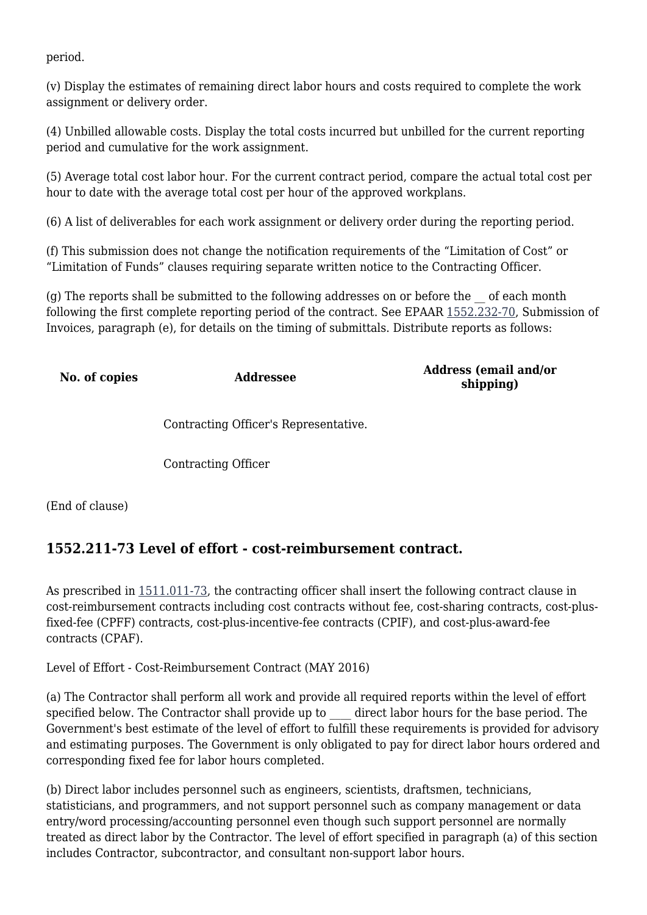period.

(v) Display the estimates of remaining direct labor hours and costs required to complete the work assignment or delivery order.

(4) Unbilled allowable costs. Display the total costs incurred but unbilled for the current reporting period and cumulative for the work assignment.

(5) Average total cost labor hour. For the current contract period, compare the actual total cost per hour to date with the average total cost per hour of the approved workplans.

(6) A list of deliverables for each work assignment or delivery order during the reporting period.

(f) This submission does not change the notification requirements of the "Limitation of Cost" or "Limitation of Funds" clauses requiring separate written notice to the Contracting Officer.

(g) The reports shall be submitted to the following addresses on or before the __ of each month following the first complete reporting period of the contract. See EPAAR 1552.232-70, Submission of Invoices, paragraph (e), for details on the timing of submittals. Distribute reports as follows:

| No. of copies | Addressee | Address (email and/or shipping) |
| --- | --- | --- |
| | Contracting Officer's Representative. | |
| | Contracting Officer | |

(End of clause)

## 1552.211-73 Level of effort - cost-reimbursement contract.

As prescribed in 1511.011-73, the contracting officer shall insert the following contract clause in cost-reimbursement contracts including cost contracts without fee, cost-sharing contracts, cost-plus-fixed-fee (CPFF) contracts, cost-plus-incentive-fee contracts (CPIF), and cost-plus-award-fee contracts (CPAF).

Level of Effort - Cost-Reimbursement Contract (MAY 2016)

(a) The Contractor shall perform all work and provide all required reports within the level of effort specified below. The Contractor shall provide up to ____ direct labor hours for the base period. The Government's best estimate of the level of effort to fulfill these requirements is provided for advisory and estimating purposes. The Government is only obligated to pay for direct labor hours ordered and corresponding fixed fee for labor hours completed.

(b) Direct labor includes personnel such as engineers, scientists, draftsmen, technicians, statisticians, and programmers, and not support personnel such as company management or data entry/word processing/accounting personnel even though such support personnel are normally treated as direct labor by the Contractor. The level of effort specified in paragraph (a) of this section includes Contractor, subcontractor, and consultant non-support labor hours.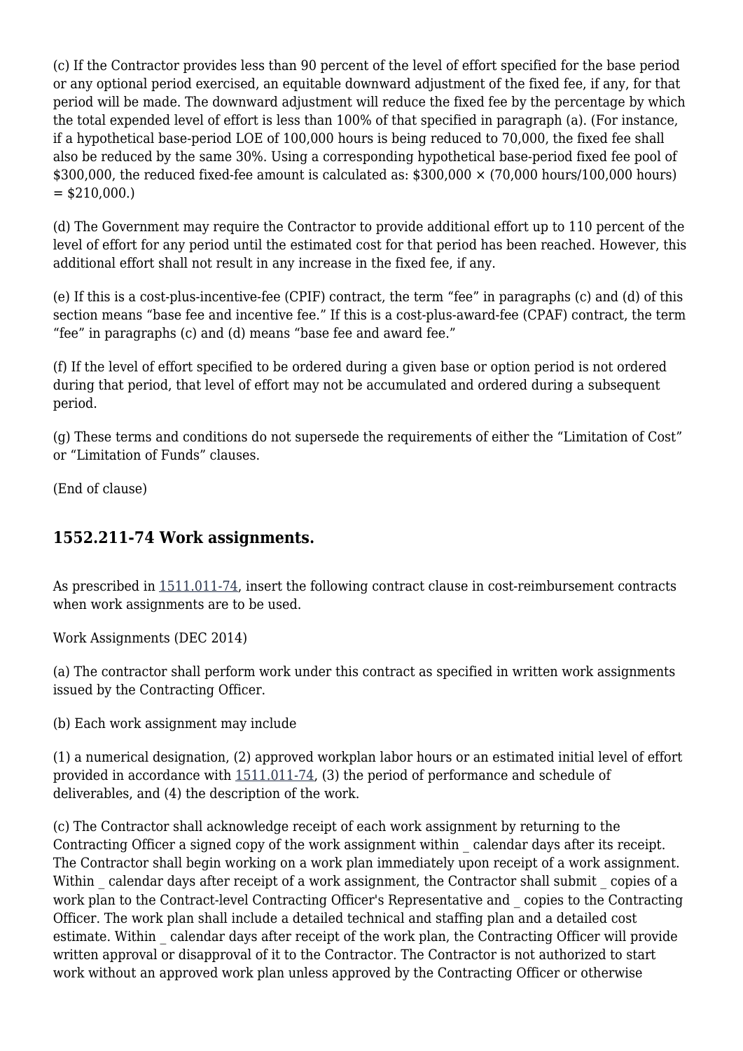(c) If the Contractor provides less than 90 percent of the level of effort specified for the base period or any optional period exercised, an equitable downward adjustment of the fixed fee, if any, for that period will be made. The downward adjustment will reduce the fixed fee by the percentage by which the total expended level of effort is less than 100% of that specified in paragraph (a). (For instance, if a hypothetical base-period LOE of 100,000 hours is being reduced to 70,000, the fixed fee shall also be reduced by the same 30%. Using a corresponding hypothetical base-period fixed fee pool of $300,000, the reduced fixed-fee amount is calculated as: $300,000 × (70,000 hours/100,000 hours) = $210,000.)

(d) The Government may require the Contractor to provide additional effort up to 110 percent of the level of effort for any period until the estimated cost for that period has been reached. However, this additional effort shall not result in any increase in the fixed fee, if any.

(e) If this is a cost-plus-incentive-fee (CPIF) contract, the term "fee" in paragraphs (c) and (d) of this section means "base fee and incentive fee." If this is a cost-plus-award-fee (CPAF) contract, the term "fee" in paragraphs (c) and (d) means "base fee and award fee."

(f) If the level of effort specified to be ordered during a given base or option period is not ordered during that period, that level of effort may not be accumulated and ordered during a subsequent period.

(g) These terms and conditions do not supersede the requirements of either the "Limitation of Cost" or "Limitation of Funds" clauses.

(End of clause)

### 1552.211-74 Work assignments.

As prescribed in 1511.011-74, insert the following contract clause in cost-reimbursement contracts when work assignments are to be used.

Work Assignments (DEC 2014)

(a) The contractor shall perform work under this contract as specified in written work assignments issued by the Contracting Officer.

(b) Each work assignment may include

(1) a numerical designation, (2) approved workplan labor hours or an estimated initial level of effort provided in accordance with 1511.011-74, (3) the period of performance and schedule of deliverables, and (4) the description of the work.

(c) The Contractor shall acknowledge receipt of each work assignment by returning to the Contracting Officer a signed copy of the work assignment within _ calendar days after its receipt. The Contractor shall begin working on a work plan immediately upon receipt of a work assignment. Within _ calendar days after receipt of a work assignment, the Contractor shall submit _ copies of a work plan to the Contract-level Contracting Officer's Representative and _ copies to the Contracting Officer. The work plan shall include a detailed technical and staffing plan and a detailed cost estimate. Within _ calendar days after receipt of the work plan, the Contracting Officer will provide written approval or disapproval of it to the Contractor. The Contractor is not authorized to start work without an approved work plan unless approved by the Contracting Officer or otherwise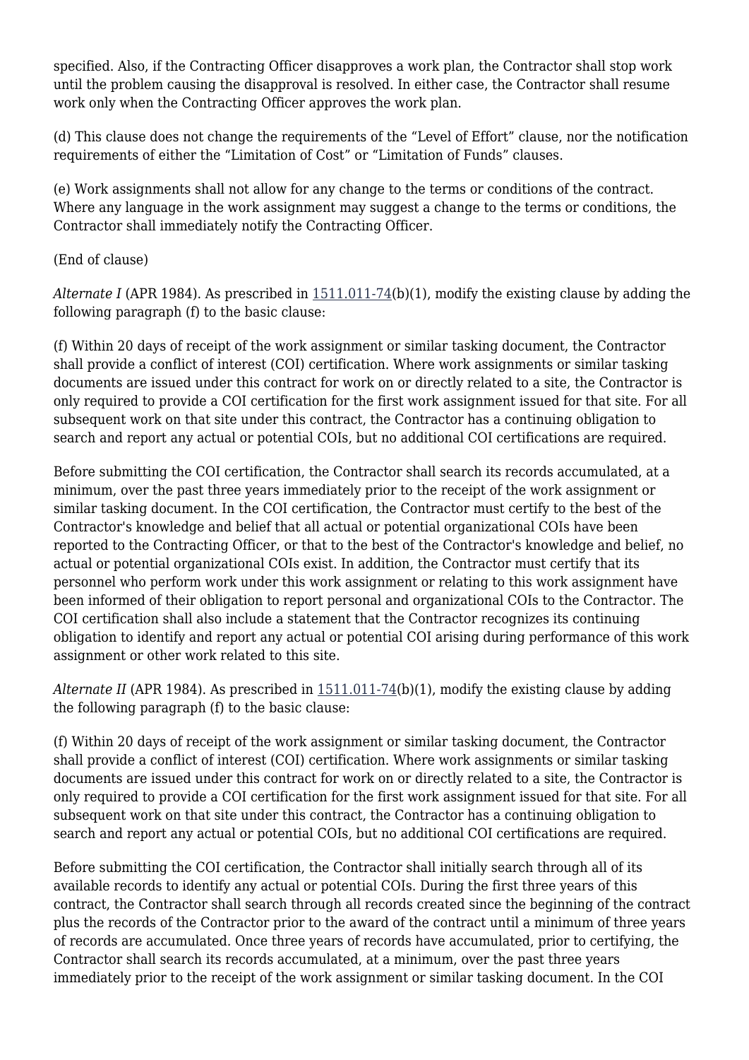specified. Also, if the Contracting Officer disapproves a work plan, the Contractor shall stop work until the problem causing the disapproval is resolved. In either case, the Contractor shall resume work only when the Contracting Officer approves the work plan.

(d) This clause does not change the requirements of the "Level of Effort" clause, nor the notification requirements of either the "Limitation of Cost" or "Limitation of Funds" clauses.

(e) Work assignments shall not allow for any change to the terms or conditions of the contract. Where any language in the work assignment may suggest a change to the terms or conditions, the Contractor shall immediately notify the Contracting Officer.

(End of clause)

*Alternate I* (APR 1984). As prescribed in 1511.011-74(b)(1), modify the existing clause by adding the following paragraph (f) to the basic clause:

(f) Within 20 days of receipt of the work assignment or similar tasking document, the Contractor shall provide a conflict of interest (COI) certification. Where work assignments or similar tasking documents are issued under this contract for work on or directly related to a site, the Contractor is only required to provide a COI certification for the first work assignment issued for that site. For all subsequent work on that site under this contract, the Contractor has a continuing obligation to search and report any actual or potential COIs, but no additional COI certifications are required.

Before submitting the COI certification, the Contractor shall search its records accumulated, at a minimum, over the past three years immediately prior to the receipt of the work assignment or similar tasking document. In the COI certification, the Contractor must certify to the best of the Contractor's knowledge and belief that all actual or potential organizational COIs have been reported to the Contracting Officer, or that to the best of the Contractor's knowledge and belief, no actual or potential organizational COIs exist. In addition, the Contractor must certify that its personnel who perform work under this work assignment or relating to this work assignment have been informed of their obligation to report personal and organizational COIs to the Contractor. The COI certification shall also include a statement that the Contractor recognizes its continuing obligation to identify and report any actual or potential COI arising during performance of this work assignment or other work related to this site.

*Alternate II* (APR 1984). As prescribed in 1511.011-74(b)(1), modify the existing clause by adding the following paragraph (f) to the basic clause:

(f) Within 20 days of receipt of the work assignment or similar tasking document, the Contractor shall provide a conflict of interest (COI) certification. Where work assignments or similar tasking documents are issued under this contract for work on or directly related to a site, the Contractor is only required to provide a COI certification for the first work assignment issued for that site. For all subsequent work on that site under this contract, the Contractor has a continuing obligation to search and report any actual or potential COIs, but no additional COI certifications are required.

Before submitting the COI certification, the Contractor shall initially search through all of its available records to identify any actual or potential COIs. During the first three years of this contract, the Contractor shall search through all records created since the beginning of the contract plus the records of the Contractor prior to the award of the contract until a minimum of three years of records are accumulated. Once three years of records have accumulated, prior to certifying, the Contractor shall search its records accumulated, at a minimum, over the past three years immediately prior to the receipt of the work assignment or similar tasking document. In the COI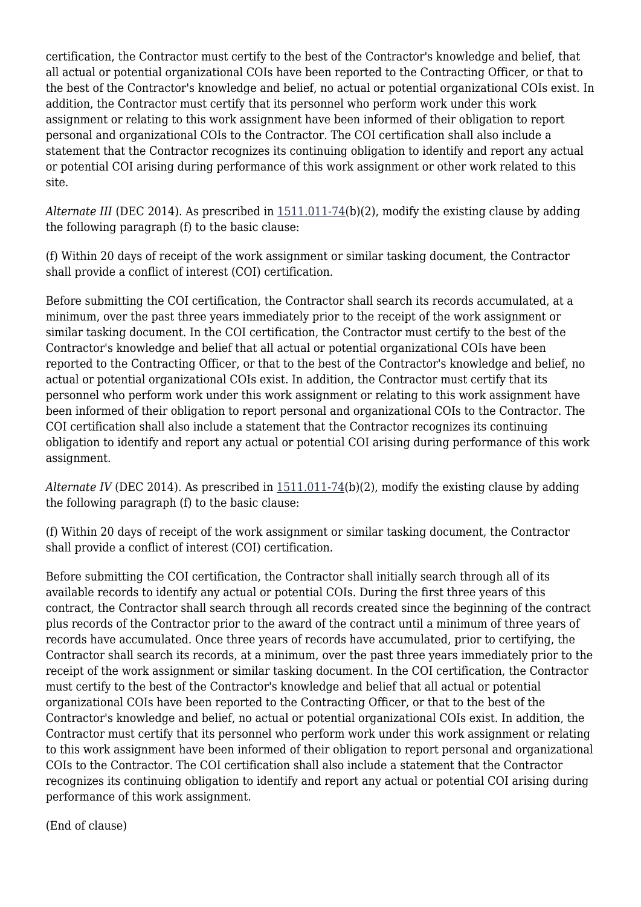certification, the Contractor must certify to the best of the Contractor's knowledge and belief, that all actual or potential organizational COIs have been reported to the Contracting Officer, or that to the best of the Contractor's knowledge and belief, no actual or potential organizational COIs exist. In addition, the Contractor must certify that its personnel who perform work under this work assignment or relating to this work assignment have been informed of their obligation to report personal and organizational COIs to the Contractor. The COI certification shall also include a statement that the Contractor recognizes its continuing obligation to identify and report any actual or potential COI arising during performance of this work assignment or other work related to this site.

*Alternate III* (DEC 2014). As prescribed in 1511.011-74(b)(2), modify the existing clause by adding the following paragraph (f) to the basic clause:

(f) Within 20 days of receipt of the work assignment or similar tasking document, the Contractor shall provide a conflict of interest (COI) certification.

Before submitting the COI certification, the Contractor shall search its records accumulated, at a minimum, over the past three years immediately prior to the receipt of the work assignment or similar tasking document. In the COI certification, the Contractor must certify to the best of the Contractor's knowledge and belief that all actual or potential organizational COIs have been reported to the Contracting Officer, or that to the best of the Contractor's knowledge and belief, no actual or potential organizational COIs exist. In addition, the Contractor must certify that its personnel who perform work under this work assignment or relating to this work assignment have been informed of their obligation to report personal and organizational COIs to the Contractor. The COI certification shall also include a statement that the Contractor recognizes its continuing obligation to identify and report any actual or potential COI arising during performance of this work assignment.

*Alternate IV* (DEC 2014). As prescribed in 1511.011-74(b)(2), modify the existing clause by adding the following paragraph (f) to the basic clause:

(f) Within 20 days of receipt of the work assignment or similar tasking document, the Contractor shall provide a conflict of interest (COI) certification.

Before submitting the COI certification, the Contractor shall initially search through all of its available records to identify any actual or potential COIs. During the first three years of this contract, the Contractor shall search through all records created since the beginning of the contract plus records of the Contractor prior to the award of the contract until a minimum of three years of records have accumulated. Once three years of records have accumulated, prior to certifying, the Contractor shall search its records, at a minimum, over the past three years immediately prior to the receipt of the work assignment or similar tasking document. In the COI certification, the Contractor must certify to the best of the Contractor's knowledge and belief that all actual or potential organizational COIs have been reported to the Contracting Officer, or that to the best of the Contractor's knowledge and belief, no actual or potential organizational COIs exist. In addition, the Contractor must certify that its personnel who perform work under this work assignment or relating to this work assignment have been informed of their obligation to report personal and organizational COIs to the Contractor. The COI certification shall also include a statement that the Contractor recognizes its continuing obligation to identify and report any actual or potential COI arising during performance of this work assignment.

(End of clause)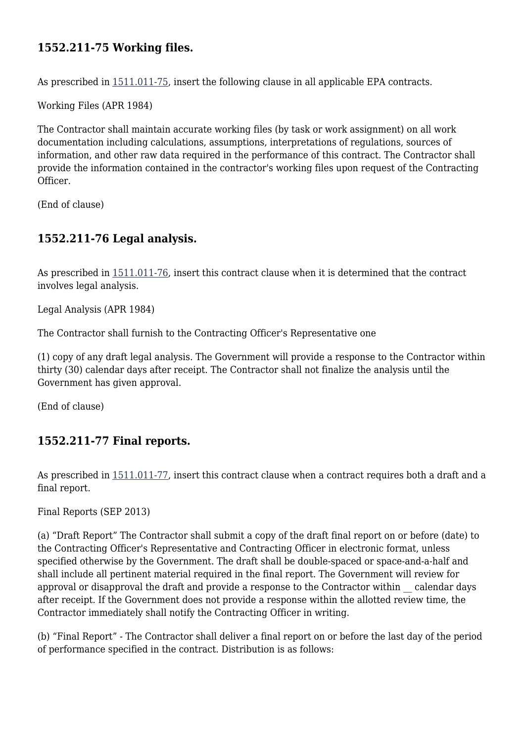## 1552.211-75 Working files.

As prescribed in 1511.011-75, insert the following clause in all applicable EPA contracts.

Working Files (APR 1984)

The Contractor shall maintain accurate working files (by task or work assignment) on all work documentation including calculations, assumptions, interpretations of regulations, sources of information, and other raw data required in the performance of this contract. The Contractor shall provide the information contained in the contractor's working files upon request of the Contracting Officer.

(End of clause)

## 1552.211-76 Legal analysis.

As prescribed in 1511.011-76, insert this contract clause when it is determined that the contract involves legal analysis.

Legal Analysis (APR 1984)

The Contractor shall furnish to the Contracting Officer's Representative one

(1) copy of any draft legal analysis. The Government will provide a response to the Contractor within thirty (30) calendar days after receipt. The Contractor shall not finalize the analysis until the Government has given approval.

(End of clause)

## 1552.211-77 Final reports.

As prescribed in 1511.011-77, insert this contract clause when a contract requires both a draft and a final report.

Final Reports (SEP 2013)

(a) "Draft Report" The Contractor shall submit a copy of the draft final report on or before (date) to the Contracting Officer's Representative and Contracting Officer in electronic format, unless specified otherwise by the Government. The draft shall be double-spaced or space-and-a-half and shall include all pertinent material required in the final report. The Government will review for approval or disapproval the draft and provide a response to the Contractor within __ calendar days after receipt. If the Government does not provide a response within the allotted review time, the Contractor immediately shall notify the Contracting Officer in writing.

(b) "Final Report" - The Contractor shall deliver a final report on or before the last day of the period of performance specified in the contract. Distribution is as follows: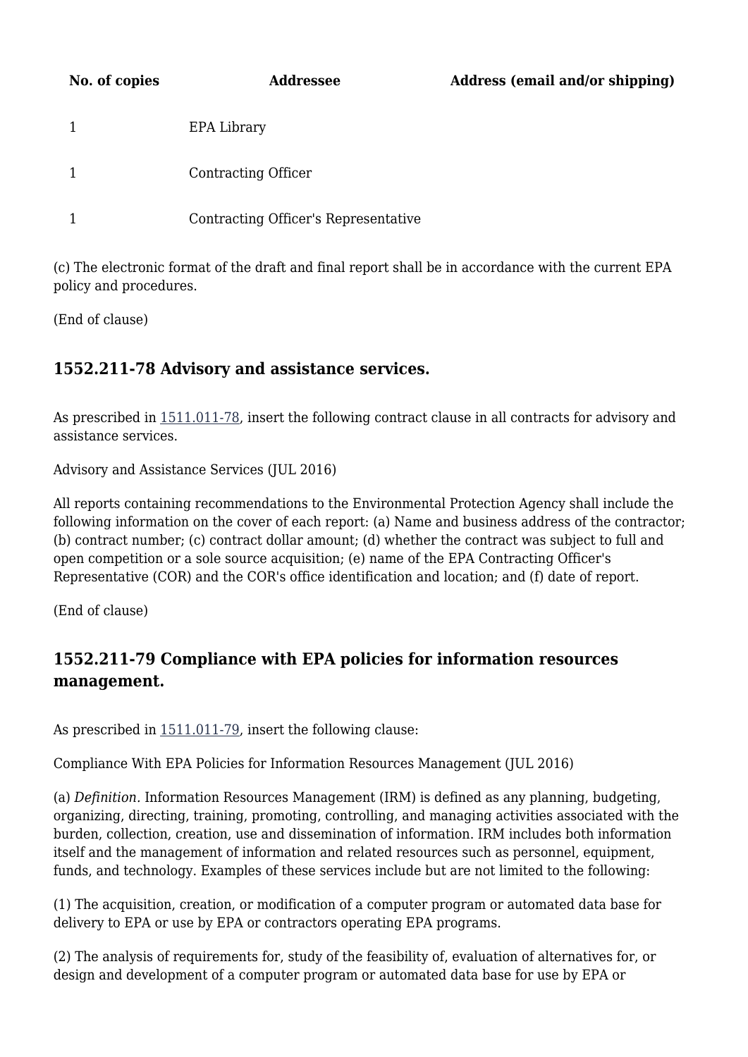| No. of copies | Addressee | Address (email and/or shipping) |
| --- | --- | --- |
| 1 | EPA Library | |
| 1 | Contracting Officer | |
| 1 | Contracting Officer's Representative | |

(c) The electronic format of the draft and final report shall be in accordance with the current EPA policy and procedures.

(End of clause)

## 1552.211-78 Advisory and assistance services.

As prescribed in 1511.011-78, insert the following contract clause in all contracts for advisory and assistance services.

Advisory and Assistance Services (JUL 2016)

All reports containing recommendations to the Environmental Protection Agency shall include the following information on the cover of each report: (a) Name and business address of the contractor; (b) contract number; (c) contract dollar amount; (d) whether the contract was subject to full and open competition or a sole source acquisition; (e) name of the EPA Contracting Officer's Representative (COR) and the COR's office identification and location; and (f) date of report.

(End of clause)

## 1552.211-79 Compliance with EPA policies for information resources management.

As prescribed in 1511.011-79, insert the following clause:

Compliance With EPA Policies for Information Resources Management (JUL 2016)

(a) *Definition.* Information Resources Management (IRM) is defined as any planning, budgeting, organizing, directing, training, promoting, controlling, and managing activities associated with the burden, collection, creation, use and dissemination of information. IRM includes both information itself and the management of information and related resources such as personnel, equipment, funds, and technology. Examples of these services include but are not limited to the following:

(1) The acquisition, creation, or modification of a computer program or automated data base for delivery to EPA or use by EPA or contractors operating EPA programs.

(2) The analysis of requirements for, study of the feasibility of, evaluation of alternatives for, or design and development of a computer program or automated data base for use by EPA or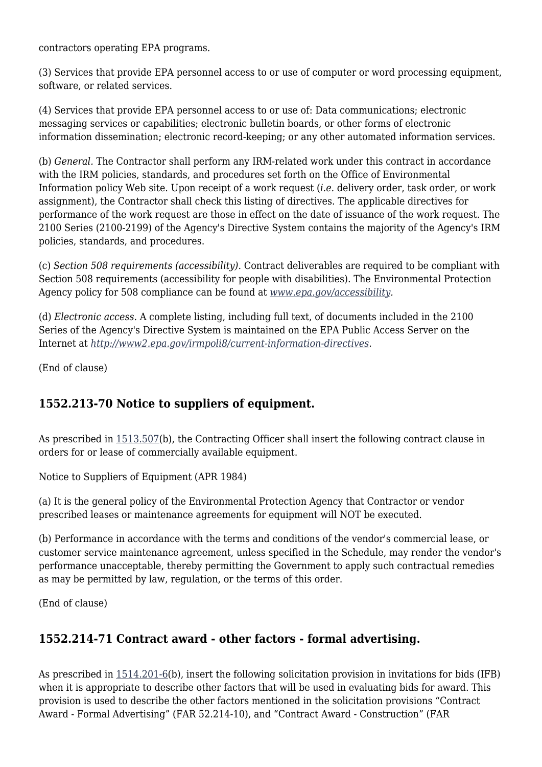contractors operating EPA programs.

(3) Services that provide EPA personnel access to or use of computer or word processing equipment, software, or related services.

(4) Services that provide EPA personnel access to or use of: Data communications; electronic messaging services or capabilities; electronic bulletin boards, or other forms of electronic information dissemination; electronic record-keeping; or any other automated information services.

(b) *General.* The Contractor shall perform any IRM-related work under this contract in accordance with the IRM policies, standards, and procedures set forth on the Office of Environmental Information policy Web site. Upon receipt of a work request (*i.e.* delivery order, task order, or work assignment), the Contractor shall check this listing of directives. The applicable directives for performance of the work request are those in effect on the date of issuance of the work request. The 2100 Series (2100-2199) of the Agency's Directive System contains the majority of the Agency's IRM policies, standards, and procedures.

(c) *Section 508 requirements (accessibility).* Contract deliverables are required to be compliant with Section 508 requirements (accessibility for people with disabilities). The Environmental Protection Agency policy for 508 compliance can be found at *www.epa.gov/accessibility*.

(d) *Electronic access.* A complete listing, including full text, of documents included in the 2100 Series of the Agency's Directive System is maintained on the EPA Public Access Server on the Internet at *http://www2.epa.gov/irmpoli8/current-information-directives*.

(End of clause)

## 1552.213-70 Notice to suppliers of equipment.

As prescribed in 1513.507(b), the Contracting Officer shall insert the following contract clause in orders for or lease of commercially available equipment.

Notice to Suppliers of Equipment (APR 1984)

(a) It is the general policy of the Environmental Protection Agency that Contractor or vendor prescribed leases or maintenance agreements for equipment will NOT be executed.

(b) Performance in accordance with the terms and conditions of the vendor's commercial lease, or customer service maintenance agreement, unless specified in the Schedule, may render the vendor's performance unacceptable, thereby permitting the Government to apply such contractual remedies as may be permitted by law, regulation, or the terms of this order.

(End of clause)

## 1552.214-71 Contract award - other factors - formal advertising.

As prescribed in 1514.201-6(b), insert the following solicitation provision in invitations for bids (IFB) when it is appropriate to describe other factors that will be used in evaluating bids for award. This provision is used to describe the other factors mentioned in the solicitation provisions “Contract Award - Formal Advertising” (FAR 52.214-10), and “Contract Award - Construction” (FAR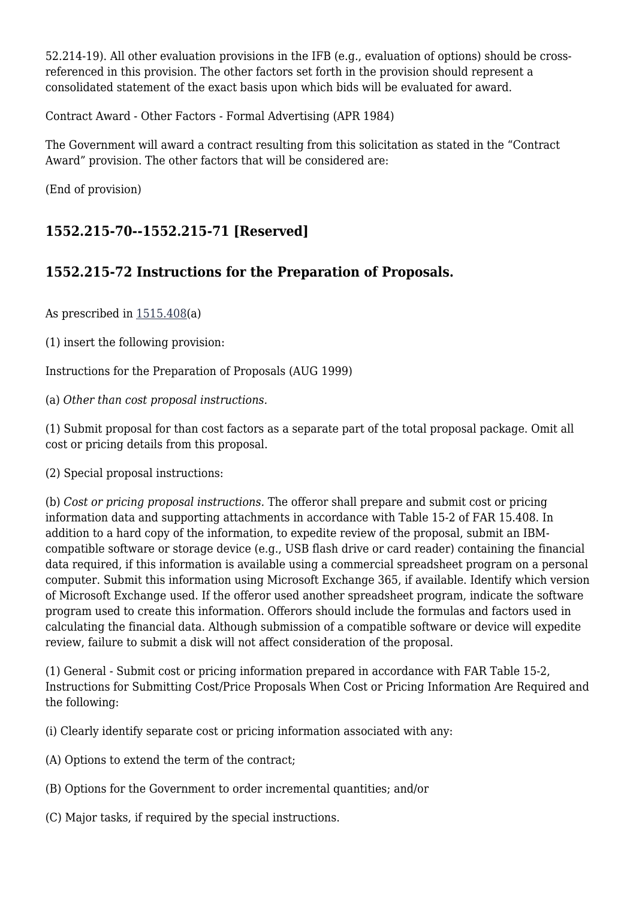52.214-19). All other evaluation provisions in the IFB (e.g., evaluation of options) should be cross-referenced in this provision. The other factors set forth in the provision should represent a consolidated statement of the exact basis upon which bids will be evaluated for award.

Contract Award - Other Factors - Formal Advertising (APR 1984)

The Government will award a contract resulting from this solicitation as stated in the "Contract Award" provision. The other factors that will be considered are:

(End of provision)

### 1552.215-70--1552.215-71 [Reserved]

### 1552.215-72 Instructions for the Preparation of Proposals.

As prescribed in 1515.408(a)

(1) insert the following provision:

Instructions for the Preparation of Proposals (AUG 1999)

(a) *Other than cost proposal instructions.*

(1) Submit proposal for than cost factors as a separate part of the total proposal package. Omit all cost or pricing details from this proposal.

(2) Special proposal instructions:

(b) *Cost or pricing proposal instructions.* The offeror shall prepare and submit cost or pricing information data and supporting attachments in accordance with Table 15-2 of FAR 15.408. In addition to a hard copy of the information, to expedite review of the proposal, submit an IBM-compatible software or storage device (e.g., USB flash drive or card reader) containing the financial data required, if this information is available using a commercial spreadsheet program on a personal computer. Submit this information using Microsoft Exchange 365, if available. Identify which version of Microsoft Exchange used. If the offeror used another spreadsheet program, indicate the software program used to create this information. Offerors should include the formulas and factors used in calculating the financial data. Although submission of a compatible software or device will expedite review, failure to submit a disk will not affect consideration of the proposal.

(1) General - Submit cost or pricing information prepared in accordance with FAR Table 15-2, Instructions for Submitting Cost/Price Proposals When Cost or Pricing Information Are Required and the following:

(i) Clearly identify separate cost or pricing information associated with any:

(A) Options to extend the term of the contract;

(B) Options for the Government to order incremental quantities; and/or

(C) Major tasks, if required by the special instructions.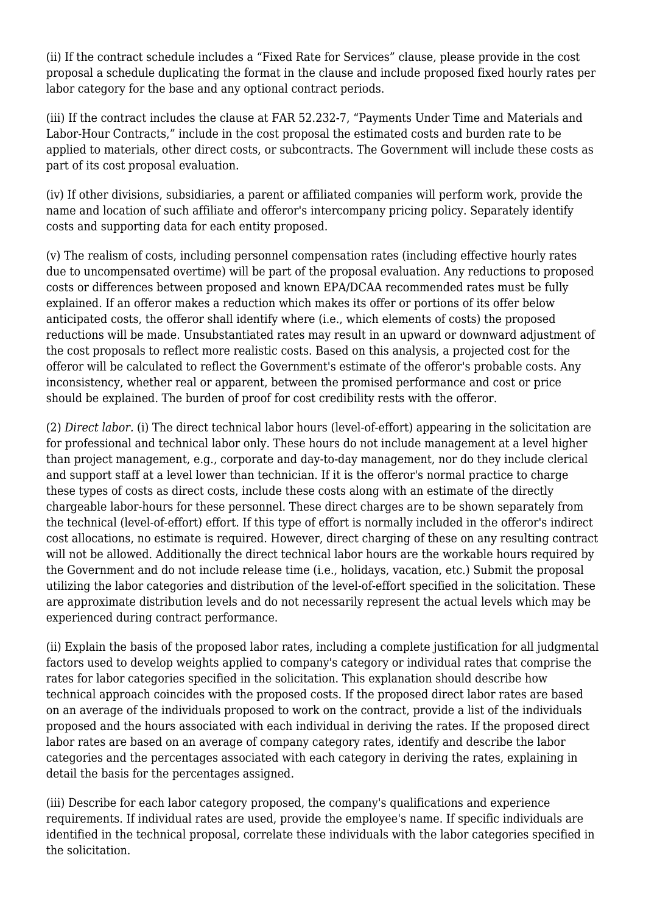(ii) If the contract schedule includes a “Fixed Rate for Services” clause, please provide in the cost proposal a schedule duplicating the format in the clause and include proposed fixed hourly rates per labor category for the base and any optional contract periods.

(iii) If the contract includes the clause at FAR 52.232-7, “Payments Under Time and Materials and Labor-Hour Contracts,” include in the cost proposal the estimated costs and burden rate to be applied to materials, other direct costs, or subcontracts. The Government will include these costs as part of its cost proposal evaluation.

(iv) If other divisions, subsidiaries, a parent or affiliated companies will perform work, provide the name and location of such affiliate and offeror's intercompany pricing policy. Separately identify costs and supporting data for each entity proposed.

(v) The realism of costs, including personnel compensation rates (including effective hourly rates due to uncompensated overtime) will be part of the proposal evaluation. Any reductions to proposed costs or differences between proposed and known EPA/DCAA recommended rates must be fully explained. If an offeror makes a reduction which makes its offer or portions of its offer below anticipated costs, the offeror shall identify where (i.e., which elements of costs) the proposed reductions will be made. Unsubstantiated rates may result in an upward or downward adjustment of the cost proposals to reflect more realistic costs. Based on this analysis, a projected cost for the offeror will be calculated to reflect the Government's estimate of the offeror's probable costs. Any inconsistency, whether real or apparent, between the promised performance and cost or price should be explained. The burden of proof for cost credibility rests with the offeror.

(2) *Direct labor.* (i) The direct technical labor hours (level-of-effort) appearing in the solicitation are for professional and technical labor only. These hours do not include management at a level higher than project management, e.g., corporate and day-to-day management, nor do they include clerical and support staff at a level lower than technician. If it is the offeror's normal practice to charge these types of costs as direct costs, include these costs along with an estimate of the directly chargeable labor-hours for these personnel. These direct charges are to be shown separately from the technical (level-of-effort) effort. If this type of effort is normally included in the offeror's indirect cost allocations, no estimate is required. However, direct charging of these on any resulting contract will not be allowed. Additionally the direct technical labor hours are the workable hours required by the Government and do not include release time (i.e., holidays, vacation, etc.) Submit the proposal utilizing the labor categories and distribution of the level-of-effort specified in the solicitation. These are approximate distribution levels and do not necessarily represent the actual levels which may be experienced during contract performance.

(ii) Explain the basis of the proposed labor rates, including a complete justification for all judgmental factors used to develop weights applied to company's category or individual rates that comprise the rates for labor categories specified in the solicitation. This explanation should describe how technical approach coincides with the proposed costs. If the proposed direct labor rates are based on an average of the individuals proposed to work on the contract, provide a list of the individuals proposed and the hours associated with each individual in deriving the rates. If the proposed direct labor rates are based on an average of company category rates, identify and describe the labor categories and the percentages associated with each category in deriving the rates, explaining in detail the basis for the percentages assigned.

(iii) Describe for each labor category proposed, the company's qualifications and experience requirements. If individual rates are used, provide the employee's name. If specific individuals are identified in the technical proposal, correlate these individuals with the labor categories specified in the solicitation.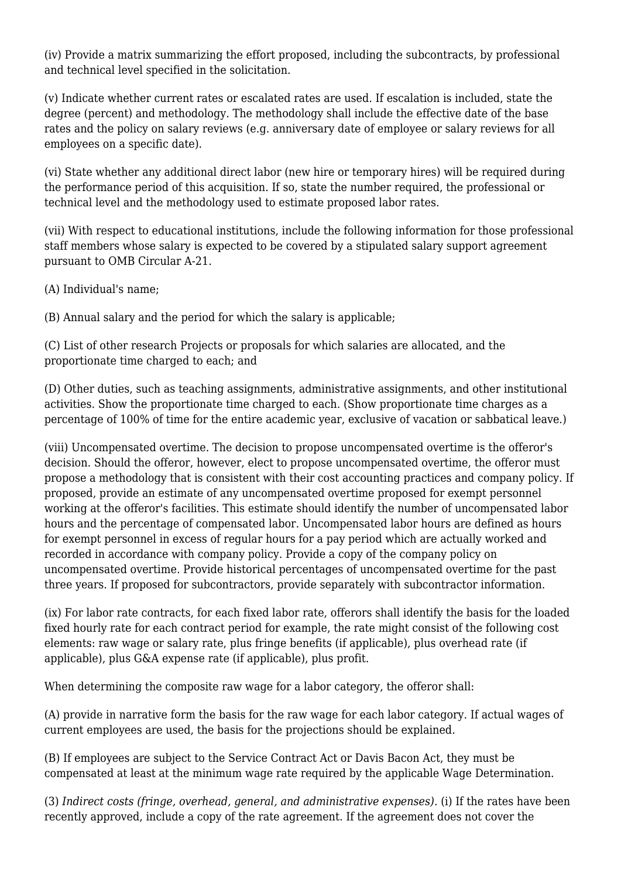(iv) Provide a matrix summarizing the effort proposed, including the subcontracts, by professional and technical level specified in the solicitation.

(v) Indicate whether current rates or escalated rates are used. If escalation is included, state the degree (percent) and methodology. The methodology shall include the effective date of the base rates and the policy on salary reviews (e.g. anniversary date of employee or salary reviews for all employees on a specific date).

(vi) State whether any additional direct labor (new hire or temporary hires) will be required during the performance period of this acquisition. If so, state the number required, the professional or technical level and the methodology used to estimate proposed labor rates.

(vii) With respect to educational institutions, include the following information for those professional staff members whose salary is expected to be covered by a stipulated salary support agreement pursuant to OMB Circular A-21.

(A) Individual's name;

(B) Annual salary and the period for which the salary is applicable;

(C) List of other research Projects or proposals for which salaries are allocated, and the proportionate time charged to each; and

(D) Other duties, such as teaching assignments, administrative assignments, and other institutional activities. Show the proportionate time charged to each. (Show proportionate time charges as a percentage of 100% of time for the entire academic year, exclusive of vacation or sabbatical leave.)

(viii) Uncompensated overtime. The decision to propose uncompensated overtime is the offeror's decision. Should the offeror, however, elect to propose uncompensated overtime, the offeror must propose a methodology that is consistent with their cost accounting practices and company policy. If proposed, provide an estimate of any uncompensated overtime proposed for exempt personnel working at the offeror's facilities. This estimate should identify the number of uncompensated labor hours and the percentage of compensated labor. Uncompensated labor hours are defined as hours for exempt personnel in excess of regular hours for a pay period which are actually worked and recorded in accordance with company policy. Provide a copy of the company policy on uncompensated overtime. Provide historical percentages of uncompensated overtime for the past three years. If proposed for subcontractors, provide separately with subcontractor information.

(ix) For labor rate contracts, for each fixed labor rate, offerors shall identify the basis for the loaded fixed hourly rate for each contract period for example, the rate might consist of the following cost elements: raw wage or salary rate, plus fringe benefits (if applicable), plus overhead rate (if applicable), plus G&A expense rate (if applicable), plus profit.

When determining the composite raw wage for a labor category, the offeror shall:

(A) provide in narrative form the basis for the raw wage for each labor category. If actual wages of current employees are used, the basis for the projections should be explained.

(B) If employees are subject to the Service Contract Act or Davis Bacon Act, they must be compensated at least at the minimum wage rate required by the applicable Wage Determination.

(3) *Indirect costs (fringe, overhead, general, and administrative expenses).* (i) If the rates have been recently approved, include a copy of the rate agreement. If the agreement does not cover the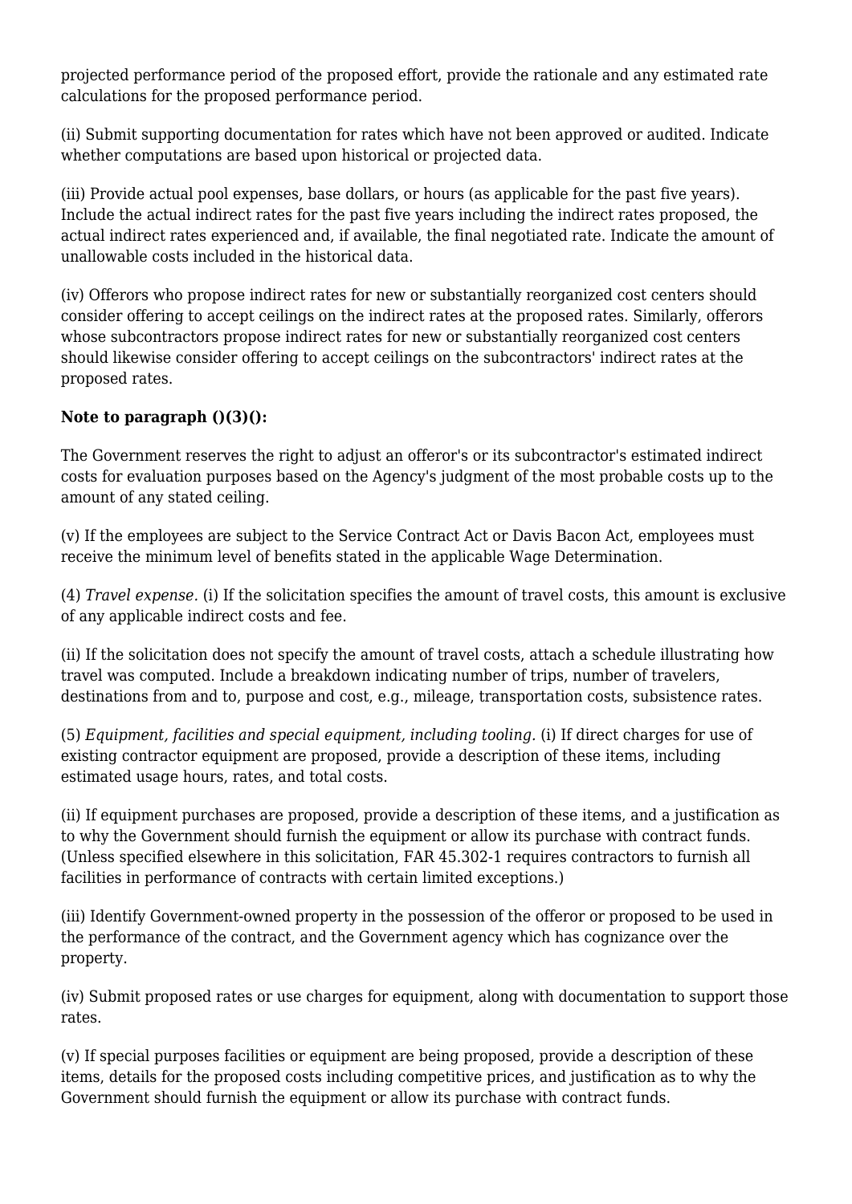projected performance period of the proposed effort, provide the rationale and any estimated rate calculations for the proposed performance period.

(ii) Submit supporting documentation for rates which have not been approved or audited. Indicate whether computations are based upon historical or projected data.

(iii) Provide actual pool expenses, base dollars, or hours (as applicable for the past five years). Include the actual indirect rates for the past five years including the indirect rates proposed, the actual indirect rates experienced and, if available, the final negotiated rate. Indicate the amount of unallowable costs included in the historical data.

(iv) Offerors who propose indirect rates for new or substantially reorganized cost centers should consider offering to accept ceilings on the indirect rates at the proposed rates. Similarly, offerors whose subcontractors propose indirect rates for new or substantially reorganized cost centers should likewise consider offering to accept ceilings on the subcontractors' indirect rates at the proposed rates.

**Note to paragraph ()(3)():**

The Government reserves the right to adjust an offeror's or its subcontractor's estimated indirect costs for evaluation purposes based on the Agency's judgment of the most probable costs up to the amount of any stated ceiling.

(v) If the employees are subject to the Service Contract Act or Davis Bacon Act, employees must receive the minimum level of benefits stated in the applicable Wage Determination.

(4) *Travel expense.* (i) If the solicitation specifies the amount of travel costs, this amount is exclusive of any applicable indirect costs and fee.

(ii) If the solicitation does not specify the amount of travel costs, attach a schedule illustrating how travel was computed. Include a breakdown indicating number of trips, number of travelers, destinations from and to, purpose and cost, e.g., mileage, transportation costs, subsistence rates.

(5) *Equipment, facilities and special equipment, including tooling.* (i) If direct charges for use of existing contractor equipment are proposed, provide a description of these items, including estimated usage hours, rates, and total costs.

(ii) If equipment purchases are proposed, provide a description of these items, and a justification as to why the Government should furnish the equipment or allow its purchase with contract funds. (Unless specified elsewhere in this solicitation, FAR 45.302-1 requires contractors to furnish all facilities in performance of contracts with certain limited exceptions.)

(iii) Identify Government-owned property in the possession of the offeror or proposed to be used in the performance of the contract, and the Government agency which has cognizance over the property.

(iv) Submit proposed rates or use charges for equipment, along with documentation to support those rates.

(v) If special purposes facilities or equipment are being proposed, provide a description of these items, details for the proposed costs including competitive prices, and justification as to why the Government should furnish the equipment or allow its purchase with contract funds.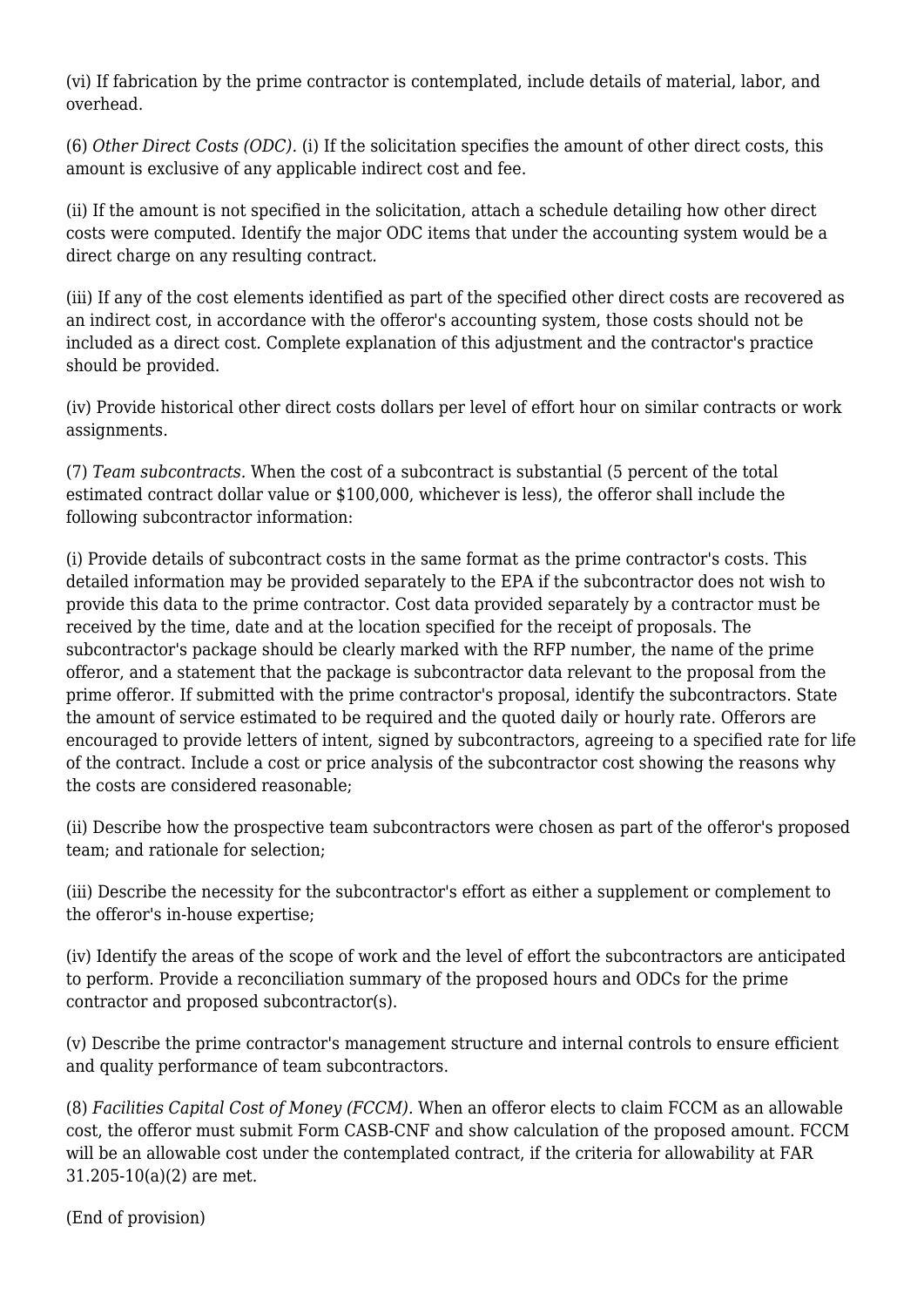(vi) If fabrication by the prime contractor is contemplated, include details of material, labor, and overhead.

(6) *Other Direct Costs (ODC).* (i) If the solicitation specifies the amount of other direct costs, this amount is exclusive of any applicable indirect cost and fee.

(ii) If the amount is not specified in the solicitation, attach a schedule detailing how other direct costs were computed. Identify the major ODC items that under the accounting system would be a direct charge on any resulting contract.

(iii) If any of the cost elements identified as part of the specified other direct costs are recovered as an indirect cost, in accordance with the offeror's accounting system, those costs should not be included as a direct cost. Complete explanation of this adjustment and the contractor's practice should be provided.

(iv) Provide historical other direct costs dollars per level of effort hour on similar contracts or work assignments.

(7) *Team subcontracts.* When the cost of a subcontract is substantial (5 percent of the total estimated contract dollar value or $100,000, whichever is less), the offeror shall include the following subcontractor information:

(i) Provide details of subcontract costs in the same format as the prime contractor's costs. This detailed information may be provided separately to the EPA if the subcontractor does not wish to provide this data to the prime contractor. Cost data provided separately by a contractor must be received by the time, date and at the location specified for the receipt of proposals. The subcontractor's package should be clearly marked with the RFP number, the name of the prime offeror, and a statement that the package is subcontractor data relevant to the proposal from the prime offeror. If submitted with the prime contractor's proposal, identify the subcontractors. State the amount of service estimated to be required and the quoted daily or hourly rate. Offerors are encouraged to provide letters of intent, signed by subcontractors, agreeing to a specified rate for life of the contract. Include a cost or price analysis of the subcontractor cost showing the reasons why the costs are considered reasonable;

(ii) Describe how the prospective team subcontractors were chosen as part of the offeror's proposed team; and rationale for selection;

(iii) Describe the necessity for the subcontractor's effort as either a supplement or complement to the offeror's in-house expertise;

(iv) Identify the areas of the scope of work and the level of effort the subcontractors are anticipated to perform. Provide a reconciliation summary of the proposed hours and ODCs for the prime contractor and proposed subcontractor(s).

(v) Describe the prime contractor's management structure and internal controls to ensure efficient and quality performance of team subcontractors.

(8) *Facilities Capital Cost of Money (FCCM).* When an offeror elects to claim FCCM as an allowable cost, the offeror must submit Form CASB-CNF and show calculation of the proposed amount. FCCM will be an allowable cost under the contemplated contract, if the criteria for allowability at FAR 31.205-10(a)(2) are met.

(End of provision)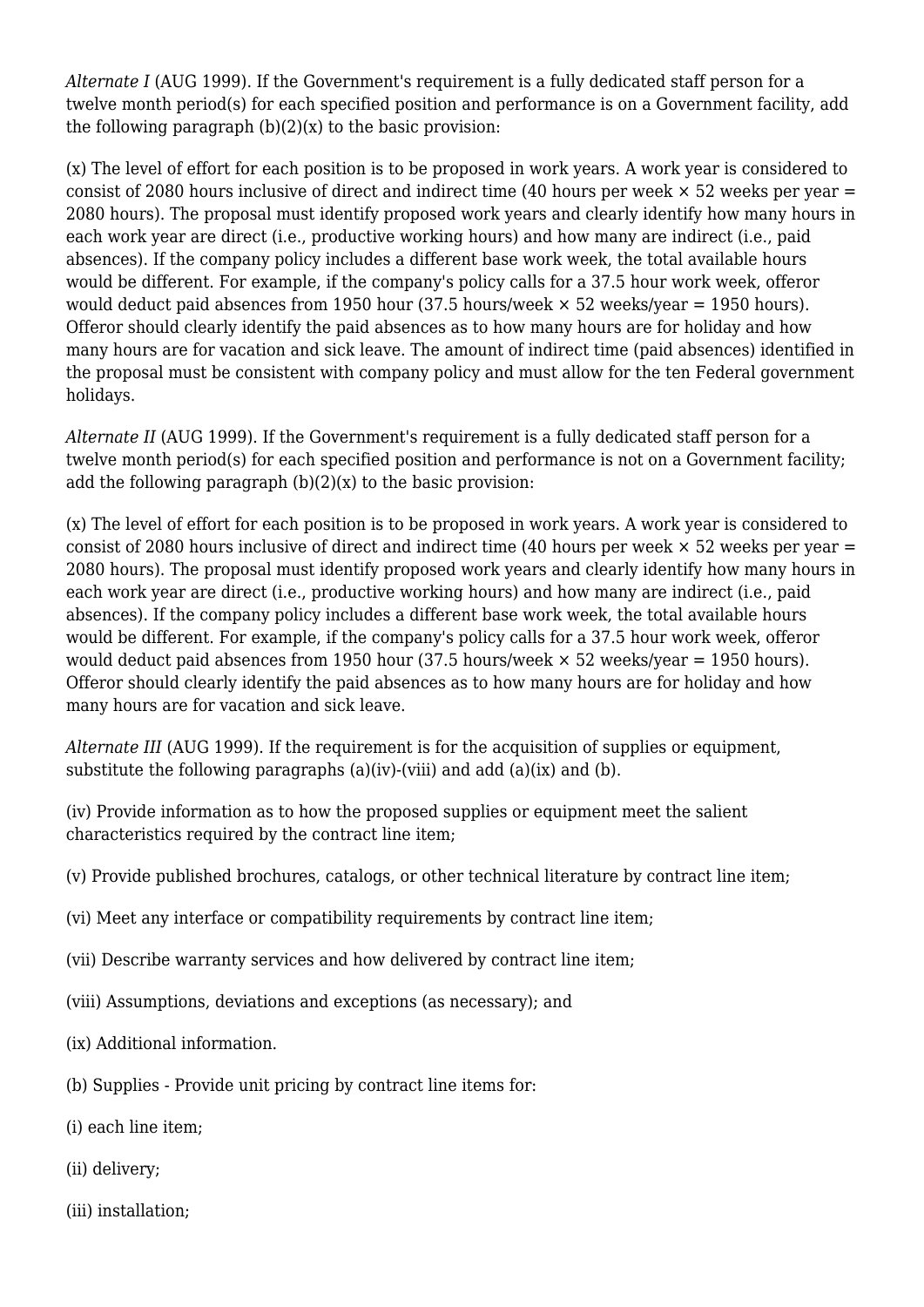*Alternate I* (AUG 1999). If the Government's requirement is a fully dedicated staff person for a twelve month period(s) for each specified position and performance is on a Government facility, add the following paragraph (b)(2)(x) to the basic provision:

(x) The level of effort for each position is to be proposed in work years. A work year is considered to consist of 2080 hours inclusive of direct and indirect time (40 hours per week × 52 weeks per year = 2080 hours). The proposal must identify proposed work years and clearly identify how many hours in each work year are direct (i.e., productive working hours) and how many are indirect (i.e., paid absences). If the company policy includes a different base work week, the total available hours would be different. For example, if the company's policy calls for a 37.5 hour work week, offeror would deduct paid absences from 1950 hour (37.5 hours/week × 52 weeks/year = 1950 hours). Offeror should clearly identify the paid absences as to how many hours are for holiday and how many hours are for vacation and sick leave. The amount of indirect time (paid absences) identified in the proposal must be consistent with company policy and must allow for the ten Federal government holidays.

*Alternate II* (AUG 1999). If the Government's requirement is a fully dedicated staff person for a twelve month period(s) for each specified position and performance is not on a Government facility; add the following paragraph (b)(2)(x) to the basic provision:

(x) The level of effort for each position is to be proposed in work years. A work year is considered to consist of 2080 hours inclusive of direct and indirect time (40 hours per week × 52 weeks per year = 2080 hours). The proposal must identify proposed work years and clearly identify how many hours in each work year are direct (i.e., productive working hours) and how many are indirect (i.e., paid absences). If the company policy includes a different base work week, the total available hours would be different. For example, if the company's policy calls for a 37.5 hour work week, offeror would deduct paid absences from 1950 hour (37.5 hours/week × 52 weeks/year = 1950 hours). Offeror should clearly identify the paid absences as to how many hours are for holiday and how many hours are for vacation and sick leave.

*Alternate III* (AUG 1999). If the requirement is for the acquisition of supplies or equipment, substitute the following paragraphs (a)(iv)-(viii) and add (a)(ix) and (b).

(iv) Provide information as to how the proposed supplies or equipment meet the salient characteristics required by the contract line item;

(v) Provide published brochures, catalogs, or other technical literature by contract line item;

(vi) Meet any interface or compatibility requirements by contract line item;

(vii) Describe warranty services and how delivered by contract line item;

(viii) Assumptions, deviations and exceptions (as necessary); and

(ix) Additional information.

(b) Supplies - Provide unit pricing by contract line items for:

(i) each line item;

(ii) delivery;

(iii) installation;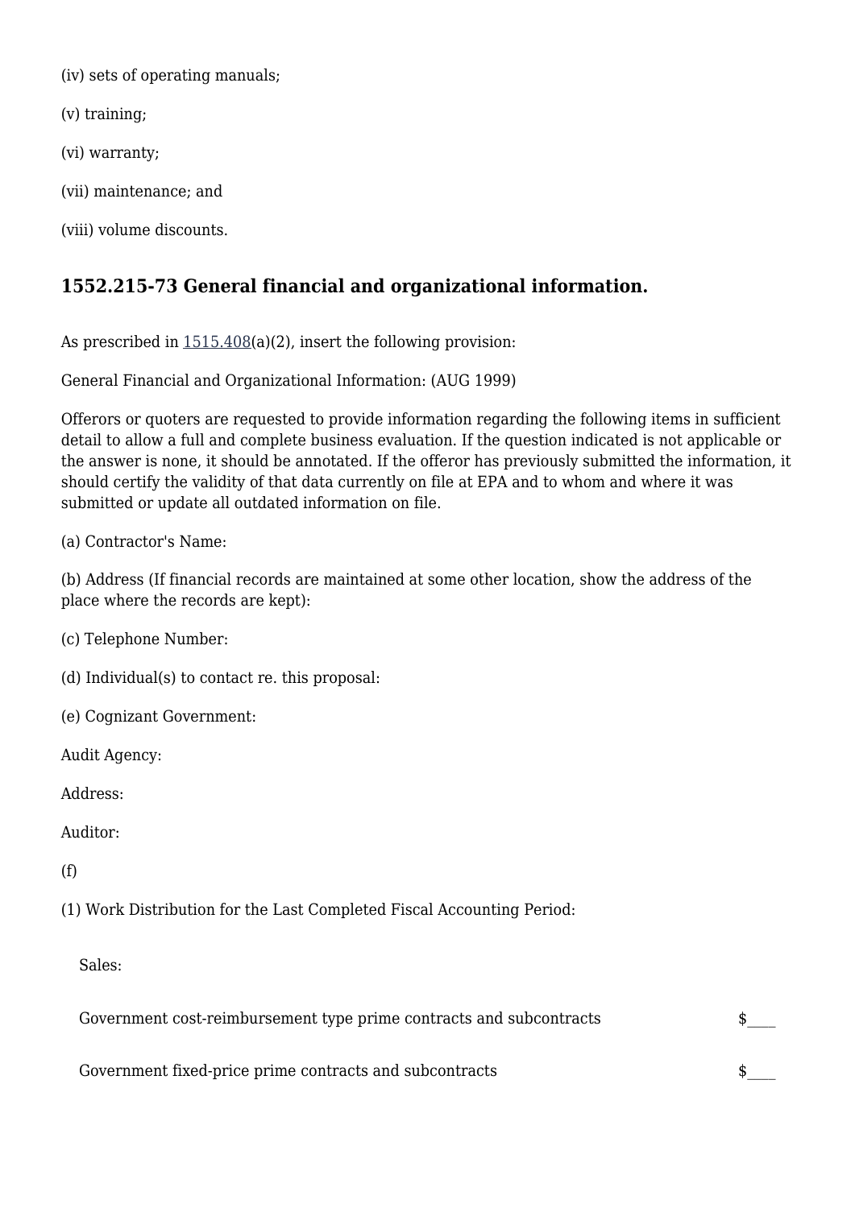(iv) sets of operating manuals;

(v) training;

(vi) warranty;

(vii) maintenance; and

(viii) volume discounts.

### 1552.215-73 General financial and organizational information.

As prescribed in 1515.408(a)(2), insert the following provision:

General Financial and Organizational Information: (AUG 1999)

Offerors or quoters are requested to provide information regarding the following items in sufficient detail to allow a full and complete business evaluation. If the question indicated is not applicable or the answer is none, it should be annotated. If the offeror has previously submitted the information, it should certify the validity of that data currently on file at EPA and to whom and where it was submitted or update all outdated information on file.

(a) Contractor's Name:

(b) Address (If financial records are maintained at some other location, show the address of the place where the records are kept):

(c) Telephone Number:

(d) Individual(s) to contact re. this proposal:

(e) Cognizant Government:

Audit Agency:

Address:

Auditor:

(f)

(1) Work Distribution for the Last Completed Fiscal Accounting Period:

| Sales: | |
|---|---|
| Government cost-reimbursement type prime contracts and subcontracts | $____ |
| Government fixed-price prime contracts and subcontracts | $____ |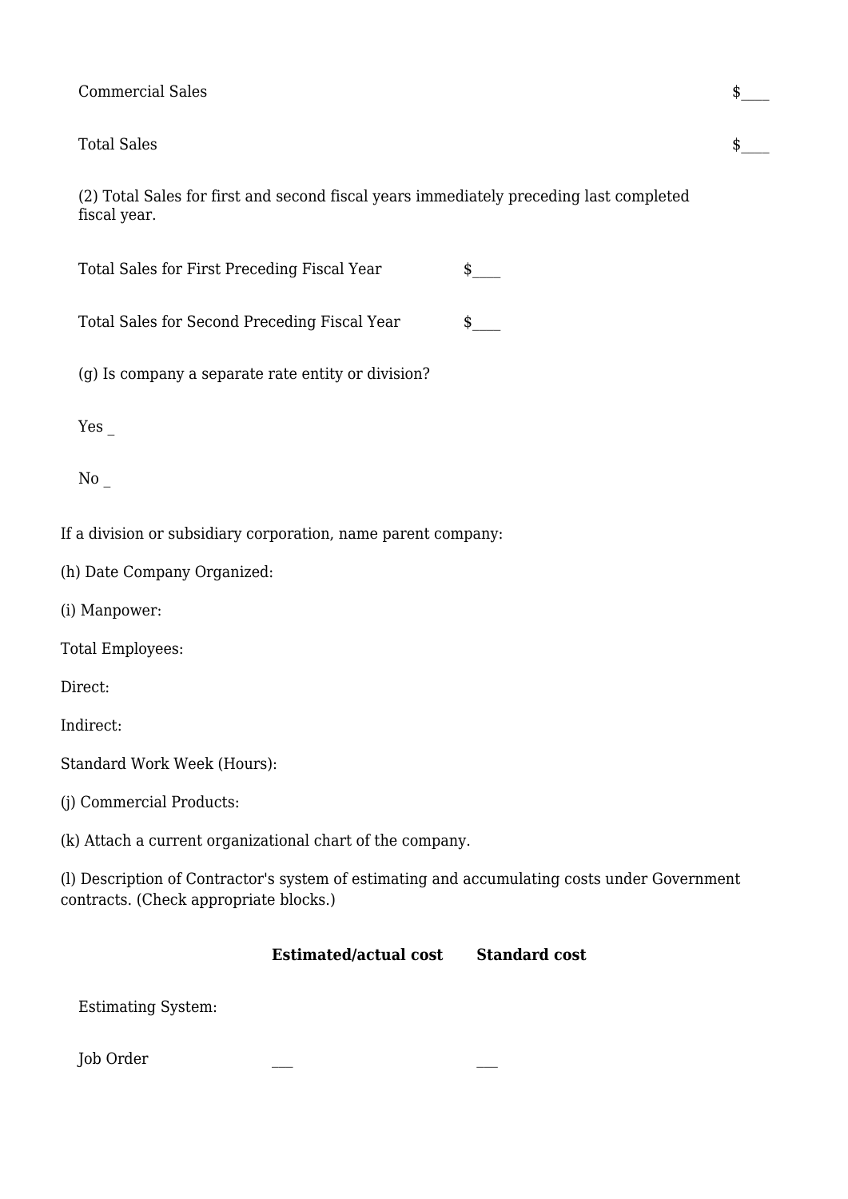Commercial Sales $____

Total Sales $____

(2) Total Sales for first and second fiscal years immediately preceding last completed fiscal year.

Total Sales for First Preceding Fiscal Year $____

Total Sales for Second Preceding Fiscal Year $____

(g) Is company a separate rate entity or division?

Yes _

No _

If a division or subsidiary corporation, name parent company:

(h) Date Company Organized:

(i) Manpower:

Total Employees:

Direct:

Indirect:

Standard Work Week (Hours):

(j) Commercial Products:

(k) Attach a current organizational chart of the company.

(l) Description of Contractor's system of estimating and accumulating costs under Government contracts. (Check appropriate blocks.)

| | **Estimated/actual cost** | **Standard cost** |
|---|---|---|
| Estimating System: | | |
| Job Order | ___ | ___ |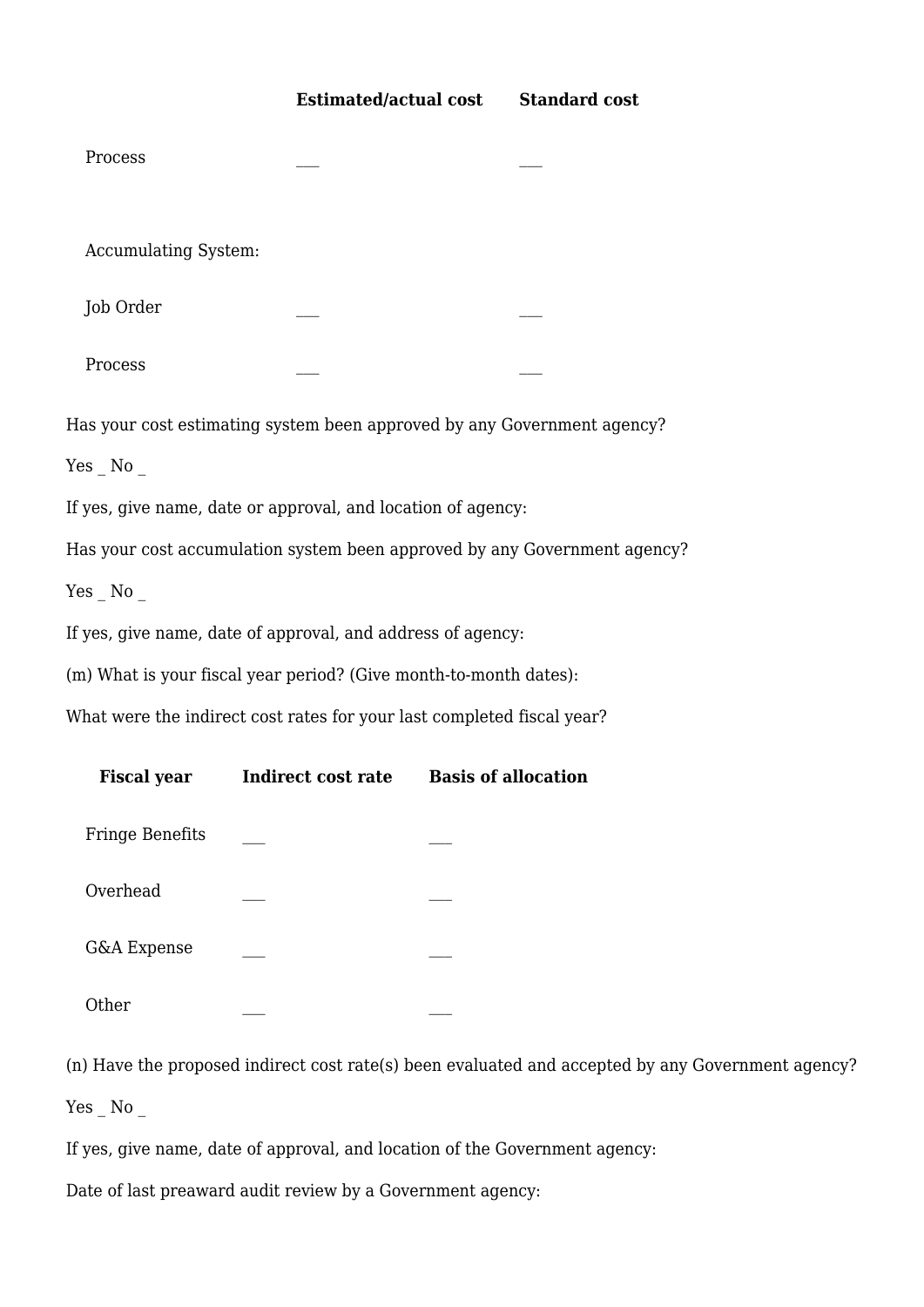| | Estimated/actual cost | Standard cost |
| --- | --- | --- |
| Process | ___ | ___ |
| Accumulating System: | | |
| Job Order | ___ | ___ |
| Process | ___ | ___ |

Has your cost estimating system been approved by any Government agency?

Yes _ No _

If yes, give name, date or approval, and location of agency:

Has your cost accumulation system been approved by any Government agency?

Yes _ No _

If yes, give name, date of approval, and address of agency:

(m) What is your fiscal year period? (Give month-to-month dates):

What were the indirect cost rates for your last completed fiscal year?

| Fiscal year | Indirect cost rate | Basis of allocation |
| --- | --- | --- |
| Fringe Benefits | ___ | ___ |
| Overhead | ___ | ___ |
| G&A Expense | ___ | ___ |
| Other | ___ | ___ |

(n) Have the proposed indirect cost rate(s) been evaluated and accepted by any Government agency?

Yes _ No _

If yes, give name, date of approval, and location of the Government agency:

Date of last preaward audit review by a Government agency: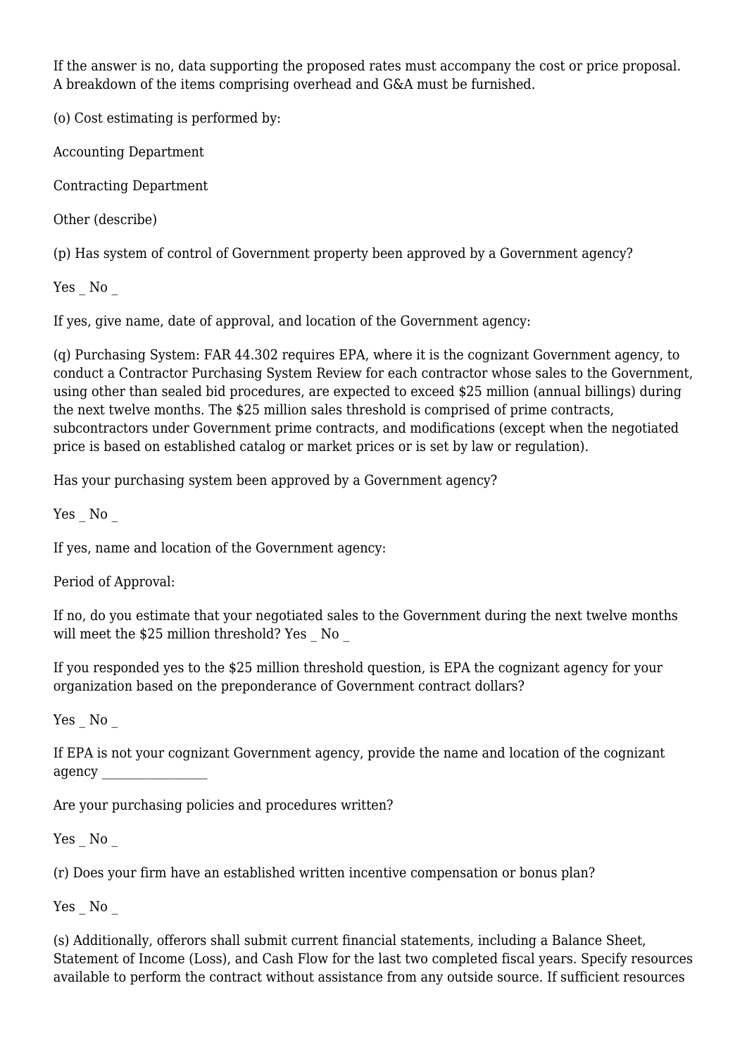If the answer is no, data supporting the proposed rates must accompany the cost or price proposal. A breakdown of the items comprising overhead and G&A must be furnished.

(o) Cost estimating is performed by:

Accounting Department

Contracting Department

Other (describe)

(p) Has system of control of Government property been approved by a Government agency?

Yes _ No _

If yes, give name, date of approval, and location of the Government agency:

(q) Purchasing System: FAR 44.302 requires EPA, where it is the cognizant Government agency, to conduct a Contractor Purchasing System Review for each contractor whose sales to the Government, using other than sealed bid procedures, are expected to exceed $25 million (annual billings) during the next twelve months. The $25 million sales threshold is comprised of prime contracts, subcontractors under Government prime contracts, and modifications (except when the negotiated price is based on established catalog or market prices or is set by law or regulation).

Has your purchasing system been approved by a Government agency?

Yes _ No _

If yes, name and location of the Government agency:

Period of Approval:

If no, do you estimate that your negotiated sales to the Government during the next twelve months will meet the $25 million threshold? Yes _ No _

If you responded yes to the $25 million threshold question, is EPA the cognizant agency for your organization based on the preponderance of Government contract dollars?

Yes _ No _

If EPA is not your cognizant Government agency, provide the name and location of the cognizant agency ________________

Are your purchasing policies and procedures written?

Yes _ No _

(r) Does your firm have an established written incentive compensation or bonus plan?

Yes _ No _

(s) Additionally, offerors shall submit current financial statements, including a Balance Sheet, Statement of Income (Loss), and Cash Flow for the last two completed fiscal years. Specify resources available to perform the contract without assistance from any outside source. If sufficient resources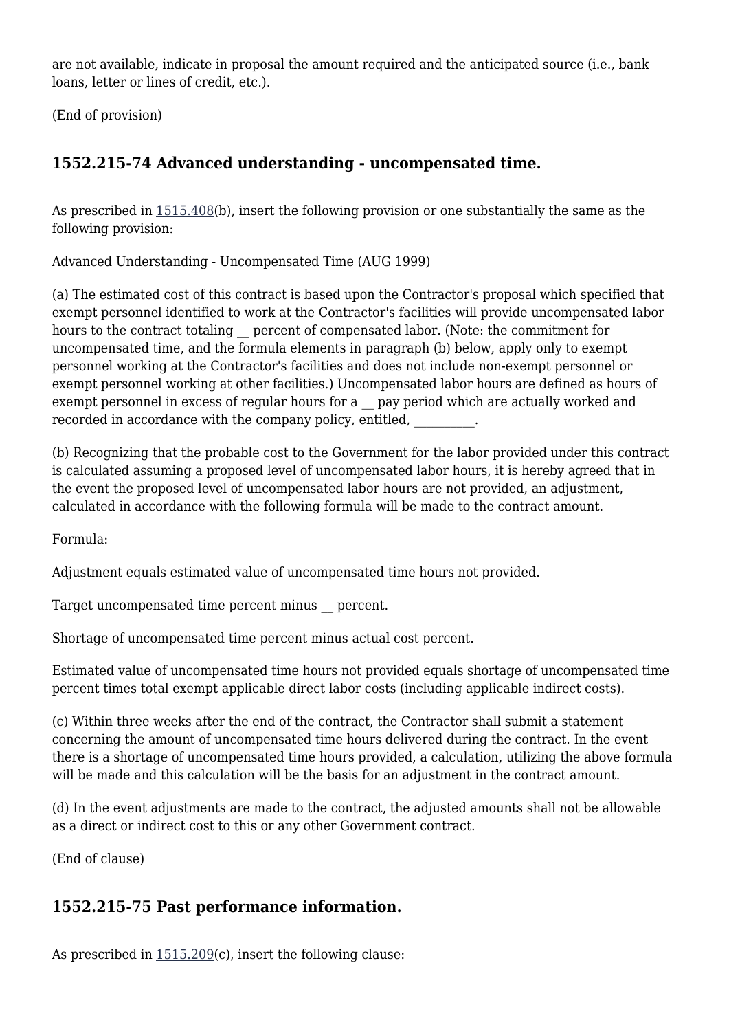are not available, indicate in proposal the amount required and the anticipated source (i.e., bank loans, letter or lines of credit, etc.).

(End of provision)

## 1552.215-74 Advanced understanding - uncompensated time.

As prescribed in 1515.408(b), insert the following provision or one substantially the same as the following provision:

Advanced Understanding - Uncompensated Time (AUG 1999)

(a) The estimated cost of this contract is based upon the Contractor's proposal which specified that exempt personnel identified to work at the Contractor's facilities will provide uncompensated labor hours to the contract totaling __ percent of compensated labor. (Note: the commitment for uncompensated time, and the formula elements in paragraph (b) below, apply only to exempt personnel working at the Contractor's facilities and does not include non-exempt personnel or exempt personnel working at other facilities.) Uncompensated labor hours are defined as hours of exempt personnel in excess of regular hours for a __ pay period which are actually worked and recorded in accordance with the company policy, entitled, __________.

(b) Recognizing that the probable cost to the Government for the labor provided under this contract is calculated assuming a proposed level of uncompensated labor hours, it is hereby agreed that in the event the proposed level of uncompensated labor hours are not provided, an adjustment, calculated in accordance with the following formula will be made to the contract amount.

Formula:

Adjustment equals estimated value of uncompensated time hours not provided.

Target uncompensated time percent minus __ percent.

Shortage of uncompensated time percent minus actual cost percent.

Estimated value of uncompensated time hours not provided equals shortage of uncompensated time percent times total exempt applicable direct labor costs (including applicable indirect costs).

(c) Within three weeks after the end of the contract, the Contractor shall submit a statement concerning the amount of uncompensated time hours delivered during the contract. In the event there is a shortage of uncompensated time hours provided, a calculation, utilizing the above formula will be made and this calculation will be the basis for an adjustment in the contract amount.

(d) In the event adjustments are made to the contract, the adjusted amounts shall not be allowable as a direct or indirect cost to this or any other Government contract.

(End of clause)

## 1552.215-75 Past performance information.

As prescribed in 1515.209(c), insert the following clause: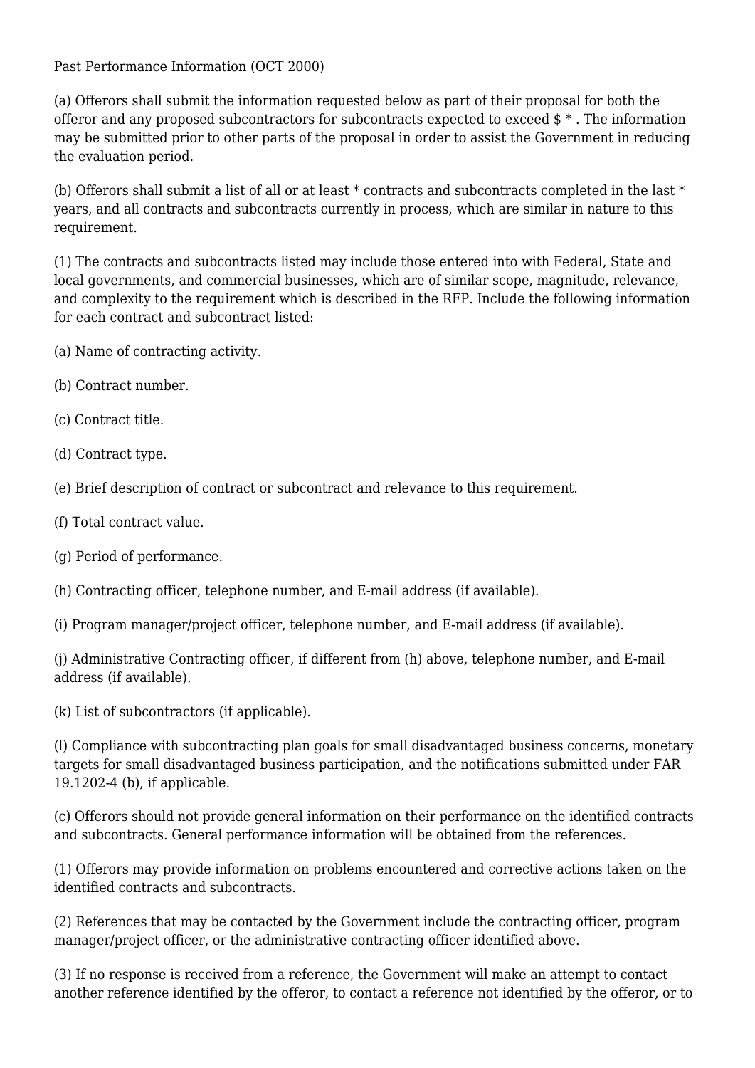Past Performance Information (OCT 2000)

(a) Offerors shall submit the information requested below as part of their proposal for both the offeror and any proposed subcontractors for subcontracts expected to exceed $ * . The information may be submitted prior to other parts of the proposal in order to assist the Government in reducing the evaluation period.

(b) Offerors shall submit a list of all or at least * contracts and subcontracts completed in the last * years, and all contracts and subcontracts currently in process, which are similar in nature to this requirement.

(1) The contracts and subcontracts listed may include those entered into with Federal, State and local governments, and commercial businesses, which are of similar scope, magnitude, relevance, and complexity to the requirement which is described in the RFP. Include the following information for each contract and subcontract listed:

(a) Name of contracting activity.

(b) Contract number.

(c) Contract title.

(d) Contract type.

(e) Brief description of contract or subcontract and relevance to this requirement.

(f) Total contract value.

(g) Period of performance.

(h) Contracting officer, telephone number, and E-mail address (if available).

(i) Program manager/project officer, telephone number, and E-mail address (if available).

(j) Administrative Contracting officer, if different from (h) above, telephone number, and E-mail address (if available).

(k) List of subcontractors (if applicable).

(l) Compliance with subcontracting plan goals for small disadvantaged business concerns, monetary targets for small disadvantaged business participation, and the notifications submitted under FAR 19.1202-4 (b), if applicable.

(c) Offerors should not provide general information on their performance on the identified contracts and subcontracts. General performance information will be obtained from the references.

(1) Offerors may provide information on problems encountered and corrective actions taken on the identified contracts and subcontracts.

(2) References that may be contacted by the Government include the contracting officer, program manager/project officer, or the administrative contracting officer identified above.

(3) If no response is received from a reference, the Government will make an attempt to contact another reference identified by the offeror, to contact a reference not identified by the offeror, or to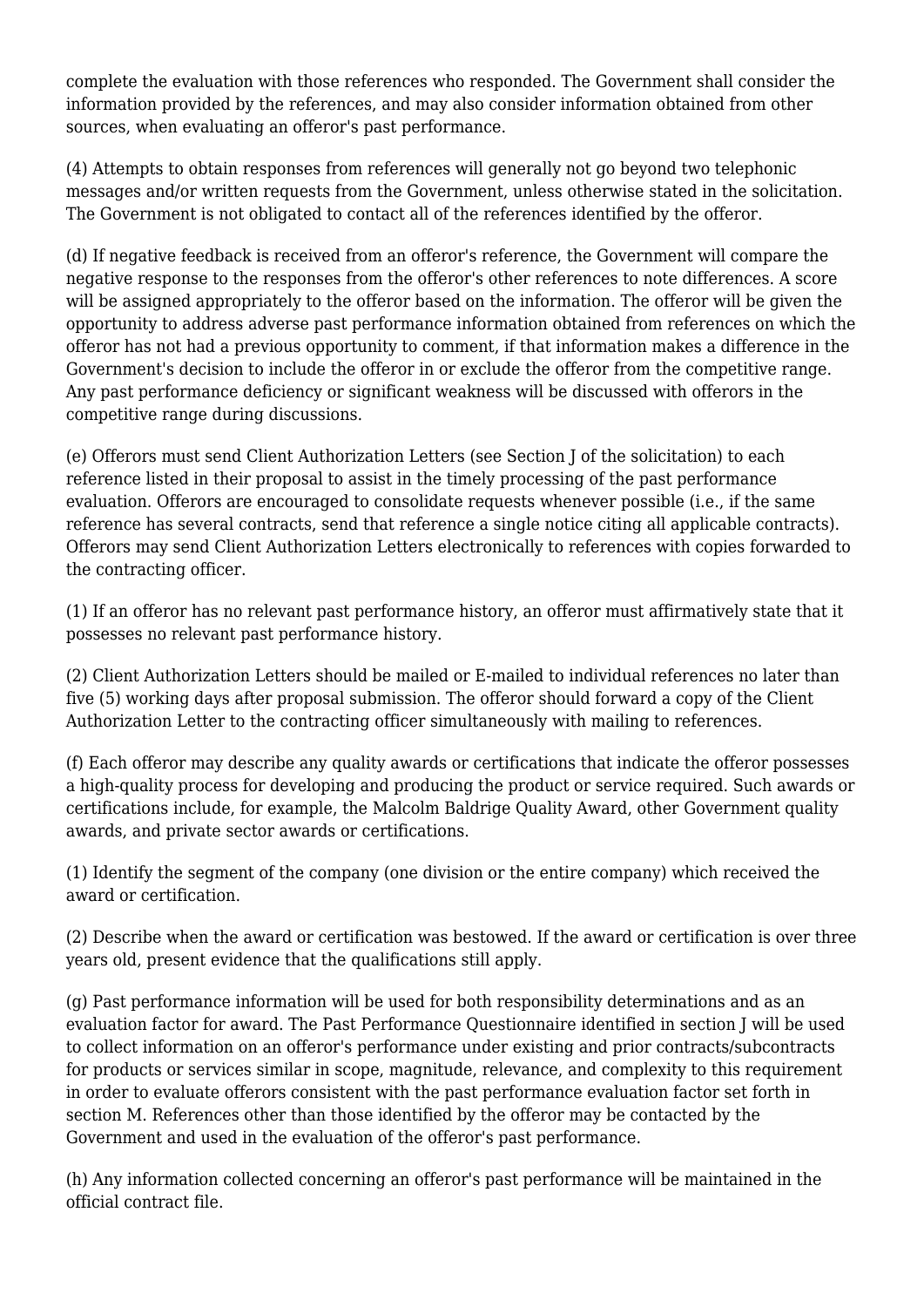complete the evaluation with those references who responded. The Government shall consider the information provided by the references, and may also consider information obtained from other sources, when evaluating an offeror's past performance.

(4) Attempts to obtain responses from references will generally not go beyond two telephonic messages and/or written requests from the Government, unless otherwise stated in the solicitation. The Government is not obligated to contact all of the references identified by the offeror.

(d) If negative feedback is received from an offeror's reference, the Government will compare the negative response to the responses from the offeror's other references to note differences. A score will be assigned appropriately to the offeror based on the information. The offeror will be given the opportunity to address adverse past performance information obtained from references on which the offeror has not had a previous opportunity to comment, if that information makes a difference in the Government's decision to include the offeror in or exclude the offeror from the competitive range. Any past performance deficiency or significant weakness will be discussed with offerors in the competitive range during discussions.

(e) Offerors must send Client Authorization Letters (see Section J of the solicitation) to each reference listed in their proposal to assist in the timely processing of the past performance evaluation. Offerors are encouraged to consolidate requests whenever possible (i.e., if the same reference has several contracts, send that reference a single notice citing all applicable contracts). Offerors may send Client Authorization Letters electronically to references with copies forwarded to the contracting officer.

(1) If an offeror has no relevant past performance history, an offeror must affirmatively state that it possesses no relevant past performance history.

(2) Client Authorization Letters should be mailed or E-mailed to individual references no later than five (5) working days after proposal submission. The offeror should forward a copy of the Client Authorization Letter to the contracting officer simultaneously with mailing to references.

(f) Each offeror may describe any quality awards or certifications that indicate the offeror possesses a high-quality process for developing and producing the product or service required. Such awards or certifications include, for example, the Malcolm Baldrige Quality Award, other Government quality awards, and private sector awards or certifications.

(1) Identify the segment of the company (one division or the entire company) which received the award or certification.

(2) Describe when the award or certification was bestowed. If the award or certification is over three years old, present evidence that the qualifications still apply.

(g) Past performance information will be used for both responsibility determinations and as an evaluation factor for award. The Past Performance Questionnaire identified in section J will be used to collect information on an offeror's performance under existing and prior contracts/subcontracts for products or services similar in scope, magnitude, relevance, and complexity to this requirement in order to evaluate offerors consistent with the past performance evaluation factor set forth in section M. References other than those identified by the offeror may be contacted by the Government and used in the evaluation of the offeror's past performance.

(h) Any information collected concerning an offeror's past performance will be maintained in the official contract file.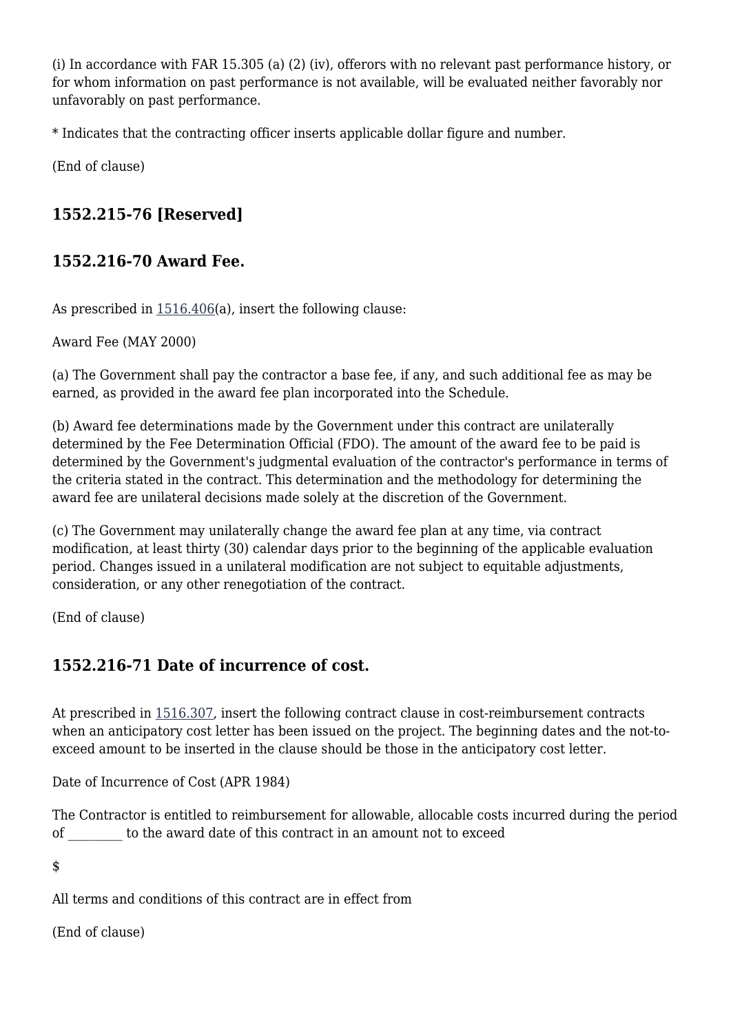(i) In accordance with FAR 15.305 (a) (2) (iv), offerors with no relevant past performance history, or for whom information on past performance is not available, will be evaluated neither favorably nor unfavorably on past performance.

* Indicates that the contracting officer inserts applicable dollar figure and number.

(End of clause)

### 1552.215-76 [Reserved]

### 1552.216-70 Award Fee.

As prescribed in 1516.406(a), insert the following clause:

Award Fee (MAY 2000)

(a) The Government shall pay the contractor a base fee, if any, and such additional fee as may be earned, as provided in the award fee plan incorporated into the Schedule.

(b) Award fee determinations made by the Government under this contract are unilaterally determined by the Fee Determination Official (FDO). The amount of the award fee to be paid is determined by the Government's judgmental evaluation of the contractor's performance in terms of the criteria stated in the contract. This determination and the methodology for determining the award fee are unilateral decisions made solely at the discretion of the Government.

(c) The Government may unilaterally change the award fee plan at any time, via contract modification, at least thirty (30) calendar days prior to the beginning of the applicable evaluation period. Changes issued in a unilateral modification are not subject to equitable adjustments, consideration, or any other renegotiation of the contract.

(End of clause)

### 1552.216-71 Date of incurrence of cost.

At prescribed in 1516.307, insert the following contract clause in cost-reimbursement contracts when an anticipatory cost letter has been issued on the project. The beginning dates and the not-to-exceed amount to be inserted in the clause should be those in the anticipatory cost letter.

Date of Incurrence of Cost (APR 1984)

The Contractor is entitled to reimbursement for allowable, allocable costs incurred during the period of _________ to the award date of this contract in an amount not to exceed

$

All terms and conditions of this contract are in effect from

(End of clause)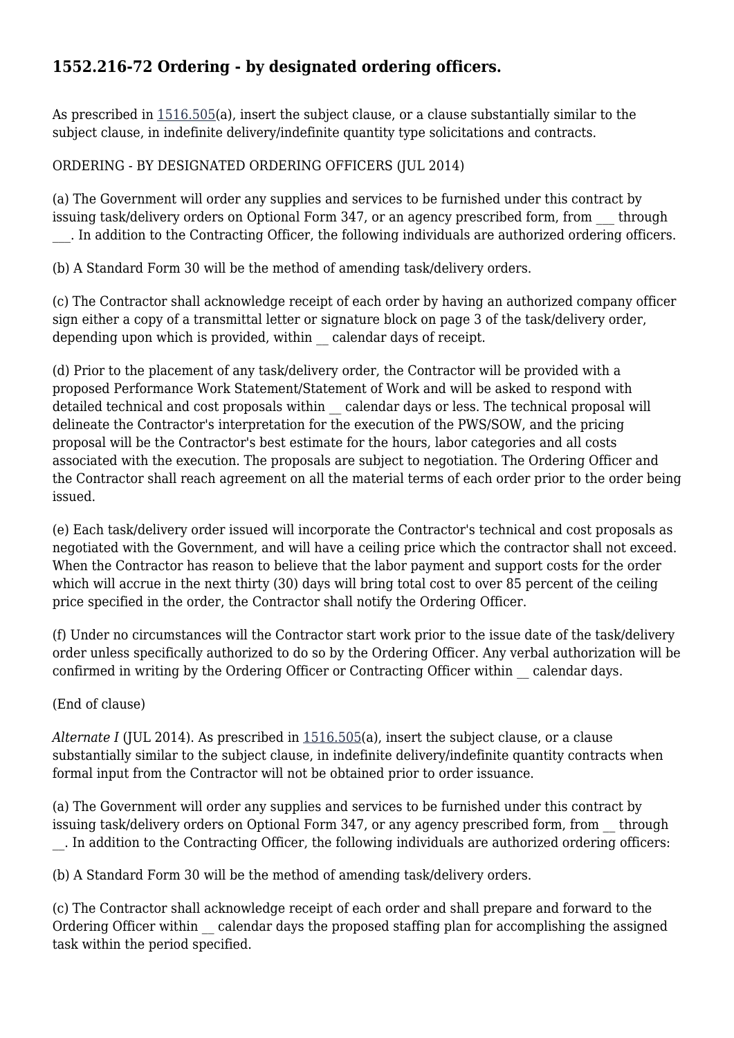## 1552.216-72 Ordering - by designated ordering officers.

As prescribed in 1516.505(a), insert the subject clause, or a clause substantially similar to the subject clause, in indefinite delivery/indefinite quantity type solicitations and contracts.

ORDERING - BY DESIGNATED ORDERING OFFICERS (JUL 2014)

(a) The Government will order any supplies and services to be furnished under this contract by issuing task/delivery orders on Optional Form 347, or an agency prescribed form, from ___ through ___. In addition to the Contracting Officer, the following individuals are authorized ordering officers.

(b) A Standard Form 30 will be the method of amending task/delivery orders.

(c) The Contractor shall acknowledge receipt of each order by having an authorized company officer sign either a copy of a transmittal letter or signature block on page 3 of the task/delivery order, depending upon which is provided, within __ calendar days of receipt.

(d) Prior to the placement of any task/delivery order, the Contractor will be provided with a proposed Performance Work Statement/Statement of Work and will be asked to respond with detailed technical and cost proposals within __ calendar days or less. The technical proposal will delineate the Contractor's interpretation for the execution of the PWS/SOW, and the pricing proposal will be the Contractor's best estimate for the hours, labor categories and all costs associated with the execution. The proposals are subject to negotiation. The Ordering Officer and the Contractor shall reach agreement on all the material terms of each order prior to the order being issued.

(e) Each task/delivery order issued will incorporate the Contractor's technical and cost proposals as negotiated with the Government, and will have a ceiling price which the contractor shall not exceed. When the Contractor has reason to believe that the labor payment and support costs for the order which will accrue in the next thirty (30) days will bring total cost to over 85 percent of the ceiling price specified in the order, the Contractor shall notify the Ordering Officer.

(f) Under no circumstances will the Contractor start work prior to the issue date of the task/delivery order unless specifically authorized to do so by the Ordering Officer. Any verbal authorization will be confirmed in writing by the Ordering Officer or Contracting Officer within __ calendar days.

(End of clause)

*Alternate I* (JUL 2014). As prescribed in 1516.505(a), insert the subject clause, or a clause substantially similar to the subject clause, in indefinite delivery/indefinite quantity contracts when formal input from the Contractor will not be obtained prior to order issuance.

(a) The Government will order any supplies and services to be furnished under this contract by issuing task/delivery orders on Optional Form 347, or any agency prescribed form, from __ through __. In addition to the Contracting Officer, the following individuals are authorized ordering officers:

(b) A Standard Form 30 will be the method of amending task/delivery orders.

(c) The Contractor shall acknowledge receipt of each order and shall prepare and forward to the Ordering Officer within __ calendar days the proposed staffing plan for accomplishing the assigned task within the period specified.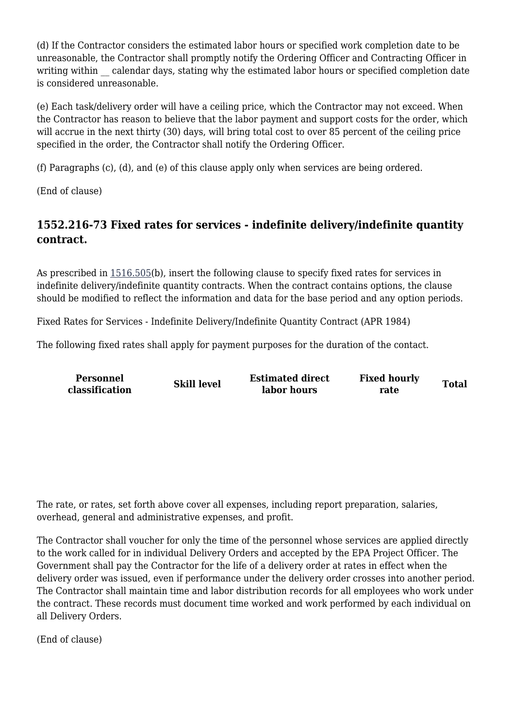(d) If the Contractor considers the estimated labor hours or specified work completion date to be unreasonable, the Contractor shall promptly notify the Ordering Officer and Contracting Officer in writing within __ calendar days, stating why the estimated labor hours or specified completion date is considered unreasonable.

(e) Each task/delivery order will have a ceiling price, which the Contractor may not exceed. When the Contractor has reason to believe that the labor payment and support costs for the order, which will accrue in the next thirty (30) days, will bring total cost to over 85 percent of the ceiling price specified in the order, the Contractor shall notify the Ordering Officer.

(f) Paragraphs (c), (d), and (e) of this clause apply only when services are being ordered.

(End of clause)

### 1552.216-73 Fixed rates for services - indefinite delivery/indefinite quantity contract.

As prescribed in 1516.505(b), insert the following clause to specify fixed rates for services in indefinite delivery/indefinite quantity contracts. When the contract contains options, the clause should be modified to reflect the information and data for the base period and any option periods.

Fixed Rates for Services - Indefinite Delivery/Indefinite Quantity Contract (APR 1984)

The following fixed rates shall apply for payment purposes for the duration of the contact.

| Personnel classification | Skill level | Estimated direct labor hours | Fixed hourly rate | Total |
|---|---|---|---|---|
| | | | | |

The rate, or rates, set forth above cover all expenses, including report preparation, salaries, overhead, general and administrative expenses, and profit.

The Contractor shall voucher for only the time of the personnel whose services are applied directly to the work called for in individual Delivery Orders and accepted by the EPA Project Officer. The Government shall pay the Contractor for the life of a delivery order at rates in effect when the delivery order was issued, even if performance under the delivery order crosses into another period. The Contractor shall maintain time and labor distribution records for all employees who work under the contract. These records must document time worked and work performed by each individual on all Delivery Orders.

(End of clause)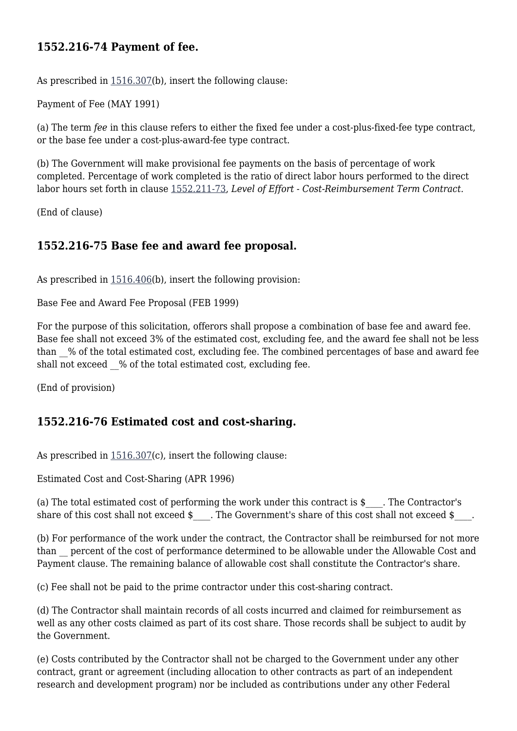### 1552.216-74 Payment of fee.

As prescribed in 1516.307(b), insert the following clause:

Payment of Fee (MAY 1991)

(a) The term *fee* in this clause refers to either the fixed fee under a cost-plus-fixed-fee type contract, or the base fee under a cost-plus-award-fee type contract.

(b) The Government will make provisional fee payments on the basis of percentage of work completed. Percentage of work completed is the ratio of direct labor hours performed to the direct labor hours set forth in clause 1552.211-73, *Level of Effort - Cost-Reimbursement Term Contract.*

(End of clause)

### 1552.216-75 Base fee and award fee proposal.

As prescribed in 1516.406(b), insert the following provision:

Base Fee and Award Fee Proposal (FEB 1999)

For the purpose of this solicitation, offerors shall propose a combination of base fee and award fee. Base fee shall not exceed 3% of the estimated cost, excluding fee, and the award fee shall not be less than __% of the total estimated cost, excluding fee. The combined percentages of base and award fee shall not exceed __% of the total estimated cost, excluding fee.

(End of provision)

### 1552.216-76 Estimated cost and cost-sharing.

As prescribed in 1516.307(c), insert the following clause:

Estimated Cost and Cost-Sharing (APR 1996)

(a) The total estimated cost of performing the work under this contract is $____. The Contractor's share of this cost shall not exceed $____. The Government's share of this cost shall not exceed $____.

(b) For performance of the work under the contract, the Contractor shall be reimbursed for not more than __ percent of the cost of performance determined to be allowable under the Allowable Cost and Payment clause. The remaining balance of allowable cost shall constitute the Contractor's share.

(c) Fee shall not be paid to the prime contractor under this cost-sharing contract.

(d) The Contractor shall maintain records of all costs incurred and claimed for reimbursement as well as any other costs claimed as part of its cost share. Those records shall be subject to audit by the Government.

(e) Costs contributed by the Contractor shall not be charged to the Government under any other contract, grant or agreement (including allocation to other contracts as part of an independent research and development program) nor be included as contributions under any other Federal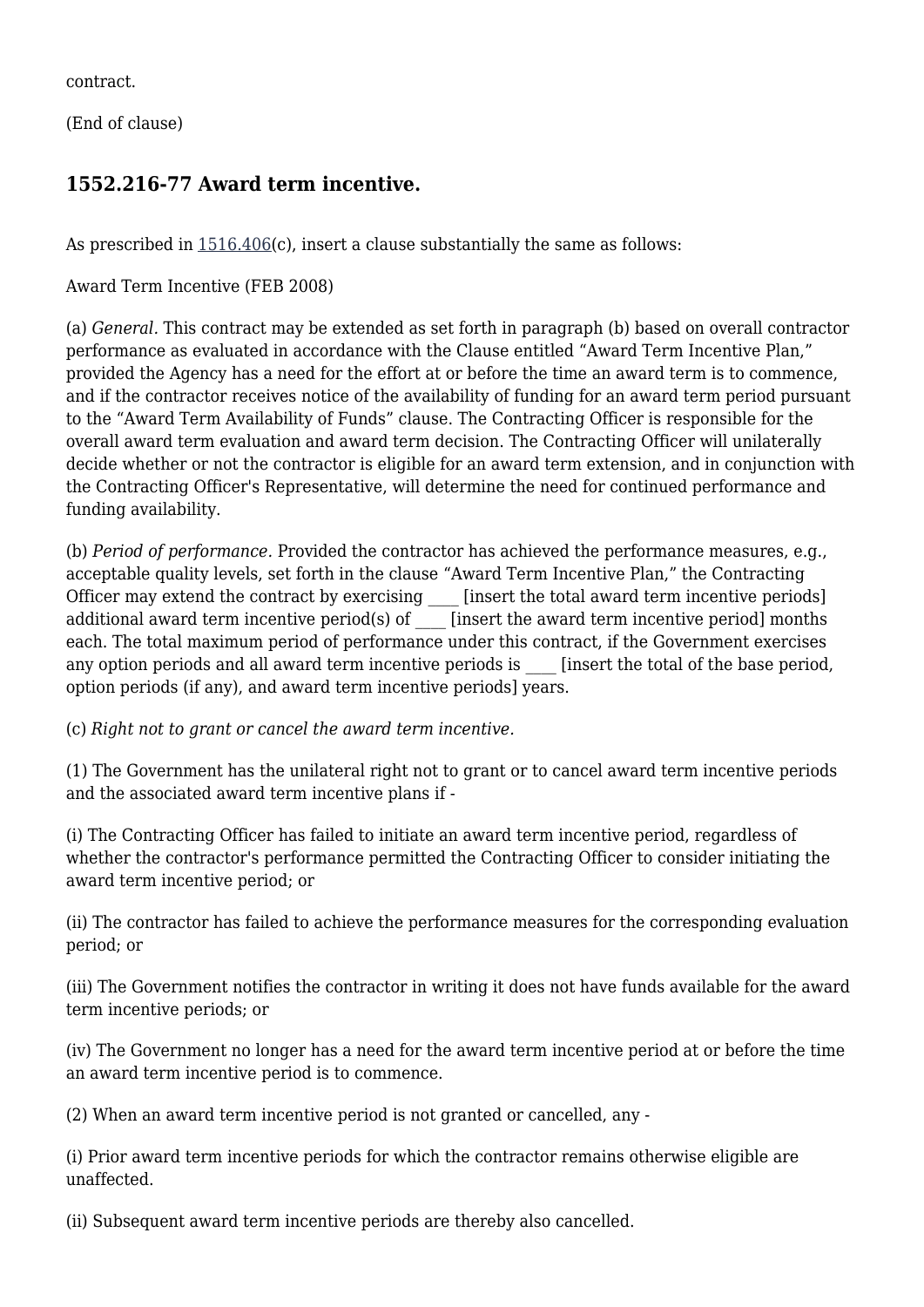contract.

(End of clause)

## 1552.216-77 Award term incentive.

As prescribed in 1516.406(c), insert a clause substantially the same as follows:

Award Term Incentive (FEB 2008)

(a) *General.* This contract may be extended as set forth in paragraph (b) based on overall contractor performance as evaluated in accordance with the Clause entitled “Award Term Incentive Plan,” provided the Agency has a need for the effort at or before the time an award term is to commence, and if the contractor receives notice of the availability of funding for an award term period pursuant to the “Award Term Availability of Funds” clause. The Contracting Officer is responsible for the overall award term evaluation and award term decision. The Contracting Officer will unilaterally decide whether or not the contractor is eligible for an award term extension, and in conjunction with the Contracting Officer's Representative, will determine the need for continued performance and funding availability.

(b) *Period of performance.* Provided the contractor has achieved the performance measures, e.g., acceptable quality levels, set forth in the clause “Award Term Incentive Plan,” the Contracting Officer may extend the contract by exercising ____ [insert the total award term incentive periods] additional award term incentive period(s) of ____ [insert the award term incentive period] months each. The total maximum period of performance under this contract, if the Government exercises any option periods and all award term incentive periods is ____ [insert the total of the base period, option periods (if any), and award term incentive periods] years.

(c) *Right not to grant or cancel the award term incentive.*

(1) The Government has the unilateral right not to grant or to cancel award term incentive periods and the associated award term incentive plans if -

(i) The Contracting Officer has failed to initiate an award term incentive period, regardless of whether the contractor's performance permitted the Contracting Officer to consider initiating the award term incentive period; or

(ii) The contractor has failed to achieve the performance measures for the corresponding evaluation period; or

(iii) The Government notifies the contractor in writing it does not have funds available for the award term incentive periods; or

(iv) The Government no longer has a need for the award term incentive period at or before the time an award term incentive period is to commence.

(2) When an award term incentive period is not granted or cancelled, any -

(i) Prior award term incentive periods for which the contractor remains otherwise eligible are unaffected.

(ii) Subsequent award term incentive periods are thereby also cancelled.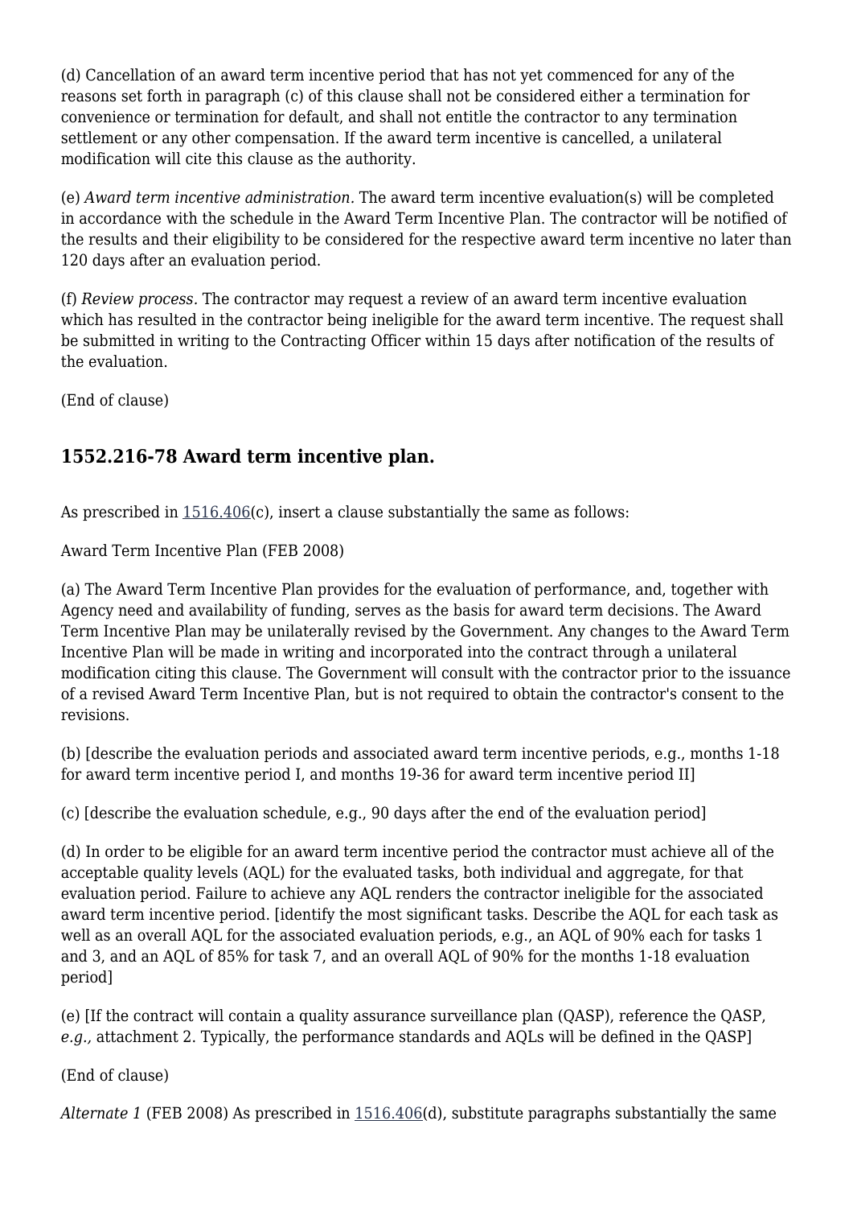(d) Cancellation of an award term incentive period that has not yet commenced for any of the reasons set forth in paragraph (c) of this clause shall not be considered either a termination for convenience or termination for default, and shall not entitle the contractor to any termination settlement or any other compensation. If the award term incentive is cancelled, a unilateral modification will cite this clause as the authority.

(e) *Award term incentive administration.* The award term incentive evaluation(s) will be completed in accordance with the schedule in the Award Term Incentive Plan. The contractor will be notified of the results and their eligibility to be considered for the respective award term incentive no later than 120 days after an evaluation period.

(f) *Review process.* The contractor may request a review of an award term incentive evaluation which has resulted in the contractor being ineligible for the award term incentive. The request shall be submitted in writing to the Contracting Officer within 15 days after notification of the results of the evaluation.

(End of clause)

## 1552.216-78 Award term incentive plan.

As prescribed in 1516.406(c), insert a clause substantially the same as follows:

Award Term Incentive Plan (FEB 2008)

(a) The Award Term Incentive Plan provides for the evaluation of performance, and, together with Agency need and availability of funding, serves as the basis for award term decisions. The Award Term Incentive Plan may be unilaterally revised by the Government. Any changes to the Award Term Incentive Plan will be made in writing and incorporated into the contract through a unilateral modification citing this clause. The Government will consult with the contractor prior to the issuance of a revised Award Term Incentive Plan, but is not required to obtain the contractor's consent to the revisions.

(b) [describe the evaluation periods and associated award term incentive periods, e.g., months 1-18 for award term incentive period I, and months 19-36 for award term incentive period II]

(c) [describe the evaluation schedule, e.g., 90 days after the end of the evaluation period]

(d) In order to be eligible for an award term incentive period the contractor must achieve all of the acceptable quality levels (AQL) for the evaluated tasks, both individual and aggregate, for that evaluation period. Failure to achieve any AQL renders the contractor ineligible for the associated award term incentive period. [identify the most significant tasks. Describe the AQL for each task as well as an overall AQL for the associated evaluation periods, e.g., an AQL of 90% each for tasks 1 and 3, and an AQL of 85% for task 7, and an overall AQL of 90% for the months 1-18 evaluation period]

(e) [If the contract will contain a quality assurance surveillance plan (QASP), reference the QASP, *e.g.,* attachment 2. Typically, the performance standards and AQLs will be defined in the QASP]

(End of clause)

*Alternate 1* (FEB 2008) As prescribed in 1516.406(d), substitute paragraphs substantially the same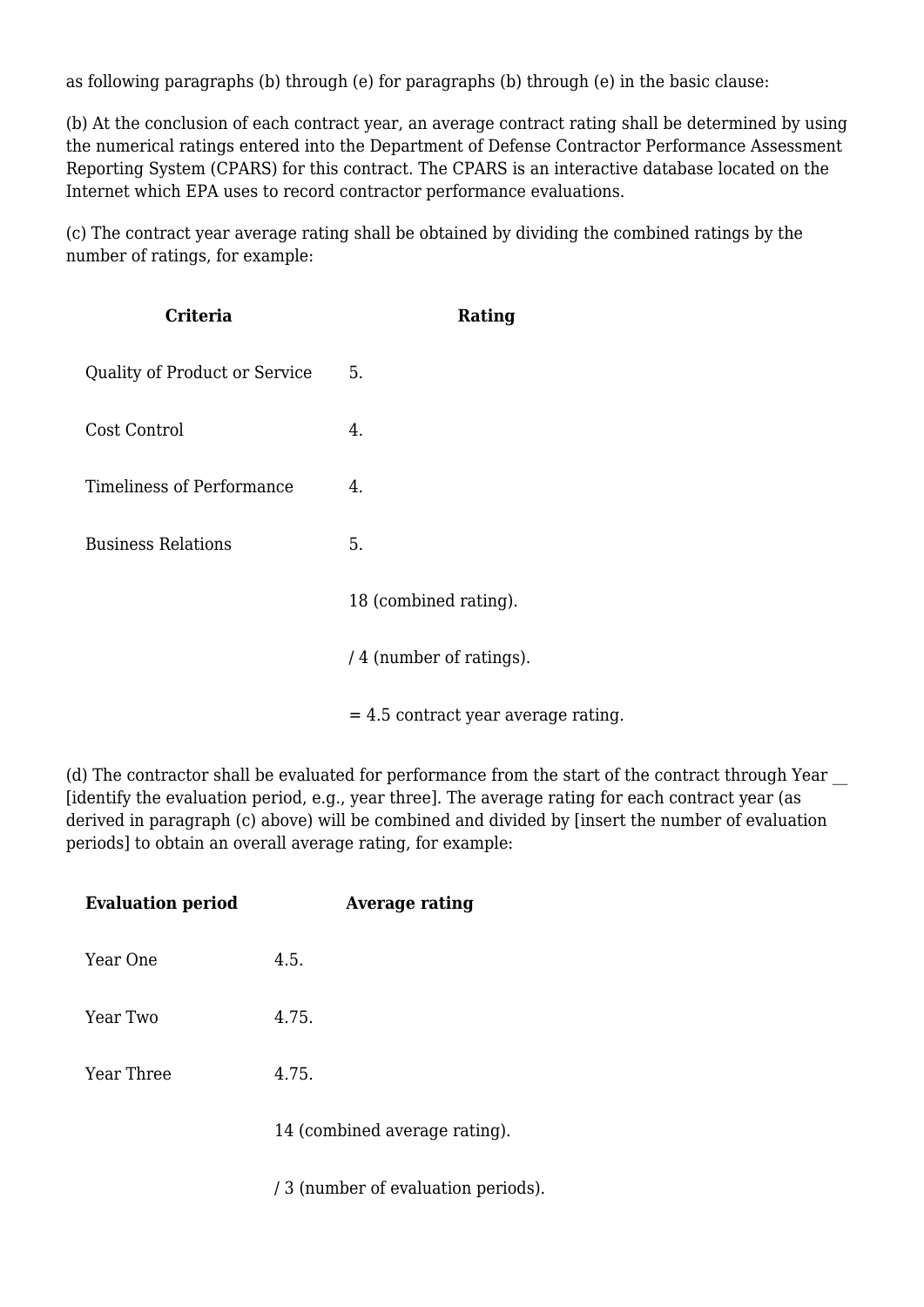as following paragraphs (b) through (e) for paragraphs (b) through (e) in the basic clause:

(b) At the conclusion of each contract year, an average contract rating shall be determined by using the numerical ratings entered into the Department of Defense Contractor Performance Assessment Reporting System (CPARS) for this contract. The CPARS is an interactive database located on the Internet which EPA uses to record contractor performance evaluations.

(c) The contract year average rating shall be obtained by dividing the combined ratings by the number of ratings, for example:

| Criteria | Rating |
| --- | --- |
| Quality of Product or Service | 5. |
| Cost Control | 4. |
| Timeliness of Performance | 4. |
| Business Relations | 5. |
| | 18 (combined rating). |
| | / 4 (number of ratings). |
| | = 4.5 contract year average rating. |

(d) The contractor shall be evaluated for performance from the start of the contract through Year __ [identify the evaluation period, e.g., year three]. The average rating for each contract year (as derived in paragraph (c) above) will be combined and divided by [insert the number of evaluation periods] to obtain an overall average rating, for example:

| Evaluation period | Average rating |
| --- | --- |
| Year One | 4.5. |
| Year Two | 4.75. |
| Year Three | 4.75. |
| | 14 (combined average rating). |
| | / 3 (number of evaluation periods). |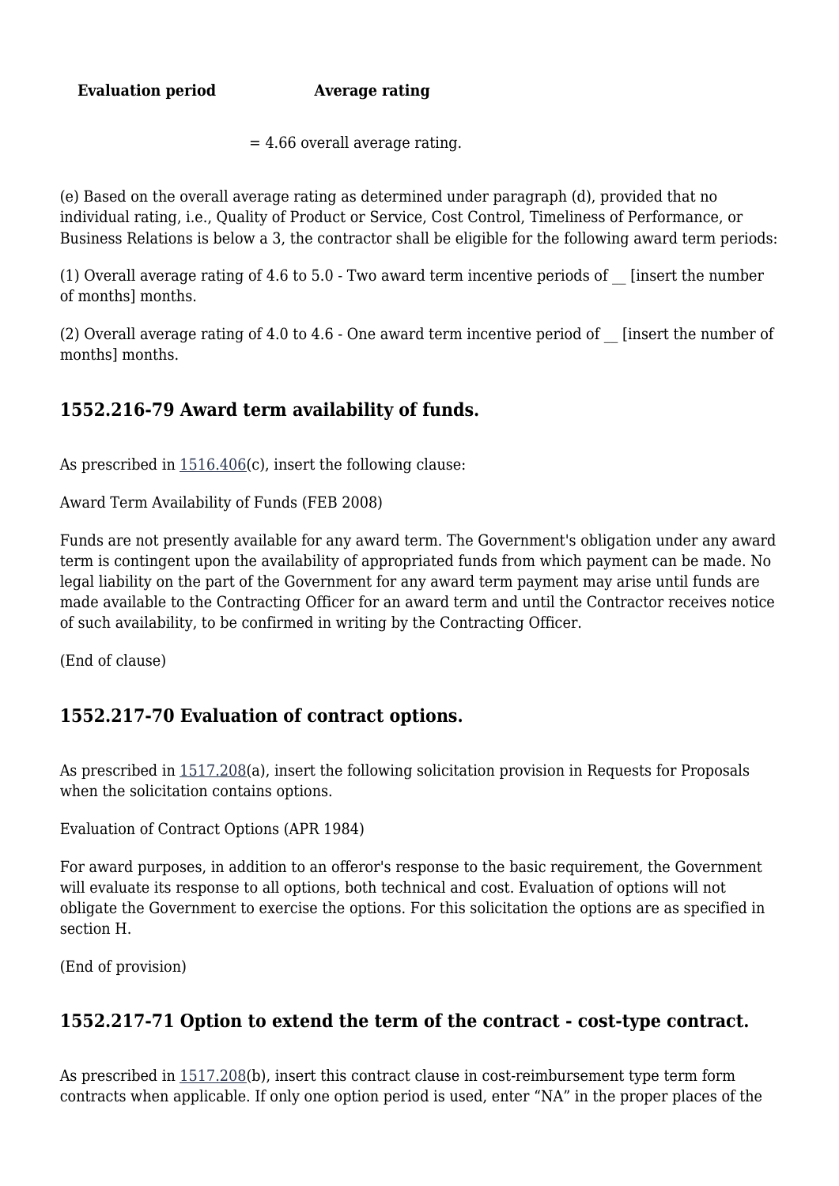| Evaluation period | Average rating |
| --- | --- |
| | = 4.66 overall average rating. |

(e) Based on the overall average rating as determined under paragraph (d), provided that no individual rating, i.e., Quality of Product or Service, Cost Control, Timeliness of Performance, or Business Relations is below a 3, the contractor shall be eligible for the following award term periods:

(1) Overall average rating of 4.6 to 5.0 - Two award term incentive periods of __ [insert the number of months] months.

(2) Overall average rating of 4.0 to 4.6 - One award term incentive period of __ [insert the number of months] months.

## 1552.216-79 Award term availability of funds.

As prescribed in 1516.406(c), insert the following clause:

Award Term Availability of Funds (FEB 2008)

Funds are not presently available for any award term. The Government's obligation under any award term is contingent upon the availability of appropriated funds from which payment can be made. No legal liability on the part of the Government for any award term payment may arise until funds are made available to the Contracting Officer for an award term and until the Contractor receives notice of such availability, to be confirmed in writing by the Contracting Officer.

(End of clause)

## 1552.217-70 Evaluation of contract options.

As prescribed in 1517.208(a), insert the following solicitation provision in Requests for Proposals when the solicitation contains options.

Evaluation of Contract Options (APR 1984)

For award purposes, in addition to an offeror's response to the basic requirement, the Government will evaluate its response to all options, both technical and cost. Evaluation of options will not obligate the Government to exercise the options. For this solicitation the options are as specified in section H.

(End of provision)

## 1552.217-71 Option to extend the term of the contract - cost-type contract.

As prescribed in 1517.208(b), insert this contract clause in cost-reimbursement type term form contracts when applicable. If only one option period is used, enter "NA" in the proper places of the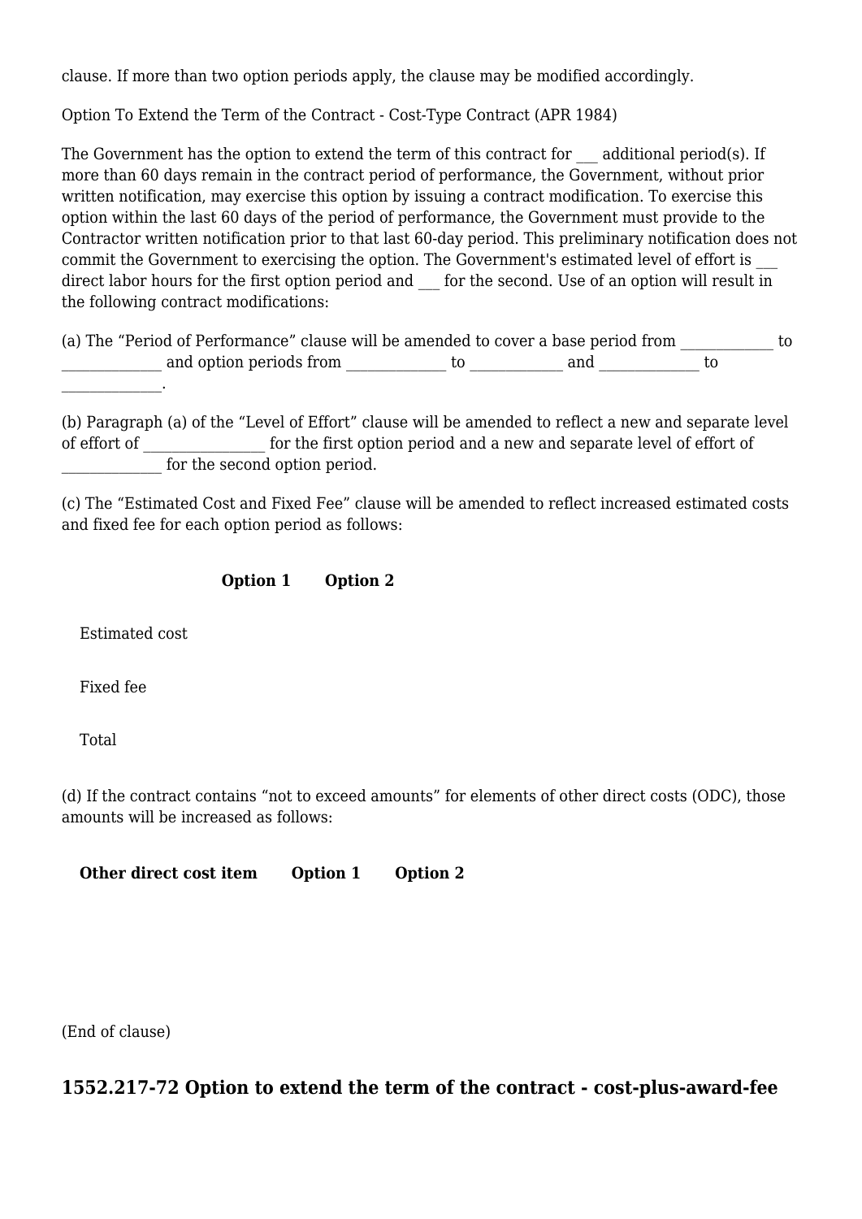clause. If more than two option periods apply, the clause may be modified accordingly.

Option To Extend the Term of the Contract - Cost-Type Contract (APR 1984)

The Government has the option to extend the term of this contract for ___ additional period(s). If more than 60 days remain in the contract period of performance, the Government, without prior written notification, may exercise this option by issuing a contract modification. To exercise this option within the last 60 days of the period of performance, the Government must provide to the Contractor written notification prior to that last 60-day period. This preliminary notification does not commit the Government to exercising the option. The Government's estimated level of effort is ___ direct labor hours for the first option period and ___ for the second. Use of an option will result in the following contract modifications:

(a) The “Period of Performance” clause will be amended to cover a base period from ____________ to _____________ and option periods from _____________ to ____________ and _____________ to _____________.

(b) Paragraph (a) of the “Level of Effort” clause will be amended to reflect a new and separate level of effort of ________________ for the first option period and a new and separate level of effort of _____________ for the second option period.

(c) The “Estimated Cost and Fixed Fee” clause will be amended to reflect increased estimated costs and fixed fee for each option period as follows:

| | **Option 1** | **Option 2** |
|---|---|---|
| Estimated cost | | |
| Fixed fee | | |
| Total | | |

(d) If the contract contains “not to exceed amounts” for elements of other direct costs (ODC), those amounts will be increased as follows:

| **Other direct cost item** | **Option 1** | **Option 2** |
|---|---|---|
| | | |

(End of clause)

## 1552.217-72 Option to extend the term of the contract - cost-plus-award-fee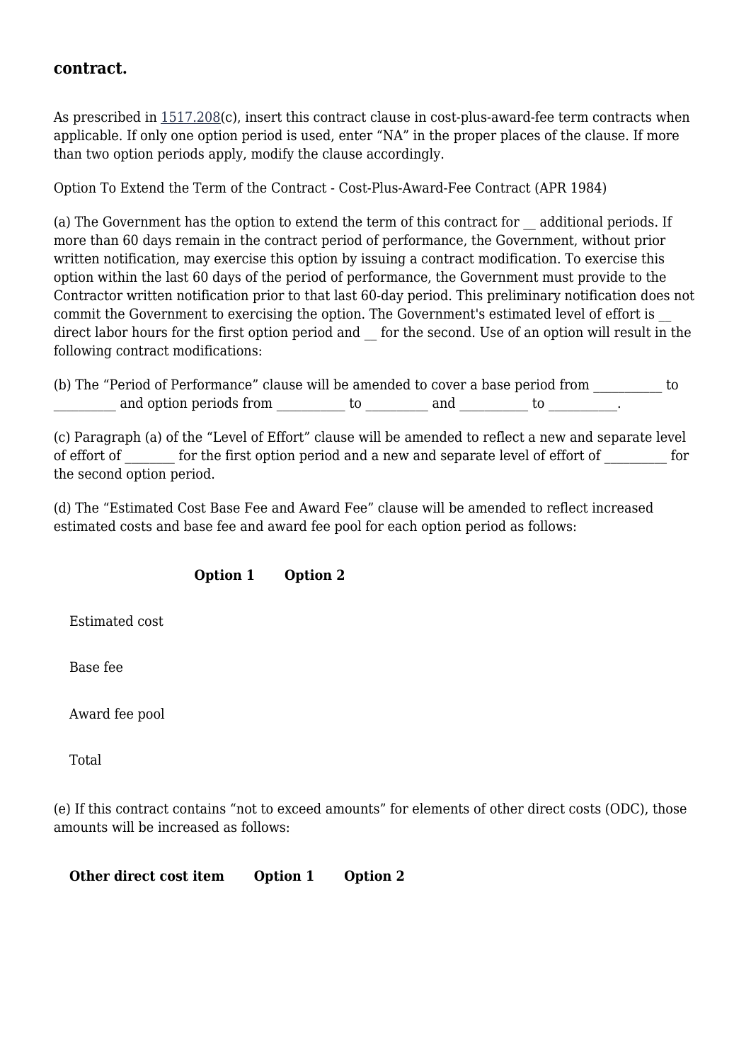**contract.**

As prescribed in 1517.208(c), insert this contract clause in cost-plus-award-fee term contracts when applicable. If only one option period is used, enter “NA” in the proper places of the clause. If more than two option periods apply, modify the clause accordingly.

Option To Extend the Term of the Contract - Cost-Plus-Award-Fee Contract (APR 1984)

(a) The Government has the option to extend the term of this contract for __ additional periods. If more than 60 days remain in the contract period of performance, the Government, without prior written notification, may exercise this option by issuing a contract modification. To exercise this option within the last 60 days of the period of performance, the Government must provide to the Contractor written notification prior to that last 60-day period. This preliminary notification does not commit the Government to exercising the option. The Government's estimated level of effort is __ direct labor hours for the first option period and __ for the second. Use of an option will result in the following contract modifications:

(b) The “Period of Performance” clause will be amended to cover a base period from ___________ to __________ and option periods from ___________ to __________ and ___________ to ___________.

(c) Paragraph (a) of the “Level of Effort” clause will be amended to reflect a new and separate level of effort of ________ for the first option period and a new and separate level of effort of __________ for the second option period.

(d) The “Estimated Cost Base Fee and Award Fee” clause will be amended to reflect increased estimated costs and base fee and award fee pool for each option period as follows:

| | Option 1 | Option 2 |
|---|---|---|
| Estimated cost | | |
| Base fee | | |
| Award fee pool | | |
| Total | | |

(e) If this contract contains “not to exceed amounts” for elements of other direct costs (ODC), those amounts will be increased as follows:

| Other direct cost item | Option 1 | Option 2 |
|---|---|---|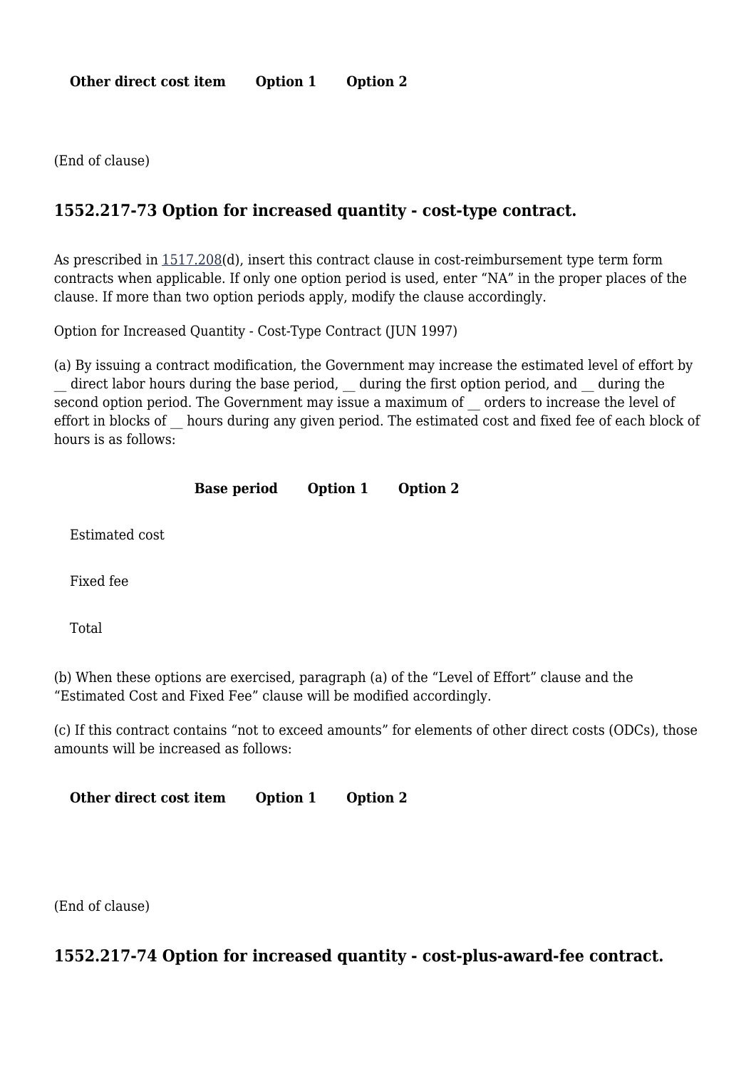| Other direct cost item | Option 1 | Option 2 |
| --- | --- | --- |

(End of clause)

## 1552.217-73 Option for increased quantity - cost-type contract.

As prescribed in 1517.208(d), insert this contract clause in cost-reimbursement type term form contracts when applicable. If only one option period is used, enter “NA” in the proper places of the clause. If more than two option periods apply, modify the clause accordingly.

Option for Increased Quantity - Cost-Type Contract (JUN 1997)

(a) By issuing a contract modification, the Government may increase the estimated level of effort by __ direct labor hours during the base period, __ during the first option period, and __ during the second option period. The Government may issue a maximum of __ orders to increase the level of effort in blocks of __ hours during any given period. The estimated cost and fixed fee of each block of hours is as follows:

| | Base period | Option 1 | Option 2 |
| --- | --- | --- | --- |
| Estimated cost | | | |
| Fixed fee | | | |
| Total | | | |

(b) When these options are exercised, paragraph (a) of the “Level of Effort” clause and the “Estimated Cost and Fixed Fee” clause will be modified accordingly.

(c) If this contract contains “not to exceed amounts” for elements of other direct costs (ODCs), those amounts will be increased as follows:

| Other direct cost item | Option 1 | Option 2 |
| --- | --- | --- |

(End of clause)

## 1552.217-74 Option for increased quantity - cost-plus-award-fee contract.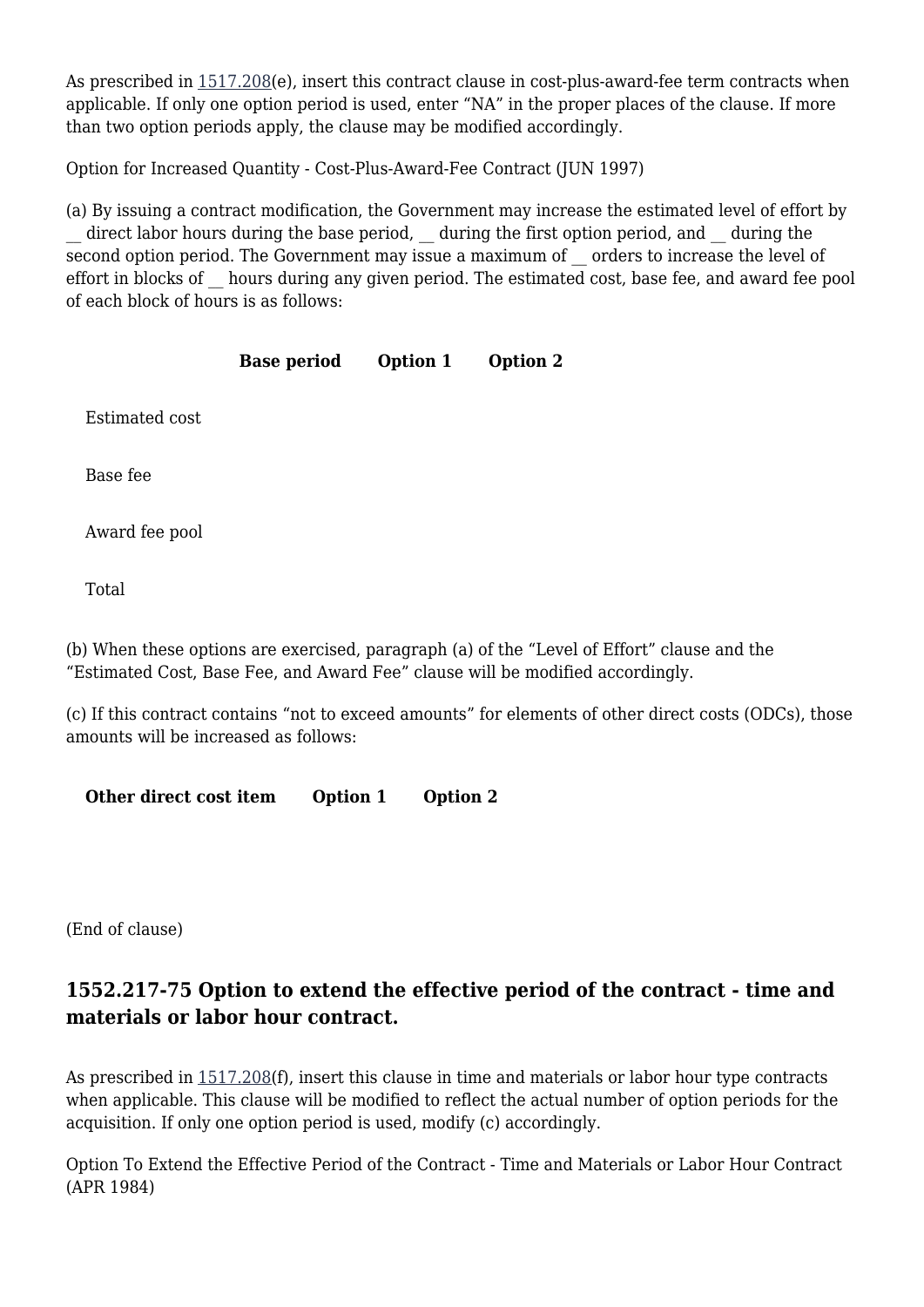As prescribed in 1517.208(e), insert this contract clause in cost-plus-award-fee term contracts when applicable. If only one option period is used, enter "NA" in the proper places of the clause. If more than two option periods apply, the clause may be modified accordingly.

Option for Increased Quantity - Cost-Plus-Award-Fee Contract (JUN 1997)

(a) By issuing a contract modification, the Government may increase the estimated level of effort by __ direct labor hours during the base period, __ during the first option period, and __ during the second option period. The Government may issue a maximum of __ orders to increase the level of effort in blocks of __ hours during any given period. The estimated cost, base fee, and award fee pool of each block of hours is as follows:

| | Base period | Option 1 | Option 2 |
|---|---|---|---|
| Estimated cost | | | |
| Base fee | | | |
| Award fee pool | | | |
| Total | | | |

(b) When these options are exercised, paragraph (a) of the "Level of Effort" clause and the "Estimated Cost, Base Fee, and Award Fee" clause will be modified accordingly.

(c) If this contract contains "not to exceed amounts" for elements of other direct costs (ODCs), those amounts will be increased as follows:

| Other direct cost item | Option 1 | Option 2 |
|---|---|---|
| | | |

(End of clause)

## 1552.217-75 Option to extend the effective period of the contract - time and materials or labor hour contract.

As prescribed in 1517.208(f), insert this clause in time and materials or labor hour type contracts when applicable. This clause will be modified to reflect the actual number of option periods for the acquisition. If only one option period is used, modify (c) accordingly.

Option To Extend the Effective Period of the Contract - Time and Materials or Labor Hour Contract (APR 1984)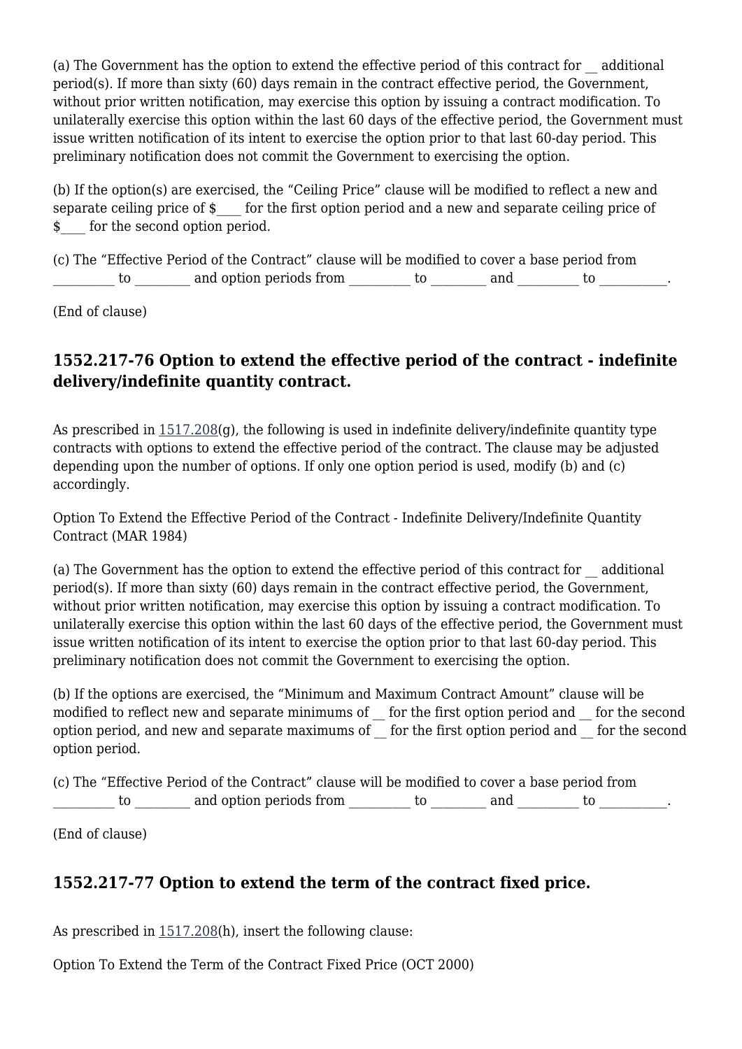(a) The Government has the option to extend the effective period of this contract for __ additional period(s). If more than sixty (60) days remain in the contract effective period, the Government, without prior written notification, may exercise this option by issuing a contract modification. To unilaterally exercise this option within the last 60 days of the effective period, the Government must issue written notification of its intent to exercise the option prior to that last 60-day period. This preliminary notification does not commit the Government to exercising the option.

(b) If the option(s) are exercised, the "Ceiling Price" clause will be modified to reflect a new and separate ceiling price of $____ for the first option period and a new and separate ceiling price of $____ for the second option period.

(c) The "Effective Period of the Contract" clause will be modified to cover a base period from _________ to ________ and option periods from _________ to ________ and _________ to __________.

(End of clause)

## 1552.217-76 Option to extend the effective period of the contract - indefinite delivery/indefinite quantity contract.

As prescribed in 1517.208(g), the following is used in indefinite delivery/indefinite quantity type contracts with options to extend the effective period of the contract. The clause may be adjusted depending upon the number of options. If only one option period is used, modify (b) and (c) accordingly.

Option To Extend the Effective Period of the Contract - Indefinite Delivery/Indefinite Quantity Contract (MAR 1984)

(a) The Government has the option to extend the effective period of this contract for __ additional period(s). If more than sixty (60) days remain in the contract effective period, the Government, without prior written notification, may exercise this option by issuing a contract modification. To unilaterally exercise this option within the last 60 days of the effective period, the Government must issue written notification of its intent to exercise the option prior to that last 60-day period. This preliminary notification does not commit the Government to exercising the option.

(b) If the options are exercised, the "Minimum and Maximum Contract Amount" clause will be modified to reflect new and separate minimums of __ for the first option period and __ for the second option period, and new and separate maximums of __ for the first option period and __ for the second option period.

(c) The "Effective Period of the Contract" clause will be modified to cover a base period from _________ to ________ and option periods from _________ to ________ and _________ to __________.

(End of clause)

## 1552.217-77 Option to extend the term of the contract fixed price.

As prescribed in 1517.208(h), insert the following clause:

Option To Extend the Term of the Contract Fixed Price (OCT 2000)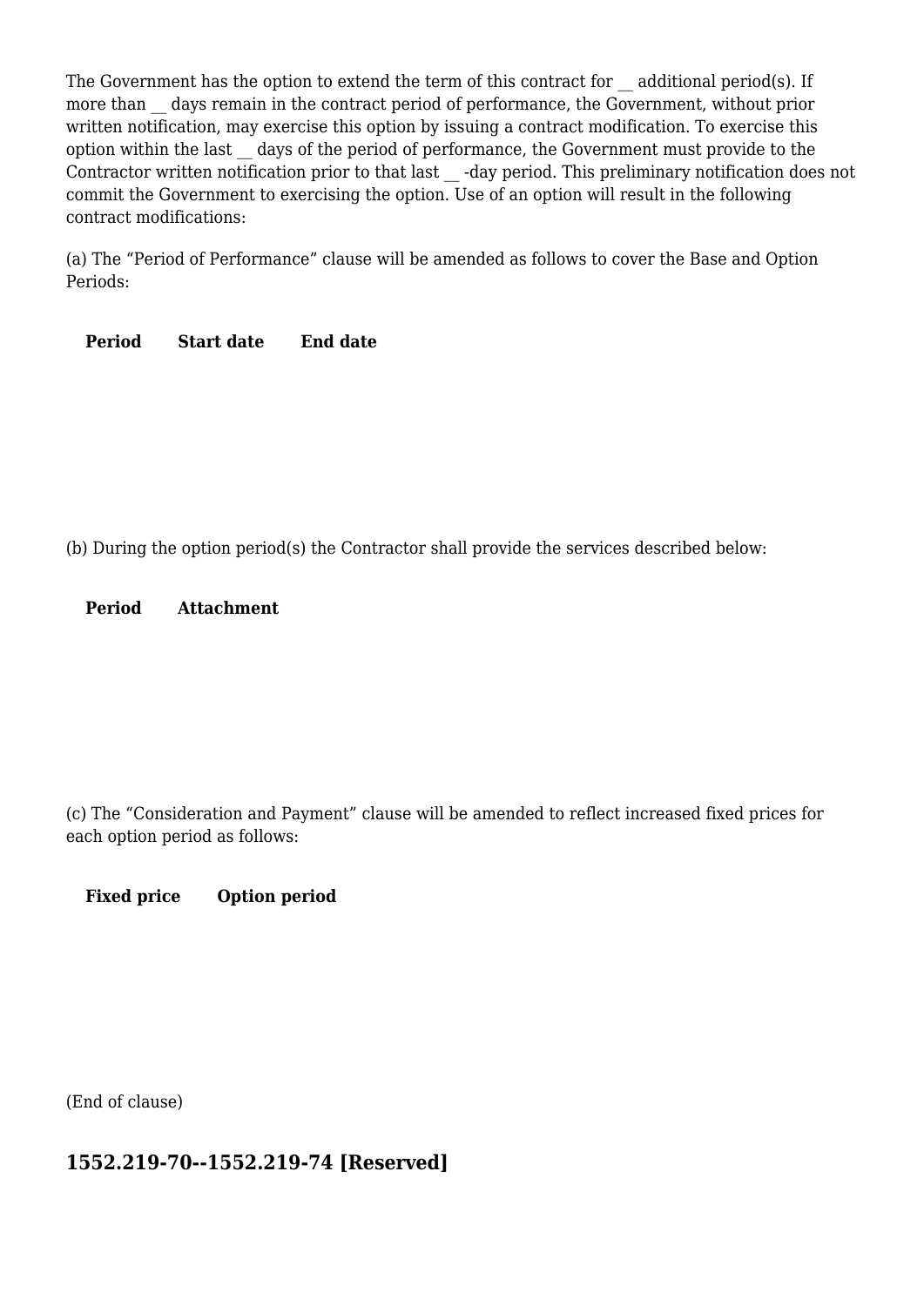The Government has the option to extend the term of this contract for __ additional period(s). If more than __ days remain in the contract period of performance, the Government, without prior written notification, may exercise this option by issuing a contract modification. To exercise this option within the last __ days of the period of performance, the Government must provide to the Contractor written notification prior to that last __ -day period. This preliminary notification does not commit the Government to exercising the option. Use of an option will result in the following contract modifications:

(a) The “Period of Performance” clause will be amended as follows to cover the Base and Option Periods:

| Period | Start date | End date |
| --- | --- | --- |
| | | |

(b) During the option period(s) the Contractor shall provide the services described below:

| Period | Attachment |
| --- | --- |
| | |

(c) The “Consideration and Payment” clause will be amended to reflect increased fixed prices for each option period as follows:

| Fixed price | Option period |
| --- | --- |
| | |

(End of clause)

## 1552.219-70--1552.219-74 [Reserved]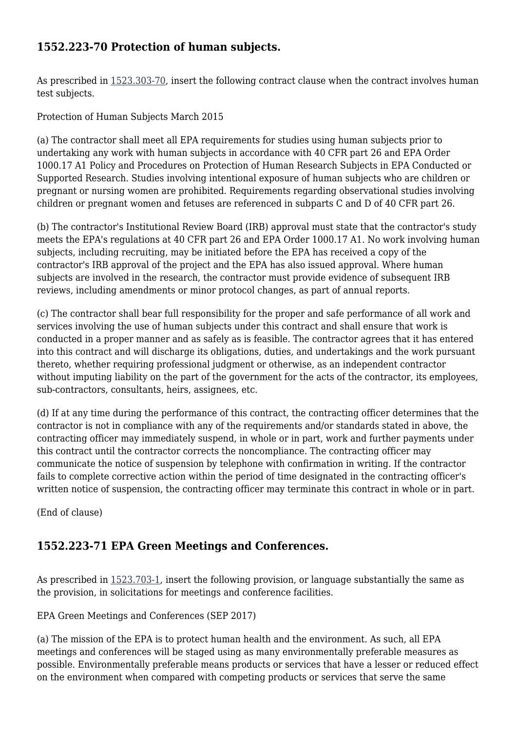## 1552.223-70 Protection of human subjects.

As prescribed in 1523.303-70, insert the following contract clause when the contract involves human test subjects.

Protection of Human Subjects March 2015

(a) The contractor shall meet all EPA requirements for studies using human subjects prior to undertaking any work with human subjects in accordance with 40 CFR part 26 and EPA Order 1000.17 A1 Policy and Procedures on Protection of Human Research Subjects in EPA Conducted or Supported Research. Studies involving intentional exposure of human subjects who are children or pregnant or nursing women are prohibited. Requirements regarding observational studies involving children or pregnant women and fetuses are referenced in subparts C and D of 40 CFR part 26.

(b) The contractor's Institutional Review Board (IRB) approval must state that the contractor's study meets the EPA's regulations at 40 CFR part 26 and EPA Order 1000.17 A1. No work involving human subjects, including recruiting, may be initiated before the EPA has received a copy of the contractor's IRB approval of the project and the EPA has also issued approval. Where human subjects are involved in the research, the contractor must provide evidence of subsequent IRB reviews, including amendments or minor protocol changes, as part of annual reports.

(c) The contractor shall bear full responsibility for the proper and safe performance of all work and services involving the use of human subjects under this contract and shall ensure that work is conducted in a proper manner and as safely as is feasible. The contractor agrees that it has entered into this contract and will discharge its obligations, duties, and undertakings and the work pursuant thereto, whether requiring professional judgment or otherwise, as an independent contractor without imputing liability on the part of the government for the acts of the contractor, its employees, sub-contractors, consultants, heirs, assignees, etc.

(d) If at any time during the performance of this contract, the contracting officer determines that the contractor is not in compliance with any of the requirements and/or standards stated in above, the contracting officer may immediately suspend, in whole or in part, work and further payments under this contract until the contractor corrects the noncompliance. The contracting officer may communicate the notice of suspension by telephone with confirmation in writing. If the contractor fails to complete corrective action within the period of time designated in the contracting officer's written notice of suspension, the contracting officer may terminate this contract in whole or in part.

(End of clause)

## 1552.223-71 EPA Green Meetings and Conferences.

As prescribed in 1523.703-1, insert the following provision, or language substantially the same as the provision, in solicitations for meetings and conference facilities.

EPA Green Meetings and Conferences (SEP 2017)

(a) The mission of the EPA is to protect human health and the environment. As such, all EPA meetings and conferences will be staged using as many environmentally preferable measures as possible. Environmentally preferable means products or services that have a lesser or reduced effect on the environment when compared with competing products or services that serve the same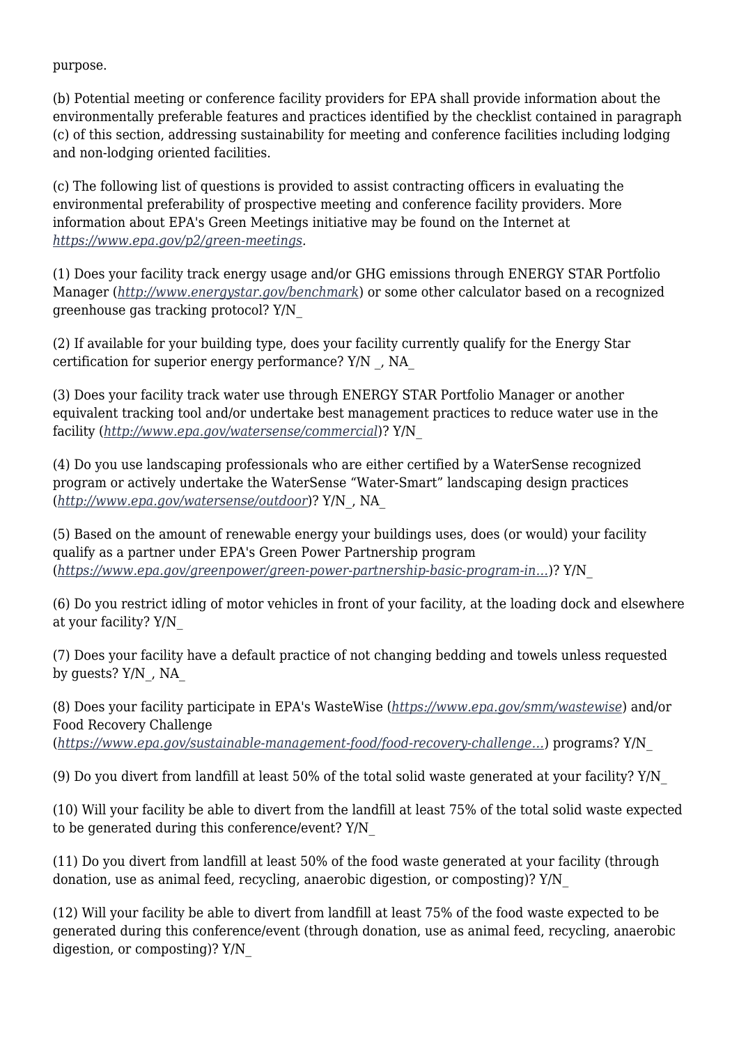purpose.

(b) Potential meeting or conference facility providers for EPA shall provide information about the environmentally preferable features and practices identified by the checklist contained in paragraph (c) of this section, addressing sustainability for meeting and conference facilities including lodging and non-lodging oriented facilities.

(c) The following list of questions is provided to assist contracting officers in evaluating the environmental preferability of prospective meeting and conference facility providers. More information about EPA's Green Meetings initiative may be found on the Internet at *https://www.epa.gov/p2/green-meetings*.

(1) Does your facility track energy usage and/or GHG emissions through ENERGY STAR Portfolio Manager (*http://www.energystar.gov/benchmark*) or some other calculator based on a recognized greenhouse gas tracking protocol? Y/N_

(2) If available for your building type, does your facility currently qualify for the Energy Star certification for superior energy performance? Y/N _, NA_

(3) Does your facility track water use through ENERGY STAR Portfolio Manager or another equivalent tracking tool and/or undertake best management practices to reduce water use in the facility (*http://www.epa.gov/watersense/commercial*)? Y/N_

(4) Do you use landscaping professionals who are either certified by a WaterSense recognized program or actively undertake the WaterSense “Water-Smart” landscaping design practices (*http://www.epa.gov/watersense/outdoor*)? Y/N_, NA_

(5) Based on the amount of renewable energy your buildings uses, does (or would) your facility qualify as a partner under EPA's Green Power Partnership program (*https://www.epa.gov/greenpower/green-power-partnership-basic-program-in...*)? Y/N_

(6) Do you restrict idling of motor vehicles in front of your facility, at the loading dock and elsewhere at your facility? Y/N_

(7) Does your facility have a default practice of not changing bedding and towels unless requested by guests? Y/N_, NA_

(8) Does your facility participate in EPA's WasteWise (*https://www.epa.gov/smm/wastewise*) and/or Food Recovery Challenge (*https://www.epa.gov/sustainable-management-food/food-recovery-challenge...*) programs? Y/N_

(9) Do you divert from landfill at least 50% of the total solid waste generated at your facility? Y/N_

(10) Will your facility be able to divert from the landfill at least 75% of the total solid waste expected to be generated during this conference/event? Y/N_

(11) Do you divert from landfill at least 50% of the food waste generated at your facility (through donation, use as animal feed, recycling, anaerobic digestion, or composting)? Y/N_

(12) Will your facility be able to divert from landfill at least 75% of the food waste expected to be generated during this conference/event (through donation, use as animal feed, recycling, anaerobic digestion, or composting)? Y/N_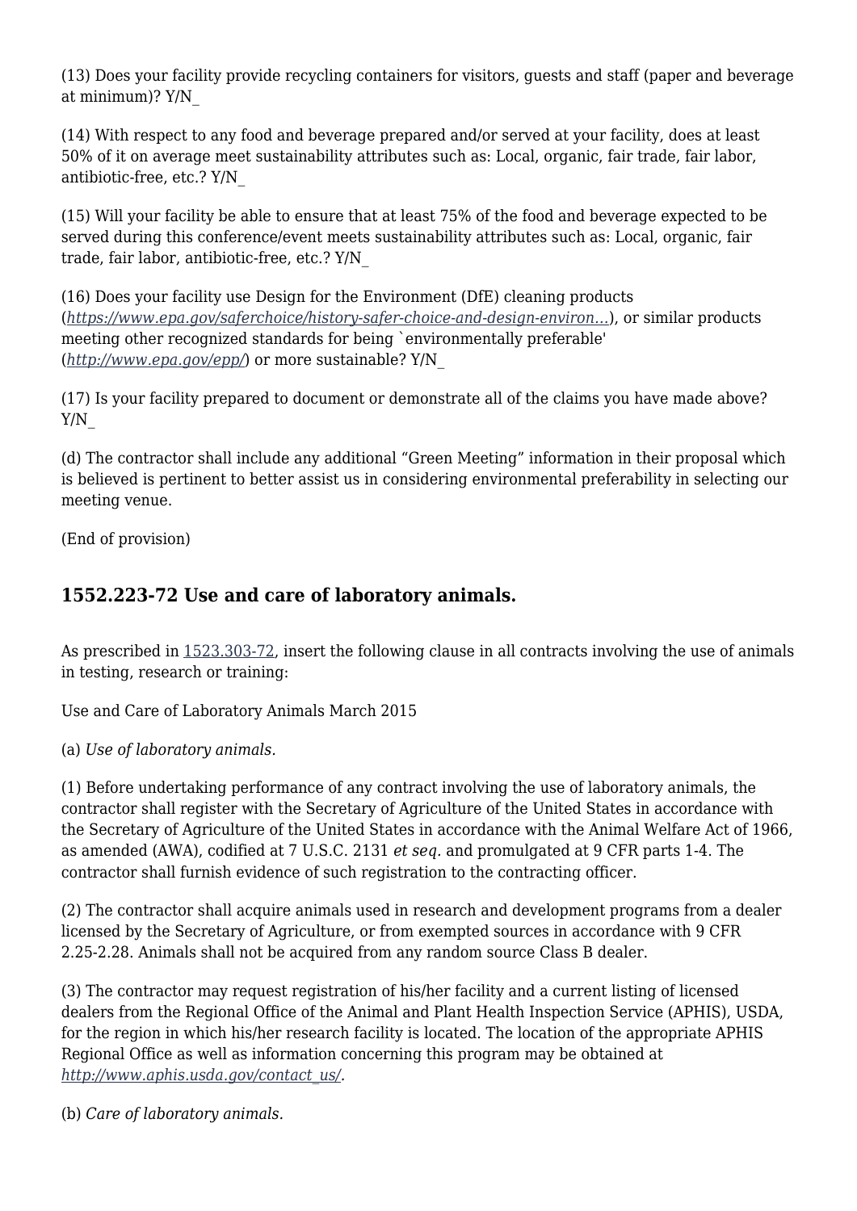(13) Does your facility provide recycling containers for visitors, guests and staff (paper and beverage at minimum)? Y/N_

(14) With respect to any food and beverage prepared and/or served at your facility, does at least 50% of it on average meet sustainability attributes such as: Local, organic, fair trade, fair labor, antibiotic-free, etc.? Y/N_

(15) Will your facility be able to ensure that at least 75% of the food and beverage expected to be served during this conference/event meets sustainability attributes such as: Local, organic, fair trade, fair labor, antibiotic-free, etc.? Y/N_

(16) Does your facility use Design for the Environment (DfE) cleaning products (*https://www.epa.gov/saferchoice/history-safer-choice-and-design-environ...*), or similar products meeting other recognized standards for being `environmentally preferable' (*http://www.epa.gov/epp/*) or more sustainable? Y/N_

(17) Is your facility prepared to document or demonstrate all of the claims you have made above? Y/N_

(d) The contractor shall include any additional “Green Meeting” information in their proposal which is believed is pertinent to better assist us in considering environmental preferability in selecting our meeting venue.

(End of provision)

## 1552.223-72 Use and care of laboratory animals.

As prescribed in 1523.303-72, insert the following clause in all contracts involving the use of animals in testing, research or training:

Use and Care of Laboratory Animals March 2015

(a) *Use of laboratory animals.*

(1) Before undertaking performance of any contract involving the use of laboratory animals, the contractor shall register with the Secretary of Agriculture of the United States in accordance with the Secretary of Agriculture of the United States in accordance with the Animal Welfare Act of 1966, as amended (AWA), codified at 7 U.S.C. 2131 *et seq.* and promulgated at 9 CFR parts 1-4. The contractor shall furnish evidence of such registration to the contracting officer.

(2) The contractor shall acquire animals used in research and development programs from a dealer licensed by the Secretary of Agriculture, or from exempted sources in accordance with 9 CFR 2.25-2.28. Animals shall not be acquired from any random source Class B dealer.

(3) The contractor may request registration of his/her facility and a current listing of licensed dealers from the Regional Office of the Animal and Plant Health Inspection Service (APHIS), USDA, for the region in which his/her research facility is located. The location of the appropriate APHIS Regional Office as well as information concerning this program may be obtained at *http://www.aphis.usda.gov/contact_us/*.

(b) *Care of laboratory animals.*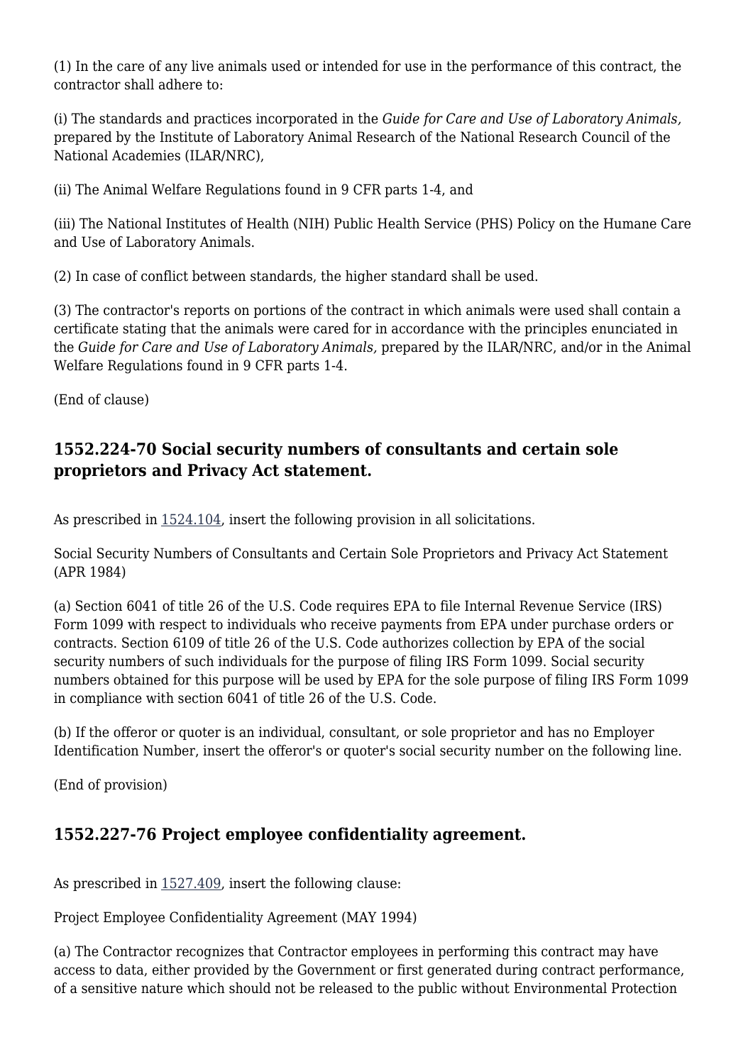(1) In the care of any live animals used or intended for use in the performance of this contract, the contractor shall adhere to:

(i) The standards and practices incorporated in the *Guide for Care and Use of Laboratory Animals,* prepared by the Institute of Laboratory Animal Research of the National Research Council of the National Academies (ILAR/NRC),

(ii) The Animal Welfare Regulations found in 9 CFR parts 1-4, and

(iii) The National Institutes of Health (NIH) Public Health Service (PHS) Policy on the Humane Care and Use of Laboratory Animals.

(2) In case of conflict between standards, the higher standard shall be used.

(3) The contractor's reports on portions of the contract in which animals were used shall contain a certificate stating that the animals were cared for in accordance with the principles enunciated in the *Guide for Care and Use of Laboratory Animals,* prepared by the ILAR/NRC, and/or in the Animal Welfare Regulations found in 9 CFR parts 1-4.

(End of clause)

## 1552.224-70 Social security numbers of consultants and certain sole proprietors and Privacy Act statement.

As prescribed in 1524.104, insert the following provision in all solicitations.

Social Security Numbers of Consultants and Certain Sole Proprietors and Privacy Act Statement (APR 1984)

(a) Section 6041 of title 26 of the U.S. Code requires EPA to file Internal Revenue Service (IRS) Form 1099 with respect to individuals who receive payments from EPA under purchase orders or contracts. Section 6109 of title 26 of the U.S. Code authorizes collection by EPA of the social security numbers of such individuals for the purpose of filing IRS Form 1099. Social security numbers obtained for this purpose will be used by EPA for the sole purpose of filing IRS Form 1099 in compliance with section 6041 of title 26 of the U.S. Code.

(b) If the offeror or quoter is an individual, consultant, or sole proprietor and has no Employer Identification Number, insert the offeror's or quoter's social security number on the following line.

(End of provision)

## 1552.227-76 Project employee confidentiality agreement.

As prescribed in 1527.409, insert the following clause:

Project Employee Confidentiality Agreement (MAY 1994)

(a) The Contractor recognizes that Contractor employees in performing this contract may have access to data, either provided by the Government or first generated during contract performance, of a sensitive nature which should not be released to the public without Environmental Protection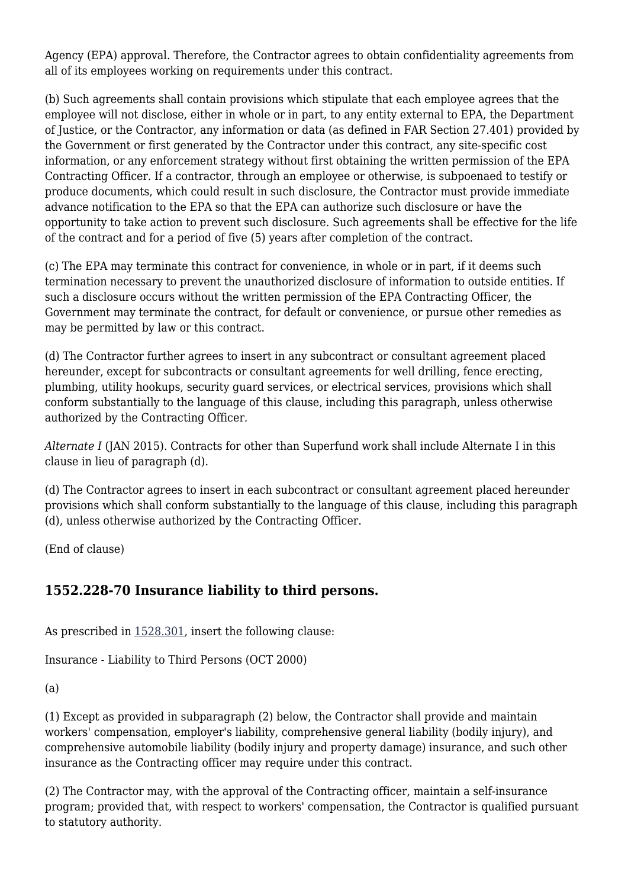Agency (EPA) approval. Therefore, the Contractor agrees to obtain confidentiality agreements from all of its employees working on requirements under this contract.

(b) Such agreements shall contain provisions which stipulate that each employee agrees that the employee will not disclose, either in whole or in part, to any entity external to EPA, the Department of Justice, or the Contractor, any information or data (as defined in FAR Section 27.401) provided by the Government or first generated by the Contractor under this contract, any site-specific cost information, or any enforcement strategy without first obtaining the written permission of the EPA Contracting Officer. If a contractor, through an employee or otherwise, is subpoenaed to testify or produce documents, which could result in such disclosure, the Contractor must provide immediate advance notification to the EPA so that the EPA can authorize such disclosure or have the opportunity to take action to prevent such disclosure. Such agreements shall be effective for the life of the contract and for a period of five (5) years after completion of the contract.

(c) The EPA may terminate this contract for convenience, in whole or in part, if it deems such termination necessary to prevent the unauthorized disclosure of information to outside entities. If such a disclosure occurs without the written permission of the EPA Contracting Officer, the Government may terminate the contract, for default or convenience, or pursue other remedies as may be permitted by law or this contract.

(d) The Contractor further agrees to insert in any subcontract or consultant agreement placed hereunder, except for subcontracts or consultant agreements for well drilling, fence erecting, plumbing, utility hookups, security guard services, or electrical services, provisions which shall conform substantially to the language of this clause, including this paragraph, unless otherwise authorized by the Contracting Officer.

*Alternate I* (JAN 2015). Contracts for other than Superfund work shall include Alternate I in this clause in lieu of paragraph (d).

(d) The Contractor agrees to insert in each subcontract or consultant agreement placed hereunder provisions which shall conform substantially to the language of this clause, including this paragraph (d), unless otherwise authorized by the Contracting Officer.

(End of clause)

## 1552.228-70 Insurance liability to third persons.

As prescribed in 1528.301, insert the following clause:

Insurance - Liability to Third Persons (OCT 2000)

(a)

(1) Except as provided in subparagraph (2) below, the Contractor shall provide and maintain workers' compensation, employer's liability, comprehensive general liability (bodily injury), and comprehensive automobile liability (bodily injury and property damage) insurance, and such other insurance as the Contracting officer may require under this contract.

(2) The Contractor may, with the approval of the Contracting officer, maintain a self-insurance program; provided that, with respect to workers' compensation, the Contractor is qualified pursuant to statutory authority.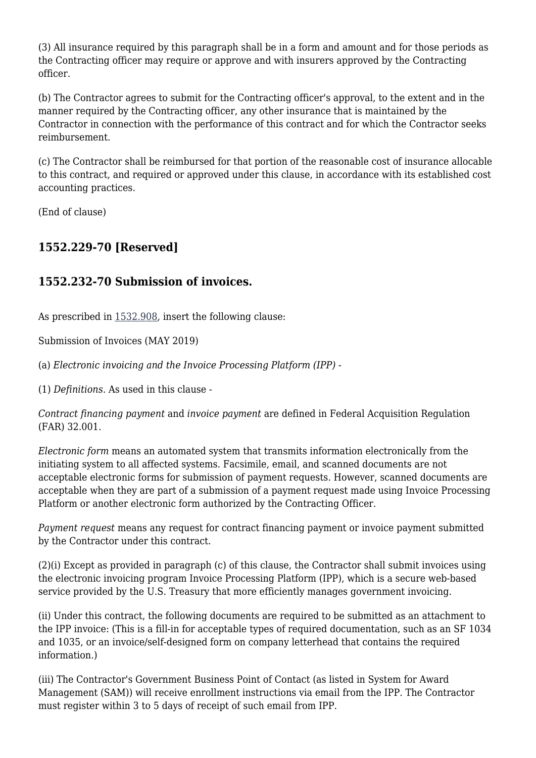(3) All insurance required by this paragraph shall be in a form and amount and for those periods as the Contracting officer may require or approve and with insurers approved by the Contracting officer.

(b) The Contractor agrees to submit for the Contracting officer's approval, to the extent and in the manner required by the Contracting officer, any other insurance that is maintained by the Contractor in connection with the performance of this contract and for which the Contractor seeks reimbursement.

(c) The Contractor shall be reimbursed for that portion of the reasonable cost of insurance allocable to this contract, and required or approved under this clause, in accordance with its established cost accounting practices.

(End of clause)

## 1552.229-70 [Reserved]

## 1552.232-70 Submission of invoices.

As prescribed in 1532.908, insert the following clause:

Submission of Invoices (MAY 2019)

(a) *Electronic invoicing and the Invoice Processing Platform (IPP)* -

(1) *Definitions.* As used in this clause -

*Contract financing payment* and *invoice payment* are defined in Federal Acquisition Regulation (FAR) 32.001.

*Electronic form* means an automated system that transmits information electronically from the initiating system to all affected systems. Facsimile, email, and scanned documents are not acceptable electronic forms for submission of payment requests. However, scanned documents are acceptable when they are part of a submission of a payment request made using Invoice Processing Platform or another electronic form authorized by the Contracting Officer.

*Payment request* means any request for contract financing payment or invoice payment submitted by the Contractor under this contract.

(2)(i) Except as provided in paragraph (c) of this clause, the Contractor shall submit invoices using the electronic invoicing program Invoice Processing Platform (IPP), which is a secure web-based service provided by the U.S. Treasury that more efficiently manages government invoicing.

(ii) Under this contract, the following documents are required to be submitted as an attachment to the IPP invoice: (This is a fill-in for acceptable types of required documentation, such as an SF 1034 and 1035, or an invoice/self-designed form on company letterhead that contains the required information.)

(iii) The Contractor's Government Business Point of Contact (as listed in System for Award Management (SAM)) will receive enrollment instructions via email from the IPP. The Contractor must register within 3 to 5 days of receipt of such email from IPP.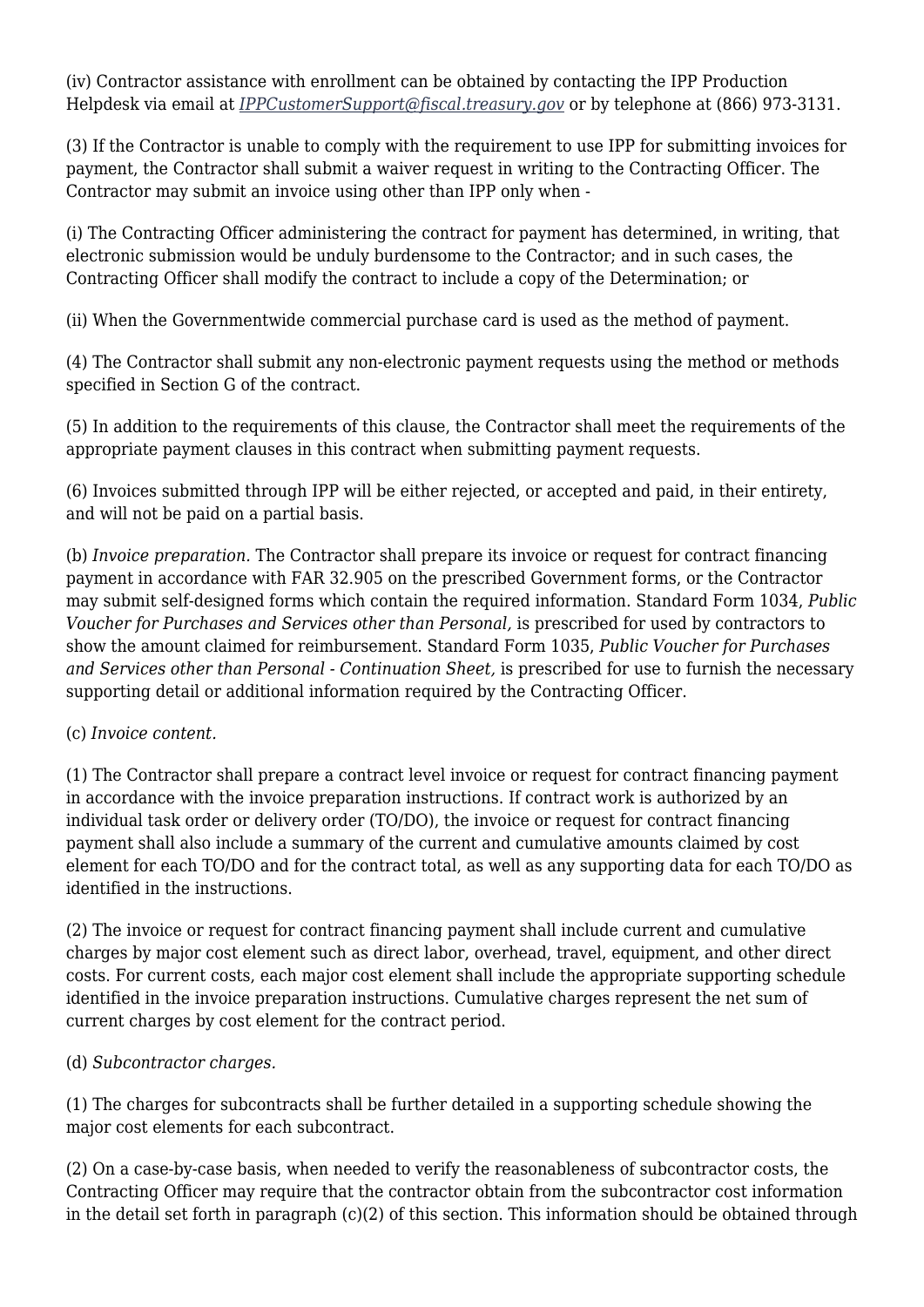(iv) Contractor assistance with enrollment can be obtained by contacting the IPP Production Helpdesk via email at *IPPCustomerSupport@fiscal.treasury.gov* or by telephone at (866) 973-3131.

(3) If the Contractor is unable to comply with the requirement to use IPP for submitting invoices for payment, the Contractor shall submit a waiver request in writing to the Contracting Officer. The Contractor may submit an invoice using other than IPP only when -

(i) The Contracting Officer administering the contract for payment has determined, in writing, that electronic submission would be unduly burdensome to the Contractor; and in such cases, the Contracting Officer shall modify the contract to include a copy of the Determination; or

(ii) When the Governmentwide commercial purchase card is used as the method of payment.

(4) The Contractor shall submit any non-electronic payment requests using the method or methods specified in Section G of the contract.

(5) In addition to the requirements of this clause, the Contractor shall meet the requirements of the appropriate payment clauses in this contract when submitting payment requests.

(6) Invoices submitted through IPP will be either rejected, or accepted and paid, in their entirety, and will not be paid on a partial basis.

(b) *Invoice preparation.* The Contractor shall prepare its invoice or request for contract financing payment in accordance with FAR 32.905 on the prescribed Government forms, or the Contractor may submit self-designed forms which contain the required information. Standard Form 1034, *Public Voucher for Purchases and Services other than Personal,* is prescribed for used by contractors to show the amount claimed for reimbursement. Standard Form 1035, *Public Voucher for Purchases and Services other than Personal - Continuation Sheet,* is prescribed for use to furnish the necessary supporting detail or additional information required by the Contracting Officer.

(c) *Invoice content.*

(1) The Contractor shall prepare a contract level invoice or request for contract financing payment in accordance with the invoice preparation instructions. If contract work is authorized by an individual task order or delivery order (TO/DO), the invoice or request for contract financing payment shall also include a summary of the current and cumulative amounts claimed by cost element for each TO/DO and for the contract total, as well as any supporting data for each TO/DO as identified in the instructions.

(2) The invoice or request for contract financing payment shall include current and cumulative charges by major cost element such as direct labor, overhead, travel, equipment, and other direct costs. For current costs, each major cost element shall include the appropriate supporting schedule identified in the invoice preparation instructions. Cumulative charges represent the net sum of current charges by cost element for the contract period.

(d) *Subcontractor charges.*

(1) The charges for subcontracts shall be further detailed in a supporting schedule showing the major cost elements for each subcontract.

(2) On a case-by-case basis, when needed to verify the reasonableness of subcontractor costs, the Contracting Officer may require that the contractor obtain from the subcontractor cost information in the detail set forth in paragraph (c)(2) of this section. This information should be obtained through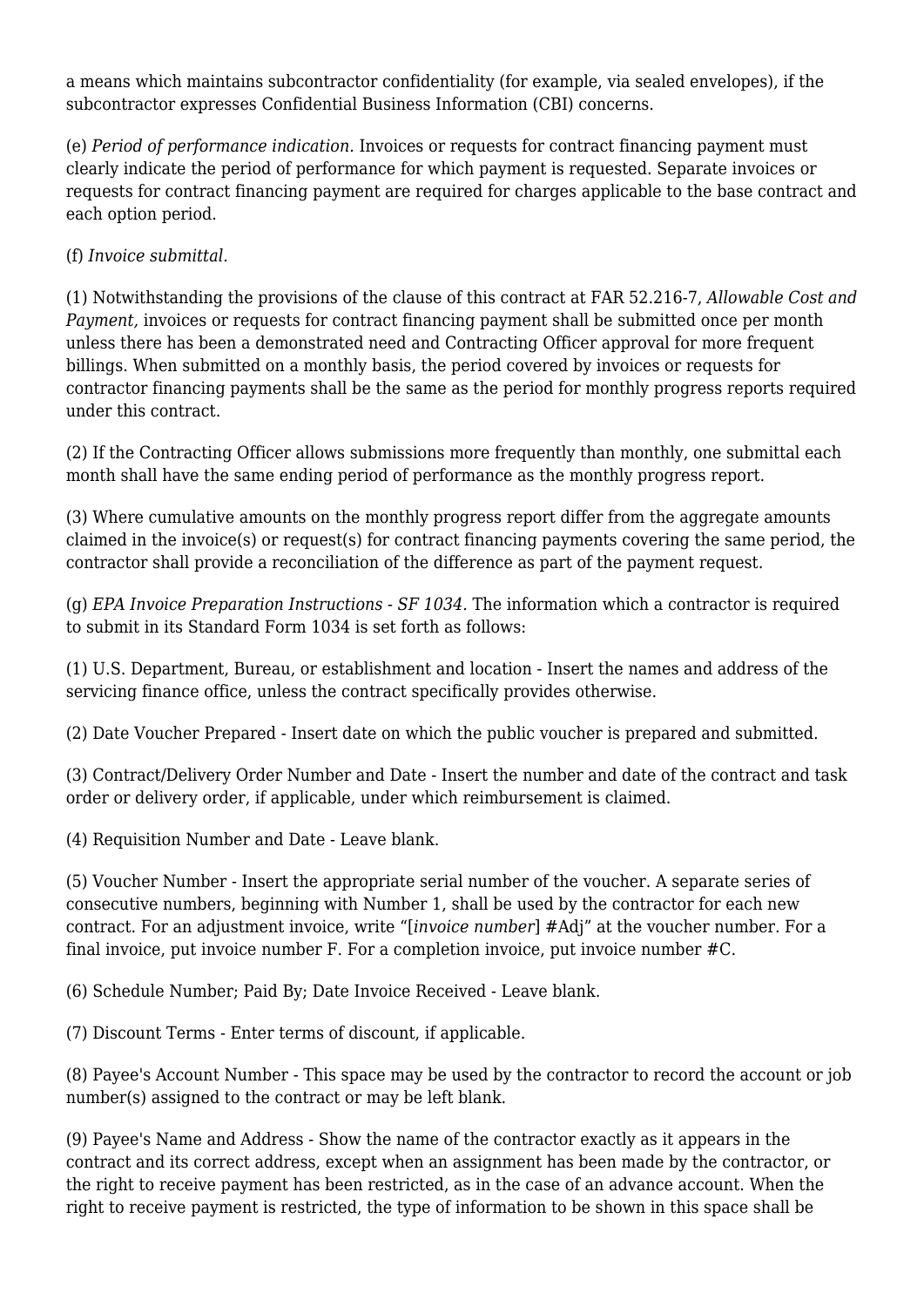a means which maintains subcontractor confidentiality (for example, via sealed envelopes), if the subcontractor expresses Confidential Business Information (CBI) concerns.

(e) *Period of performance indication.* Invoices or requests for contract financing payment must clearly indicate the period of performance for which payment is requested. Separate invoices or requests for contract financing payment are required for charges applicable to the base contract and each option period.

(f) *Invoice submittal.*

(1) Notwithstanding the provisions of the clause of this contract at FAR 52.216-7, *Allowable Cost and Payment,* invoices or requests for contract financing payment shall be submitted once per month unless there has been a demonstrated need and Contracting Officer approval for more frequent billings. When submitted on a monthly basis, the period covered by invoices or requests for contractor financing payments shall be the same as the period for monthly progress reports required under this contract.

(2) If the Contracting Officer allows submissions more frequently than monthly, one submittal each month shall have the same ending period of performance as the monthly progress report.

(3) Where cumulative amounts on the monthly progress report differ from the aggregate amounts claimed in the invoice(s) or request(s) for contract financing payments covering the same period, the contractor shall provide a reconciliation of the difference as part of the payment request.

(g) *EPA Invoice Preparation Instructions - SF 1034.* The information which a contractor is required to submit in its Standard Form 1034 is set forth as follows:

(1) U.S. Department, Bureau, or establishment and location - Insert the names and address of the servicing finance office, unless the contract specifically provides otherwise.

(2) Date Voucher Prepared - Insert date on which the public voucher is prepared and submitted.

(3) Contract/Delivery Order Number and Date - Insert the number and date of the contract and task order or delivery order, if applicable, under which reimbursement is claimed.

(4) Requisition Number and Date - Leave blank.

(5) Voucher Number - Insert the appropriate serial number of the voucher. A separate series of consecutive numbers, beginning with Number 1, shall be used by the contractor for each new contract. For an adjustment invoice, write "[*invoice number*] #Adj" at the voucher number. For a final invoice, put invoice number F. For a completion invoice, put invoice number #C.

(6) Schedule Number; Paid By; Date Invoice Received - Leave blank.

(7) Discount Terms - Enter terms of discount, if applicable.

(8) Payee's Account Number - This space may be used by the contractor to record the account or job number(s) assigned to the contract or may be left blank.

(9) Payee's Name and Address - Show the name of the contractor exactly as it appears in the contract and its correct address, except when an assignment has been made by the contractor, or the right to receive payment has been restricted, as in the case of an advance account. When the right to receive payment is restricted, the type of information to be shown in this space shall be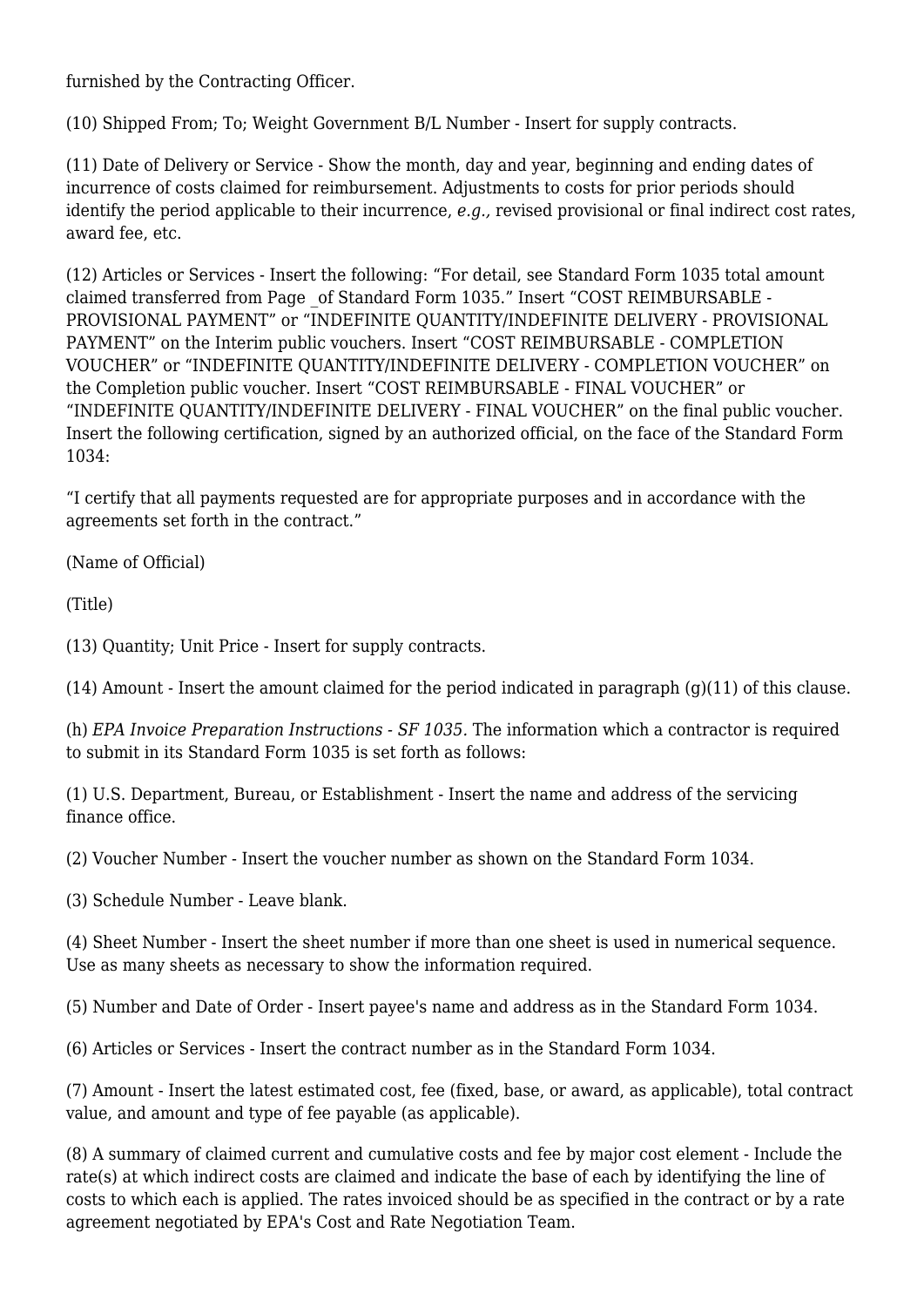furnished by the Contracting Officer.

(10) Shipped From; To; Weight Government B/L Number - Insert for supply contracts.

(11) Date of Delivery or Service - Show the month, day and year, beginning and ending dates of incurrence of costs claimed for reimbursement. Adjustments to costs for prior periods should identify the period applicable to their incurrence, *e.g.,* revised provisional or final indirect cost rates, award fee, etc.

(12) Articles or Services - Insert the following: “For detail, see Standard Form 1035 total amount claimed transferred from Page _of Standard Form 1035.” Insert “COST REIMBURSABLE - PROVISIONAL PAYMENT” or “INDEFINITE QUANTITY/INDEFINITE DELIVERY - PROVISIONAL PAYMENT” on the Interim public vouchers. Insert “COST REIMBURSABLE - COMPLETION VOUCHER” or “INDEFINITE QUANTITY/INDEFINITE DELIVERY - COMPLETION VOUCHER” on the Completion public voucher. Insert “COST REIMBURSABLE - FINAL VOUCHER” or “INDEFINITE QUANTITY/INDEFINITE DELIVERY - FINAL VOUCHER” on the final public voucher. Insert the following certification, signed by an authorized official, on the face of the Standard Form 1034:

“I certify that all payments requested are for appropriate purposes and in accordance with the agreements set forth in the contract.”

(Name of Official)

(Title)

(13) Quantity; Unit Price - Insert for supply contracts.

(14) Amount - Insert the amount claimed for the period indicated in paragraph (g)(11) of this clause.

(h) *EPA Invoice Preparation Instructions - SF 1035.* The information which a contractor is required to submit in its Standard Form 1035 is set forth as follows:

(1) U.S. Department, Bureau, or Establishment - Insert the name and address of the servicing finance office.

(2) Voucher Number - Insert the voucher number as shown on the Standard Form 1034.

(3) Schedule Number - Leave blank.

(4) Sheet Number - Insert the sheet number if more than one sheet is used in numerical sequence. Use as many sheets as necessary to show the information required.

(5) Number and Date of Order - Insert payee's name and address as in the Standard Form 1034.

(6) Articles or Services - Insert the contract number as in the Standard Form 1034.

(7) Amount - Insert the latest estimated cost, fee (fixed, base, or award, as applicable), total contract value, and amount and type of fee payable (as applicable).

(8) A summary of claimed current and cumulative costs and fee by major cost element - Include the rate(s) at which indirect costs are claimed and indicate the base of each by identifying the line of costs to which each is applied. The rates invoiced should be as specified in the contract or by a rate agreement negotiated by EPA's Cost and Rate Negotiation Team.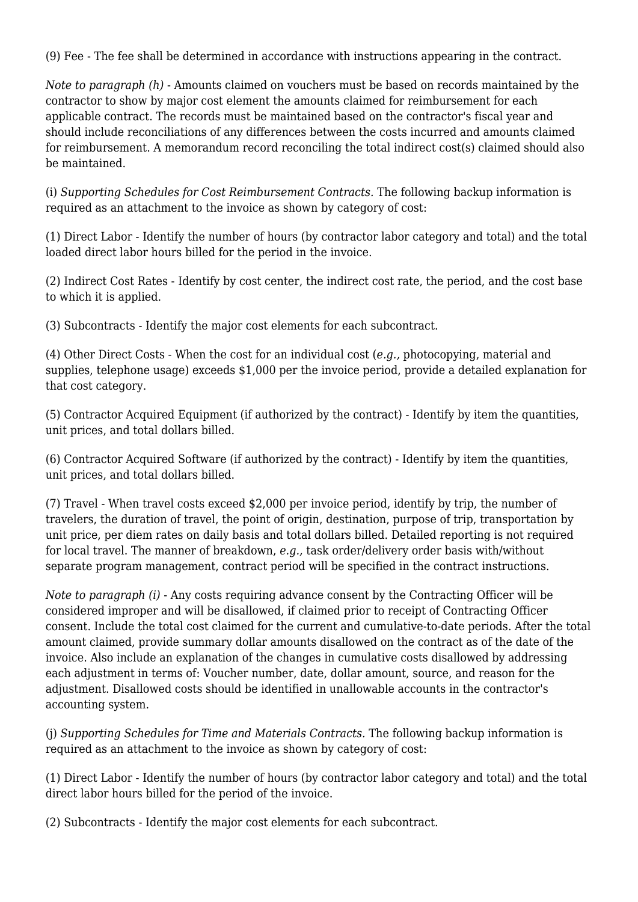(9) Fee - The fee shall be determined in accordance with instructions appearing in the contract.

*Note to paragraph (h)* - Amounts claimed on vouchers must be based on records maintained by the contractor to show by major cost element the amounts claimed for reimbursement for each applicable contract. The records must be maintained based on the contractor's fiscal year and should include reconciliations of any differences between the costs incurred and amounts claimed for reimbursement. A memorandum record reconciling the total indirect cost(s) claimed should also be maintained.

(i) *Supporting Schedules for Cost Reimbursement Contracts.* The following backup information is required as an attachment to the invoice as shown by category of cost:

(1) Direct Labor - Identify the number of hours (by contractor labor category and total) and the total loaded direct labor hours billed for the period in the invoice.

(2) Indirect Cost Rates - Identify by cost center, the indirect cost rate, the period, and the cost base to which it is applied.

(3) Subcontracts - Identify the major cost elements for each subcontract.

(4) Other Direct Costs - When the cost for an individual cost (*e.g.,* photocopying, material and supplies, telephone usage) exceeds $1,000 per the invoice period, provide a detailed explanation for that cost category.

(5) Contractor Acquired Equipment (if authorized by the contract) - Identify by item the quantities, unit prices, and total dollars billed.

(6) Contractor Acquired Software (if authorized by the contract) - Identify by item the quantities, unit prices, and total dollars billed.

(7) Travel - When travel costs exceed $2,000 per invoice period, identify by trip, the number of travelers, the duration of travel, the point of origin, destination, purpose of trip, transportation by unit price, per diem rates on daily basis and total dollars billed. Detailed reporting is not required for local travel. The manner of breakdown, *e.g.,* task order/delivery order basis with/without separate program management, contract period will be specified in the contract instructions.

*Note to paragraph (i)* - Any costs requiring advance consent by the Contracting Officer will be considered improper and will be disallowed, if claimed prior to receipt of Contracting Officer consent. Include the total cost claimed for the current and cumulative-to-date periods. After the total amount claimed, provide summary dollar amounts disallowed on the contract as of the date of the invoice. Also include an explanation of the changes in cumulative costs disallowed by addressing each adjustment in terms of: Voucher number, date, dollar amount, source, and reason for the adjustment. Disallowed costs should be identified in unallowable accounts in the contractor's accounting system.

(j) *Supporting Schedules for Time and Materials Contracts.* The following backup information is required as an attachment to the invoice as shown by category of cost:

(1) Direct Labor - Identify the number of hours (by contractor labor category and total) and the total direct labor hours billed for the period of the invoice.

(2) Subcontracts - Identify the major cost elements for each subcontract.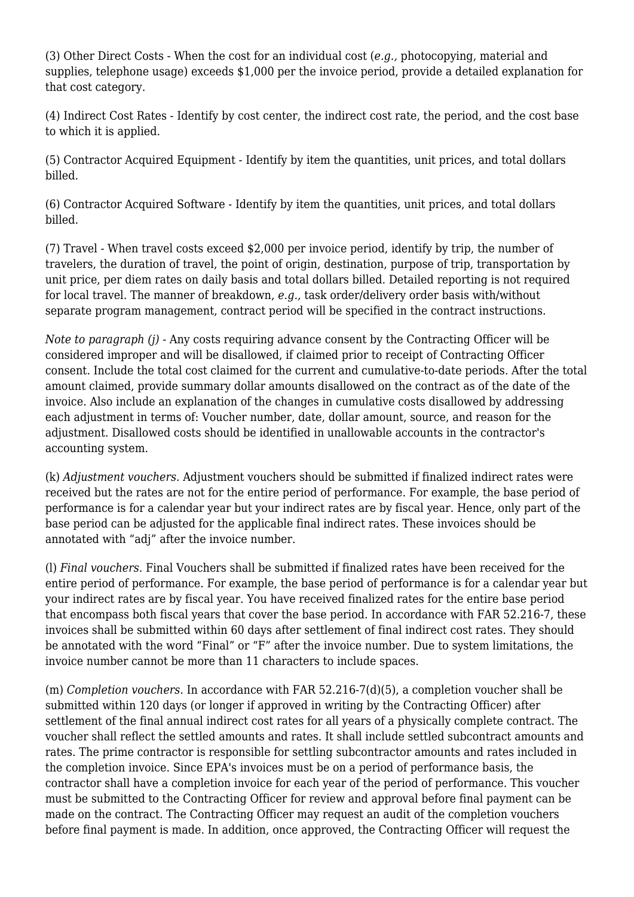(3) Other Direct Costs - When the cost for an individual cost (*e.g.,* photocopying, material and supplies, telephone usage) exceeds $1,000 per the invoice period, provide a detailed explanation for that cost category.

(4) Indirect Cost Rates - Identify by cost center, the indirect cost rate, the period, and the cost base to which it is applied.

(5) Contractor Acquired Equipment - Identify by item the quantities, unit prices, and total dollars billed.

(6) Contractor Acquired Software - Identify by item the quantities, unit prices, and total dollars billed.

(7) Travel - When travel costs exceed $2,000 per invoice period, identify by trip, the number of travelers, the duration of travel, the point of origin, destination, purpose of trip, transportation by unit price, per diem rates on daily basis and total dollars billed. Detailed reporting is not required for local travel. The manner of breakdown, *e.g.,* task order/delivery order basis with/without separate program management, contract period will be specified in the contract instructions.

*Note to paragraph (j)* - Any costs requiring advance consent by the Contracting Officer will be considered improper and will be disallowed, if claimed prior to receipt of Contracting Officer consent. Include the total cost claimed for the current and cumulative-to-date periods. After the total amount claimed, provide summary dollar amounts disallowed on the contract as of the date of the invoice. Also include an explanation of the changes in cumulative costs disallowed by addressing each adjustment in terms of: Voucher number, date, dollar amount, source, and reason for the adjustment. Disallowed costs should be identified in unallowable accounts in the contractor's accounting system.

(k) *Adjustment vouchers.* Adjustment vouchers should be submitted if finalized indirect rates were received but the rates are not for the entire period of performance. For example, the base period of performance is for a calendar year but your indirect rates are by fiscal year. Hence, only part of the base period can be adjusted for the applicable final indirect rates. These invoices should be annotated with "adj" after the invoice number.

(l) *Final vouchers.* Final Vouchers shall be submitted if finalized rates have been received for the entire period of performance. For example, the base period of performance is for a calendar year but your indirect rates are by fiscal year. You have received finalized rates for the entire base period that encompass both fiscal years that cover the base period. In accordance with FAR 52.216-7, these invoices shall be submitted within 60 days after settlement of final indirect cost rates. They should be annotated with the word "Final" or "F" after the invoice number. Due to system limitations, the invoice number cannot be more than 11 characters to include spaces.

(m) *Completion vouchers.* In accordance with FAR 52.216-7(d)(5), a completion voucher shall be submitted within 120 days (or longer if approved in writing by the Contracting Officer) after settlement of the final annual indirect cost rates for all years of a physically complete contract. The voucher shall reflect the settled amounts and rates. It shall include settled subcontract amounts and rates. The prime contractor is responsible for settling subcontractor amounts and rates included in the completion invoice. Since EPA's invoices must be on a period of performance basis, the contractor shall have a completion invoice for each year of the period of performance. This voucher must be submitted to the Contracting Officer for review and approval before final payment can be made on the contract. The Contracting Officer may request an audit of the completion vouchers before final payment is made. In addition, once approved, the Contracting Officer will request the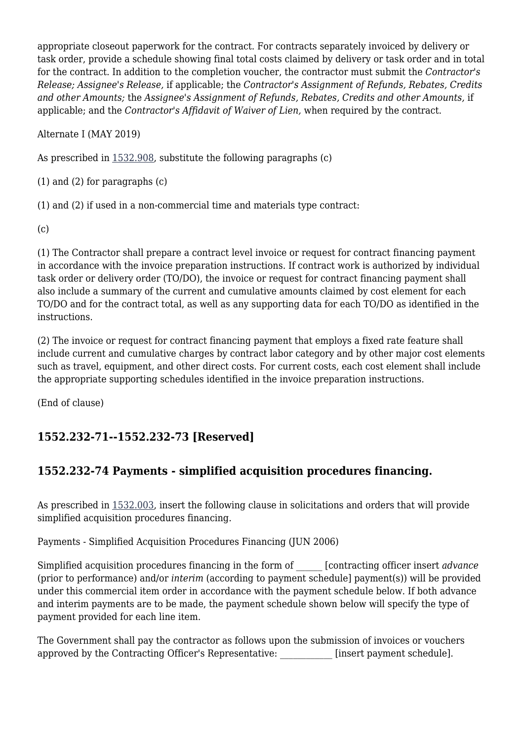appropriate closeout paperwork for the contract. For contracts separately invoiced by delivery or task order, provide a schedule showing final total costs claimed by delivery or task order and in total for the contract. In addition to the completion voucher, the contractor must submit the *Contractor's Release; Assignee's Release,* if applicable; the *Contractor's Assignment of Refunds, Rebates, Credits and other Amounts;* the *Assignee's Assignment of Refunds, Rebates, Credits and other Amounts*, if applicable; and the *Contractor's Affidavit of Waiver of Lien,* when required by the contract.

Alternate I (MAY 2019)

As prescribed in 1532.908, substitute the following paragraphs (c)

(1) and (2) for paragraphs (c)

(1) and (2) if used in a non-commercial time and materials type contract:

(c)

(1) The Contractor shall prepare a contract level invoice or request for contract financing payment in accordance with the invoice preparation instructions. If contract work is authorized by individual task order or delivery order (TO/DO), the invoice or request for contract financing payment shall also include a summary of the current and cumulative amounts claimed by cost element for each TO/DO and for the contract total, as well as any supporting data for each TO/DO as identified in the instructions.

(2) The invoice or request for contract financing payment that employs a fixed rate feature shall include current and cumulative charges by contract labor category and by other major cost elements such as travel, equipment, and other direct costs. For current costs, each cost element shall include the appropriate supporting schedules identified in the invoice preparation instructions.

(End of clause)

## 1552.232-71--1552.232-73 [Reserved]

## 1552.232-74 Payments - simplified acquisition procedures financing.

As prescribed in 1532.003, insert the following clause in solicitations and orders that will provide simplified acquisition procedures financing.

Payments - Simplified Acquisition Procedures Financing (JUN 2006)

Simplified acquisition procedures financing in the form of ______ [contracting officer insert *advance* (prior to performance) and/or *interim* (according to payment schedule] payment(s)) will be provided under this commercial item order in accordance with the payment schedule below. If both advance and interim payments are to be made, the payment schedule shown below will specify the type of payment provided for each line item.

The Government shall pay the contractor as follows upon the submission of invoices or vouchers approved by the Contracting Officer's Representative: ____________ [insert payment schedule].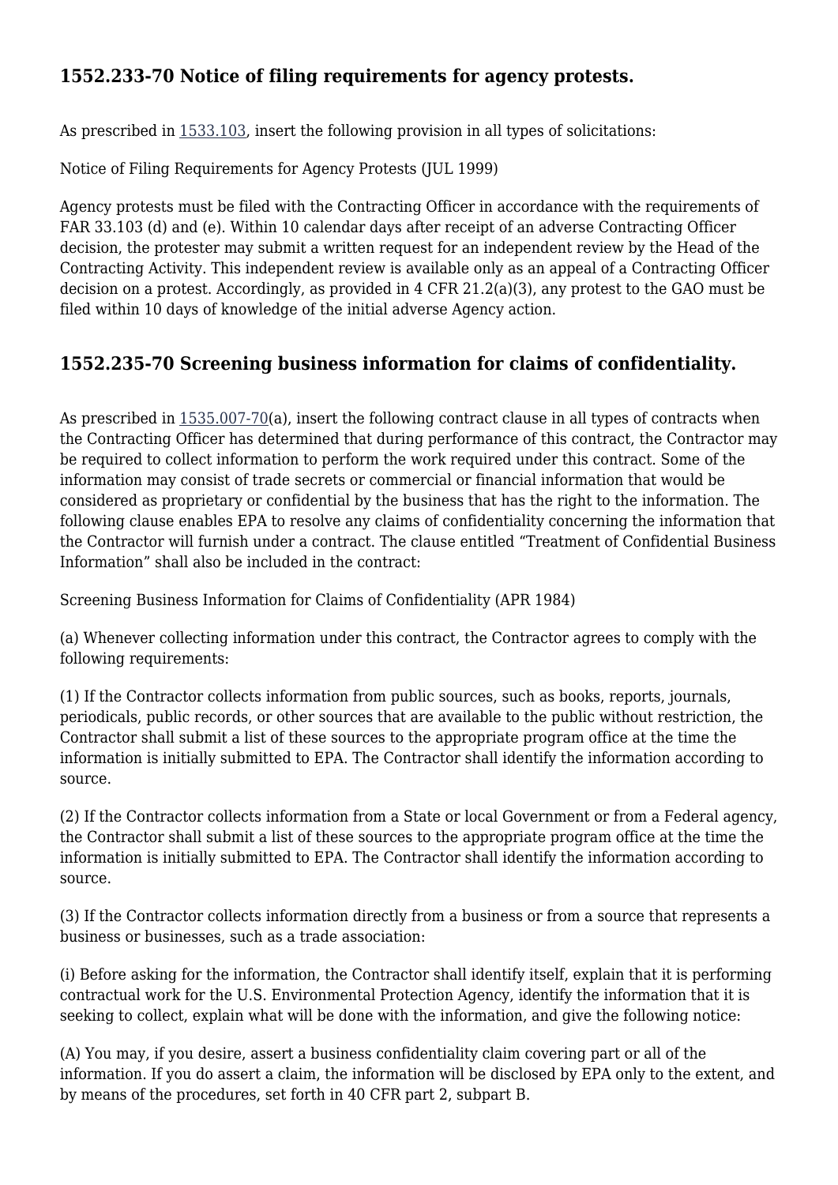## 1552.233-70 Notice of filing requirements for agency protests.

As prescribed in 1533.103, insert the following provision in all types of solicitations:

Notice of Filing Requirements for Agency Protests (JUL 1999)

Agency protests must be filed with the Contracting Officer in accordance with the requirements of FAR 33.103 (d) and (e). Within 10 calendar days after receipt of an adverse Contracting Officer decision, the protester may submit a written request for an independent review by the Head of the Contracting Activity. This independent review is available only as an appeal of a Contracting Officer decision on a protest. Accordingly, as provided in 4 CFR 21.2(a)(3), any protest to the GAO must be filed within 10 days of knowledge of the initial adverse Agency action.

## 1552.235-70 Screening business information for claims of confidentiality.

As prescribed in 1535.007-70(a), insert the following contract clause in all types of contracts when the Contracting Officer has determined that during performance of this contract, the Contractor may be required to collect information to perform the work required under this contract. Some of the information may consist of trade secrets or commercial or financial information that would be considered as proprietary or confidential by the business that has the right to the information. The following clause enables EPA to resolve any claims of confidentiality concerning the information that the Contractor will furnish under a contract. The clause entitled "Treatment of Confidential Business Information" shall also be included in the contract:

Screening Business Information for Claims of Confidentiality (APR 1984)

(a) Whenever collecting information under this contract, the Contractor agrees to comply with the following requirements:

(1) If the Contractor collects information from public sources, such as books, reports, journals, periodicals, public records, or other sources that are available to the public without restriction, the Contractor shall submit a list of these sources to the appropriate program office at the time the information is initially submitted to EPA. The Contractor shall identify the information according to source.

(2) If the Contractor collects information from a State or local Government or from a Federal agency, the Contractor shall submit a list of these sources to the appropriate program office at the time the information is initially submitted to EPA. The Contractor shall identify the information according to source.

(3) If the Contractor collects information directly from a business or from a source that represents a business or businesses, such as a trade association:

(i) Before asking for the information, the Contractor shall identify itself, explain that it is performing contractual work for the U.S. Environmental Protection Agency, identify the information that it is seeking to collect, explain what will be done with the information, and give the following notice:

(A) You may, if you desire, assert a business confidentiality claim covering part or all of the information. If you do assert a claim, the information will be disclosed by EPA only to the extent, and by means of the procedures, set forth in 40 CFR part 2, subpart B.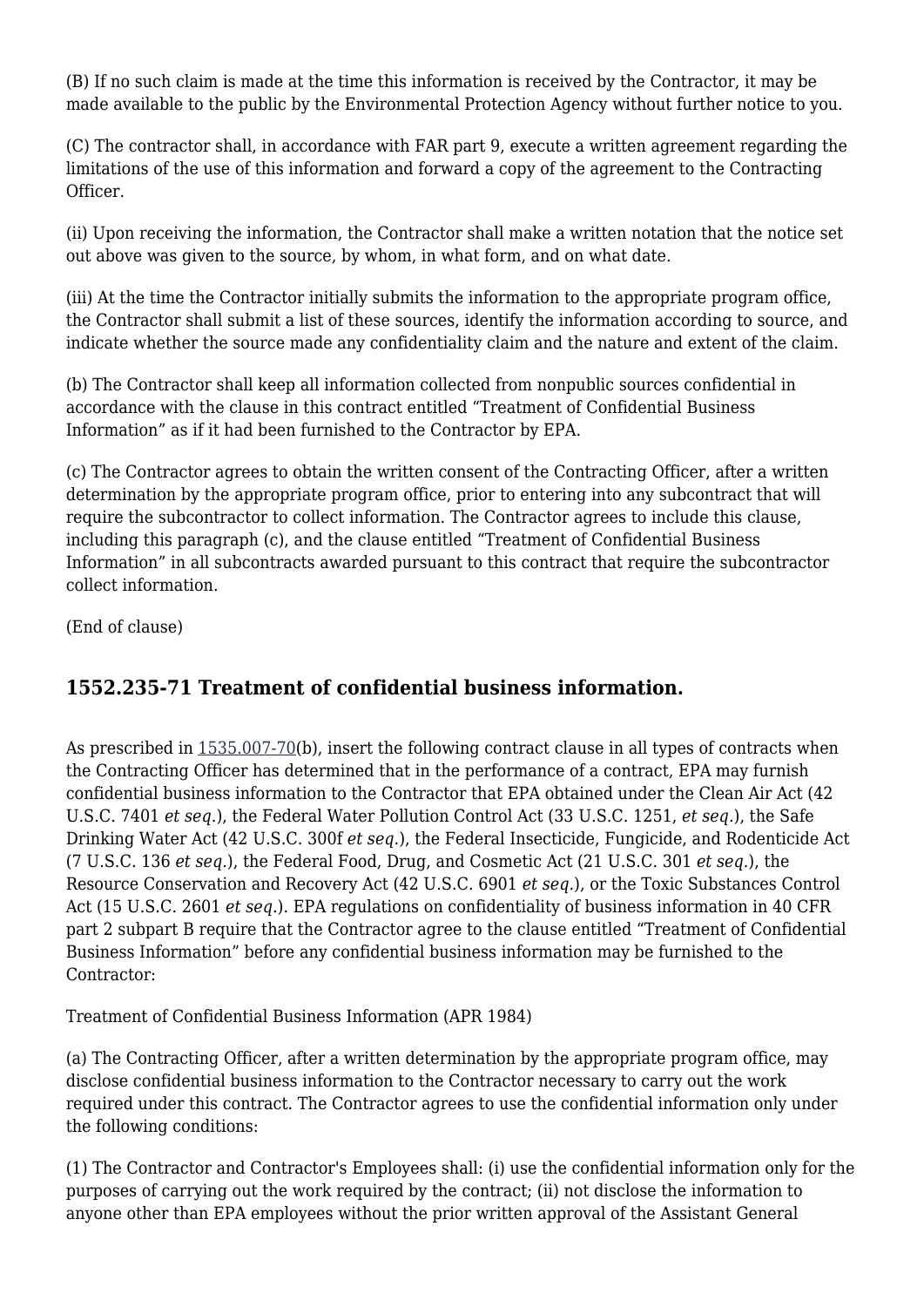(B) If no such claim is made at the time this information is received by the Contractor, it may be made available to the public by the Environmental Protection Agency without further notice to you.

(C) The contractor shall, in accordance with FAR part 9, execute a written agreement regarding the limitations of the use of this information and forward a copy of the agreement to the Contracting Officer.

(ii) Upon receiving the information, the Contractor shall make a written notation that the notice set out above was given to the source, by whom, in what form, and on what date.

(iii) At the time the Contractor initially submits the information to the appropriate program office, the Contractor shall submit a list of these sources, identify the information according to source, and indicate whether the source made any confidentiality claim and the nature and extent of the claim.

(b) The Contractor shall keep all information collected from nonpublic sources confidential in accordance with the clause in this contract entitled "Treatment of Confidential Business Information" as if it had been furnished to the Contractor by EPA.

(c) The Contractor agrees to obtain the written consent of the Contracting Officer, after a written determination by the appropriate program office, prior to entering into any subcontract that will require the subcontractor to collect information. The Contractor agrees to include this clause, including this paragraph (c), and the clause entitled "Treatment of Confidential Business Information" in all subcontracts awarded pursuant to this contract that require the subcontractor collect information.

(End of clause)

## 1552.235-71 Treatment of confidential business information.

As prescribed in 1535.007-70(b), insert the following contract clause in all types of contracts when the Contracting Officer has determined that in the performance of a contract, EPA may furnish confidential business information to the Contractor that EPA obtained under the Clean Air Act (42 U.S.C. 7401 *et seq.*), the Federal Water Pollution Control Act (33 U.S.C. 1251, *et seq.*), the Safe Drinking Water Act (42 U.S.C. 300f *et seq.*), the Federal Insecticide, Fungicide, and Rodenticide Act (7 U.S.C. 136 *et seq.*), the Federal Food, Drug, and Cosmetic Act (21 U.S.C. 301 *et seq.*), the Resource Conservation and Recovery Act (42 U.S.C. 6901 *et seq.*), or the Toxic Substances Control Act (15 U.S.C. 2601 *et seq.*). EPA regulations on confidentiality of business information in 40 CFR part 2 subpart B require that the Contractor agree to the clause entitled "Treatment of Confidential Business Information" before any confidential business information may be furnished to the Contractor:

Treatment of Confidential Business Information (APR 1984)

(a) The Contracting Officer, after a written determination by the appropriate program office, may disclose confidential business information to the Contractor necessary to carry out the work required under this contract. The Contractor agrees to use the confidential information only under the following conditions:

(1) The Contractor and Contractor's Employees shall: (i) use the confidential information only for the purposes of carrying out the work required by the contract; (ii) not disclose the information to anyone other than EPA employees without the prior written approval of the Assistant General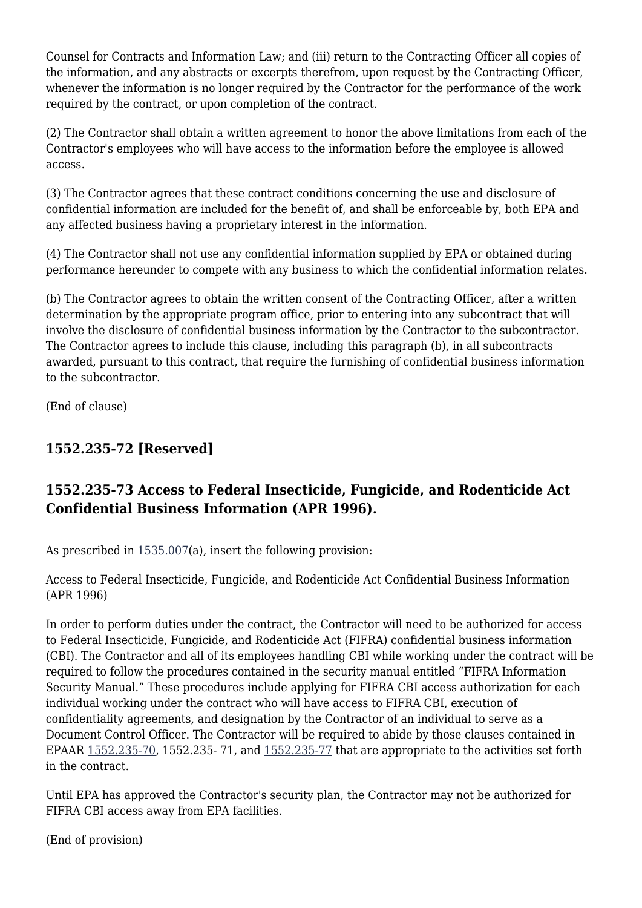Counsel for Contracts and Information Law; and (iii) return to the Contracting Officer all copies of the information, and any abstracts or excerpts therefrom, upon request by the Contracting Officer, whenever the information is no longer required by the Contractor for the performance of the work required by the contract, or upon completion of the contract.

(2) The Contractor shall obtain a written agreement to honor the above limitations from each of the Contractor's employees who will have access to the information before the employee is allowed access.

(3) The Contractor agrees that these contract conditions concerning the use and disclosure of confidential information are included for the benefit of, and shall be enforceable by, both EPA and any affected business having a proprietary interest in the information.

(4) The Contractor shall not use any confidential information supplied by EPA or obtained during performance hereunder to compete with any business to which the confidential information relates.

(b) The Contractor agrees to obtain the written consent of the Contracting Officer, after a written determination by the appropriate program office, prior to entering into any subcontract that will involve the disclosure of confidential business information by the Contractor to the subcontractor. The Contractor agrees to include this clause, including this paragraph (b), in all subcontracts awarded, pursuant to this contract, that require the furnishing of confidential business information to the subcontractor.

(End of clause)

### 1552.235-72 [Reserved]

### 1552.235-73 Access to Federal Insecticide, Fungicide, and Rodenticide Act Confidential Business Information (APR 1996).

As prescribed in 1535.007(a), insert the following provision:

Access to Federal Insecticide, Fungicide, and Rodenticide Act Confidential Business Information (APR 1996)

In order to perform duties under the contract, the Contractor will need to be authorized for access to Federal Insecticide, Fungicide, and Rodenticide Act (FIFRA) confidential business information (CBI). The Contractor and all of its employees handling CBI while working under the contract will be required to follow the procedures contained in the security manual entitled “FIFRA Information Security Manual.” These procedures include applying for FIFRA CBI access authorization for each individual working under the contract who will have access to FIFRA CBI, execution of confidentiality agreements, and designation by the Contractor of an individual to serve as a Document Control Officer. The Contractor will be required to abide by those clauses contained in EPAAR 1552.235-70, 1552.235- 71, and 1552.235-77 that are appropriate to the activities set forth in the contract.

Until EPA has approved the Contractor's security plan, the Contractor may not be authorized for FIFRA CBI access away from EPA facilities.

(End of provision)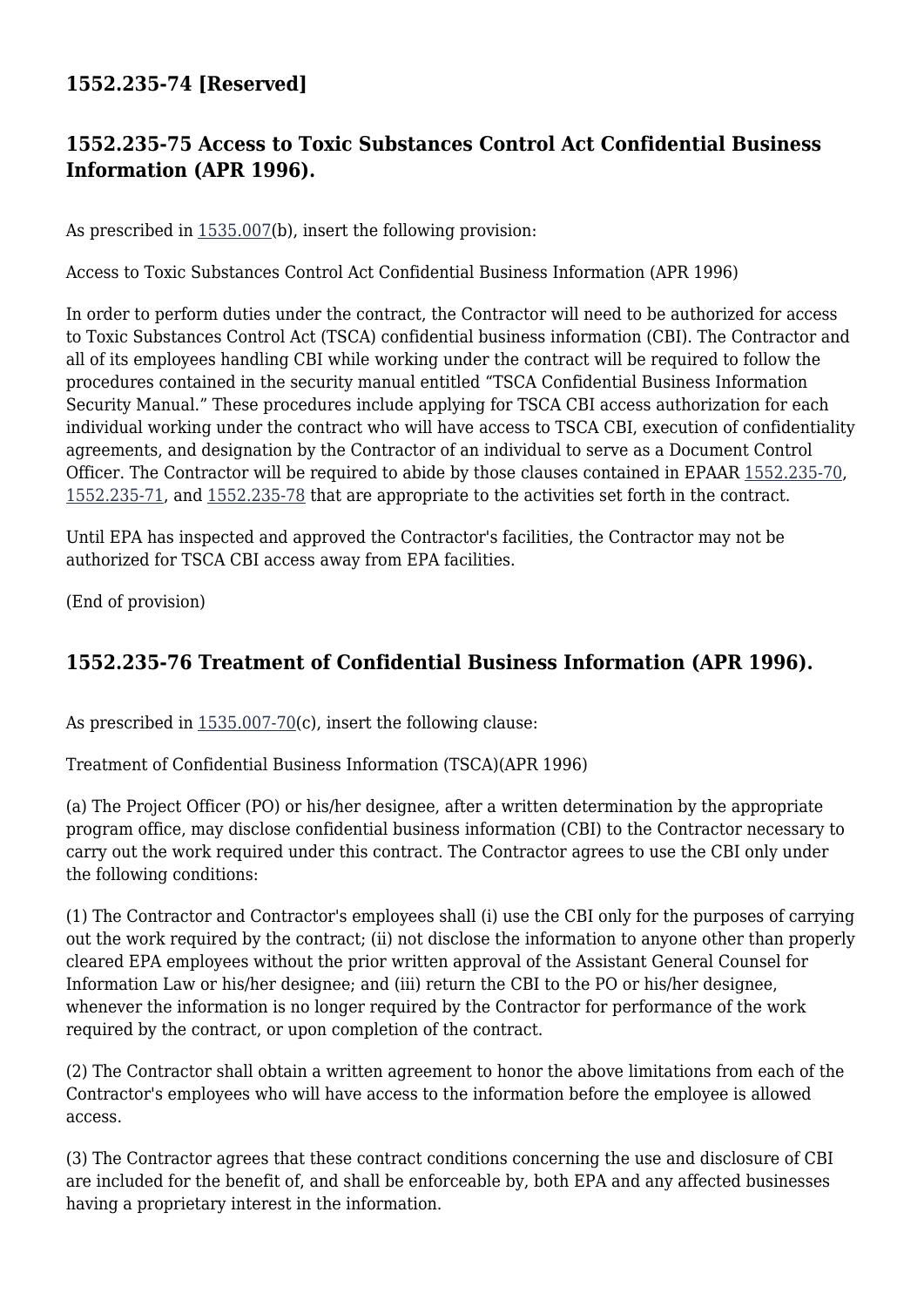### 1552.235-74 [Reserved]

### 1552.235-75 Access to Toxic Substances Control Act Confidential Business Information (APR 1996).

As prescribed in 1535.007(b), insert the following provision:

Access to Toxic Substances Control Act Confidential Business Information (APR 1996)

In order to perform duties under the contract, the Contractor will need to be authorized for access to Toxic Substances Control Act (TSCA) confidential business information (CBI). The Contractor and all of its employees handling CBI while working under the contract will be required to follow the procedures contained in the security manual entitled "TSCA Confidential Business Information Security Manual." These procedures include applying for TSCA CBI access authorization for each individual working under the contract who will have access to TSCA CBI, execution of confidentiality agreements, and designation by the Contractor of an individual to serve as a Document Control Officer. The Contractor will be required to abide by those clauses contained in EPAAR 1552.235-70, 1552.235-71, and 1552.235-78 that are appropriate to the activities set forth in the contract.

Until EPA has inspected and approved the Contractor's facilities, the Contractor may not be authorized for TSCA CBI access away from EPA facilities.

(End of provision)

### 1552.235-76 Treatment of Confidential Business Information (APR 1996).

As prescribed in 1535.007-70(c), insert the following clause:

Treatment of Confidential Business Information (TSCA)(APR 1996)

(a) The Project Officer (PO) or his/her designee, after a written determination by the appropriate program office, may disclose confidential business information (CBI) to the Contractor necessary to carry out the work required under this contract. The Contractor agrees to use the CBI only under the following conditions:

(1) The Contractor and Contractor's employees shall (i) use the CBI only for the purposes of carrying out the work required by the contract; (ii) not disclose the information to anyone other than properly cleared EPA employees without the prior written approval of the Assistant General Counsel for Information Law or his/her designee; and (iii) return the CBI to the PO or his/her designee, whenever the information is no longer required by the Contractor for performance of the work required by the contract, or upon completion of the contract.

(2) The Contractor shall obtain a written agreement to honor the above limitations from each of the Contractor's employees who will have access to the information before the employee is allowed access.

(3) The Contractor agrees that these contract conditions concerning the use and disclosure of CBI are included for the benefit of, and shall be enforceable by, both EPA and any affected businesses having a proprietary interest in the information.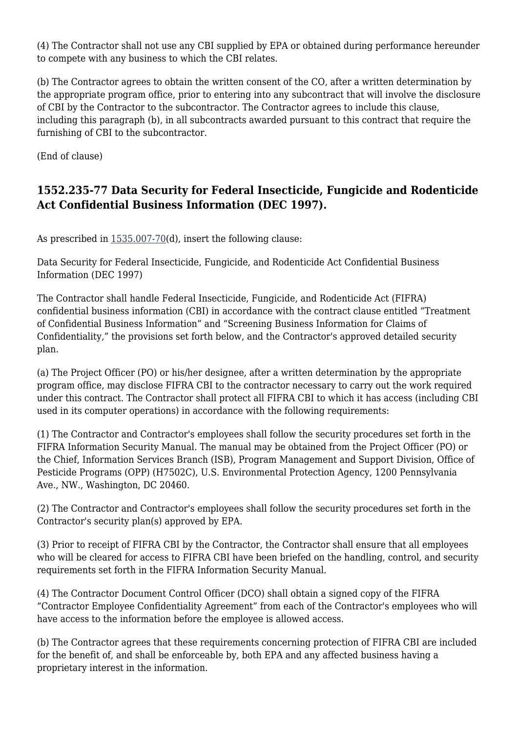(4) The Contractor shall not use any CBI supplied by EPA or obtained during performance hereunder to compete with any business to which the CBI relates.

(b) The Contractor agrees to obtain the written consent of the CO, after a written determination by the appropriate program office, prior to entering into any subcontract that will involve the disclosure of CBI by the Contractor to the subcontractor. The Contractor agrees to include this clause, including this paragraph (b), in all subcontracts awarded pursuant to this contract that require the furnishing of CBI to the subcontractor.

(End of clause)

### 1552.235-77 Data Security for Federal Insecticide, Fungicide and Rodenticide Act Confidential Business Information (DEC 1997).

As prescribed in 1535.007-70(d), insert the following clause:

Data Security for Federal Insecticide, Fungicide, and Rodenticide Act Confidential Business Information (DEC 1997)

The Contractor shall handle Federal Insecticide, Fungicide, and Rodenticide Act (FIFRA) confidential business information (CBI) in accordance with the contract clause entitled "Treatment of Confidential Business Information" and "Screening Business Information for Claims of Confidentiality," the provisions set forth below, and the Contractor's approved detailed security plan.

(a) The Project Officer (PO) or his/her designee, after a written determination by the appropriate program office, may disclose FIFRA CBI to the contractor necessary to carry out the work required under this contract. The Contractor shall protect all FIFRA CBI to which it has access (including CBI used in its computer operations) in accordance with the following requirements:

(1) The Contractor and Contractor's employees shall follow the security procedures set forth in the FIFRA Information Security Manual. The manual may be obtained from the Project Officer (PO) or the Chief, Information Services Branch (ISB), Program Management and Support Division, Office of Pesticide Programs (OPP) (H7502C), U.S. Environmental Protection Agency, 1200 Pennsylvania Ave., NW., Washington, DC 20460.

(2) The Contractor and Contractor's employees shall follow the security procedures set forth in the Contractor's security plan(s) approved by EPA.

(3) Prior to receipt of FIFRA CBI by the Contractor, the Contractor shall ensure that all employees who will be cleared for access to FIFRA CBI have been briefed on the handling, control, and security requirements set forth in the FIFRA Information Security Manual.

(4) The Contractor Document Control Officer (DCO) shall obtain a signed copy of the FIFRA "Contractor Employee Confidentiality Agreement" from each of the Contractor's employees who will have access to the information before the employee is allowed access.

(b) The Contractor agrees that these requirements concerning protection of FIFRA CBI are included for the benefit of, and shall be enforceable by, both EPA and any affected business having a proprietary interest in the information.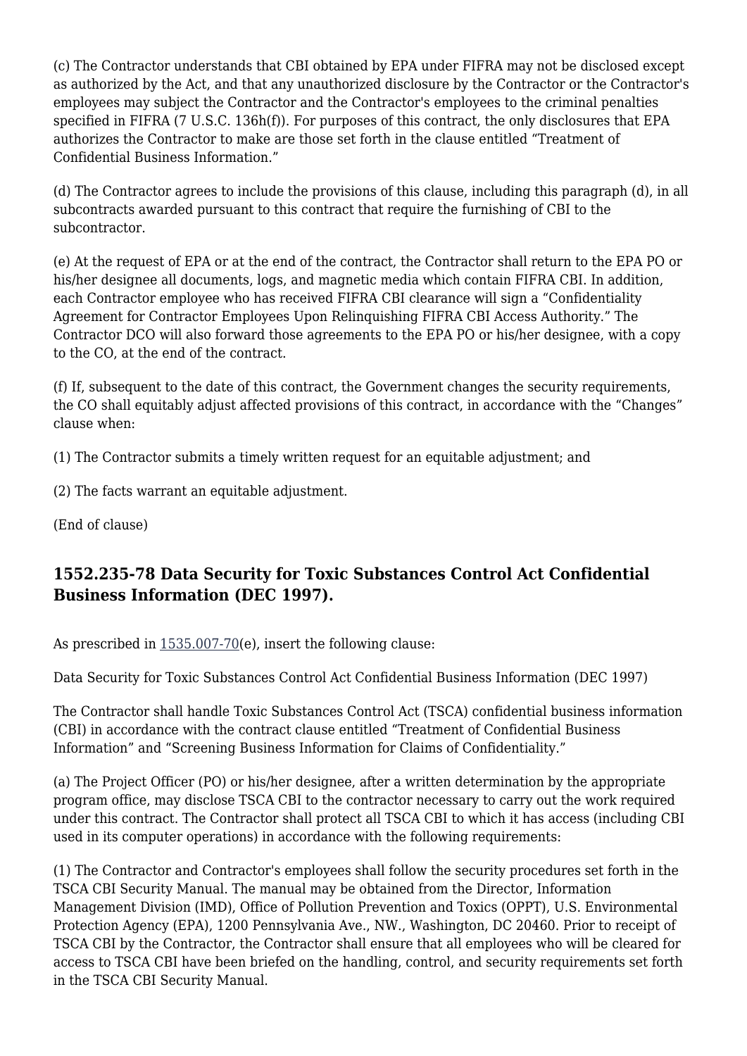(c) The Contractor understands that CBI obtained by EPA under FIFRA may not be disclosed except as authorized by the Act, and that any unauthorized disclosure by the Contractor or the Contractor's employees may subject the Contractor and the Contractor's employees to the criminal penalties specified in FIFRA (7 U.S.C. 136h(f)). For purposes of this contract, the only disclosures that EPA authorizes the Contractor to make are those set forth in the clause entitled “Treatment of Confidential Business Information.”

(d) The Contractor agrees to include the provisions of this clause, including this paragraph (d), in all subcontracts awarded pursuant to this contract that require the furnishing of CBI to the subcontractor.

(e) At the request of EPA or at the end of the contract, the Contractor shall return to the EPA PO or his/her designee all documents, logs, and magnetic media which contain FIFRA CBI. In addition, each Contractor employee who has received FIFRA CBI clearance will sign a “Confidentiality Agreement for Contractor Employees Upon Relinquishing FIFRA CBI Access Authority.” The Contractor DCO will also forward those agreements to the EPA PO or his/her designee, with a copy to the CO, at the end of the contract.

(f) If, subsequent to the date of this contract, the Government changes the security requirements, the CO shall equitably adjust affected provisions of this contract, in accordance with the “Changes” clause when:

(1) The Contractor submits a timely written request for an equitable adjustment; and

(2) The facts warrant an equitable adjustment.

(End of clause)

### 1552.235-78 Data Security for Toxic Substances Control Act Confidential Business Information (DEC 1997).

As prescribed in 1535.007-70(e), insert the following clause:

Data Security for Toxic Substances Control Act Confidential Business Information (DEC 1997)

The Contractor shall handle Toxic Substances Control Act (TSCA) confidential business information (CBI) in accordance with the contract clause entitled “Treatment of Confidential Business Information” and “Screening Business Information for Claims of Confidentiality.”

(a) The Project Officer (PO) or his/her designee, after a written determination by the appropriate program office, may disclose TSCA CBI to the contractor necessary to carry out the work required under this contract. The Contractor shall protect all TSCA CBI to which it has access (including CBI used in its computer operations) in accordance with the following requirements:

(1) The Contractor and Contractor's employees shall follow the security procedures set forth in the TSCA CBI Security Manual. The manual may be obtained from the Director, Information Management Division (IMD), Office of Pollution Prevention and Toxics (OPPT), U.S. Environmental Protection Agency (EPA), 1200 Pennsylvania Ave., NW., Washington, DC 20460. Prior to receipt of TSCA CBI by the Contractor, the Contractor shall ensure that all employees who will be cleared for access to TSCA CBI have been briefed on the handling, control, and security requirements set forth in the TSCA CBI Security Manual.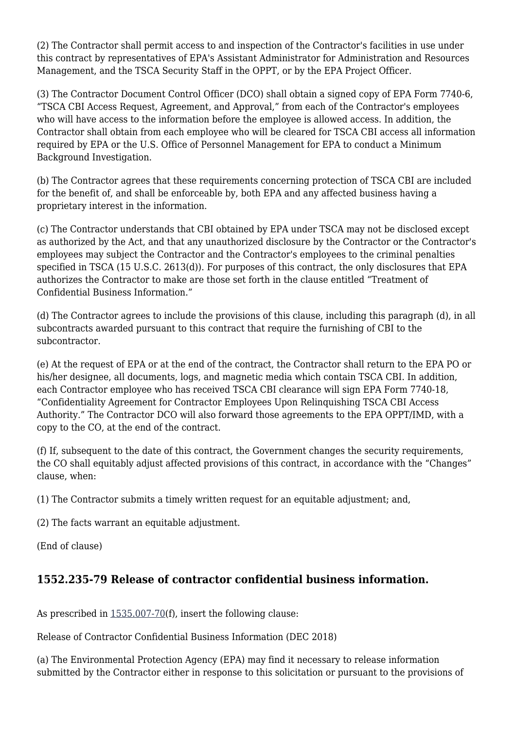(2) The Contractor shall permit access to and inspection of the Contractor's facilities in use under this contract by representatives of EPA's Assistant Administrator for Administration and Resources Management, and the TSCA Security Staff in the OPPT, or by the EPA Project Officer.

(3) The Contractor Document Control Officer (DCO) shall obtain a signed copy of EPA Form 7740-6, “TSCA CBI Access Request, Agreement, and Approval,” from each of the Contractor's employees who will have access to the information before the employee is allowed access. In addition, the Contractor shall obtain from each employee who will be cleared for TSCA CBI access all information required by EPA or the U.S. Office of Personnel Management for EPA to conduct a Minimum Background Investigation.

(b) The Contractor agrees that these requirements concerning protection of TSCA CBI are included for the benefit of, and shall be enforceable by, both EPA and any affected business having a proprietary interest in the information.

(c) The Contractor understands that CBI obtained by EPA under TSCA may not be disclosed except as authorized by the Act, and that any unauthorized disclosure by the Contractor or the Contractor's employees may subject the Contractor and the Contractor's employees to the criminal penalties specified in TSCA (15 U.S.C. 2613(d)). For purposes of this contract, the only disclosures that EPA authorizes the Contractor to make are those set forth in the clause entitled “Treatment of Confidential Business Information.”

(d) The Contractor agrees to include the provisions of this clause, including this paragraph (d), in all subcontracts awarded pursuant to this contract that require the furnishing of CBI to the subcontractor.

(e) At the request of EPA or at the end of the contract, the Contractor shall return to the EPA PO or his/her designee, all documents, logs, and magnetic media which contain TSCA CBI. In addition, each Contractor employee who has received TSCA CBI clearance will sign EPA Form 7740-18, “Confidentiality Agreement for Contractor Employees Upon Relinquishing TSCA CBI Access Authority.” The Contractor DCO will also forward those agreements to the EPA OPPT/IMD, with a copy to the CO, at the end of the contract.

(f) If, subsequent to the date of this contract, the Government changes the security requirements, the CO shall equitably adjust affected provisions of this contract, in accordance with the “Changes” clause, when:

(1) The Contractor submits a timely written request for an equitable adjustment; and,

(2) The facts warrant an equitable adjustment.

(End of clause)

### 1552.235-79 Release of contractor confidential business information.

As prescribed in 1535.007-70(f), insert the following clause:

Release of Contractor Confidential Business Information (DEC 2018)

(a) The Environmental Protection Agency (EPA) may find it necessary to release information submitted by the Contractor either in response to this solicitation or pursuant to the provisions of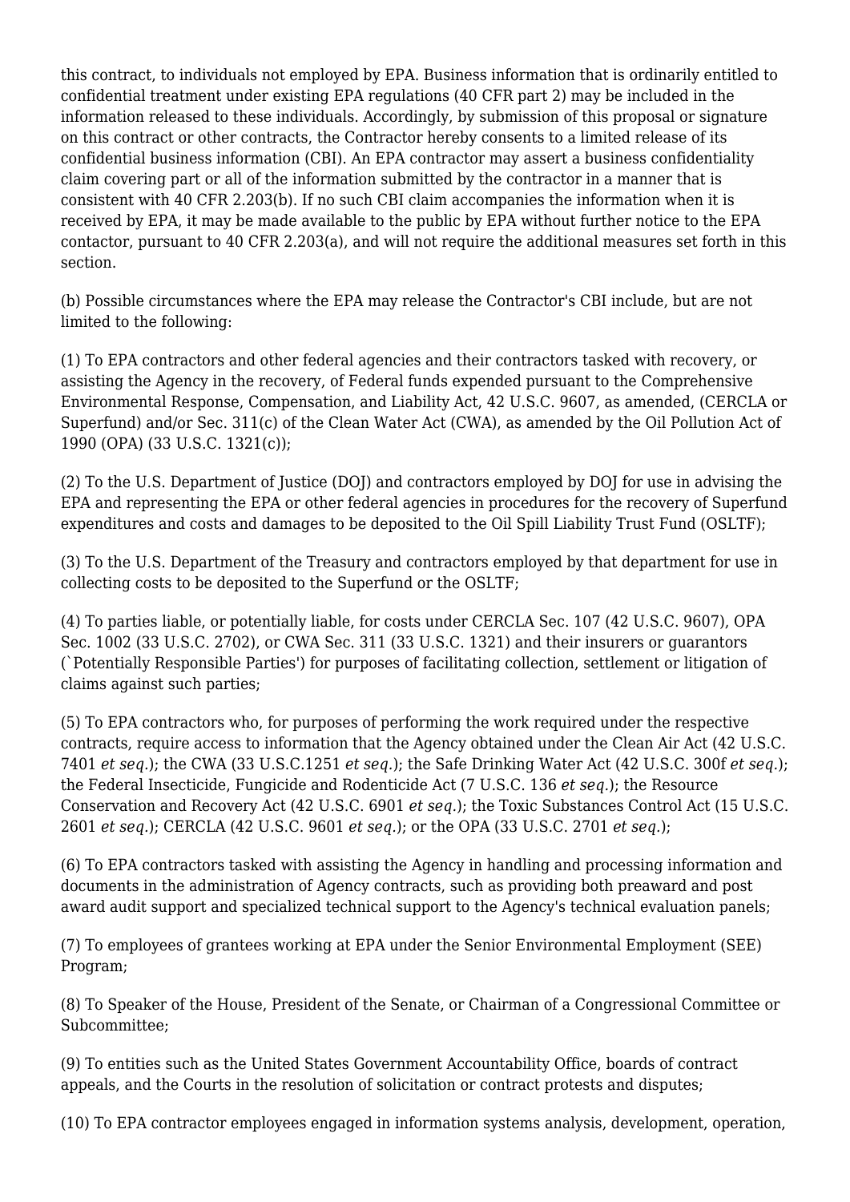this contract, to individuals not employed by EPA. Business information that is ordinarily entitled to confidential treatment under existing EPA regulations (40 CFR part 2) may be included in the information released to these individuals. Accordingly, by submission of this proposal or signature on this contract or other contracts, the Contractor hereby consents to a limited release of its confidential business information (CBI). An EPA contractor may assert a business confidentiality claim covering part or all of the information submitted by the contractor in a manner that is consistent with 40 CFR 2.203(b). If no such CBI claim accompanies the information when it is received by EPA, it may be made available to the public by EPA without further notice to the EPA contactor, pursuant to 40 CFR 2.203(a), and will not require the additional measures set forth in this section.

(b) Possible circumstances where the EPA may release the Contractor's CBI include, but are not limited to the following:

(1) To EPA contractors and other federal agencies and their contractors tasked with recovery, or assisting the Agency in the recovery, of Federal funds expended pursuant to the Comprehensive Environmental Response, Compensation, and Liability Act, 42 U.S.C. 9607, as amended, (CERCLA or Superfund) and/or Sec. 311(c) of the Clean Water Act (CWA), as amended by the Oil Pollution Act of 1990 (OPA) (33 U.S.C. 1321(c));

(2) To the U.S. Department of Justice (DOJ) and contractors employed by DOJ for use in advising the EPA and representing the EPA or other federal agencies in procedures for the recovery of Superfund expenditures and costs and damages to be deposited to the Oil Spill Liability Trust Fund (OSLTF);

(3) To the U.S. Department of the Treasury and contractors employed by that department for use in collecting costs to be deposited to the Superfund or the OSLTF;

(4) To parties liable, or potentially liable, for costs under CERCLA Sec. 107 (42 U.S.C. 9607), OPA Sec. 1002 (33 U.S.C. 2702), or CWA Sec. 311 (33 U.S.C. 1321) and their insurers or guarantors (`Potentially Responsible Parties') for purposes of facilitating collection, settlement or litigation of claims against such parties;

(5) To EPA contractors who, for purposes of performing the work required under the respective contracts, require access to information that the Agency obtained under the Clean Air Act (42 U.S.C. 7401 *et seq.*); the CWA (33 U.S.C.1251 *et seq.*); the Safe Drinking Water Act (42 U.S.C. 300f *et seq.*); the Federal Insecticide, Fungicide and Rodenticide Act (7 U.S.C. 136 *et seq.*); the Resource Conservation and Recovery Act (42 U.S.C. 6901 *et seq.*); the Toxic Substances Control Act (15 U.S.C. 2601 *et seq.*); CERCLA (42 U.S.C. 9601 *et seq.*); or the OPA (33 U.S.C. 2701 *et seq.*);

(6) To EPA contractors tasked with assisting the Agency in handling and processing information and documents in the administration of Agency contracts, such as providing both preaward and post award audit support and specialized technical support to the Agency's technical evaluation panels;

(7) To employees of grantees working at EPA under the Senior Environmental Employment (SEE) Program;

(8) To Speaker of the House, President of the Senate, or Chairman of a Congressional Committee or Subcommittee;

(9) To entities such as the United States Government Accountability Office, boards of contract appeals, and the Courts in the resolution of solicitation or contract protests and disputes;

(10) To EPA contractor employees engaged in information systems analysis, development, operation,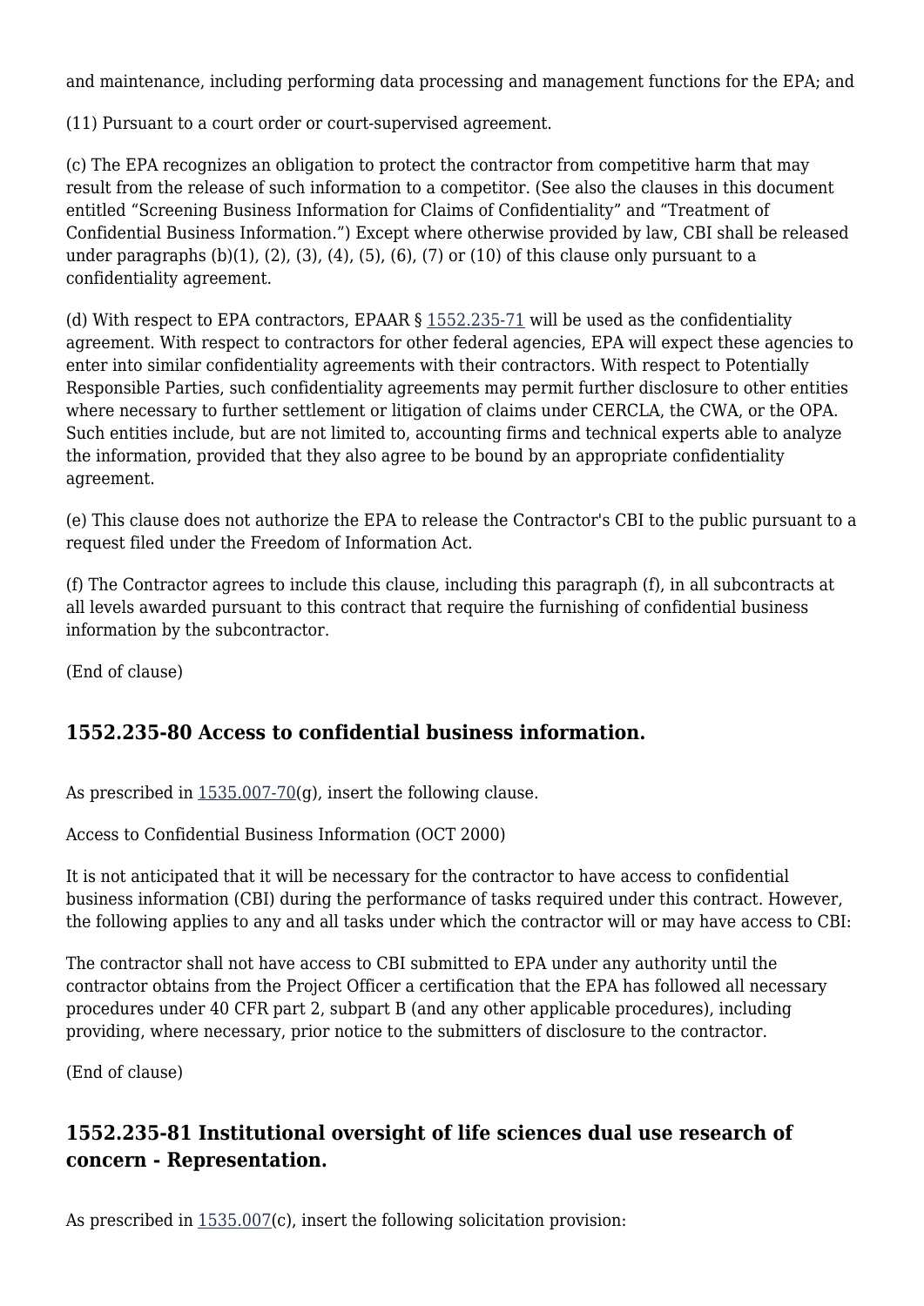and maintenance, including performing data processing and management functions for the EPA; and

(11) Pursuant to a court order or court-supervised agreement.

(c) The EPA recognizes an obligation to protect the contractor from competitive harm that may result from the release of such information to a competitor. (See also the clauses in this document entitled "Screening Business Information for Claims of Confidentiality" and "Treatment of Confidential Business Information.") Except where otherwise provided by law, CBI shall be released under paragraphs (b)(1), (2), (3), (4), (5), (6), (7) or (10) of this clause only pursuant to a confidentiality agreement.

(d) With respect to EPA contractors, EPAAR § 1552.235-71 will be used as the confidentiality agreement. With respect to contractors for other federal agencies, EPA will expect these agencies to enter into similar confidentiality agreements with their contractors. With respect to Potentially Responsible Parties, such confidentiality agreements may permit further disclosure to other entities where necessary to further settlement or litigation of claims under CERCLA, the CWA, or the OPA. Such entities include, but are not limited to, accounting firms and technical experts able to analyze the information, provided that they also agree to be bound by an appropriate confidentiality agreement.

(e) This clause does not authorize the EPA to release the Contractor's CBI to the public pursuant to a request filed under the Freedom of Information Act.

(f) The Contractor agrees to include this clause, including this paragraph (f), in all subcontracts at all levels awarded pursuant to this contract that require the furnishing of confidential business information by the subcontractor.

(End of clause)

## 1552.235-80 Access to confidential business information.

As prescribed in 1535.007-70(g), insert the following clause.

Access to Confidential Business Information (OCT 2000)

It is not anticipated that it will be necessary for the contractor to have access to confidential business information (CBI) during the performance of tasks required under this contract. However, the following applies to any and all tasks under which the contractor will or may have access to CBI:

The contractor shall not have access to CBI submitted to EPA under any authority until the contractor obtains from the Project Officer a certification that the EPA has followed all necessary procedures under 40 CFR part 2, subpart B (and any other applicable procedures), including providing, where necessary, prior notice to the submitters of disclosure to the contractor.

(End of clause)

## 1552.235-81 Institutional oversight of life sciences dual use research of concern - Representation.

As prescribed in 1535.007(c), insert the following solicitation provision: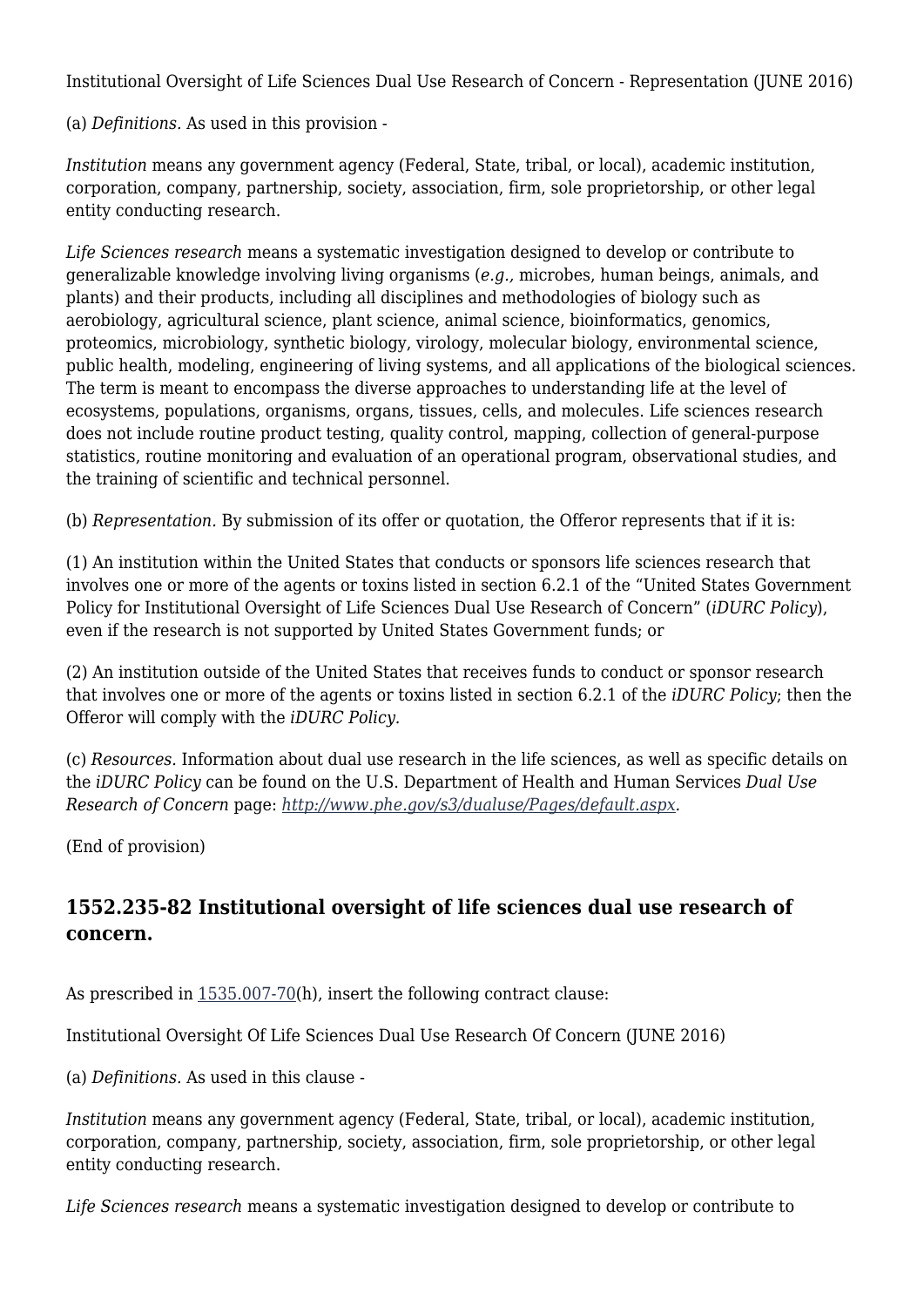Institutional Oversight of Life Sciences Dual Use Research of Concern - Representation (JUNE 2016)

(a) *Definitions.* As used in this provision -

*Institution* means any government agency (Federal, State, tribal, or local), academic institution, corporation, company, partnership, society, association, firm, sole proprietorship, or other legal entity conducting research.

*Life Sciences research* means a systematic investigation designed to develop or contribute to generalizable knowledge involving living organisms (*e.g.,* microbes, human beings, animals, and plants) and their products, including all disciplines and methodologies of biology such as aerobiology, agricultural science, plant science, animal science, bioinformatics, genomics, proteomics, microbiology, synthetic biology, virology, molecular biology, environmental science, public health, modeling, engineering of living systems, and all applications of the biological sciences. The term is meant to encompass the diverse approaches to understanding life at the level of ecosystems, populations, organisms, organs, tissues, cells, and molecules. Life sciences research does not include routine product testing, quality control, mapping, collection of general-purpose statistics, routine monitoring and evaluation of an operational program, observational studies, and the training of scientific and technical personnel.

(b) *Representation.* By submission of its offer or quotation, the Offeror represents that if it is:

(1) An institution within the United States that conducts or sponsors life sciences research that involves one or more of the agents or toxins listed in section 6.2.1 of the "United States Government Policy for Institutional Oversight of Life Sciences Dual Use Research of Concern" (*iDURC Policy*), even if the research is not supported by United States Government funds; or

(2) An institution outside of the United States that receives funds to conduct or sponsor research that involves one or more of the agents or toxins listed in section 6.2.1 of the *iDURC Policy*; then the Offeror will comply with the *iDURC Policy*.

(c) *Resources.* Information about dual use research in the life sciences, as well as specific details on the *iDURC Policy* can be found on the U.S. Department of Health and Human Services *Dual Use Research of Concern* page: *http://www.phe.gov/s3/dualuse/Pages/default.aspx*.

(End of provision)

## 1552.235-82 Institutional oversight of life sciences dual use research of concern.

As prescribed in 1535.007-70(h), insert the following contract clause:

Institutional Oversight Of Life Sciences Dual Use Research Of Concern (JUNE 2016)

(a) *Definitions.* As used in this clause -

*Institution* means any government agency (Federal, State, tribal, or local), academic institution, corporation, company, partnership, society, association, firm, sole proprietorship, or other legal entity conducting research.

*Life Sciences research* means a systematic investigation designed to develop or contribute to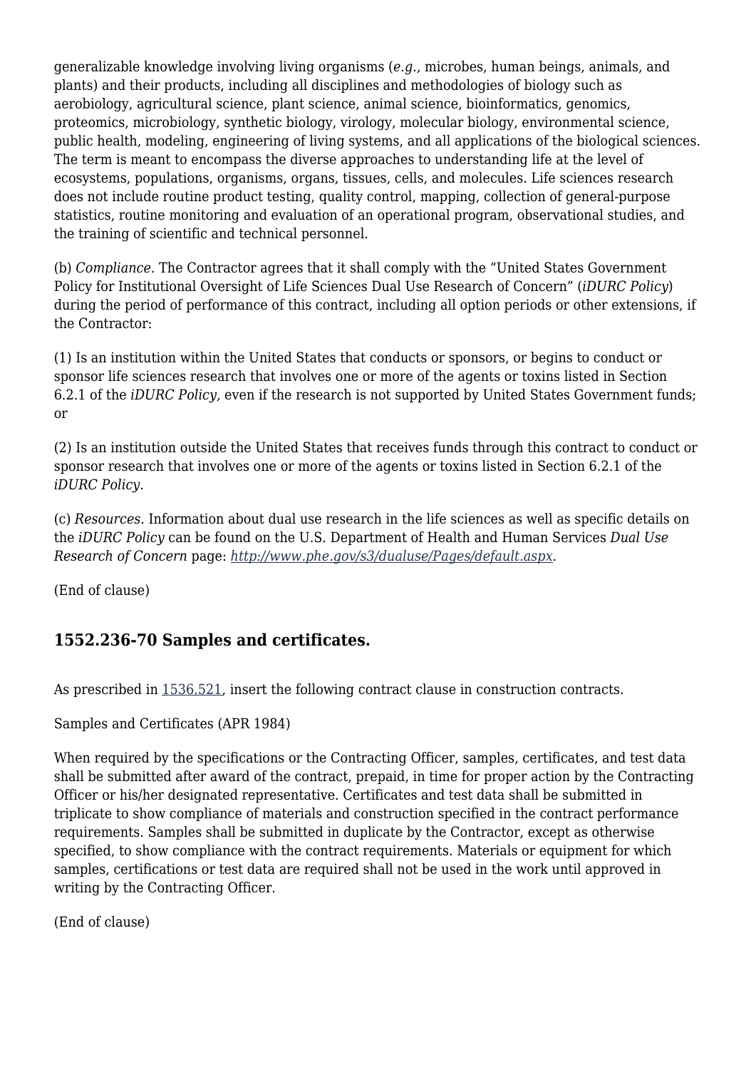generalizable knowledge involving living organisms (*e.g.,* microbes, human beings, animals, and plants) and their products, including all disciplines and methodologies of biology such as aerobiology, agricultural science, plant science, animal science, bioinformatics, genomics, proteomics, microbiology, synthetic biology, virology, molecular biology, environmental science, public health, modeling, engineering of living systems, and all applications of the biological sciences. The term is meant to encompass the diverse approaches to understanding life at the level of ecosystems, populations, organisms, organs, tissues, cells, and molecules. Life sciences research does not include routine product testing, quality control, mapping, collection of general-purpose statistics, routine monitoring and evaluation of an operational program, observational studies, and the training of scientific and technical personnel.

(b) *Compliance.* The Contractor agrees that it shall comply with the "United States Government Policy for Institutional Oversight of Life Sciences Dual Use Research of Concern" (*iDURC Policy*) during the period of performance of this contract, including all option periods or other extensions, if the Contractor:

(1) Is an institution within the United States that conducts or sponsors, or begins to conduct or sponsor life sciences research that involves one or more of the agents or toxins listed in Section 6.2.1 of the *iDURC Policy,* even if the research is not supported by United States Government funds; or

(2) Is an institution outside the United States that receives funds through this contract to conduct or sponsor research that involves one or more of the agents or toxins listed in Section 6.2.1 of the *iDURC Policy.*

(c) *Resources.* Information about dual use research in the life sciences as well as specific details on the *iDURC Policy* can be found on the U.S. Department of Health and Human Services *Dual Use Research of Concern* page: *http://www.phe.gov/s3/dualuse/Pages/default.aspx.*

(End of clause)

## 1552.236-70 Samples and certificates.

As prescribed in 1536.521, insert the following contract clause in construction contracts.

Samples and Certificates (APR 1984)

When required by the specifications or the Contracting Officer, samples, certificates, and test data shall be submitted after award of the contract, prepaid, in time for proper action by the Contracting Officer or his/her designated representative. Certificates and test data shall be submitted in triplicate to show compliance of materials and construction specified in the contract performance requirements. Samples shall be submitted in duplicate by the Contractor, except as otherwise specified, to show compliance with the contract requirements. Materials or equipment for which samples, certifications or test data are required shall not be used in the work until approved in writing by the Contracting Officer.

(End of clause)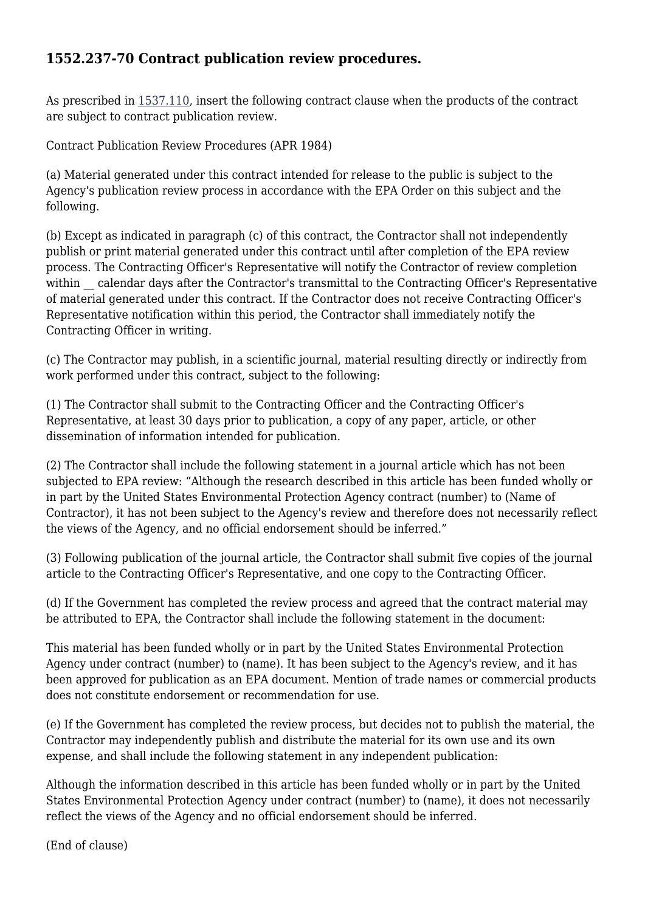## 1552.237-70 Contract publication review procedures.

As prescribed in 1537.110, insert the following contract clause when the products of the contract are subject to contract publication review.

Contract Publication Review Procedures (APR 1984)

(a) Material generated under this contract intended for release to the public is subject to the Agency's publication review process in accordance with the EPA Order on this subject and the following.

(b) Except as indicated in paragraph (c) of this contract, the Contractor shall not independently publish or print material generated under this contract until after completion of the EPA review process. The Contracting Officer's Representative will notify the Contractor of review completion within __ calendar days after the Contractor's transmittal to the Contracting Officer's Representative of material generated under this contract. If the Contractor does not receive Contracting Officer's Representative notification within this period, the Contractor shall immediately notify the Contracting Officer in writing.

(c) The Contractor may publish, in a scientific journal, material resulting directly or indirectly from work performed under this contract, subject to the following:

(1) The Contractor shall submit to the Contracting Officer and the Contracting Officer's Representative, at least 30 days prior to publication, a copy of any paper, article, or other dissemination of information intended for publication.

(2) The Contractor shall include the following statement in a journal article which has not been subjected to EPA review: "Although the research described in this article has been funded wholly or in part by the United States Environmental Protection Agency contract (number) to (Name of Contractor), it has not been subject to the Agency's review and therefore does not necessarily reflect the views of the Agency, and no official endorsement should be inferred."

(3) Following publication of the journal article, the Contractor shall submit five copies of the journal article to the Contracting Officer's Representative, and one copy to the Contracting Officer.

(d) If the Government has completed the review process and agreed that the contract material may be attributed to EPA, the Contractor shall include the following statement in the document:

This material has been funded wholly or in part by the United States Environmental Protection Agency under contract (number) to (name). It has been subject to the Agency's review, and it has been approved for publication as an EPA document. Mention of trade names or commercial products does not constitute endorsement or recommendation for use.

(e) If the Government has completed the review process, but decides not to publish the material, the Contractor may independently publish and distribute the material for its own use and its own expense, and shall include the following statement in any independent publication:

Although the information described in this article has been funded wholly or in part by the United States Environmental Protection Agency under contract (number) to (name), it does not necessarily reflect the views of the Agency and no official endorsement should be inferred.

(End of clause)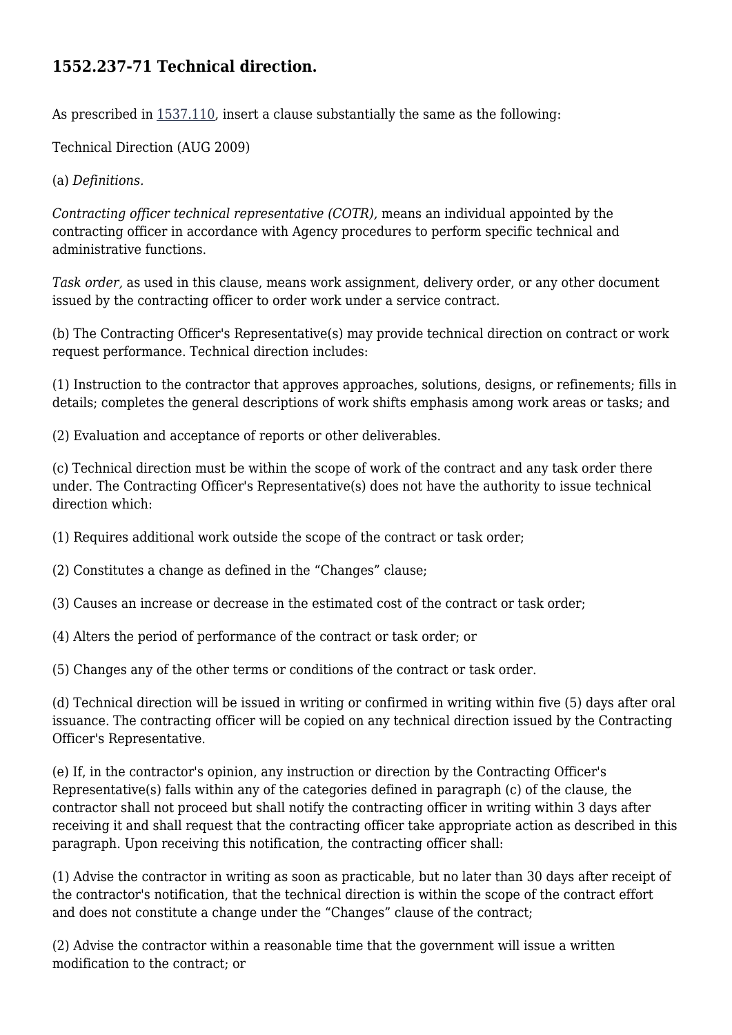## 1552.237-71 Technical direction.

As prescribed in 1537.110, insert a clause substantially the same as the following:

Technical Direction (AUG 2009)

(a) *Definitions.*

*Contracting officer technical representative (COTR),* means an individual appointed by the contracting officer in accordance with Agency procedures to perform specific technical and administrative functions.

*Task order,* as used in this clause, means work assignment, delivery order, or any other document issued by the contracting officer to order work under a service contract.

(b) The Contracting Officer's Representative(s) may provide technical direction on contract or work request performance. Technical direction includes:

(1) Instruction to the contractor that approves approaches, solutions, designs, or refinements; fills in details; completes the general descriptions of work shifts emphasis among work areas or tasks; and

(2) Evaluation and acceptance of reports or other deliverables.

(c) Technical direction must be within the scope of work of the contract and any task order there under. The Contracting Officer's Representative(s) does not have the authority to issue technical direction which:

(1) Requires additional work outside the scope of the contract or task order;

(2) Constitutes a change as defined in the "Changes" clause;

(3) Causes an increase or decrease in the estimated cost of the contract or task order;

(4) Alters the period of performance of the contract or task order; or

(5) Changes any of the other terms or conditions of the contract or task order.

(d) Technical direction will be issued in writing or confirmed in writing within five (5) days after oral issuance. The contracting officer will be copied on any technical direction issued by the Contracting Officer's Representative.

(e) If, in the contractor's opinion, any instruction or direction by the Contracting Officer's Representative(s) falls within any of the categories defined in paragraph (c) of the clause, the contractor shall not proceed but shall notify the contracting officer in writing within 3 days after receiving it and shall request that the contracting officer take appropriate action as described in this paragraph. Upon receiving this notification, the contracting officer shall:

(1) Advise the contractor in writing as soon as practicable, but no later than 30 days after receipt of the contractor's notification, that the technical direction is within the scope of the contract effort and does not constitute a change under the "Changes" clause of the contract;

(2) Advise the contractor within a reasonable time that the government will issue a written modification to the contract; or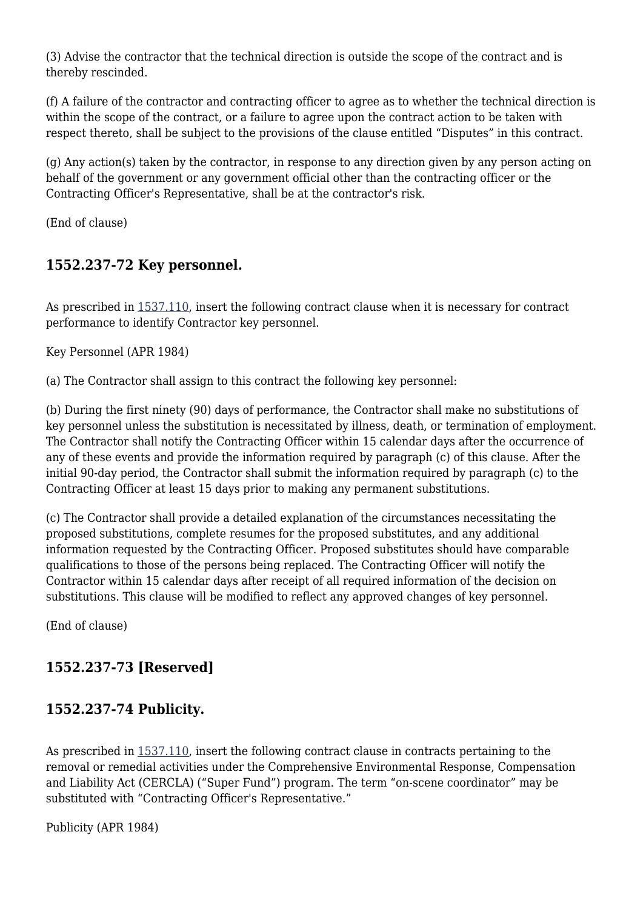(3) Advise the contractor that the technical direction is outside the scope of the contract and is thereby rescinded.

(f) A failure of the contractor and contracting officer to agree as to whether the technical direction is within the scope of the contract, or a failure to agree upon the contract action to be taken with respect thereto, shall be subject to the provisions of the clause entitled “Disputes” in this contract.

(g) Any action(s) taken by the contractor, in response to any direction given by any person acting on behalf of the government or any government official other than the contracting officer or the Contracting Officer's Representative, shall be at the contractor's risk.

(End of clause)

### 1552.237-72 Key personnel.

As prescribed in 1537.110, insert the following contract clause when it is necessary for contract performance to identify Contractor key personnel.

Key Personnel (APR 1984)

(a) The Contractor shall assign to this contract the following key personnel:

(b) During the first ninety (90) days of performance, the Contractor shall make no substitutions of key personnel unless the substitution is necessitated by illness, death, or termination of employment. The Contractor shall notify the Contracting Officer within 15 calendar days after the occurrence of any of these events and provide the information required by paragraph (c) of this clause. After the initial 90-day period, the Contractor shall submit the information required by paragraph (c) to the Contracting Officer at least 15 days prior to making any permanent substitutions.

(c) The Contractor shall provide a detailed explanation of the circumstances necessitating the proposed substitutions, complete resumes for the proposed substitutes, and any additional information requested by the Contracting Officer. Proposed substitutes should have comparable qualifications to those of the persons being replaced. The Contracting Officer will notify the Contractor within 15 calendar days after receipt of all required information of the decision on substitutions. This clause will be modified to reflect any approved changes of key personnel.

(End of clause)

### 1552.237-73 [Reserved]

### 1552.237-74 Publicity.

As prescribed in 1537.110, insert the following contract clause in contracts pertaining to the removal or remedial activities under the Comprehensive Environmental Response, Compensation and Liability Act (CERCLA) (“Super Fund”) program. The term “on-scene coordinator” may be substituted with “Contracting Officer's Representative.”

Publicity (APR 1984)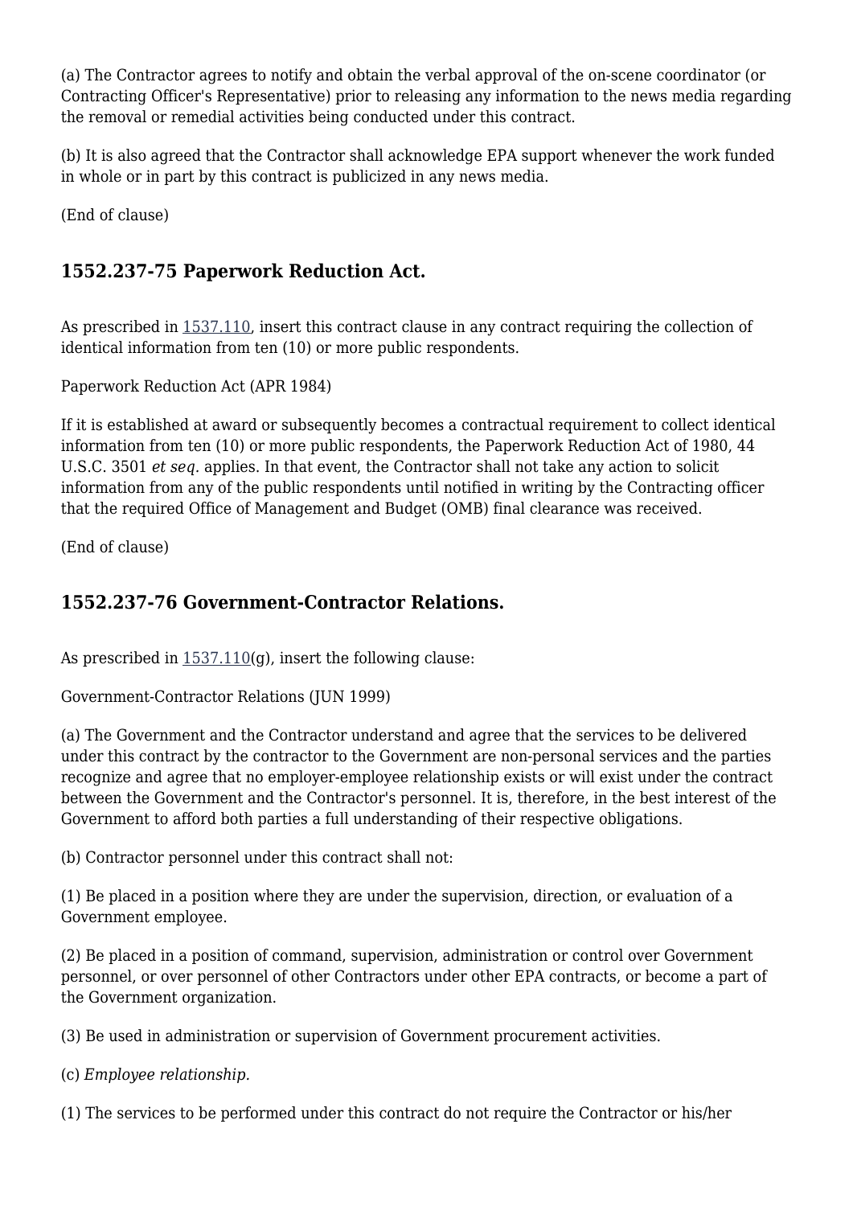(a) The Contractor agrees to notify and obtain the verbal approval of the on-scene coordinator (or Contracting Officer's Representative) prior to releasing any information to the news media regarding the removal or remedial activities being conducted under this contract.

(b) It is also agreed that the Contractor shall acknowledge EPA support whenever the work funded in whole or in part by this contract is publicized in any news media.

(End of clause)

## 1552.237-75 Paperwork Reduction Act.

As prescribed in 1537.110, insert this contract clause in any contract requiring the collection of identical information from ten (10) or more public respondents.

Paperwork Reduction Act (APR 1984)

If it is established at award or subsequently becomes a contractual requirement to collect identical information from ten (10) or more public respondents, the Paperwork Reduction Act of 1980, 44 U.S.C. 3501 *et seq.* applies. In that event, the Contractor shall not take any action to solicit information from any of the public respondents until notified in writing by the Contracting officer that the required Office of Management and Budget (OMB) final clearance was received.

(End of clause)

## 1552.237-76 Government-Contractor Relations.

As prescribed in 1537.110(g), insert the following clause:

Government-Contractor Relations (JUN 1999)

(a) The Government and the Contractor understand and agree that the services to be delivered under this contract by the contractor to the Government are non-personal services and the parties recognize and agree that no employer-employee relationship exists or will exist under the contract between the Government and the Contractor's personnel. It is, therefore, in the best interest of the Government to afford both parties a full understanding of their respective obligations.

(b) Contractor personnel under this contract shall not:

(1) Be placed in a position where they are under the supervision, direction, or evaluation of a Government employee.

(2) Be placed in a position of command, supervision, administration or control over Government personnel, or over personnel of other Contractors under other EPA contracts, or become a part of the Government organization.

(3) Be used in administration or supervision of Government procurement activities.

(c) *Employee relationship.*

(1) The services to be performed under this contract do not require the Contractor or his/her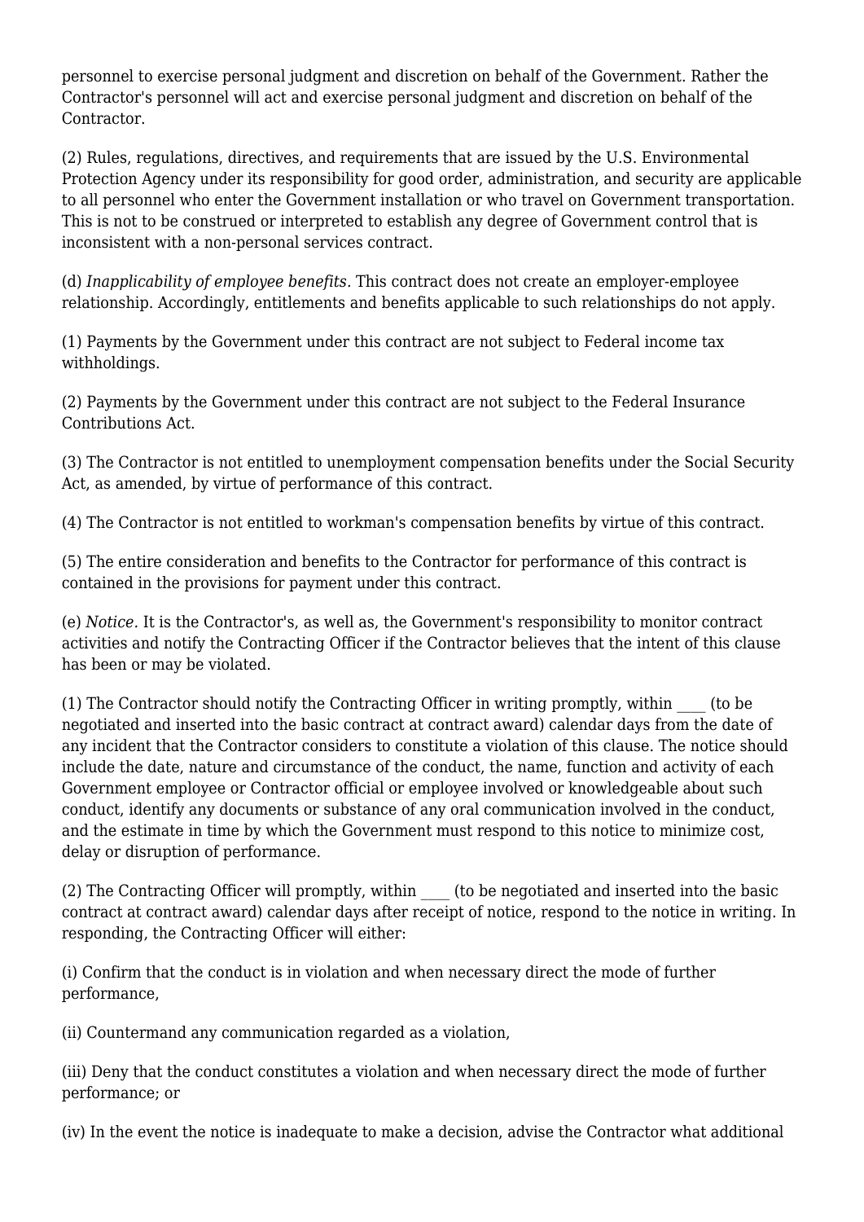personnel to exercise personal judgment and discretion on behalf of the Government. Rather the Contractor's personnel will act and exercise personal judgment and discretion on behalf of the Contractor.

(2) Rules, regulations, directives, and requirements that are issued by the U.S. Environmental Protection Agency under its responsibility for good order, administration, and security are applicable to all personnel who enter the Government installation or who travel on Government transportation. This is not to be construed or interpreted to establish any degree of Government control that is inconsistent with a non-personal services contract.

(d) *Inapplicability of employee benefits.* This contract does not create an employer-employee relationship. Accordingly, entitlements and benefits applicable to such relationships do not apply.

(1) Payments by the Government under this contract are not subject to Federal income tax withholdings.

(2) Payments by the Government under this contract are not subject to the Federal Insurance Contributions Act.

(3) The Contractor is not entitled to unemployment compensation benefits under the Social Security Act, as amended, by virtue of performance of this contract.

(4) The Contractor is not entitled to workman's compensation benefits by virtue of this contract.

(5) The entire consideration and benefits to the Contractor for performance of this contract is contained in the provisions for payment under this contract.

(e) *Notice.* It is the Contractor's, as well as, the Government's responsibility to monitor contract activities and notify the Contracting Officer if the Contractor believes that the intent of this clause has been or may be violated.

(1) The Contractor should notify the Contracting Officer in writing promptly, within ____ (to be negotiated and inserted into the basic contract at contract award) calendar days from the date of any incident that the Contractor considers to constitute a violation of this clause. The notice should include the date, nature and circumstance of the conduct, the name, function and activity of each Government employee or Contractor official or employee involved or knowledgeable about such conduct, identify any documents or substance of any oral communication involved in the conduct, and the estimate in time by which the Government must respond to this notice to minimize cost, delay or disruption of performance.

(2) The Contracting Officer will promptly, within ____ (to be negotiated and inserted into the basic contract at contract award) calendar days after receipt of notice, respond to the notice in writing. In responding, the Contracting Officer will either:

(i) Confirm that the conduct is in violation and when necessary direct the mode of further performance,

(ii) Countermand any communication regarded as a violation,

(iii) Deny that the conduct constitutes a violation and when necessary direct the mode of further performance; or

(iv) In the event the notice is inadequate to make a decision, advise the Contractor what additional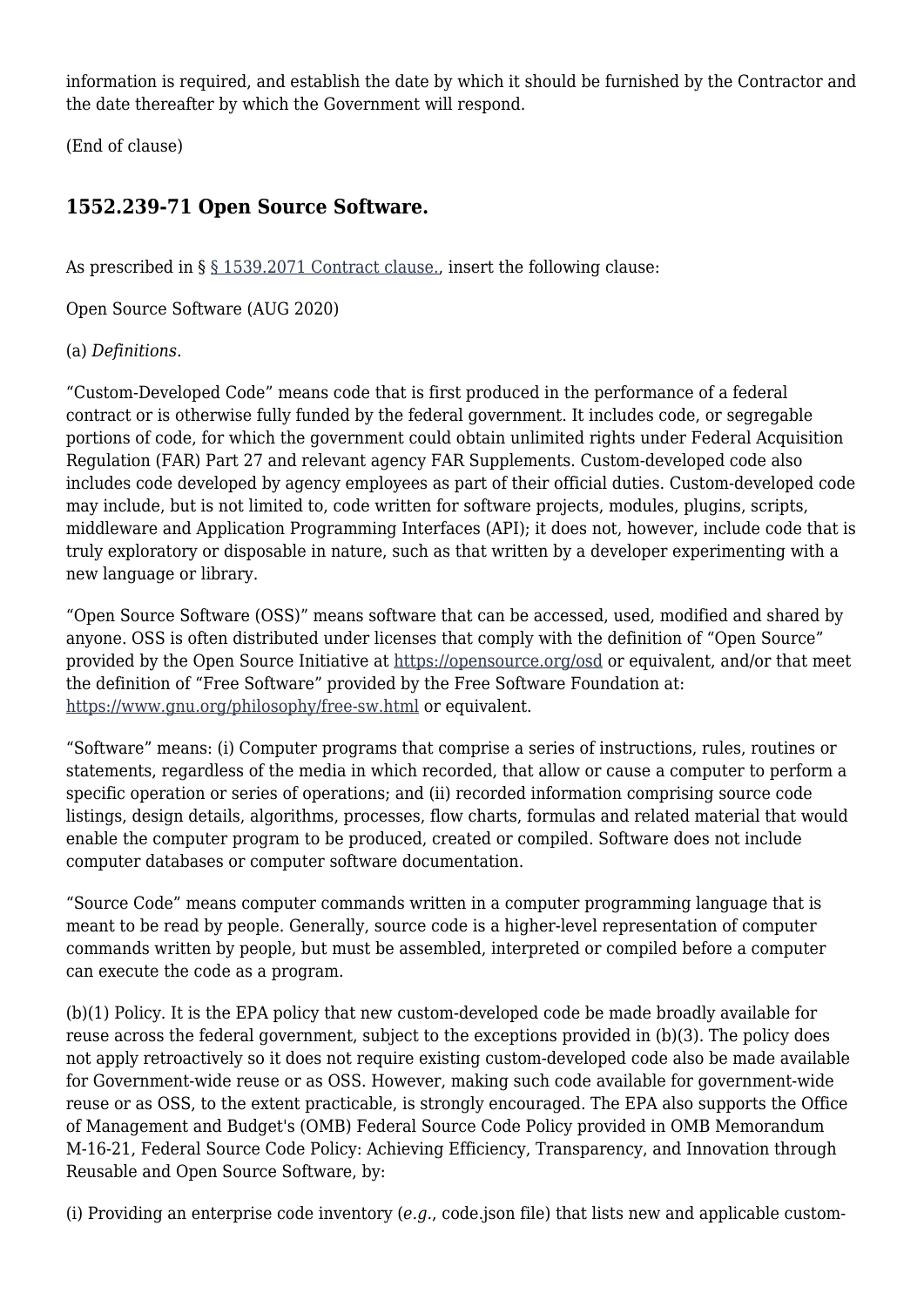information is required, and establish the date by which it should be furnished by the Contractor and the date thereafter by which the Government will respond.

(End of clause)

### 1552.239-71 Open Source Software.

As prescribed in § [§ 1539.2071 Contract clause.](), insert the following clause:

Open Source Software (AUG 2020)

(a) *Definitions.*

"Custom-Developed Code" means code that is first produced in the performance of a federal contract or is otherwise fully funded by the federal government. It includes code, or segregable portions of code, for which the government could obtain unlimited rights under Federal Acquisition Regulation (FAR) Part 27 and relevant agency FAR Supplements. Custom-developed code also includes code developed by agency employees as part of their official duties. Custom-developed code may include, but is not limited to, code written for software projects, modules, plugins, scripts, middleware and Application Programming Interfaces (API); it does not, however, include code that is truly exploratory or disposable in nature, such as that written by a developer experimenting with a new language or library.

"Open Source Software (OSS)" means software that can be accessed, used, modified and shared by anyone. OSS is often distributed under licenses that comply with the definition of "Open Source" provided by the Open Source Initiative at [https://opensource.org/osd](https://opensource.org/osd) or equivalent, and/or that meet the definition of "Free Software" provided by the Free Software Foundation at: [https://www.gnu.org/philosophy/free-sw.html](https://www.gnu.org/philosophy/free-sw.html) or equivalent.

"Software" means: (i) Computer programs that comprise a series of instructions, rules, routines or statements, regardless of the media in which recorded, that allow or cause a computer to perform a specific operation or series of operations; and (ii) recorded information comprising source code listings, design details, algorithms, processes, flow charts, formulas and related material that would enable the computer program to be produced, created or compiled. Software does not include computer databases or computer software documentation.

"Source Code" means computer commands written in a computer programming language that is meant to be read by people. Generally, source code is a higher-level representation of computer commands written by people, but must be assembled, interpreted or compiled before a computer can execute the code as a program.

(b)(1) Policy. It is the EPA policy that new custom-developed code be made broadly available for reuse across the federal government, subject to the exceptions provided in (b)(3). The policy does not apply retroactively so it does not require existing custom-developed code also be made available for Government-wide reuse or as OSS. However, making such code available for government-wide reuse or as OSS, to the extent practicable, is strongly encouraged. The EPA also supports the Office of Management and Budget's (OMB) Federal Source Code Policy provided in OMB Memorandum M-16-21, Federal Source Code Policy: Achieving Efficiency, Transparency, and Innovation through Reusable and Open Source Software, by:

(i) Providing an enterprise code inventory (*e.g.*, code.json file) that lists new and applicable custom-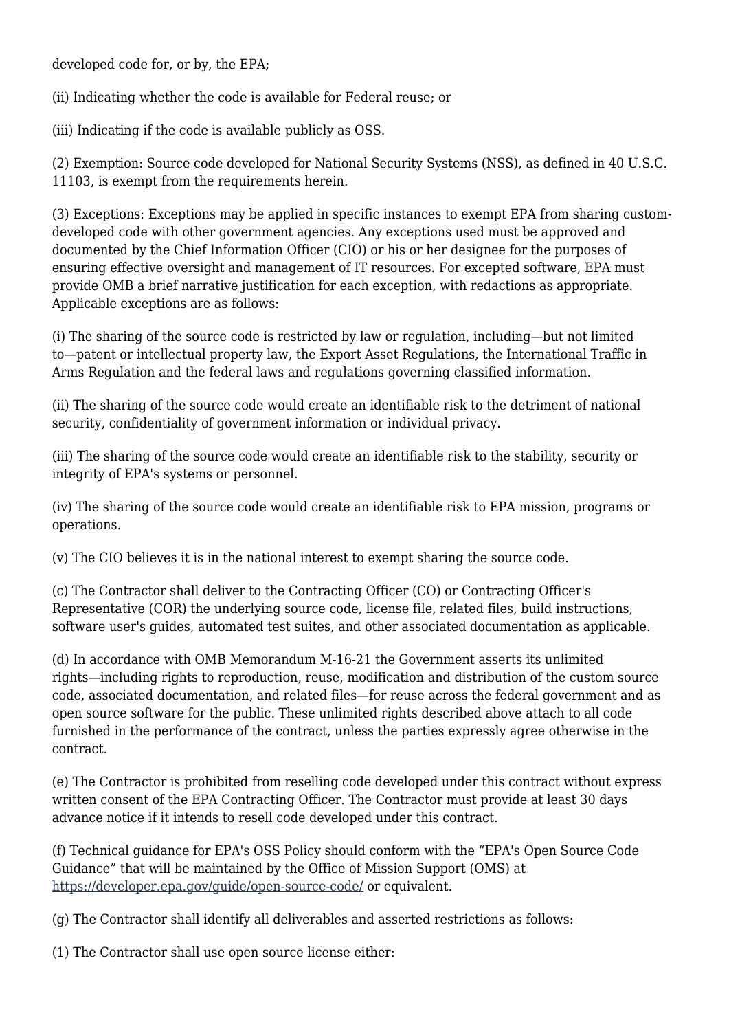developed code for, or by, the EPA;

(ii) Indicating whether the code is available for Federal reuse; or

(iii) Indicating if the code is available publicly as OSS.

(2) Exemption: Source code developed for National Security Systems (NSS), as defined in 40 U.S.C. 11103, is exempt from the requirements herein.

(3) Exceptions: Exceptions may be applied in specific instances to exempt EPA from sharing custom-developed code with other government agencies. Any exceptions used must be approved and documented by the Chief Information Officer (CIO) or his or her designee for the purposes of ensuring effective oversight and management of IT resources. For excepted software, EPA must provide OMB a brief narrative justification for each exception, with redactions as appropriate. Applicable exceptions are as follows:

(i) The sharing of the source code is restricted by law or regulation, including—but not limited to—patent or intellectual property law, the Export Asset Regulations, the International Traffic in Arms Regulation and the federal laws and regulations governing classified information.

(ii) The sharing of the source code would create an identifiable risk to the detriment of national security, confidentiality of government information or individual privacy.

(iii) The sharing of the source code would create an identifiable risk to the stability, security or integrity of EPA's systems or personnel.

(iv) The sharing of the source code would create an identifiable risk to EPA mission, programs or operations.

(v) The CIO believes it is in the national interest to exempt sharing the source code.

(c) The Contractor shall deliver to the Contracting Officer (CO) or Contracting Officer's Representative (COR) the underlying source code, license file, related files, build instructions, software user's guides, automated test suites, and other associated documentation as applicable.

(d) In accordance with OMB Memorandum M-16-21 the Government asserts its unlimited rights—including rights to reproduction, reuse, modification and distribution of the custom source code, associated documentation, and related files—for reuse across the federal government and as open source software for the public. These unlimited rights described above attach to all code furnished in the performance of the contract, unless the parties expressly agree otherwise in the contract.

(e) The Contractor is prohibited from reselling code developed under this contract without express written consent of the EPA Contracting Officer. The Contractor must provide at least 30 days advance notice if it intends to resell code developed under this contract.

(f) Technical guidance for EPA's OSS Policy should conform with the "EPA's Open Source Code Guidance" that will be maintained by the Office of Mission Support (OMS) at https://developer.epa.gov/guide/open-source-code/ or equivalent.

(g) The Contractor shall identify all deliverables and asserted restrictions as follows:

(1) The Contractor shall use open source license either: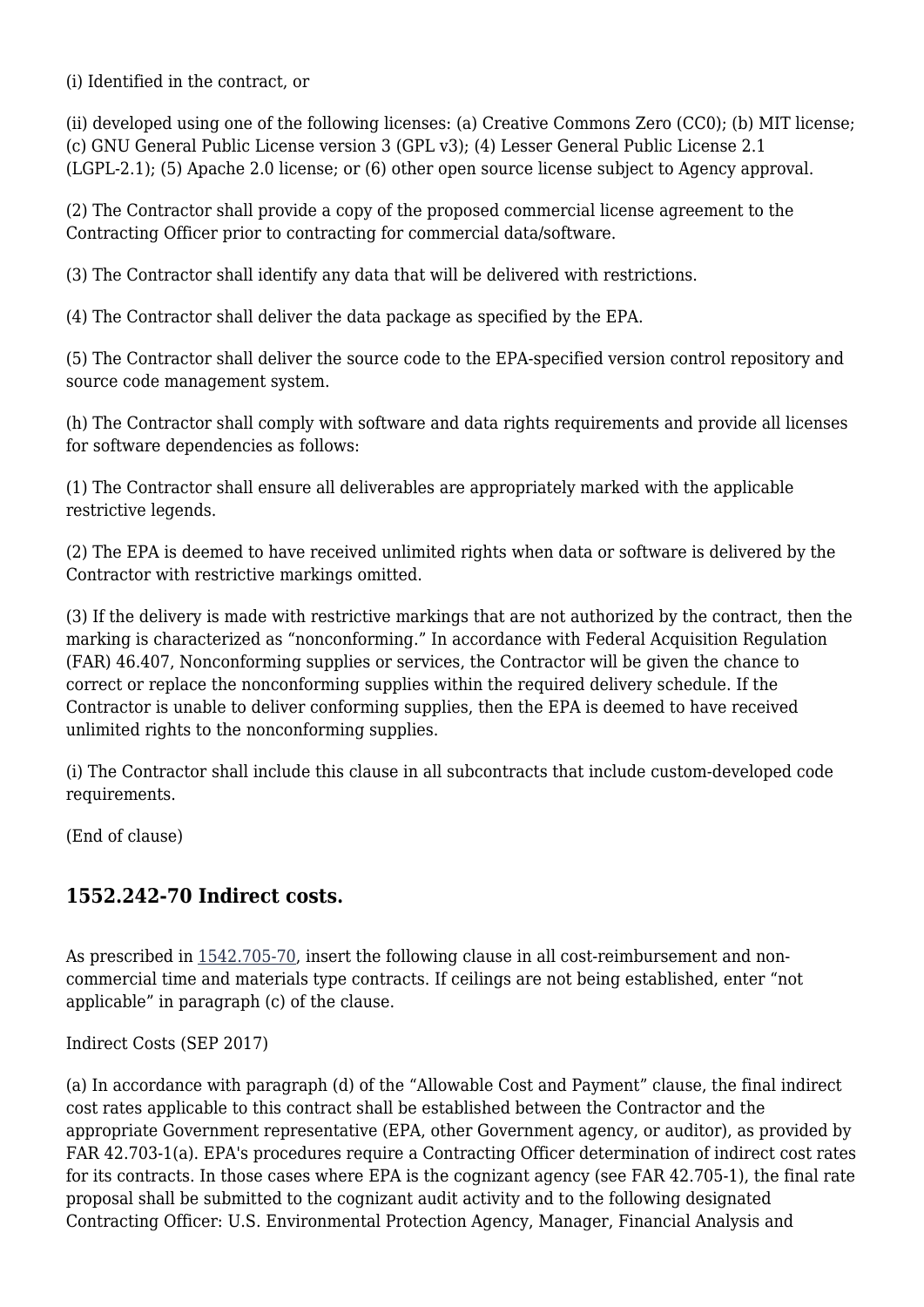(i) Identified in the contract, or

(ii) developed using one of the following licenses: (a) Creative Commons Zero (CC0); (b) MIT license; (c) GNU General Public License version 3 (GPL v3); (4) Lesser General Public License 2.1 (LGPL-2.1); (5) Apache 2.0 license; or (6) other open source license subject to Agency approval.

(2) The Contractor shall provide a copy of the proposed commercial license agreement to the Contracting Officer prior to contracting for commercial data/software.

(3) The Contractor shall identify any data that will be delivered with restrictions.

(4) The Contractor shall deliver the data package as specified by the EPA.

(5) The Contractor shall deliver the source code to the EPA-specified version control repository and source code management system.

(h) The Contractor shall comply with software and data rights requirements and provide all licenses for software dependencies as follows:

(1) The Contractor shall ensure all deliverables are appropriately marked with the applicable restrictive legends.

(2) The EPA is deemed to have received unlimited rights when data or software is delivered by the Contractor with restrictive markings omitted.

(3) If the delivery is made with restrictive markings that are not authorized by the contract, then the marking is characterized as "nonconforming." In accordance with Federal Acquisition Regulation (FAR) 46.407, Nonconforming supplies or services, the Contractor will be given the chance to correct or replace the nonconforming supplies within the required delivery schedule. If the Contractor is unable to deliver conforming supplies, then the EPA is deemed to have received unlimited rights to the nonconforming supplies.

(i) The Contractor shall include this clause in all subcontracts that include custom-developed code requirements.

(End of clause)

## 1552.242-70 Indirect costs.

As prescribed in 1542.705-70, insert the following clause in all cost-reimbursement and non-commercial time and materials type contracts. If ceilings are not being established, enter "not applicable" in paragraph (c) of the clause.

Indirect Costs (SEP 2017)

(a) In accordance with paragraph (d) of the "Allowable Cost and Payment" clause, the final indirect cost rates applicable to this contract shall be established between the Contractor and the appropriate Government representative (EPA, other Government agency, or auditor), as provided by FAR 42.703-1(a). EPA's procedures require a Contracting Officer determination of indirect cost rates for its contracts. In those cases where EPA is the cognizant agency (see FAR 42.705-1), the final rate proposal shall be submitted to the cognizant audit activity and to the following designated Contracting Officer: U.S. Environmental Protection Agency, Manager, Financial Analysis and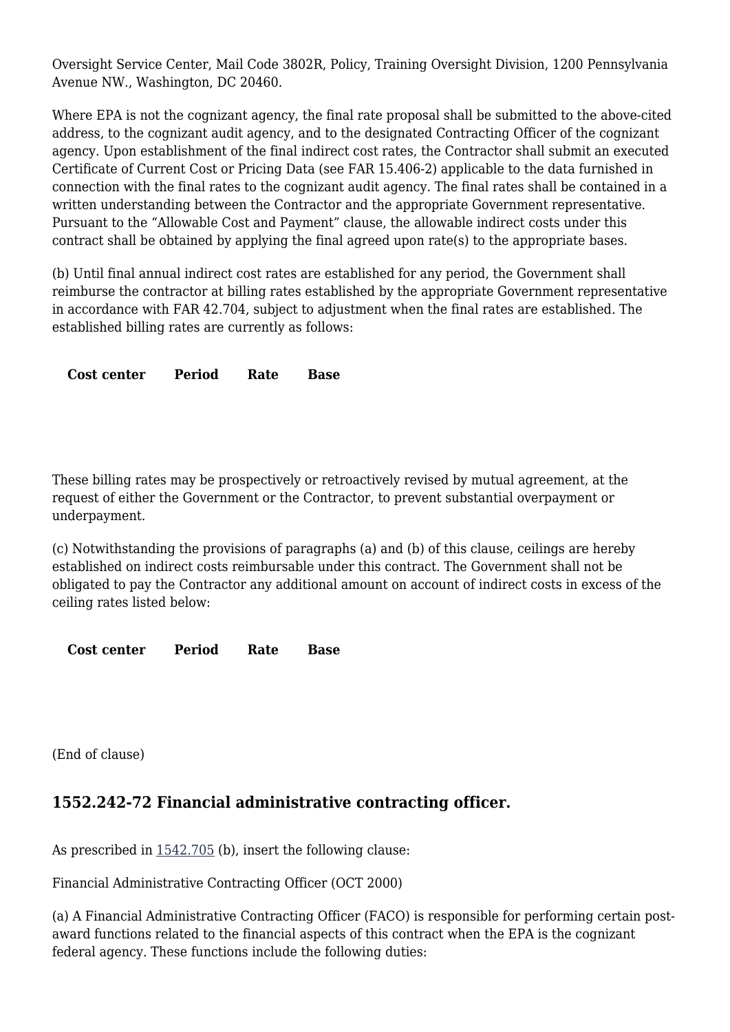Oversight Service Center, Mail Code 3802R, Policy, Training Oversight Division, 1200 Pennsylvania Avenue NW., Washington, DC 20460.

Where EPA is not the cognizant agency, the final rate proposal shall be submitted to the above-cited address, to the cognizant audit agency, and to the designated Contracting Officer of the cognizant agency. Upon establishment of the final indirect cost rates, the Contractor shall submit an executed Certificate of Current Cost or Pricing Data (see FAR 15.406-2) applicable to the data furnished in connection with the final rates to the cognizant audit agency. The final rates shall be contained in a written understanding between the Contractor and the appropriate Government representative. Pursuant to the “Allowable Cost and Payment” clause, the allowable indirect costs under this contract shall be obtained by applying the final agreed upon rate(s) to the appropriate bases.

(b) Until final annual indirect cost rates are established for any period, the Government shall reimburse the contractor at billing rates established by the appropriate Government representative in accordance with FAR 42.704, subject to adjustment when the final rates are established. The established billing rates are currently as follows:

| Cost center | Period | Rate | Base |
| --- | --- | --- | --- |
| | | | |

These billing rates may be prospectively or retroactively revised by mutual agreement, at the request of either the Government or the Contractor, to prevent substantial overpayment or underpayment.

(c) Notwithstanding the provisions of paragraphs (a) and (b) of this clause, ceilings are hereby established on indirect costs reimbursable under this contract. The Government shall not be obligated to pay the Contractor any additional amount on account of indirect costs in excess of the ceiling rates listed below:

| Cost center | Period | Rate | Base |
| --- | --- | --- | --- |
| | | | |

(End of clause)

### 1552.242-72 Financial administrative contracting officer.

As prescribed in 1542.705 (b), insert the following clause:

Financial Administrative Contracting Officer (OCT 2000)

(a) A Financial Administrative Contracting Officer (FACO) is responsible for performing certain post-award functions related to the financial aspects of this contract when the EPA is the cognizant federal agency. These functions include the following duties: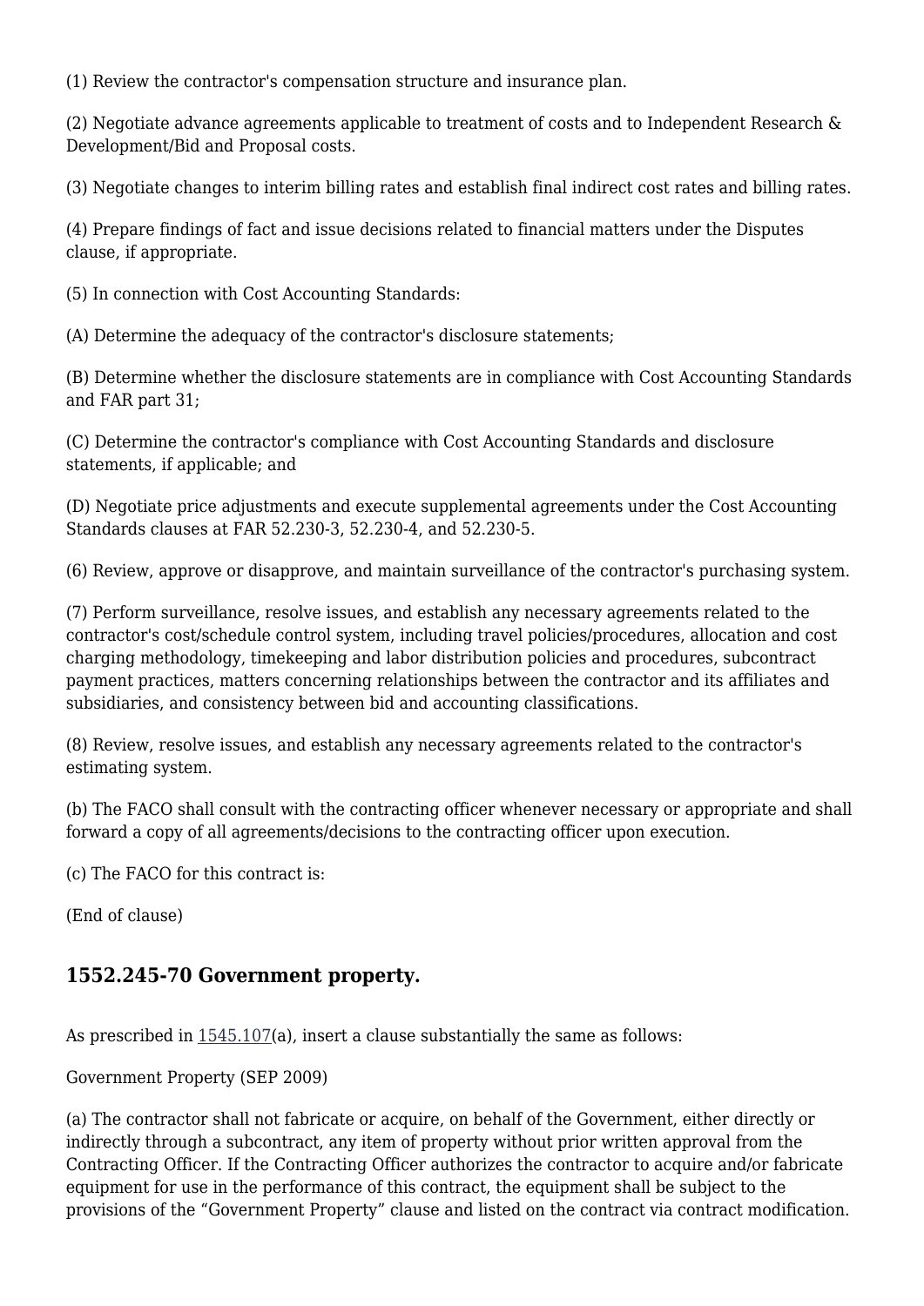(1) Review the contractor's compensation structure and insurance plan.

(2) Negotiate advance agreements applicable to treatment of costs and to Independent Research & Development/Bid and Proposal costs.

(3) Negotiate changes to interim billing rates and establish final indirect cost rates and billing rates.

(4) Prepare findings of fact and issue decisions related to financial matters under the Disputes clause, if appropriate.

(5) In connection with Cost Accounting Standards:

(A) Determine the adequacy of the contractor's disclosure statements;

(B) Determine whether the disclosure statements are in compliance with Cost Accounting Standards and FAR part 31;

(C) Determine the contractor's compliance with Cost Accounting Standards and disclosure statements, if applicable; and

(D) Negotiate price adjustments and execute supplemental agreements under the Cost Accounting Standards clauses at FAR 52.230-3, 52.230-4, and 52.230-5.

(6) Review, approve or disapprove, and maintain surveillance of the contractor's purchasing system.

(7) Perform surveillance, resolve issues, and establish any necessary agreements related to the contractor's cost/schedule control system, including travel policies/procedures, allocation and cost charging methodology, timekeeping and labor distribution policies and procedures, subcontract payment practices, matters concerning relationships between the contractor and its affiliates and subsidiaries, and consistency between bid and accounting classifications.

(8) Review, resolve issues, and establish any necessary agreements related to the contractor's estimating system.

(b) The FACO shall consult with the contracting officer whenever necessary or appropriate and shall forward a copy of all agreements/decisions to the contracting officer upon execution.

(c) The FACO for this contract is:

(End of clause)

### 1552.245-70 Government property.

As prescribed in 1545.107(a), insert a clause substantially the same as follows:

Government Property (SEP 2009)

(a) The contractor shall not fabricate or acquire, on behalf of the Government, either directly or indirectly through a subcontract, any item of property without prior written approval from the Contracting Officer. If the Contracting Officer authorizes the contractor to acquire and/or fabricate equipment for use in the performance of this contract, the equipment shall be subject to the provisions of the "Government Property" clause and listed on the contract via contract modification.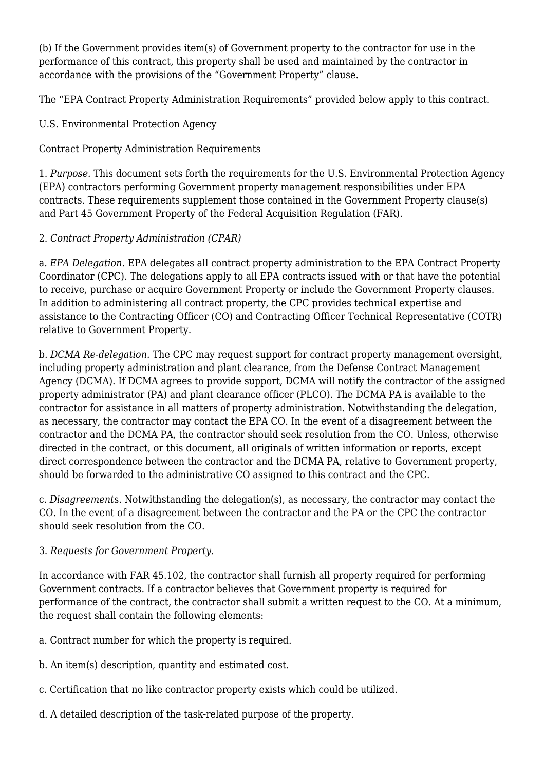(b) If the Government provides item(s) of Government property to the contractor for use in the performance of this contract, this property shall be used and maintained by the contractor in accordance with the provisions of the “Government Property” clause.

The “EPA Contract Property Administration Requirements” provided below apply to this contract.

U.S. Environmental Protection Agency

Contract Property Administration Requirements

1. *Purpose.* This document sets forth the requirements for the U.S. Environmental Protection Agency (EPA) contractors performing Government property management responsibilities under EPA contracts. These requirements supplement those contained in the Government Property clause(s) and Part 45 Government Property of the Federal Acquisition Regulation (FAR).

2. *Contract Property Administration (CPAR)*

a. *EPA Delegation.* EPA delegates all contract property administration to the EPA Contract Property Coordinator (CPC). The delegations apply to all EPA contracts issued with or that have the potential to receive, purchase or acquire Government Property or include the Government Property clauses. In addition to administering all contract property, the CPC provides technical expertise and assistance to the Contracting Officer (CO) and Contracting Officer Technical Representative (COTR) relative to Government Property.

b. *DCMA Re-delegation.* The CPC may request support for contract property management oversight, including property administration and plant clearance, from the Defense Contract Management Agency (DCMA). If DCMA agrees to provide support, DCMA will notify the contractor of the assigned property administrator (PA) and plant clearance officer (PLCO). The DCMA PA is available to the contractor for assistance in all matters of property administration. Notwithstanding the delegation, as necessary, the contractor may contact the EPA CO. In the event of a disagreement between the contractor and the DCMA PA, the contractor should seek resolution from the CO. Unless, otherwise directed in the contract, or this document, all originals of written information or reports, except direct correspondence between the contractor and the DCMA PA, relative to Government property, should be forwarded to the administrative CO assigned to this contract and the CPC.

c. *Disagreements.* Notwithstanding the delegation(s), as necessary, the contractor may contact the CO. In the event of a disagreement between the contractor and the PA or the CPC the contractor should seek resolution from the CO.

3. *Requests for Government Property.*

In accordance with FAR 45.102, the contractor shall furnish all property required for performing Government contracts. If a contractor believes that Government property is required for performance of the contract, the contractor shall submit a written request to the CO. At a minimum, the request shall contain the following elements:

a. Contract number for which the property is required.

b. An item(s) description, quantity and estimated cost.

c. Certification that no like contractor property exists which could be utilized.

d. A detailed description of the task-related purpose of the property.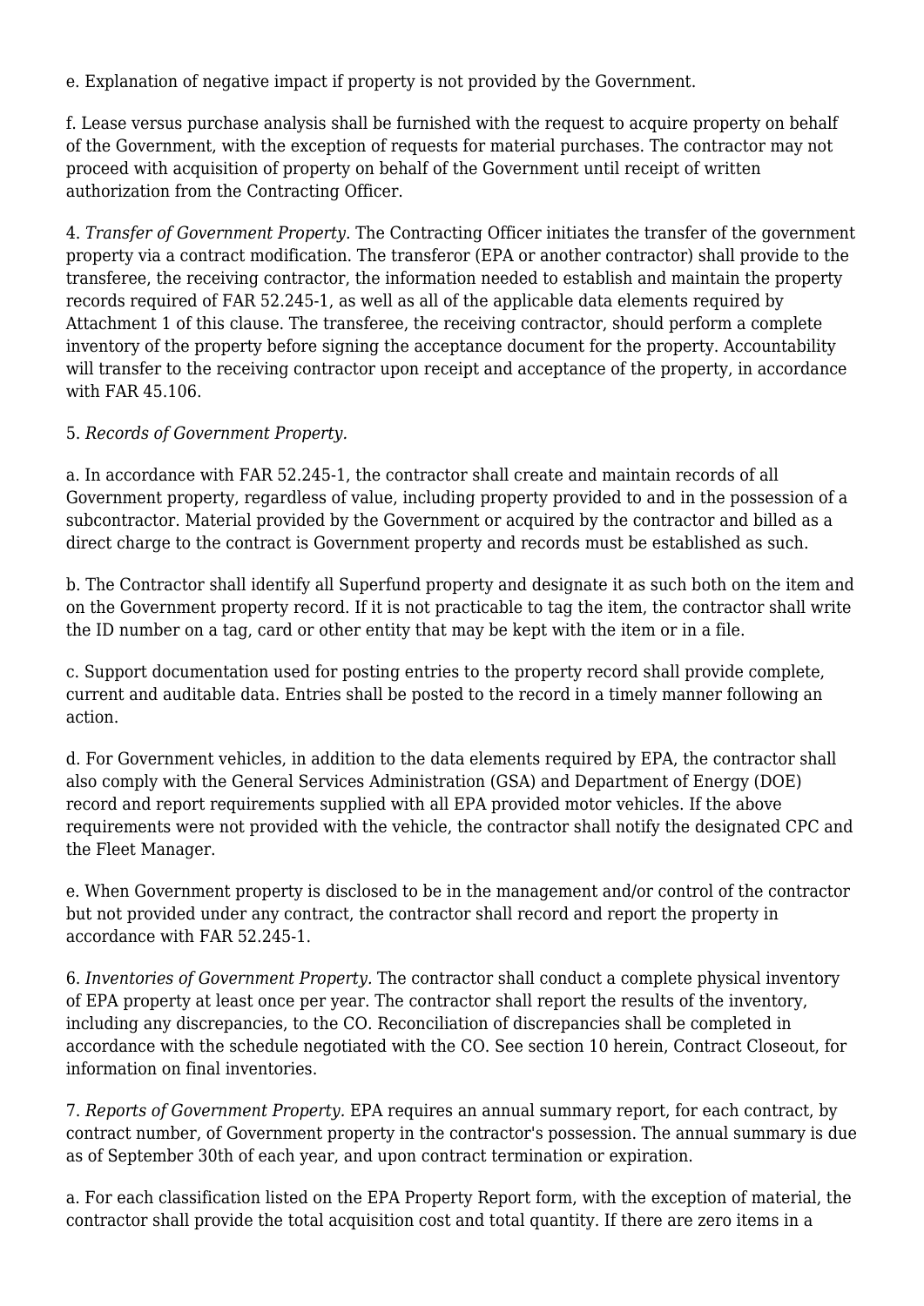e. Explanation of negative impact if property is not provided by the Government.

f. Lease versus purchase analysis shall be furnished with the request to acquire property on behalf of the Government, with the exception of requests for material purchases. The contractor may not proceed with acquisition of property on behalf of the Government until receipt of written authorization from the Contracting Officer.

4. *Transfer of Government Property.* The Contracting Officer initiates the transfer of the government property via a contract modification. The transferor (EPA or another contractor) shall provide to the transferee, the receiving contractor, the information needed to establish and maintain the property records required of FAR 52.245-1, as well as all of the applicable data elements required by Attachment 1 of this clause. The transferee, the receiving contractor, should perform a complete inventory of the property before signing the acceptance document for the property. Accountability will transfer to the receiving contractor upon receipt and acceptance of the property, in accordance with FAR 45.106.

5. *Records of Government Property.*

a. In accordance with FAR 52.245-1, the contractor shall create and maintain records of all Government property, regardless of value, including property provided to and in the possession of a subcontractor. Material provided by the Government or acquired by the contractor and billed as a direct charge to the contract is Government property and records must be established as such.

b. The Contractor shall identify all Superfund property and designate it as such both on the item and on the Government property record. If it is not practicable to tag the item, the contractor shall write the ID number on a tag, card or other entity that may be kept with the item or in a file.

c. Support documentation used for posting entries to the property record shall provide complete, current and auditable data. Entries shall be posted to the record in a timely manner following an action.

d. For Government vehicles, in addition to the data elements required by EPA, the contractor shall also comply with the General Services Administration (GSA) and Department of Energy (DOE) record and report requirements supplied with all EPA provided motor vehicles. If the above requirements were not provided with the vehicle, the contractor shall notify the designated CPC and the Fleet Manager.

e. When Government property is disclosed to be in the management and/or control of the contractor but not provided under any contract, the contractor shall record and report the property in accordance with FAR 52.245-1.

6. *Inventories of Government Property.* The contractor shall conduct a complete physical inventory of EPA property at least once per year. The contractor shall report the results of the inventory, including any discrepancies, to the CO. Reconciliation of discrepancies shall be completed in accordance with the schedule negotiated with the CO. See section 10 herein, Contract Closeout, for information on final inventories.

7. *Reports of Government Property.* EPA requires an annual summary report, for each contract, by contract number, of Government property in the contractor's possession. The annual summary is due as of September 30th of each year, and upon contract termination or expiration.

a. For each classification listed on the EPA Property Report form, with the exception of material, the contractor shall provide the total acquisition cost and total quantity. If there are zero items in a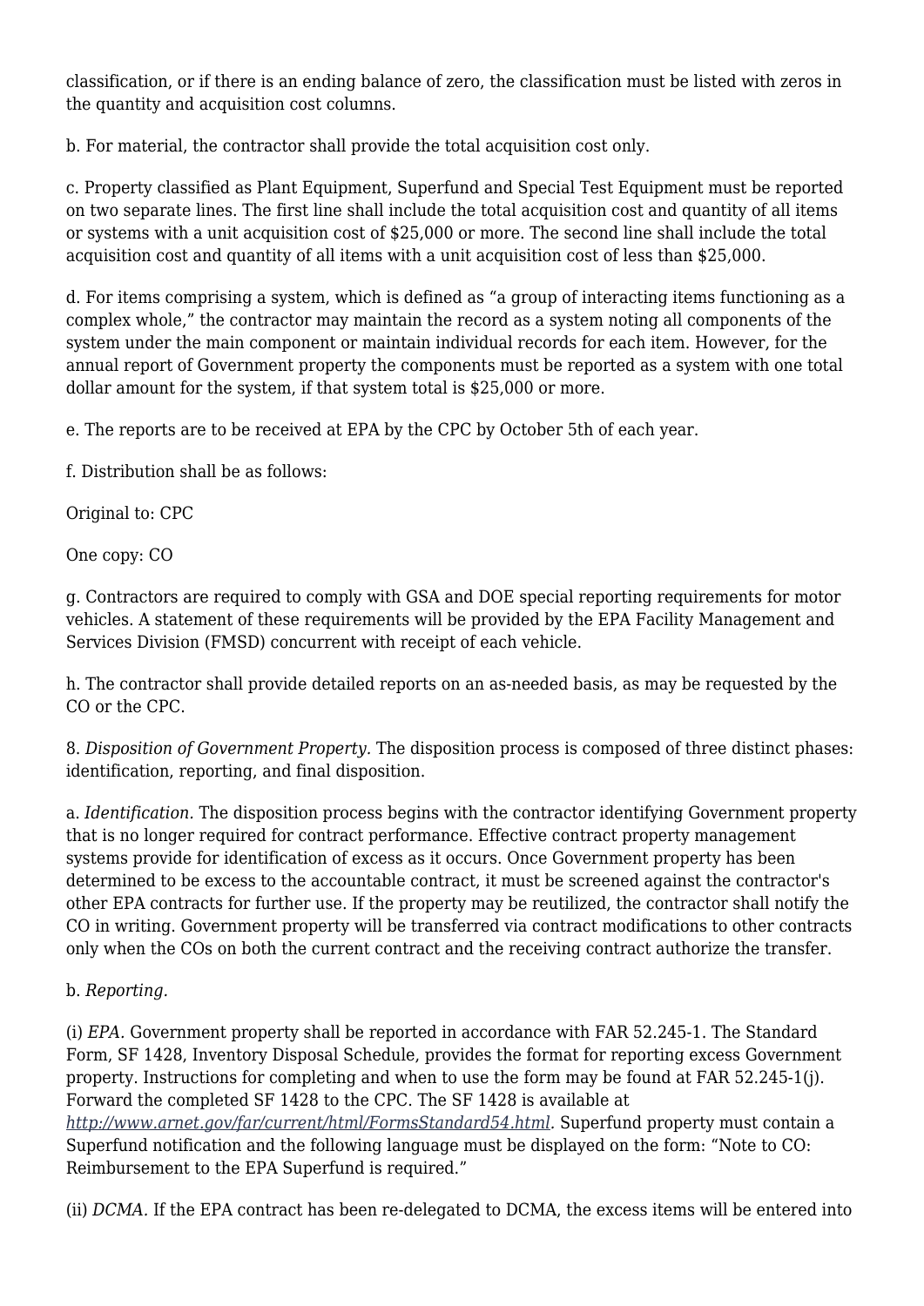classification, or if there is an ending balance of zero, the classification must be listed with zeros in the quantity and acquisition cost columns.

b. For material, the contractor shall provide the total acquisition cost only.

c. Property classified as Plant Equipment, Superfund and Special Test Equipment must be reported on two separate lines. The first line shall include the total acquisition cost and quantity of all items or systems with a unit acquisition cost of $25,000 or more. The second line shall include the total acquisition cost and quantity of all items with a unit acquisition cost of less than $25,000.

d. For items comprising a system, which is defined as "a group of interacting items functioning as a complex whole," the contractor may maintain the record as a system noting all components of the system under the main component or maintain individual records for each item. However, for the annual report of Government property the components must be reported as a system with one total dollar amount for the system, if that system total is $25,000 or more.

e. The reports are to be received at EPA by the CPC by October 5th of each year.

f. Distribution shall be as follows:

Original to: CPC

One copy: CO

g. Contractors are required to comply with GSA and DOE special reporting requirements for motor vehicles. A statement of these requirements will be provided by the EPA Facility Management and Services Division (FMSD) concurrent with receipt of each vehicle.

h. The contractor shall provide detailed reports on an as-needed basis, as may be requested by the CO or the CPC.

8. *Disposition of Government Property.* The disposition process is composed of three distinct phases: identification, reporting, and final disposition.

a. *Identification.* The disposition process begins with the contractor identifying Government property that is no longer required for contract performance. Effective contract property management systems provide for identification of excess as it occurs. Once Government property has been determined to be excess to the accountable contract, it must be screened against the contractor's other EPA contracts for further use. If the property may be reutilized, the contractor shall notify the CO in writing. Government property will be transferred via contract modifications to other contracts only when the COs on both the current contract and the receiving contract authorize the transfer.

b. *Reporting.*

(i) *EPA.* Government property shall be reported in accordance with FAR 52.245-1. The Standard Form, SF 1428, Inventory Disposal Schedule, provides the format for reporting excess Government property. Instructions for completing and when to use the form may be found at FAR 52.245-1(j). Forward the completed SF 1428 to the CPC. The SF 1428 is available at *http://www.arnet.gov/far/current/html/FormsStandard54.html.* Superfund property must contain a Superfund notification and the following language must be displayed on the form: "Note to CO: Reimbursement to the EPA Superfund is required."

(ii) *DCMA.* If the EPA contract has been re-delegated to DCMA, the excess items will be entered into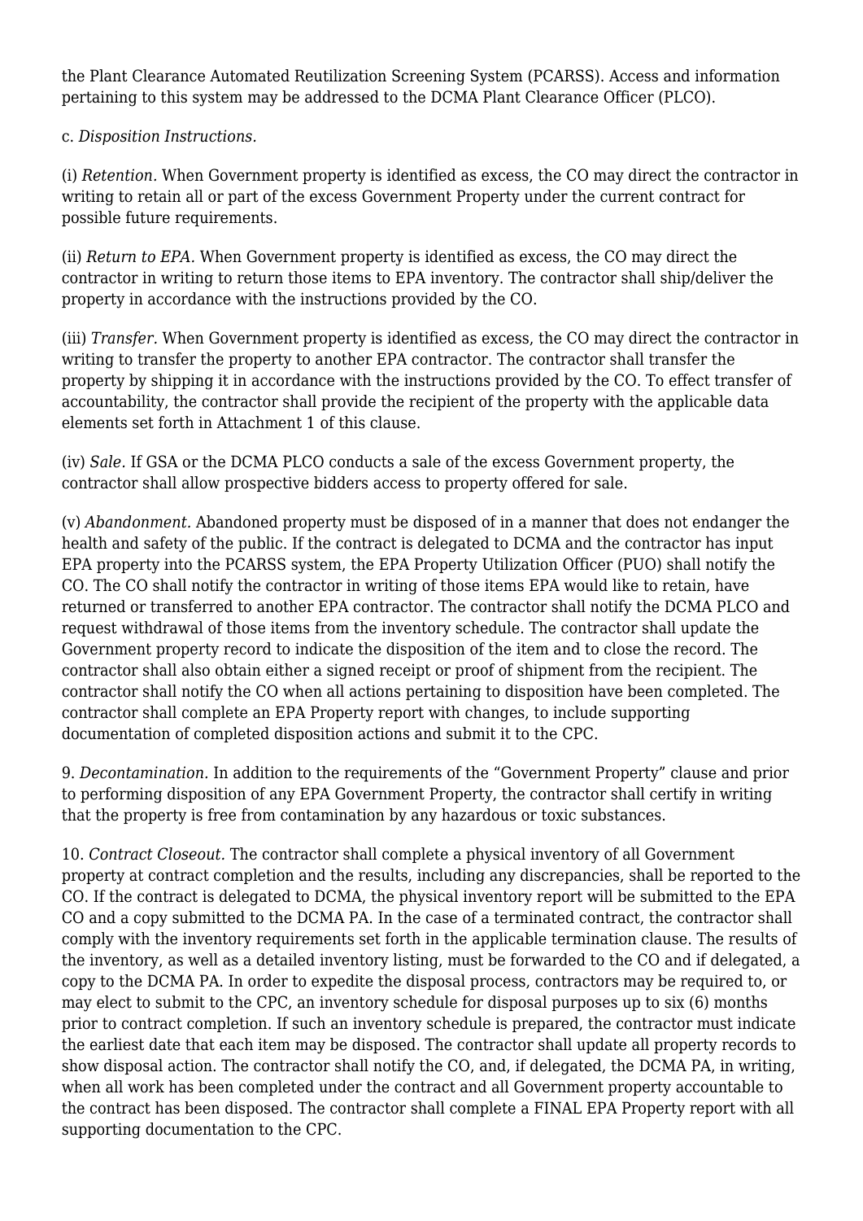the Plant Clearance Automated Reutilization Screening System (PCARSS). Access and information pertaining to this system may be addressed to the DCMA Plant Clearance Officer (PLCO).

c. *Disposition Instructions.*

(i) *Retention.* When Government property is identified as excess, the CO may direct the contractor in writing to retain all or part of the excess Government Property under the current contract for possible future requirements.

(ii) *Return to EPA.* When Government property is identified as excess, the CO may direct the contractor in writing to return those items to EPA inventory. The contractor shall ship/deliver the property in accordance with the instructions provided by the CO.

(iii) *Transfer.* When Government property is identified as excess, the CO may direct the contractor in writing to transfer the property to another EPA contractor. The contractor shall transfer the property by shipping it in accordance with the instructions provided by the CO. To effect transfer of accountability, the contractor shall provide the recipient of the property with the applicable data elements set forth in Attachment 1 of this clause.

(iv) *Sale.* If GSA or the DCMA PLCO conducts a sale of the excess Government property, the contractor shall allow prospective bidders access to property offered for sale.

(v) *Abandonment.* Abandoned property must be disposed of in a manner that does not endanger the health and safety of the public. If the contract is delegated to DCMA and the contractor has input EPA property into the PCARSS system, the EPA Property Utilization Officer (PUO) shall notify the CO. The CO shall notify the contractor in writing of those items EPA would like to retain, have returned or transferred to another EPA contractor. The contractor shall notify the DCMA PLCO and request withdrawal of those items from the inventory schedule. The contractor shall update the Government property record to indicate the disposition of the item and to close the record. The contractor shall also obtain either a signed receipt or proof of shipment from the recipient. The contractor shall notify the CO when all actions pertaining to disposition have been completed. The contractor shall complete an EPA Property report with changes, to include supporting documentation of completed disposition actions and submit it to the CPC.

9. *Decontamination.* In addition to the requirements of the "Government Property" clause and prior to performing disposition of any EPA Government Property, the contractor shall certify in writing that the property is free from contamination by any hazardous or toxic substances.

10. *Contract Closeout.* The contractor shall complete a physical inventory of all Government property at contract completion and the results, including any discrepancies, shall be reported to the CO. If the contract is delegated to DCMA, the physical inventory report will be submitted to the EPA CO and a copy submitted to the DCMA PA. In the case of a terminated contract, the contractor shall comply with the inventory requirements set forth in the applicable termination clause. The results of the inventory, as well as a detailed inventory listing, must be forwarded to the CO and if delegated, a copy to the DCMA PA. In order to expedite the disposal process, contractors may be required to, or may elect to submit to the CPC, an inventory schedule for disposal purposes up to six (6) months prior to contract completion. If such an inventory schedule is prepared, the contractor must indicate the earliest date that each item may be disposed. The contractor shall update all property records to show disposal action. The contractor shall notify the CO, and, if delegated, the DCMA PA, in writing, when all work has been completed under the contract and all Government property accountable to the contract has been disposed. The contractor shall complete a FINAL EPA Property report with all supporting documentation to the CPC.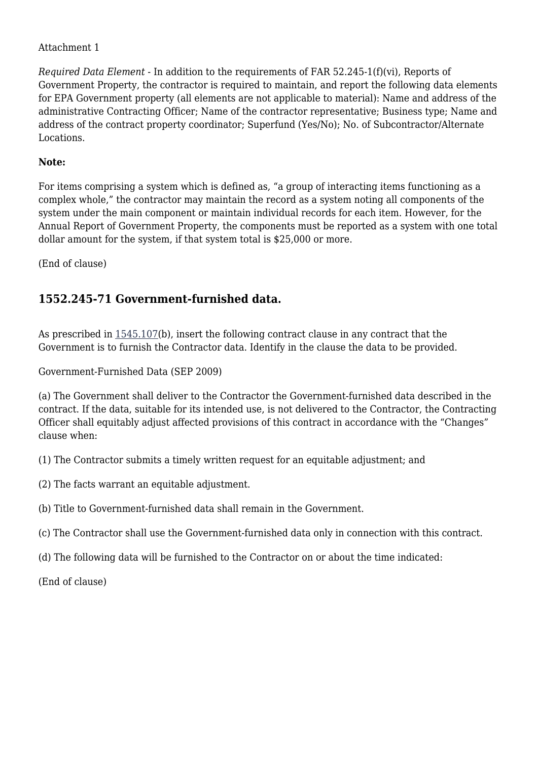Attachment 1

*Required Data Element* - In addition to the requirements of FAR 52.245-1(f)(vi), Reports of Government Property, the contractor is required to maintain, and report the following data elements for EPA Government property (all elements are not applicable to material): Name and address of the administrative Contracting Officer; Name of the contractor representative; Business type; Name and address of the contract property coordinator; Superfund (Yes/No); No. of Subcontractor/Alternate Locations.

**Note:**

For items comprising a system which is defined as, “a group of interacting items functioning as a complex whole,” the contractor may maintain the record as a system noting all components of the system under the main component or maintain individual records for each item. However, for the Annual Report of Government Property, the components must be reported as a system with one total dollar amount for the system, if that system total is $25,000 or more.

(End of clause)

## 1552.245-71 Government-furnished data.

As prescribed in 1545.107(b), insert the following contract clause in any contract that the Government is to furnish the Contractor data. Identify in the clause the data to be provided.

Government-Furnished Data (SEP 2009)

(a) The Government shall deliver to the Contractor the Government-furnished data described in the contract. If the data, suitable for its intended use, is not delivered to the Contractor, the Contracting Officer shall equitably adjust affected provisions of this contract in accordance with the “Changes” clause when:

(1) The Contractor submits a timely written request for an equitable adjustment; and

(2) The facts warrant an equitable adjustment.

(b) Title to Government-furnished data shall remain in the Government.

(c) The Contractor shall use the Government-furnished data only in connection with this contract.

(d) The following data will be furnished to the Contractor on or about the time indicated:

(End of clause)